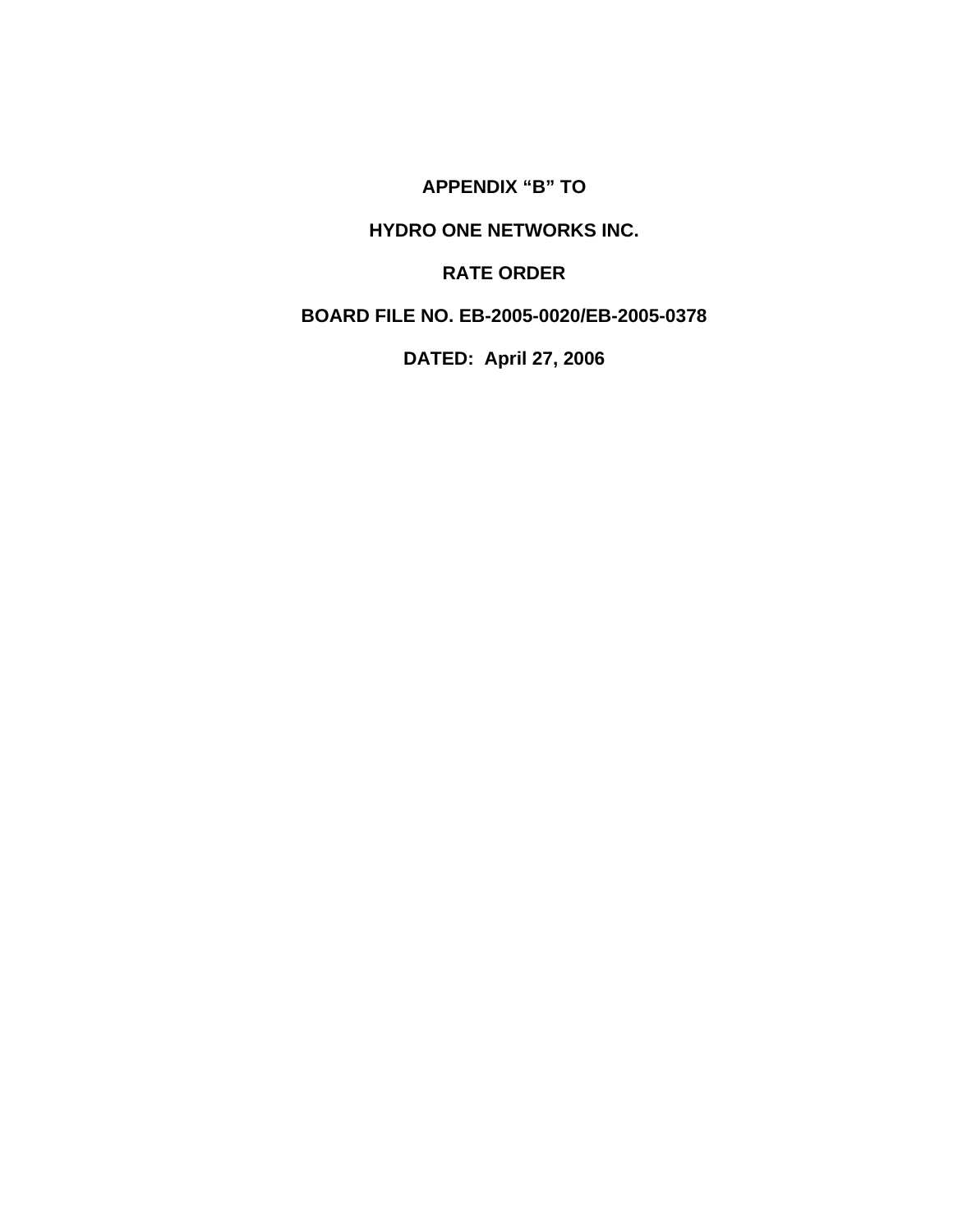# APPENDIX “B” TO

# HYDRO ONE NETWORKS INC.

# RATE ORDER

# BOARD FILE NO. EB-2005-0020/EB-2005-0378

# DATED: April 27, 2006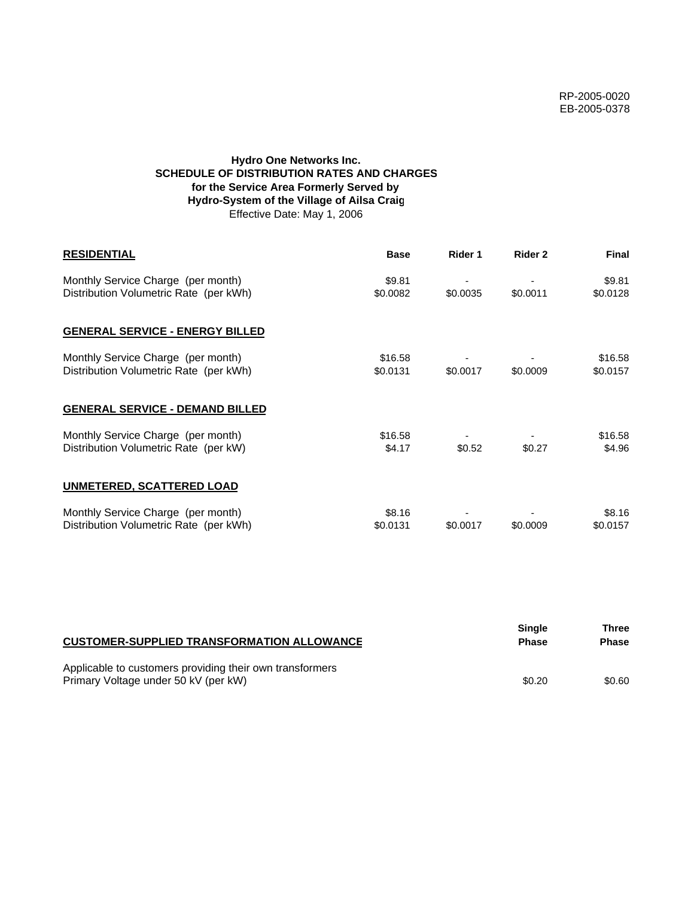RP-2005-0020
EB-2005-0378

**Hydro One Networks Inc.**
**SCHEDULE OF DISTRIBUTION RATES AND CHARGES**
**for the Service Area Formerly Served by**
**Hydro-System of the Village of Ailsa Craig**
Effective Date: May 1, 2006

| **RESIDENTIAL** | **Base** | **Rider 1** | **Rider 2** | **Final** |
|---|---|---|---|---|
| Monthly Service Charge (per month) | $9.81 | - | - | $9.81 |
| Distribution Volumetric Rate (per kWh) | $0.0082 | $0.0035 | $0.0011 | $0.0128 |
| **GENERAL SERVICE - ENERGY BILLED** | | | | |
| Monthly Service Charge (per month) | $16.58 | - | - | $16.58 |
| Distribution Volumetric Rate (per kWh) | $0.0131 | $0.0017 | $0.0009 | $0.0157 |
| **GENERAL SERVICE - DEMAND BILLED** | | | | |
| Monthly Service Charge (per month) | $16.58 | - | - | $16.58 |
| Distribution Volumetric Rate (per kW) | $4.17 | $0.52 | $0.27 | $4.96 |
| **UNMETERED, SCATTERED LOAD** | | | | |
| Monthly Service Charge (per month) | $8.16 | - | - | $8.16 |
| Distribution Volumetric Rate (per kWh) | $0.0131 | $0.0017 | $0.0009 | $0.0157 |

| **CUSTOMER-SUPPLIED TRANSFORMATION ALLOWANCE** | **Single Phase** | **Three Phase** |
|---|---|---|
| Applicable to customers providing their own transformers | | |
| Primary Voltage under 50 kV (per kW) | $0.20 | $0.60 |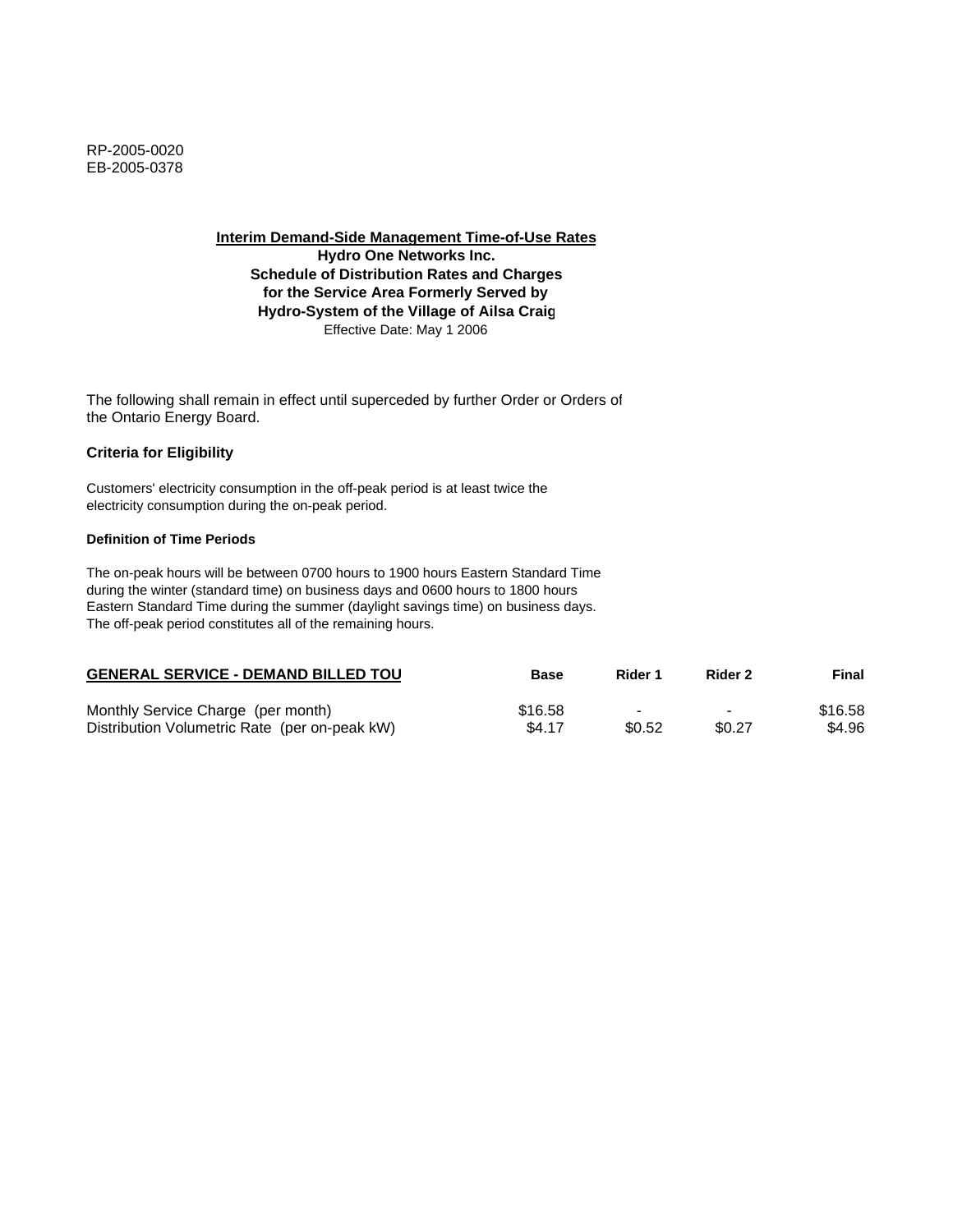RP-2005-0020
EB-2005-0378

**Interim Demand-Side Management Time-of-Use Rates**
**Hydro One Networks Inc.**
**Schedule of Distribution Rates and Charges**
**for the Service Area Formerly Served by**
**Hydro-System of the Village of Ailsa Craig**
Effective Date: May 1 2006

The following shall remain in effect until superceded by further Order or Orders of the Ontario Energy Board.

### Criteria for Eligibility

Customers' electricity consumption in the off-peak period is at least twice the electricity consumption during the on-peak period.

#### Definition of Time Periods

The on-peak hours will be between 0700 hours to 1900 hours Eastern Standard Time during the winter (standard time) on business days and 0600 hours to 1800 hours Eastern Standard Time during the summer (daylight savings time) on business days. The off-peak period constitutes all of the remaining hours.

| GENERAL SERVICE - DEMAND BILLED TOU | Base | Rider 1 | Rider 2 | Final |
|---|---|---|---|---|
| Monthly Service Charge (per month) | $16.58 | - | - | $16.58 |
| Distribution Volumetric Rate (per on-peak kW) | $4.17 | $0.52 | $0.27 | $4.96 |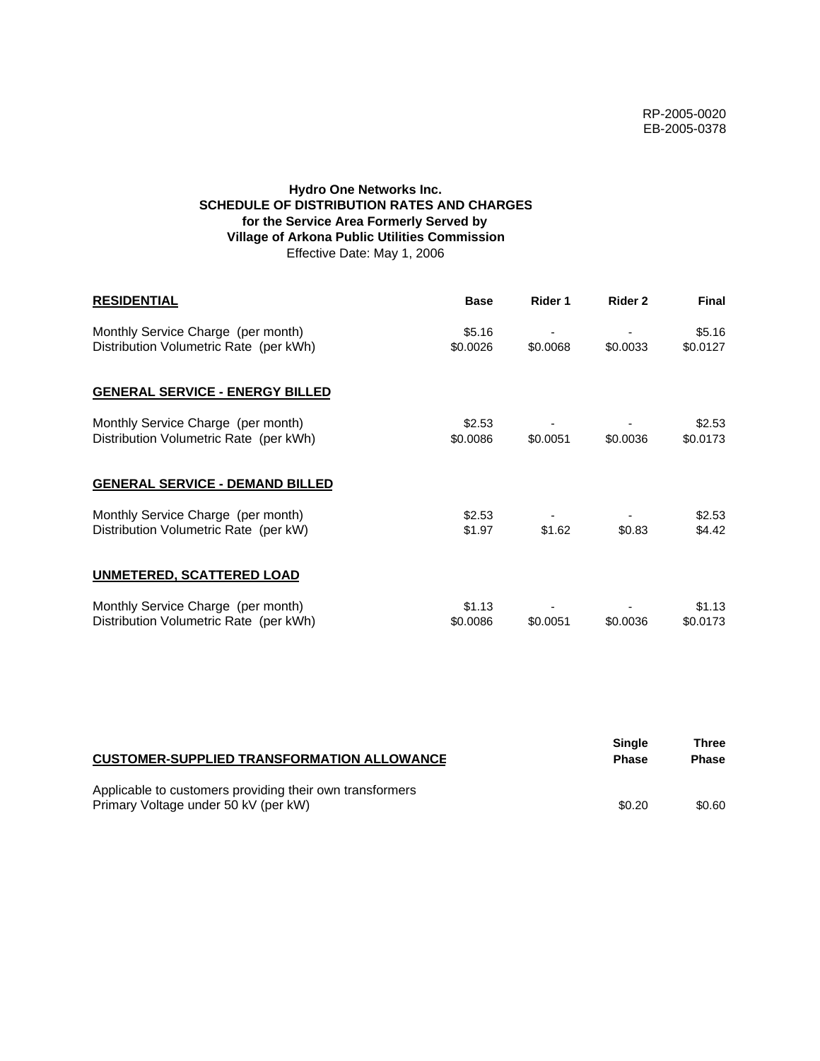RP-2005-0020
EB-2005-0378

**Hydro One Networks Inc.**
**SCHEDULE OF DISTRIBUTION RATES AND CHARGES**
**for the Service Area Formerly Served by**
**Village of Arkona Public Utilities Commission**
Effective Date: May 1, 2006

| **RESIDENTIAL** | **Base** | **Rider 1** | **Rider 2** | **Final** |
|---|---|---|---|---|
| Monthly Service Charge (per month) | $5.16 | - | - | $5.16 |
| Distribution Volumetric Rate (per kWh) | $0.0026 | $0.0068 | $0.0033 | $0.0127 |
| **GENERAL SERVICE - ENERGY BILLED** | | | | |
| Monthly Service Charge (per month) | $2.53 | - | - | $2.53 |
| Distribution Volumetric Rate (per kWh) | $0.0086 | $0.0051 | $0.0036 | $0.0173 |
| **GENERAL SERVICE - DEMAND BILLED** | | | | |
| Monthly Service Charge (per month) | $2.53 | - | - | $2.53 |
| Distribution Volumetric Rate (per kW) | $1.97 | $1.62 | $0.83 | $4.42 |
| **UNMETERED, SCATTERED LOAD** | | | | |
| Monthly Service Charge (per month) | $1.13 | - | - | $1.13 |
| Distribution Volumetric Rate (per kWh) | $0.0086 | $0.0051 | $0.0036 | $0.0173 |

| **CUSTOMER-SUPPLIED TRANSFORMATION ALLOWANCE** | **Single Phase** | **Three Phase** |
|---|---|---|
| Applicable to customers providing their own transformers Primary Voltage under 50 kV (per kW) | $0.20 | $0.60 |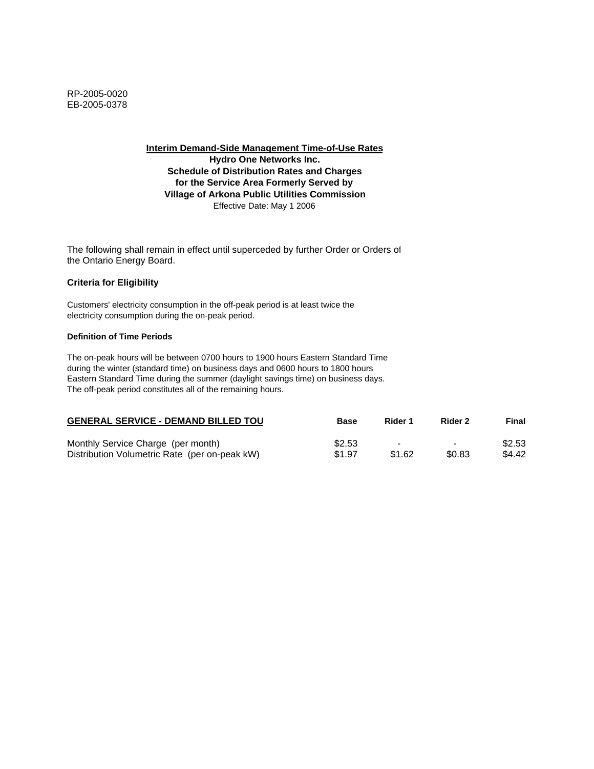RP-2005-0020
EB-2005-0378

**Interim Demand-Side Management Time-of-Use Rates**
**Hydro One Networks Inc.**
**Schedule of Distribution Rates and Charges**
**for the Service Area Formerly Served by**
**Village of Arkona Public Utilities Commission**
Effective Date: May 1 2006

The following shall remain in effect until superceded by further Order or Orders of the Ontario Energy Board.

### Criteria for Eligibility

Customers' electricity consumption in the off-peak period is at least twice the electricity consumption during the on-peak period.

#### Definition of Time Periods

The on-peak hours will be between 0700 hours to 1900 hours Eastern Standard Time during the winter (standard time) on business days and 0600 hours to 1800 hours Eastern Standard Time during the summer (daylight savings time) on business days. The off-peak period constitutes all of the remaining hours.

| GENERAL SERVICE - DEMAND BILLED TOU | Base | Rider 1 | Rider 2 | Final |
|---|---|---|---|---|
| Monthly Service Charge (per month) | $2.53 | - | - | $2.53 |
| Distribution Volumetric Rate (per on-peak kW) | $1.97 | $1.62 | $0.83 | $4.42 |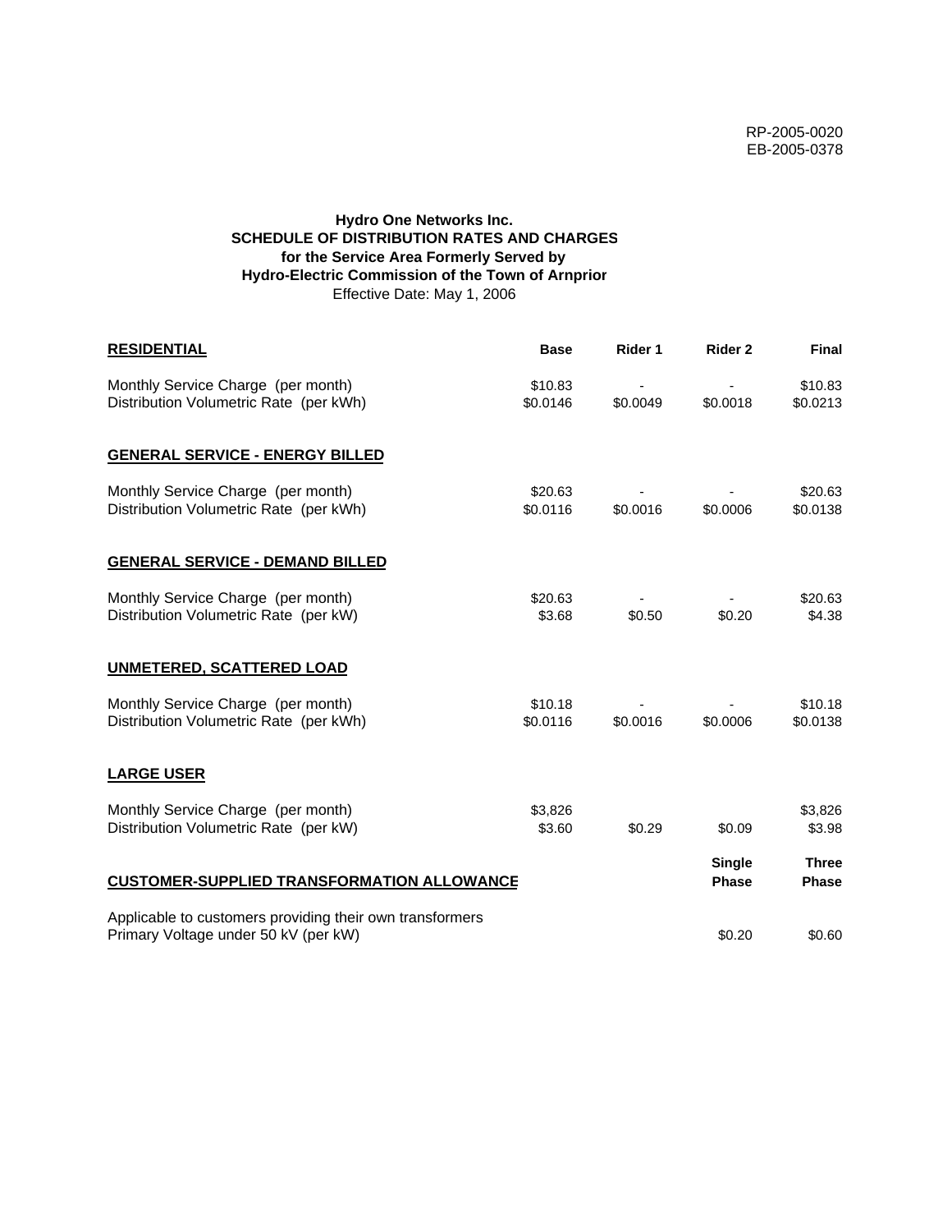RP-2005-0020
EB-2005-0378

**Hydro One Networks Inc.**
**SCHEDULE OF DISTRIBUTION RATES AND CHARGES**
**for the Service Area Formerly Served by**
**Hydro-Electric Commission of the Town of Arnprior**
Effective Date: May 1, 2006

| **RESIDENTIAL** | **Base** | **Rider 1** | **Rider 2** | **Final** |
|---|---|---|---|---|
| Monthly Service Charge (per month) | $10.83 | - | - | $10.83 |
| Distribution Volumetric Rate (per kWh) | $0.0146 | $0.0049 | $0.0018 | $0.0213 |

| **GENERAL SERVICE - ENERGY BILLED** | | | | |
|---|---|---|---|---|
| Monthly Service Charge (per month) | $20.63 | - | - | $20.63 |
| Distribution Volumetric Rate (per kWh) | $0.0116 | $0.0016 | $0.0006 | $0.0138 |

| **GENERAL SERVICE - DEMAND BILLED** | | | | |
|---|---|---|---|---|
| Monthly Service Charge (per month) | $20.63 | - | - | $20.63 |
| Distribution Volumetric Rate (per kW) | $3.68 | $0.50 | $0.20 | $4.38 |

| **UNMETERED, SCATTERED LOAD** | | | | |
|---|---|---|---|---|
| Monthly Service Charge (per month) | $10.18 | - | - | $10.18 |
| Distribution Volumetric Rate (per kWh) | $0.0116 | $0.0016 | $0.0006 | $0.0138 |

| **LARGE USER** | | | | |
|---|---|---|---|---|
| Monthly Service Charge (per month) | $3,826 | | | $3,826 |
| Distribution Volumetric Rate (per kW) | $3.60 | $0.29 | $0.09 | $3.98 |

| **CUSTOMER-SUPPLIED TRANSFORMATION ALLOWANCE** | **Single Phase** | **Three Phase** |
|---|---|---|
| Applicable to customers providing their own transformers Primary Voltage under 50 kV (per kW) | $0.20 | $0.60 |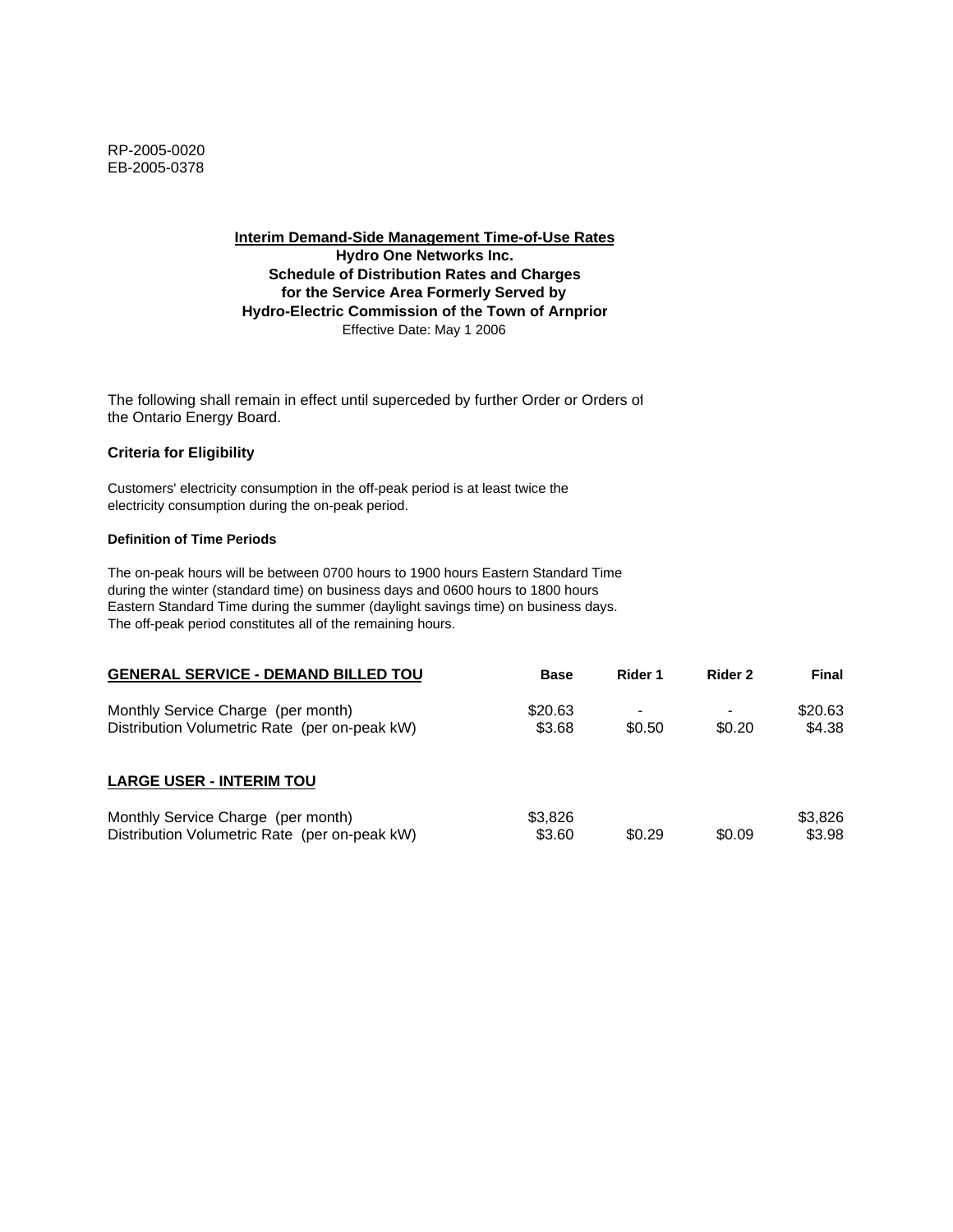RP-2005-0020
EB-2005-0378

**Interim Demand-Side Management Time-of-Use Rates**
**Hydro One Networks Inc.**
**Schedule of Distribution Rates and Charges**
**for the Service Area Formerly Served by**
**Hydro-Electric Commission of the Town of Arnprior**
Effective Date: May 1 2006

The following shall remain in effect until superceded by further Order or Orders of the Ontario Energy Board.

### Criteria for Eligibility

Customers' electricity consumption in the off-peak period is at least twice the electricity consumption during the on-peak period.

#### Definition of Time Periods

The on-peak hours will be between 0700 hours to 1900 hours Eastern Standard Time during the winter (standard time) on business days and 0600 hours to 1800 hours Eastern Standard Time during the summer (daylight savings time) on business days. The off-peak period constitutes all of the remaining hours.

| **GENERAL SERVICE - DEMAND BILLED TOU** | **Base** | **Rider 1** | **Rider 2** | **Final** |
|---|---|---|---|---|
| Monthly Service Charge (per month) | $20.63 | - | - | $20.63 |
| Distribution Volumetric Rate (per on-peak kW) | $3.68 | $0.50 | $0.20 | $4.38 |

| **LARGE USER - INTERIM TOU** | **Base** | **Rider 1** | **Rider 2** | **Final** |
|---|---|---|---|---|
| Monthly Service Charge (per month) | $3,826 | | | $3,826 |
| Distribution Volumetric Rate (per on-peak kW) | $3.60 | $0.29 | $0.09 | $3.98 |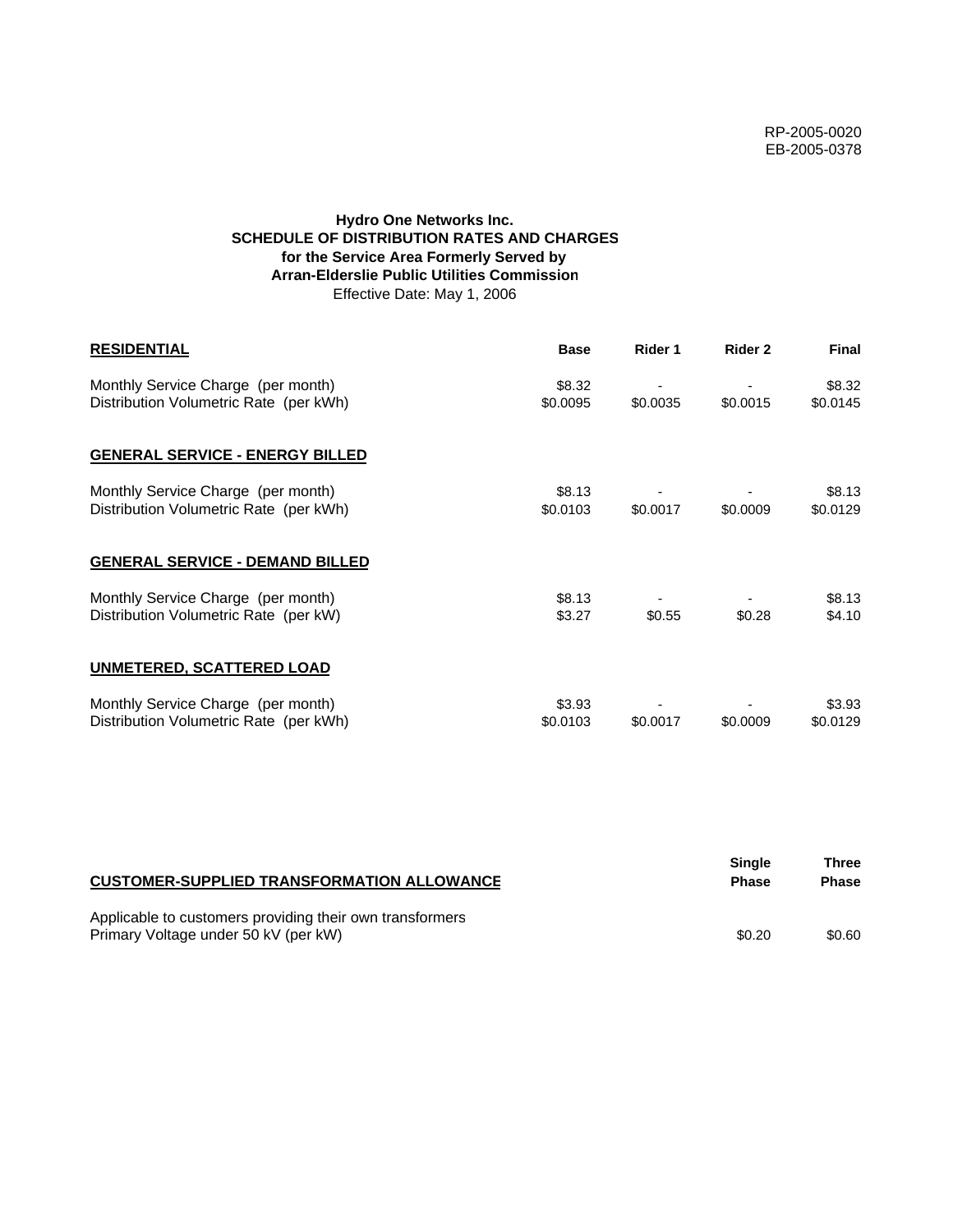RP-2005-0020
EB-2005-0378

**Hydro One Networks Inc.**
**SCHEDULE OF DISTRIBUTION RATES AND CHARGES**
**for the Service Area Formerly Served by**
**Arran-Elderslie Public Utilities Commission**
Effective Date: May 1, 2006

| **RESIDENTIAL** | **Base** | **Rider 1** | **Rider 2** | **Final** |
|---|---|---|---|---|
| Monthly Service Charge (per month) | $8.32 | - | - | $8.32 |
| Distribution Volumetric Rate (per kWh) | $0.0095 | $0.0035 | $0.0015 | $0.0145 |
| **GENERAL SERVICE - ENERGY BILLED** | | | | |
| Monthly Service Charge (per month) | $8.13 | - | - | $8.13 |
| Distribution Volumetric Rate (per kWh) | $0.0103 | $0.0017 | $0.0009 | $0.0129 |
| **GENERAL SERVICE - DEMAND BILLED** | | | | |
| Monthly Service Charge (per month) | $8.13 | - | - | $8.13 |
| Distribution Volumetric Rate (per kW) | $3.27 | $0.55 | $0.28 | $4.10 |
| **UNMETERED, SCATTERED LOAD** | | | | |
| Monthly Service Charge (per month) | $3.93 | - | - | $3.93 |
| Distribution Volumetric Rate (per kWh) | $0.0103 | $0.0017 | $0.0009 | $0.0129 |

| **CUSTOMER-SUPPLIED TRANSFORMATION ALLOWANCE** | **Single Phase** | **Three Phase** |
|---|---|---|
| Applicable to customers providing their own transformers | | |
| Primary Voltage under 50 kV (per kW) | $0.20 | $0.60 |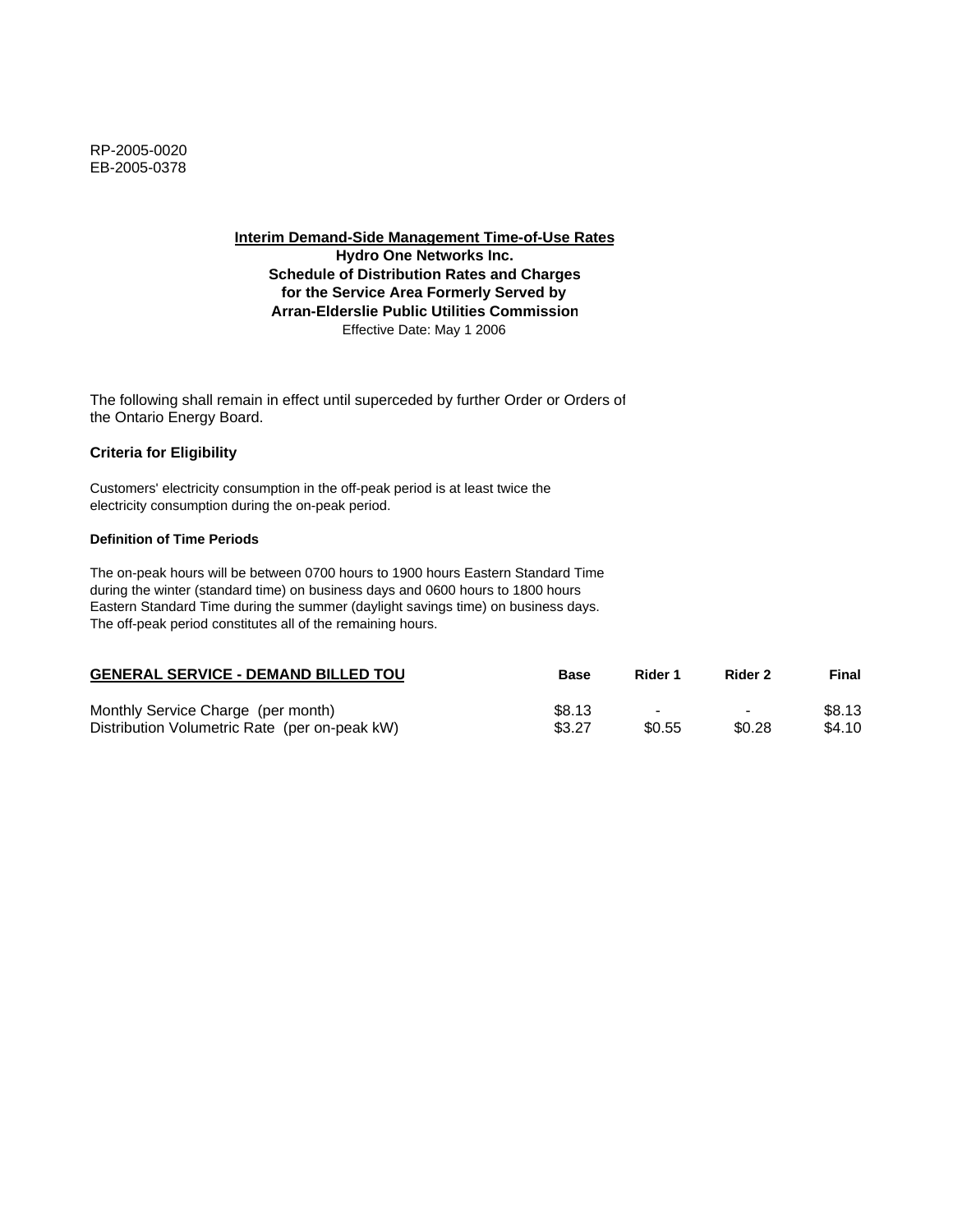RP-2005-0020
EB-2005-0378

**Interim Demand-Side Management Time-of-Use Rates**
**Hydro One Networks Inc.**
**Schedule of Distribution Rates and Charges**
**for the Service Area Formerly Served by**
**Arran-Elderslie Public Utilities Commission**
Effective Date: May 1 2006

The following shall remain in effect until superceded by further Order or Orders of the Ontario Energy Board.

**Criteria for Eligibility**

Customers' electricity consumption in the off-peak period is at least twice the electricity consumption during the on-peak period.

**Definition of Time Periods**

The on-peak hours will be between 0700 hours to 1900 hours Eastern Standard Time during the winter (standard time) on business days and 0600 hours to 1800 hours Eastern Standard Time during the summer (daylight savings time) on business days. The off-peak period constitutes all of the remaining hours.

| GENERAL SERVICE - DEMAND BILLED TOU | Base | Rider 1 | Rider 2 | Final |
|---|---|---|---|---|
| Monthly Service Charge (per month) | $8.13 | - | - | $8.13 |
| Distribution Volumetric Rate (per on-peak kW) | $3.27 | $0.55 | $0.28 | $4.10 |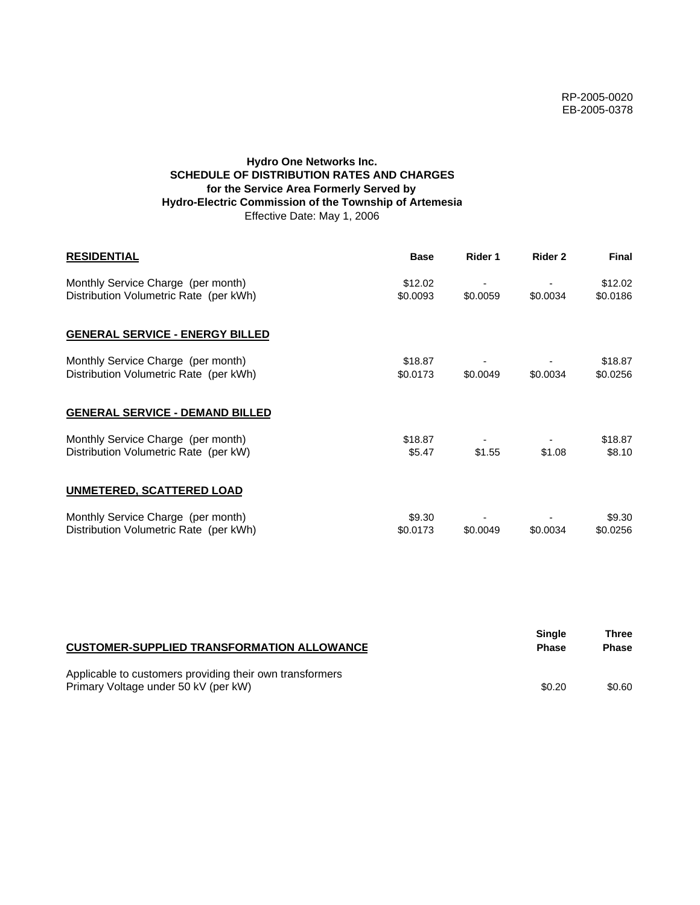RP-2005-0020
EB-2005-0378

**Hydro One Networks Inc.**
**SCHEDULE OF DISTRIBUTION RATES AND CHARGES**
**for the Service Area Formerly Served by**
**Hydro-Electric Commission of the Township of Artemesia**
Effective Date: May 1, 2006

| **RESIDENTIAL** | **Base** | **Rider 1** | **Rider 2** | **Final** |
|---|---|---|---|---|
| Monthly Service Charge (per month) | $12.02 | - | - | $12.02 |
| Distribution Volumetric Rate (per kWh) | $0.0093 | $0.0059 | $0.0034 | $0.0186 |
| **GENERAL SERVICE - ENERGY BILLED** | | | | |
| Monthly Service Charge (per month) | $18.87 | - | - | $18.87 |
| Distribution Volumetric Rate (per kWh) | $0.0173 | $0.0049 | $0.0034 | $0.0256 |
| **GENERAL SERVICE - DEMAND BILLED** | | | | |
| Monthly Service Charge (per month) | $18.87 | - | - | $18.87 |
| Distribution Volumetric Rate (per kW) | $5.47 | $1.55 | $1.08 | $8.10 |
| **UNMETERED, SCATTERED LOAD** | | | | |
| Monthly Service Charge (per month) | $9.30 | - | - | $9.30 |
| Distribution Volumetric Rate (per kWh) | $0.0173 | $0.0049 | $0.0034 | $0.0256 |

| **CUSTOMER-SUPPLIED TRANSFORMATION ALLOWANCE** | **Single Phase** | **Three Phase** |
|---|---|---|
| Applicable to customers providing their own transformers | | |
| Primary Voltage under 50 kV (per kW) | $0.20 | $0.60 |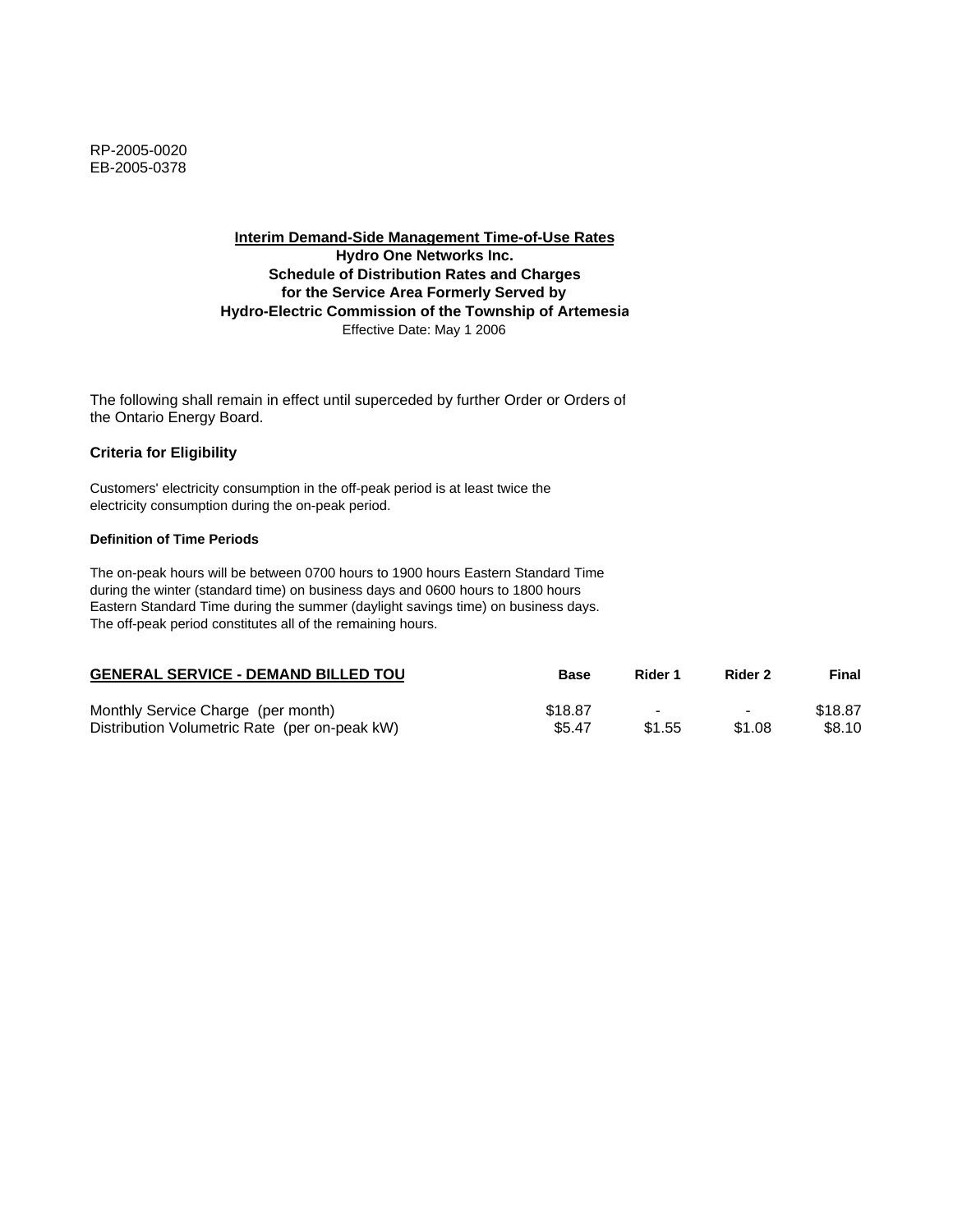RP-2005-0020
EB-2005-0378

**Interim Demand-Side Management Time-of-Use Rates**
**Hydro One Networks Inc.**
**Schedule of Distribution Rates and Charges**
**for the Service Area Formerly Served by**
**Hydro-Electric Commission of the Township of Artemesia**
Effective Date: May 1 2006

The following shall remain in effect until superceded by further Order or Orders of the Ontario Energy Board.

### Criteria for Eligibility

Customers' electricity consumption in the off-peak period is at least twice the electricity consumption during the on-peak period.

#### Definition of Time Periods

The on-peak hours will be between 0700 hours to 1900 hours Eastern Standard Time during the winter (standard time) on business days and 0600 hours to 1800 hours Eastern Standard Time during the summer (daylight savings time) on business days. The off-peak period constitutes all of the remaining hours.

| GENERAL SERVICE - DEMAND BILLED TOU | Base | Rider 1 | Rider 2 | Final |
|---|---|---|---|---|
| Monthly Service Charge (per month) | $18.87 | - | - | $18.87 |
| Distribution Volumetric Rate (per on-peak kW) | $5.47 | $1.55 | $1.08 | $8.10 |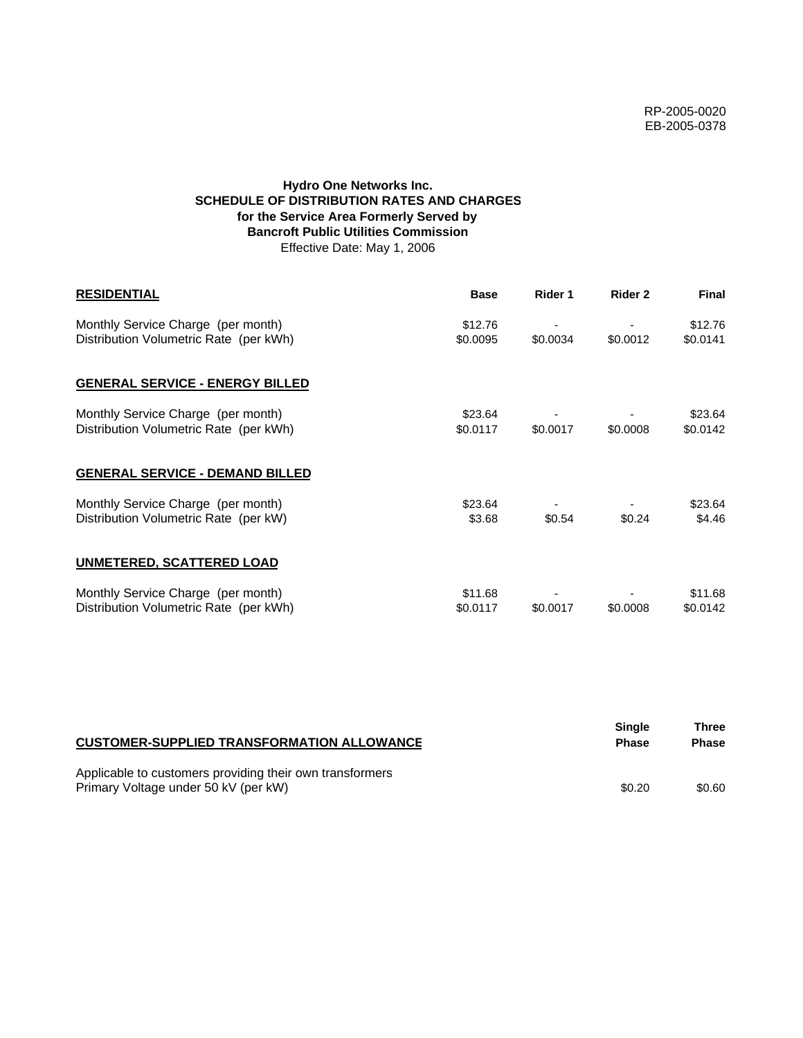RP-2005-0020
EB-2005-0378

**Hydro One Networks Inc.**
**SCHEDULE OF DISTRIBUTION RATES AND CHARGES**
**for the Service Area Formerly Served by**
**Bancroft Public Utilities Commission**
Effective Date: May 1, 2006

| **RESIDENTIAL** | **Base** | **Rider 1** | **Rider 2** | **Final** |
|---|---|---|---|---|
| Monthly Service Charge (per month) | $12.76 | - | - | $12.76 |
| Distribution Volumetric Rate (per kWh) | $0.0095 | $0.0034 | $0.0012 | $0.0141 |
| **GENERAL SERVICE - ENERGY BILLED** | | | | |
| Monthly Service Charge (per month) | $23.64 | - | - | $23.64 |
| Distribution Volumetric Rate (per kWh) | $0.0117 | $0.0017 | $0.0008 | $0.0142 |
| **GENERAL SERVICE - DEMAND BILLED** | | | | |
| Monthly Service Charge (per month) | $23.64 | - | - | $23.64 |
| Distribution Volumetric Rate (per kW) | $3.68 | $0.54 | $0.24 | $4.46 |
| **UNMETERED, SCATTERED LOAD** | | | | |
| Monthly Service Charge (per month) | $11.68 | - | - | $11.68 |
| Distribution Volumetric Rate (per kWh) | $0.0117 | $0.0017 | $0.0008 | $0.0142 |

| **CUSTOMER-SUPPLIED TRANSFORMATION ALLOWANCE** | **Single Phase** | **Three Phase** |
|---|---|---|
| Applicable to customers providing their own transformers | | |
| Primary Voltage under 50 kV (per kW) | $0.20 | $0.60 |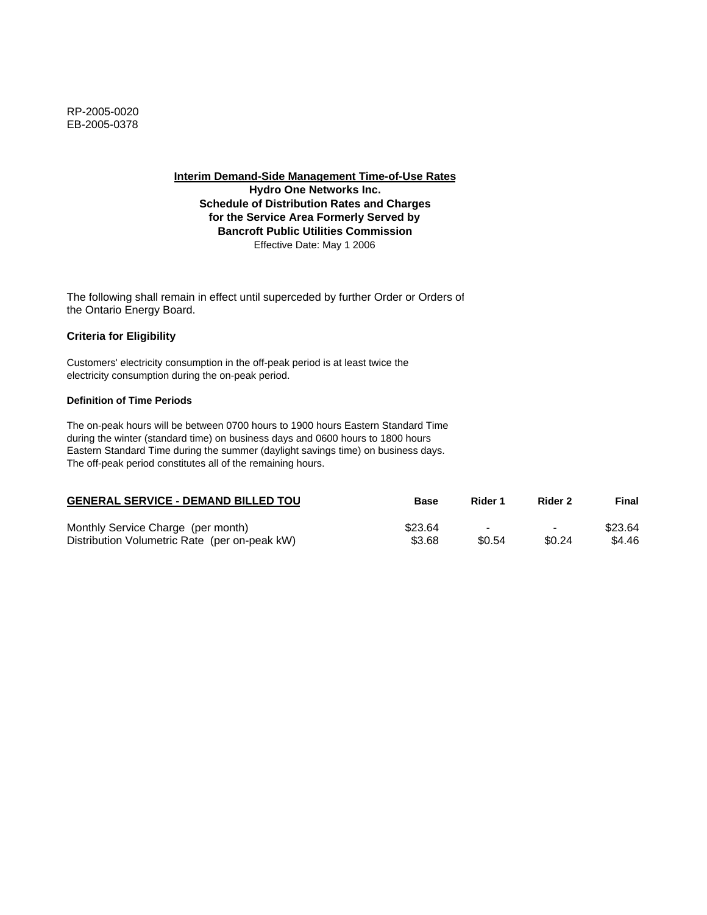RP-2005-0020
EB-2005-0378

**Interim Demand-Side Management Time-of-Use Rates**
**Hydro One Networks Inc.**
**Schedule of Distribution Rates and Charges**
**for the Service Area Formerly Served by**
**Bancroft Public Utilities Commission**
Effective Date: May 1 2006

The following shall remain in effect until superceded by further Order or Orders of the Ontario Energy Board.

### Criteria for Eligibility

Customers' electricity consumption in the off-peak period is at least twice the electricity consumption during the on-peak period.

#### Definition of Time Periods

The on-peak hours will be between 0700 hours to 1900 hours Eastern Standard Time during the winter (standard time) on business days and 0600 hours to 1800 hours Eastern Standard Time during the summer (daylight savings time) on business days. The off-peak period constitutes all of the remaining hours.

| **GENERAL SERVICE - DEMAND BILLED TOU** | **Base** | **Rider 1** | **Rider 2** | **Final** |
|---|---|---|---|---|
| Monthly Service Charge (per month) | $23.64 | - | - | $23.64 |
| Distribution Volumetric Rate (per on-peak kW) | $3.68 | $0.54 | $0.24 | $4.46 |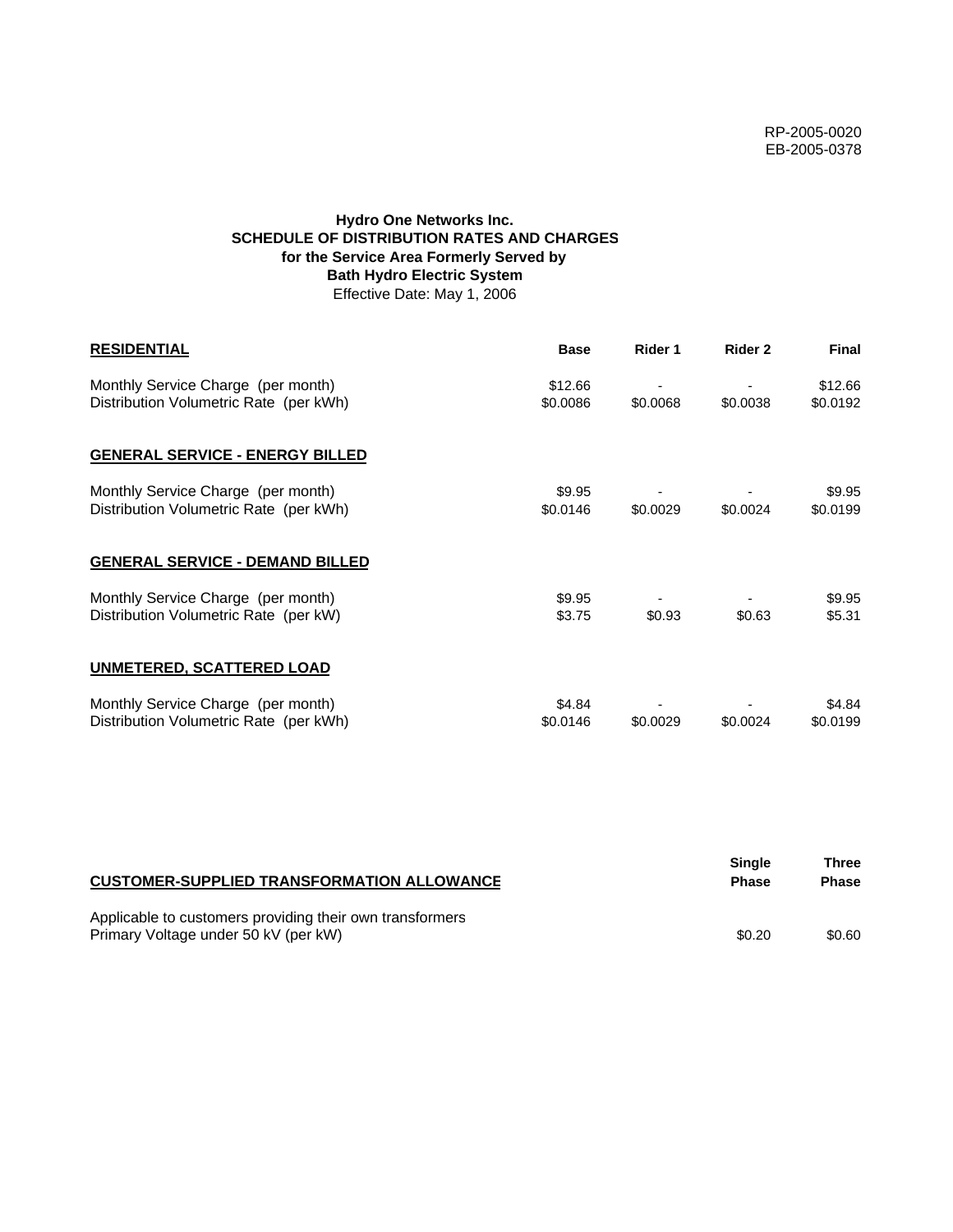RP-2005-0020
EB-2005-0378

**Hydro One Networks Inc.**
**SCHEDULE OF DISTRIBUTION RATES AND CHARGES**
**for the Service Area Formerly Served by**
**Bath Hydro Electric System**
Effective Date: May 1, 2006

| **RESIDENTIAL** | **Base** | **Rider 1** | **Rider 2** | **Final** |
|---|---|---|---|---|
| Monthly Service Charge (per month) | $12.66 | - | - | $12.66 |
| Distribution Volumetric Rate (per kWh) | $0.0086 | $0.0068 | $0.0038 | $0.0192 |
| **GENERAL SERVICE - ENERGY BILLED** | | | | |
| Monthly Service Charge (per month) | $9.95 | - | - | $9.95 |
| Distribution Volumetric Rate (per kWh) | $0.0146 | $0.0029 | $0.0024 | $0.0199 |
| **GENERAL SERVICE - DEMAND BILLED** | | | | |
| Monthly Service Charge (per month) | $9.95 | - | - | $9.95 |
| Distribution Volumetric Rate (per kW) | $3.75 | $0.93 | $0.63 | $5.31 |
| **UNMETERED, SCATTERED LOAD** | | | | |
| Monthly Service Charge (per month) | $4.84 | - | - | $4.84 |
| Distribution Volumetric Rate (per kWh) | $0.0146 | $0.0029 | $0.0024 | $0.0199 |

| **CUSTOMER-SUPPLIED TRANSFORMATION ALLOWANCE** | **Single Phase** | **Three Phase** |
|---|---|---|
| Applicable to customers providing their own transformers | | |
| Primary Voltage under 50 kV (per kW) | $0.20 | $0.60 |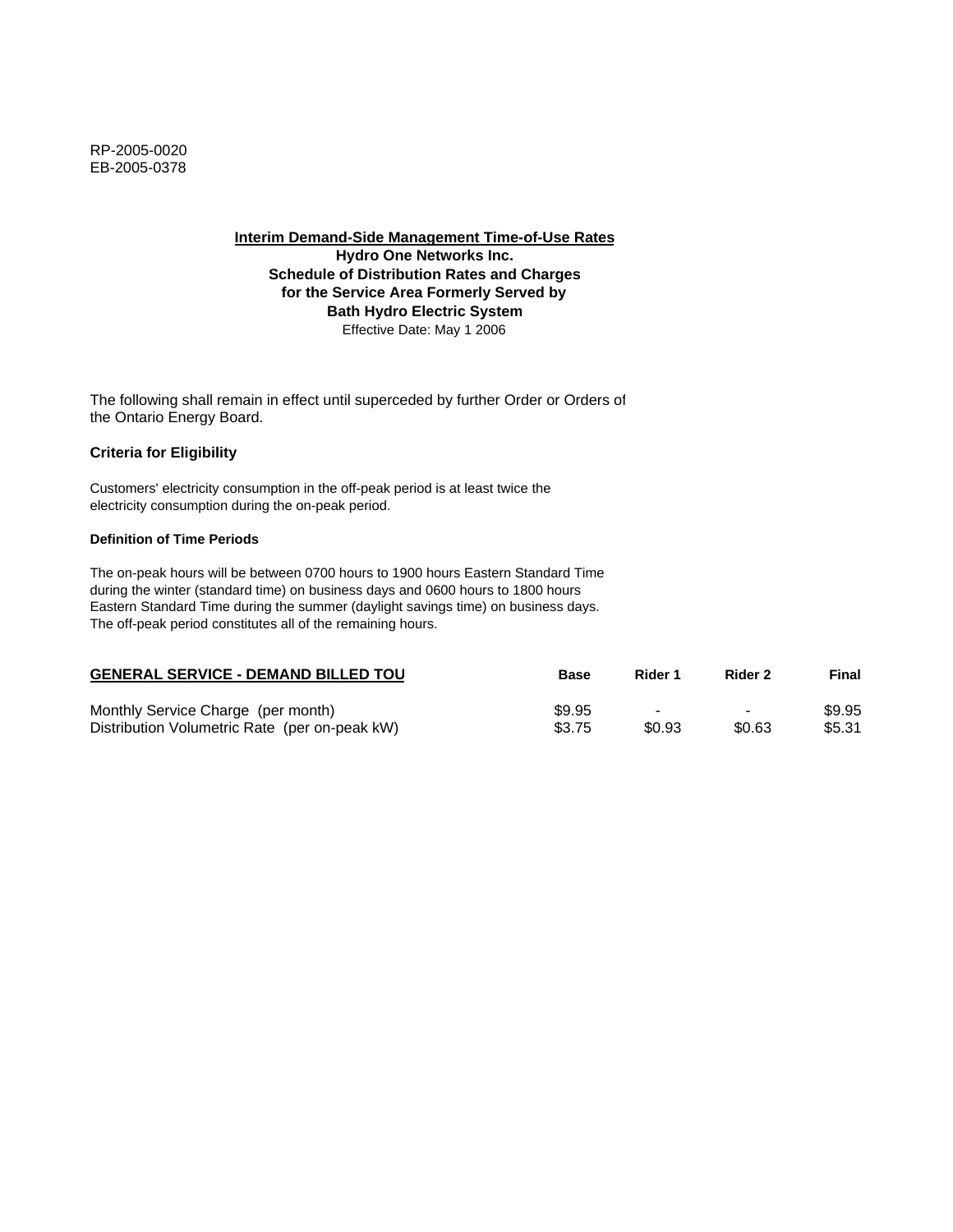RP-2005-0020
EB-2005-0378

**Interim Demand-Side Management Time-of-Use Rates**
**Hydro One Networks Inc.**
**Schedule of Distribution Rates and Charges**
**for the Service Area Formerly Served by**
**Bath Hydro Electric System**
Effective Date: May 1 2006

The following shall remain in effect until superceded by further Order or Orders of the Ontario Energy Board.

### Criteria for Eligibility

Customers' electricity consumption in the off-peak period is at least twice the electricity consumption during the on-peak period.

#### Definition of Time Periods

The on-peak hours will be between 0700 hours to 1900 hours Eastern Standard Time during the winter (standard time) on business days and 0600 hours to 1800 hours Eastern Standard Time during the summer (daylight savings time) on business days. The off-peak period constitutes all of the remaining hours.

| GENERAL SERVICE - DEMAND BILLED TOU | Base | Rider 1 | Rider 2 | Final |
| --- | --- | --- | --- | --- |
| Monthly Service Charge (per month) | $9.95 | - | - | $9.95 |
| Distribution Volumetric Rate (per on-peak kW) | $3.75 | $0.93 | $0.63 | $5.31 |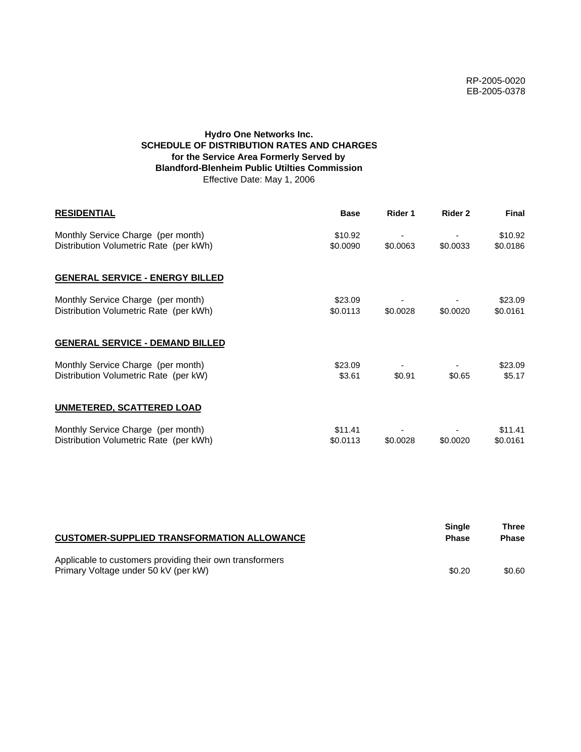RP-2005-0020
EB-2005-0378

**Hydro One Networks Inc.**
**SCHEDULE OF DISTRIBUTION RATES AND CHARGES**
**for the Service Area Formerly Served by**
**Blandford-Blenheim Public Utilties Commission**
Effective Date: May 1, 2006

| **RESIDENTIAL** | **Base** | **Rider 1** | **Rider 2** | **Final** |
|---|---|---|---|---|
| Monthly Service Charge (per month) | $10.92 | - | - | $10.92 |
| Distribution Volumetric Rate (per kWh) | $0.0090 | $0.0063 | $0.0033 | $0.0186 |
| **GENERAL SERVICE - ENERGY BILLED** | | | | |
| Monthly Service Charge (per month) | $23.09 | - | - | $23.09 |
| Distribution Volumetric Rate (per kWh) | $0.0113 | $0.0028 | $0.0020 | $0.0161 |
| **GENERAL SERVICE - DEMAND BILLED** | | | | |
| Monthly Service Charge (per month) | $23.09 | - | - | $23.09 |
| Distribution Volumetric Rate (per kW) | $3.61 | $0.91 | $0.65 | $5.17 |
| **UNMETERED, SCATTERED LOAD** | | | | |
| Monthly Service Charge (per month) | $11.41 | - | - | $11.41 |
| Distribution Volumetric Rate (per kWh) | $0.0113 | $0.0028 | $0.0020 | $0.0161 |

| **CUSTOMER-SUPPLIED TRANSFORMATION ALLOWANCE** | **Single Phase** | **Three Phase** |
|---|---|---|
| Applicable to customers providing their own transformers | | |
| Primary Voltage under 50 kV (per kW) | $0.20 | $0.60 |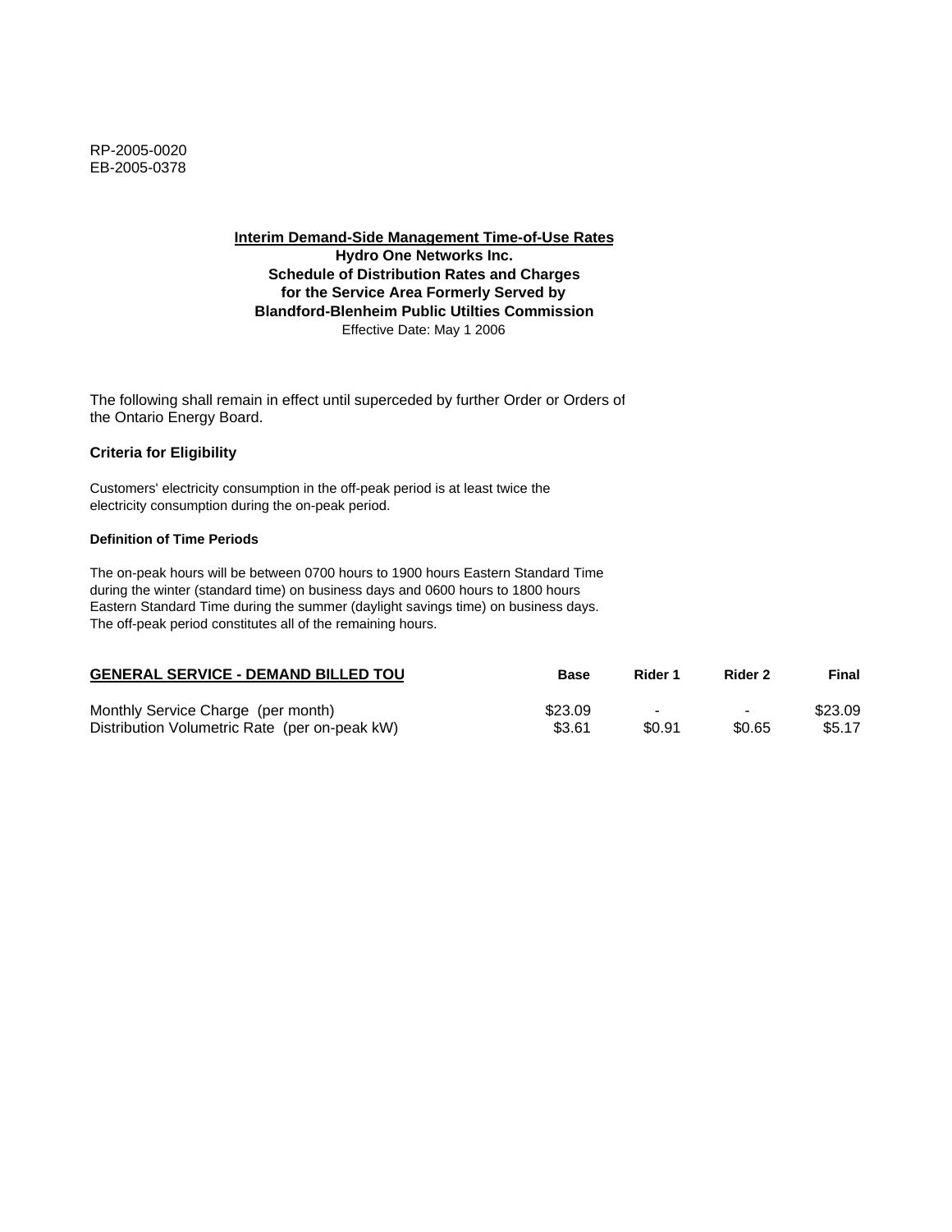RP-2005-0020
EB-2005-0378

**Interim Demand-Side Management Time-of-Use Rates**
**Hydro One Networks Inc.**
**Schedule of Distribution Rates and Charges**
**for the Service Area Formerly Served by**
**Blandford-Blenheim Public Utilties Commission**
Effective Date: May 1 2006

The following shall remain in effect until superceded by further Order or Orders of the Ontario Energy Board.

### Criteria for Eligibility

Customers' electricity consumption in the off-peak period is at least twice the electricity consumption during the on-peak period.

#### Definition of Time Periods

The on-peak hours will be between 0700 hours to 1900 hours Eastern Standard Time during the winter (standard time) on business days and 0600 hours to 1800 hours Eastern Standard Time during the summer (daylight savings time) on business days. The off-peak period constitutes all of the remaining hours.

| GENERAL SERVICE - DEMAND BILLED TOU | Base | Rider 1 | Rider 2 | Final |
|---|---|---|---|---|
| Monthly Service Charge (per month) | $23.09 | - | - | $23.09 |
| Distribution Volumetric Rate (per on-peak kW) | $3.61 | $0.91 | $0.65 | $5.17 |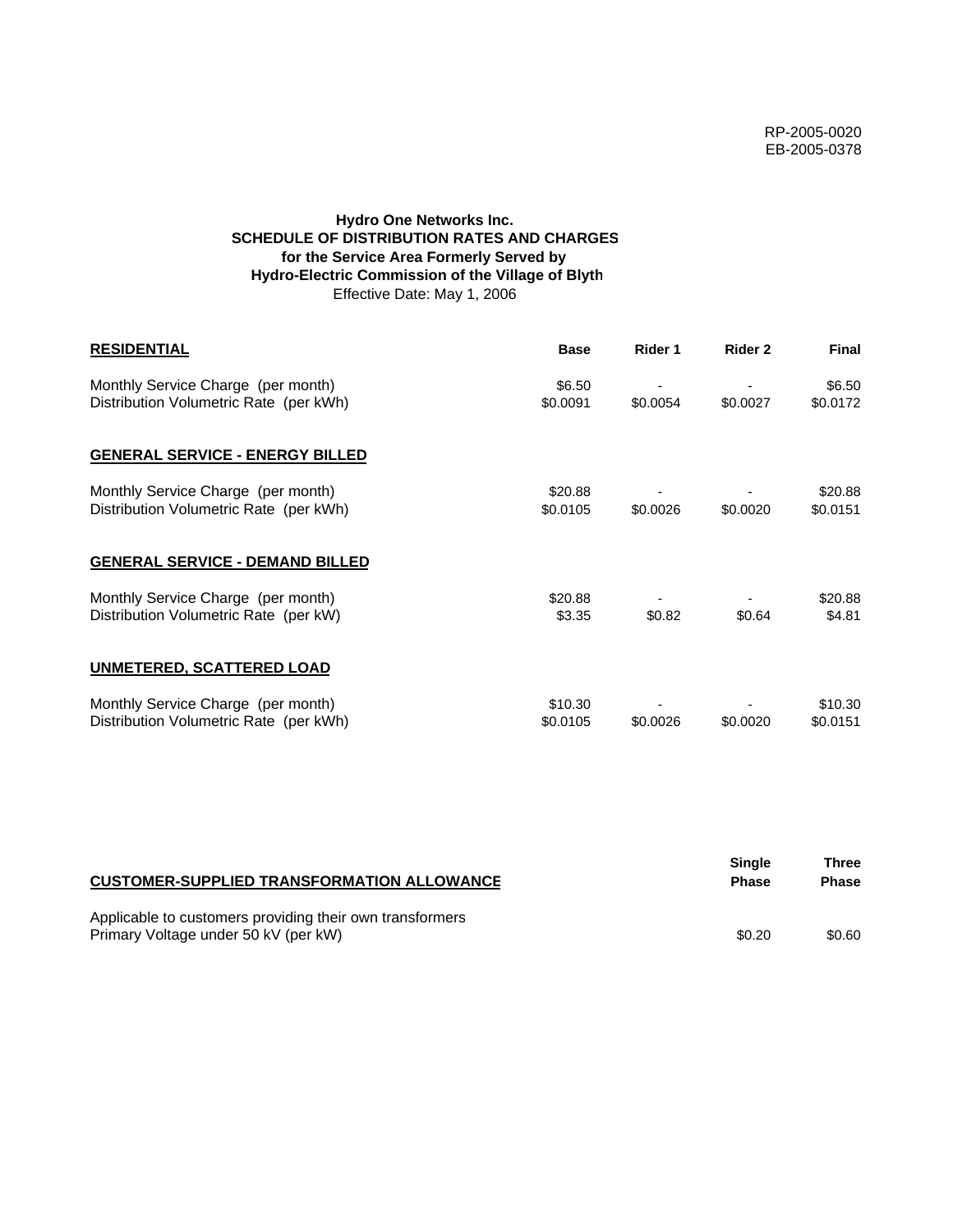RP-2005-0020
EB-2005-0378

**Hydro One Networks Inc.**
**SCHEDULE OF DISTRIBUTION RATES AND CHARGES**
**for the Service Area Formerly Served by**
**Hydro-Electric Commission of the Village of Blyth**
Effective Date: May 1, 2006

| **RESIDENTIAL** | **Base** | **Rider 1** | **Rider 2** | **Final** |
|---|---|---|---|---|
| Monthly Service Charge (per month) | $6.50 | - | - | $6.50 |
| Distribution Volumetric Rate (per kWh) | $0.0091 | $0.0054 | $0.0027 | $0.0172 |
| **GENERAL SERVICE - ENERGY BILLED** | | | | |
| Monthly Service Charge (per month) | $20.88 | - | - | $20.88 |
| Distribution Volumetric Rate (per kWh) | $0.0105 | $0.0026 | $0.0020 | $0.0151 |
| **GENERAL SERVICE - DEMAND BILLED** | | | | |
| Monthly Service Charge (per month) | $20.88 | - | - | $20.88 |
| Distribution Volumetric Rate (per kW) | $3.35 | $0.82 | $0.64 | $4.81 |
| **UNMETERED, SCATTERED LOAD** | | | | |
| Monthly Service Charge (per month) | $10.30 | - | - | $10.30 |
| Distribution Volumetric Rate (per kWh) | $0.0105 | $0.0026 | $0.0020 | $0.0151 |

| **CUSTOMER-SUPPLIED TRANSFORMATION ALLOWANCE** | **Single Phase** | **Three Phase** |
|---|---|---|
| Applicable to customers providing their own transformers | | |
| Primary Voltage under 50 kV (per kW) | $0.20 | $0.60 |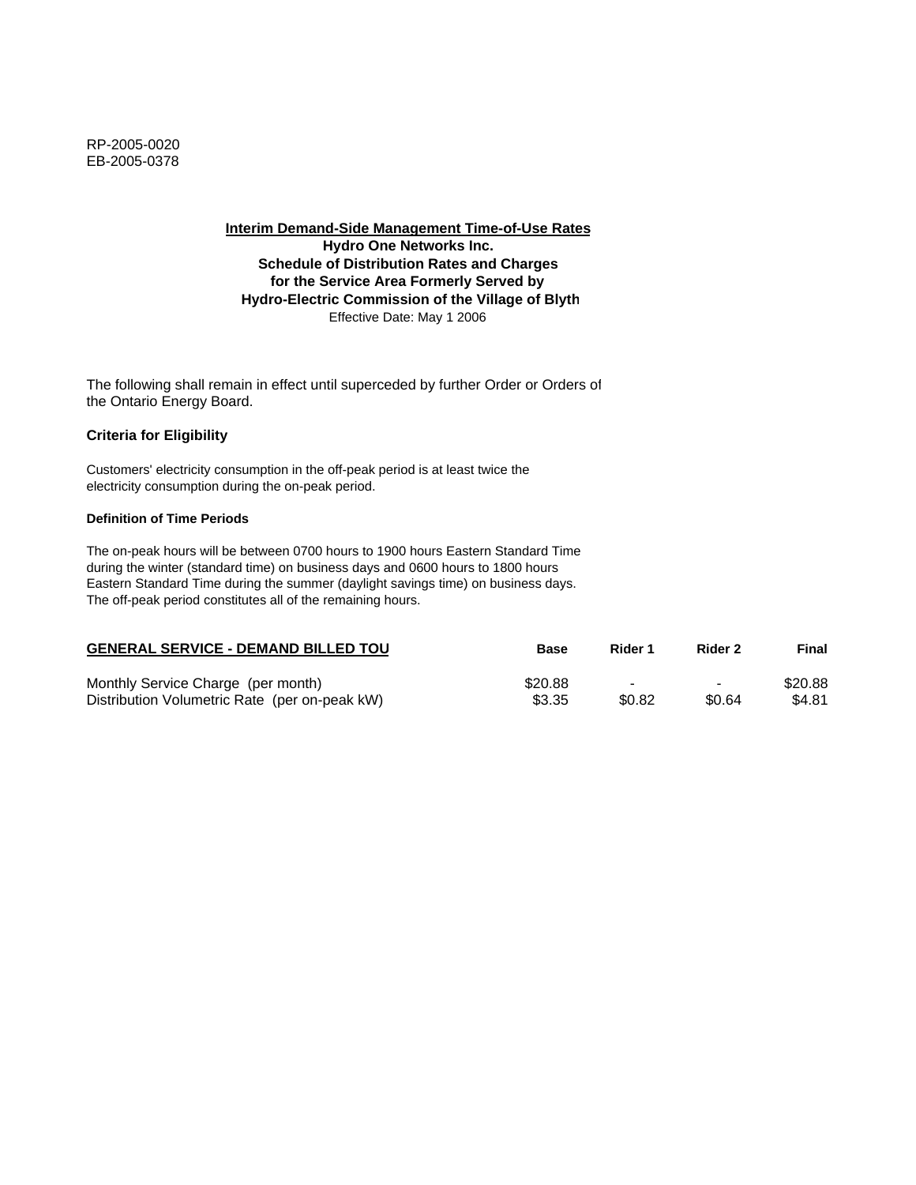RP-2005-0020
EB-2005-0378

**Interim Demand-Side Management Time-of-Use Rates**
**Hydro One Networks Inc.**
**Schedule of Distribution Rates and Charges**
**for the Service Area Formerly Served by**
**Hydro-Electric Commission of the Village of Blyth**
Effective Date: May 1 2006

The following shall remain in effect until superceded by further Order or Orders of the Ontario Energy Board.

**Criteria for Eligibility**

Customers' electricity consumption in the off-peak period is at least twice the electricity consumption during the on-peak period.

**Definition of Time Periods**

The on-peak hours will be between 0700 hours to 1900 hours Eastern Standard Time during the winter (standard time) on business days and 0600 hours to 1800 hours Eastern Standard Time during the summer (daylight savings time) on business days. The off-peak period constitutes all of the remaining hours.

| GENERAL SERVICE - DEMAND BILLED TOU | Base | Rider 1 | Rider 2 | Final |
|---|---|---|---|---|
| Monthly Service Charge (per month) | $20.88 | - | - | $20.88 |
| Distribution Volumetric Rate (per on-peak kW) | $3.35 | $0.82 | $0.64 | $4.81 |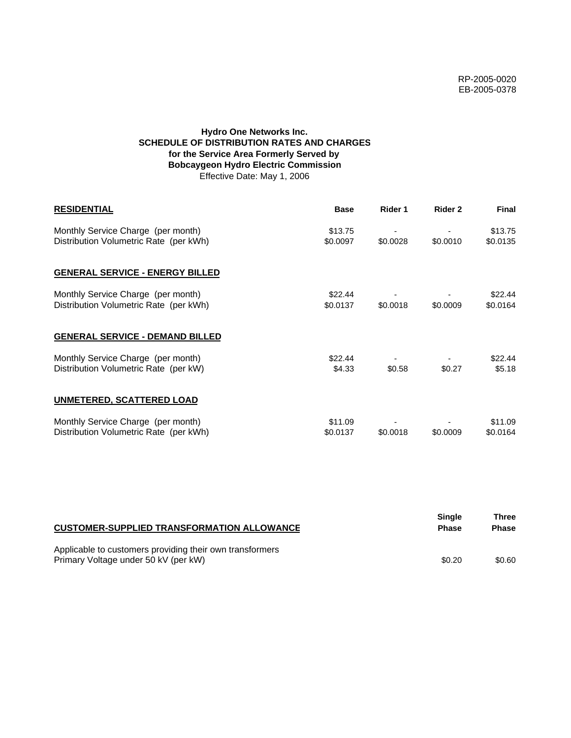RP-2005-0020
EB-2005-0378

**Hydro One Networks Inc.**
**SCHEDULE OF DISTRIBUTION RATES AND CHARGES**
**for the Service Area Formerly Served by**
**Bobcaygeon Hydro Electric Commission**
Effective Date: May 1, 2006

| RESIDENTIAL | Base | Rider 1 | Rider 2 | Final |
|---|---|---|---|---|
| Monthly Service Charge (per month) | $13.75 | - | - | $13.75 |
| Distribution Volumetric Rate (per kWh) | $0.0097 | $0.0028 | $0.0010 | $0.0135 |
| **GENERAL SERVICE - ENERGY BILLED** | | | | |
| Monthly Service Charge (per month) | $22.44 | - | - | $22.44 |
| Distribution Volumetric Rate (per kWh) | $0.0137 | $0.0018 | $0.0009 | $0.0164 |
| **GENERAL SERVICE - DEMAND BILLED** | | | | |
| Monthly Service Charge (per month) | $22.44 | - | - | $22.44 |
| Distribution Volumetric Rate (per kW) | $4.33 | $0.58 | $0.27 | $5.18 |
| **UNMETERED, SCATTERED LOAD** | | | | |
| Monthly Service Charge (per month) | $11.09 | - | - | $11.09 |
| Distribution Volumetric Rate (per kWh) | $0.0137 | $0.0018 | $0.0009 | $0.0164 |

| CUSTOMER-SUPPLIED TRANSFORMATION ALLOWANCE | Single Phase | Three Phase |
|---|---|---|
| Applicable to customers providing their own transformers | | |
| Primary Voltage under 50 kV (per kW) | $0.20 | $0.60 |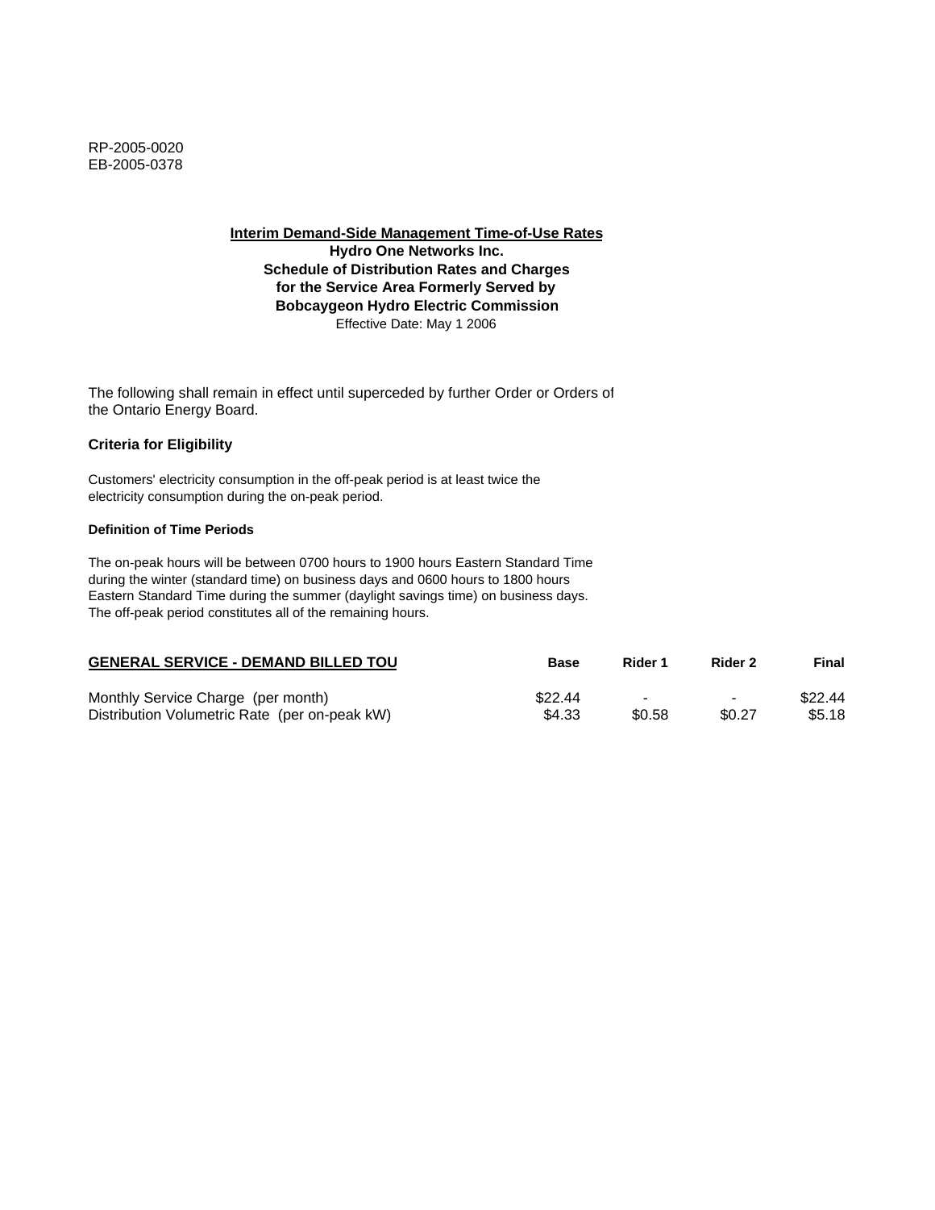RP-2005-0020
EB-2005-0378

**Interim Demand-Side Management Time-of-Use Rates**
**Hydro One Networks Inc.**
**Schedule of Distribution Rates and Charges**
**for the Service Area Formerly Served by**
**Bobcaygeon Hydro Electric Commission**
Effective Date: May 1 2006

The following shall remain in effect until superceded by further Order or Orders of the Ontario Energy Board.

### Criteria for Eligibility

Customers' electricity consumption in the off-peak period is at least twice the electricity consumption during the on-peak period.

#### Definition of Time Periods

The on-peak hours will be between 0700 hours to 1900 hours Eastern Standard Time during the winter (standard time) on business days and 0600 hours to 1800 hours Eastern Standard Time during the summer (daylight savings time) on business days. The off-peak period constitutes all of the remaining hours.

| GENERAL SERVICE - DEMAND BILLED TOU | Base | Rider 1 | Rider 2 | Final |
|---|---|---|---|---|
| Monthly Service Charge (per month) | $22.44 | - | - | $22.44 |
| Distribution Volumetric Rate (per on-peak kW) | $4.33 | $0.58 | $0.27 | $5.18 |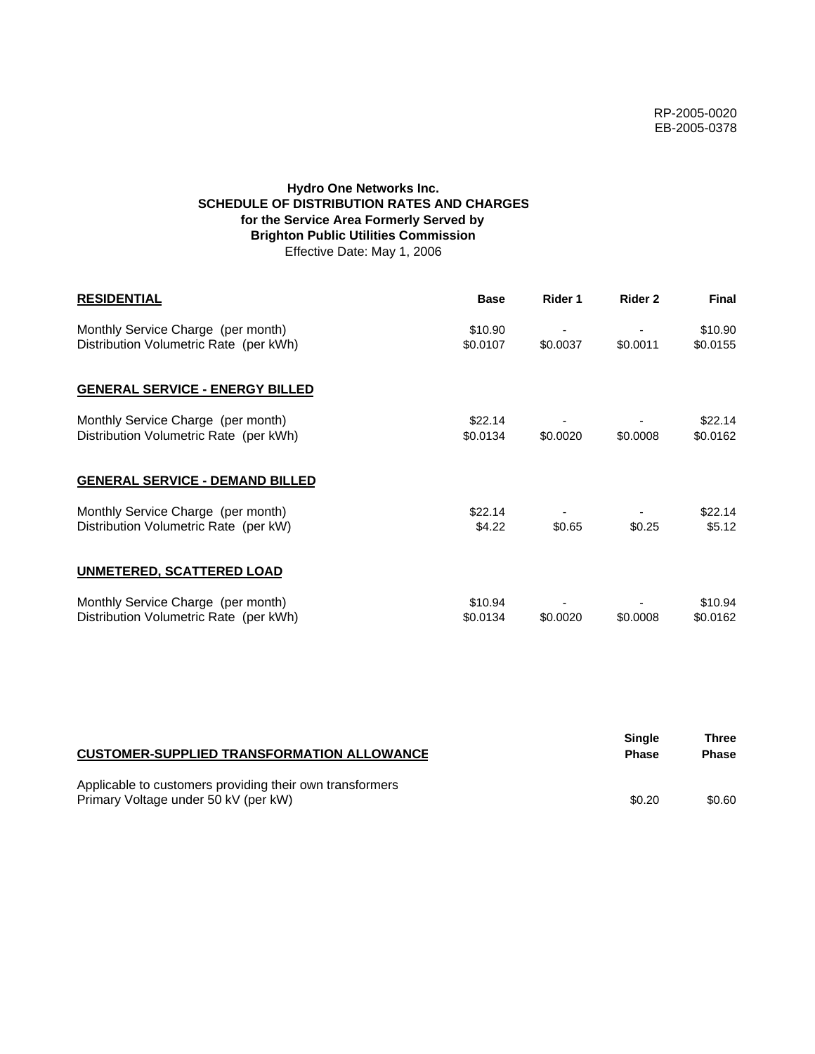RP-2005-0020
EB-2005-0378

**Hydro One Networks Inc.**
**SCHEDULE OF DISTRIBUTION RATES AND CHARGES**
**for the Service Area Formerly Served by**
**Brighton Public Utilities Commission**
Effective Date: May 1, 2006

| **RESIDENTIAL** | **Base** | **Rider 1** | **Rider 2** | **Final** |
|---|---|---|---|---|
| Monthly Service Charge (per month) | $10.90 | - | - | $10.90 |
| Distribution Volumetric Rate (per kWh) | $0.0107 | $0.0037 | $0.0011 | $0.0155 |
| **GENERAL SERVICE - ENERGY BILLED** | | | | |
| Monthly Service Charge (per month) | $22.14 | - | - | $22.14 |
| Distribution Volumetric Rate (per kWh) | $0.0134 | $0.0020 | $0.0008 | $0.0162 |
| **GENERAL SERVICE - DEMAND BILLED** | | | | |
| Monthly Service Charge (per month) | $22.14 | - | - | $22.14 |
| Distribution Volumetric Rate (per kW) | $4.22 | $0.65 | $0.25 | $5.12 |
| **UNMETERED, SCATTERED LOAD** | | | | |
| Monthly Service Charge (per month) | $10.94 | - | - | $10.94 |
| Distribution Volumetric Rate (per kWh) | $0.0134 | $0.0020 | $0.0008 | $0.0162 |

| **CUSTOMER-SUPPLIED TRANSFORMATION ALLOWANCE** | **Single Phase** | **Three Phase** |
|---|---|---|
| Applicable to customers providing their own transformers | | |
| Primary Voltage under 50 kV (per kW) | $0.20 | $0.60 |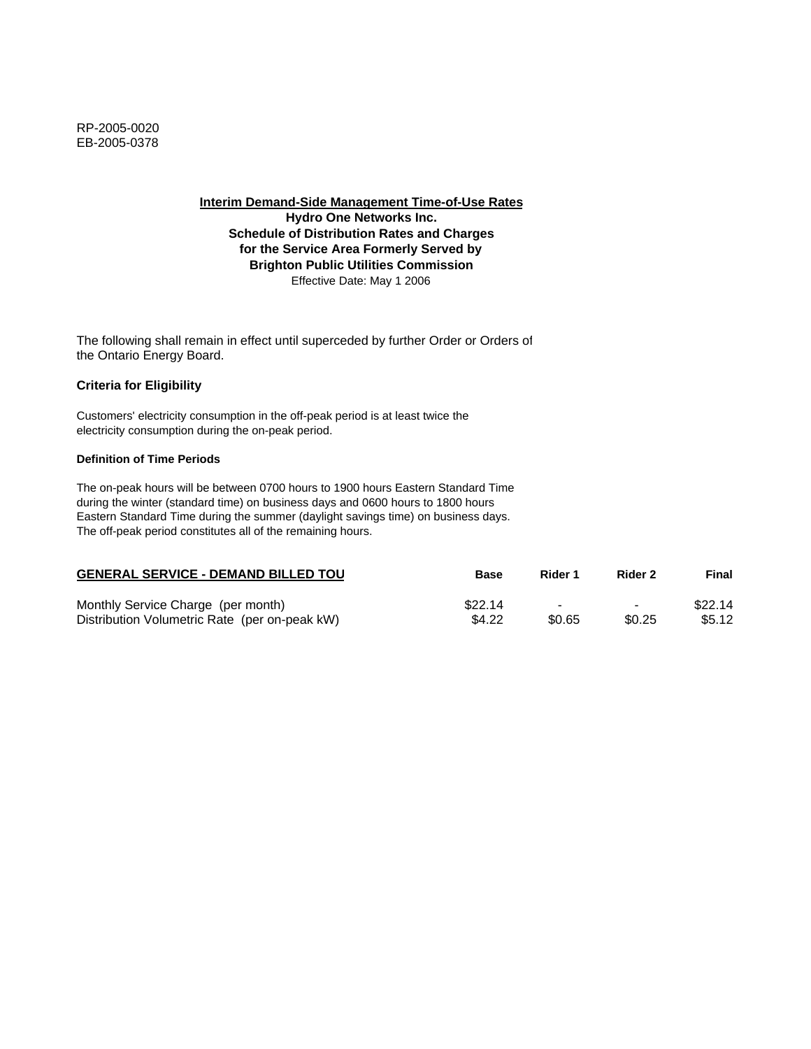RP-2005-0020
EB-2005-0378

**Interim Demand-Side Management Time-of-Use Rates**
**Hydro One Networks Inc.**
**Schedule of Distribution Rates and Charges**
**for the Service Area Formerly Served by**
**Brighton Public Utilities Commission**
Effective Date: May 1 2006

The following shall remain in effect until superceded by further Order or Orders of the Ontario Energy Board.

**Criteria for Eligibility**

Customers' electricity consumption in the off-peak period is at least twice the electricity consumption during the on-peak period.

**Definition of Time Periods**

The on-peak hours will be between 0700 hours to 1900 hours Eastern Standard Time during the winter (standard time) on business days and 0600 hours to 1800 hours Eastern Standard Time during the summer (daylight savings time) on business days. The off-peak period constitutes all of the remaining hours.

| GENERAL SERVICE - DEMAND BILLED TOU | Base | Rider 1 | Rider 2 | Final |
|---|---|---|---|---|
| Monthly Service Charge (per month) | $22.14 | - | - | $22.14 |
| Distribution Volumetric Rate (per on-peak kW) | $4.22 | $0.65 | $0.25 | $5.12 |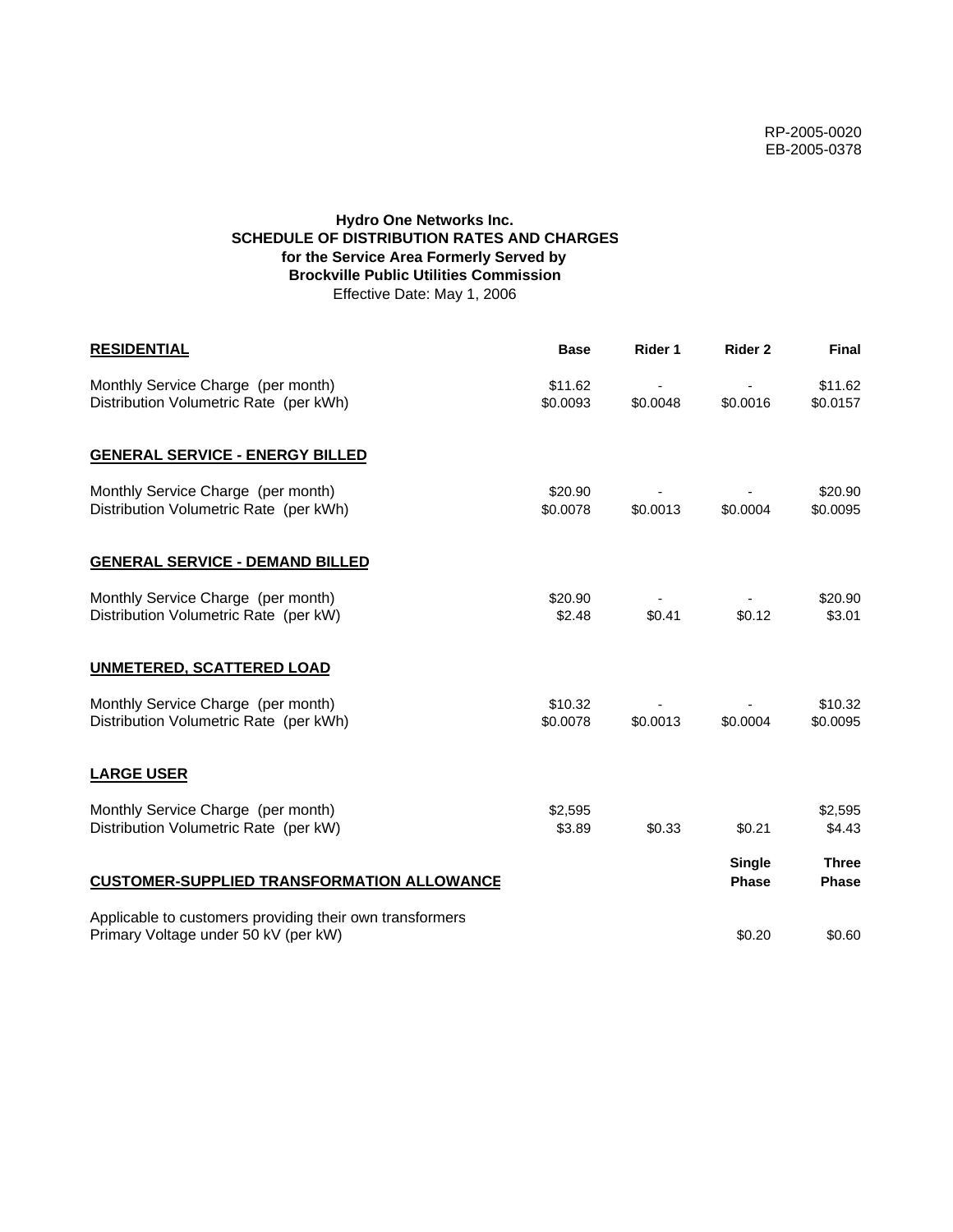RP-2005-0020
EB-2005-0378

**Hydro One Networks Inc.**
**SCHEDULE OF DISTRIBUTION RATES AND CHARGES**
**for the Service Area Formerly Served by**
**Brockville Public Utilities Commission**
Effective Date: May 1, 2006

| **RESIDENTIAL** | **Base** | **Rider 1** | **Rider 2** | **Final** |
|---|---|---|---|---|
| Monthly Service Charge (per month) | $11.62 | - | - | $11.62 |
| Distribution Volumetric Rate (per kWh) | $0.0093 | $0.0048 | $0.0016 | $0.0157 |
| **GENERAL SERVICE - ENERGY BILLED** | | | | |
| Monthly Service Charge (per month) | $20.90 | - | - | $20.90 |
| Distribution Volumetric Rate (per kWh) | $0.0078 | $0.0013 | $0.0004 | $0.0095 |
| **GENERAL SERVICE - DEMAND BILLED** | | | | |
| Monthly Service Charge (per month) | $20.90 | - | - | $20.90 |
| Distribution Volumetric Rate (per kW) | $2.48 | $0.41 | $0.12 | $3.01 |
| **UNMETERED, SCATTERED LOAD** | | | | |
| Monthly Service Charge (per month) | $10.32 | - | - | $10.32 |
| Distribution Volumetric Rate (per kWh) | $0.0078 | $0.0013 | $0.0004 | $0.0095 |
| **LARGE USER** | | | | |
| Monthly Service Charge (per month) | $2,595 | | | $2,595 |
| Distribution Volumetric Rate (per kW) | $3.89 | $0.33 | $0.21 | $4.43 |

| **CUSTOMER-SUPPLIED TRANSFORMATION ALLOWANCE** | **Single Phase** | **Three Phase** |
|---|---|---|
| Applicable to customers providing their own transformers | | |
| Primary Voltage under 50 kV (per kW) | $0.20 | $0.60 |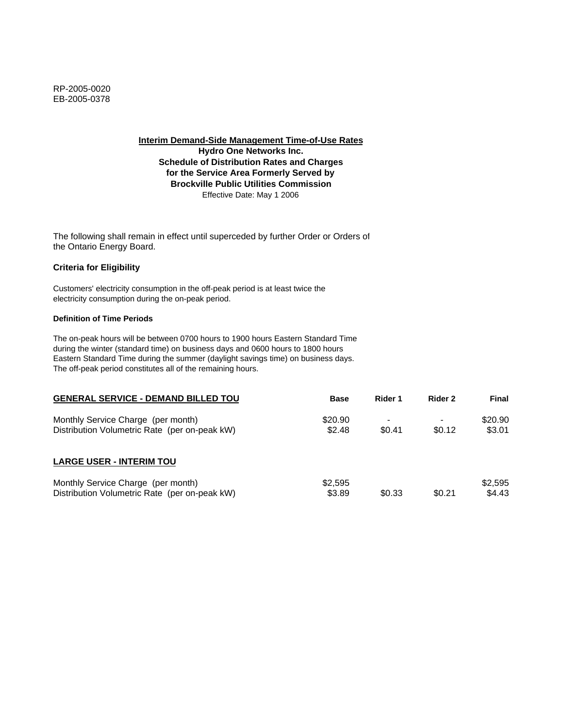RP-2005-0020
EB-2005-0378

**Interim Demand-Side Management Time-of-Use Rates**
**Hydro One Networks Inc.**
**Schedule of Distribution Rates and Charges**
**for the Service Area Formerly Served by**
**Brockville Public Utilities Commission**
Effective Date: May 1 2006

The following shall remain in effect until superceded by further Order or Orders of the Ontario Energy Board.

**Criteria for Eligibility**

Customers' electricity consumption in the off-peak period is at least twice the electricity consumption during the on-peak period.

**Definition of Time Periods**

The on-peak hours will be between 0700 hours to 1900 hours Eastern Standard Time during the winter (standard time) on business days and 0600 hours to 1800 hours Eastern Standard Time during the summer (daylight savings time) on business days. The off-peak period constitutes all of the remaining hours.

| GENERAL SERVICE - DEMAND BILLED TOU | Base | Rider 1 | Rider 2 | Final |
|---|---|---|---|---|
| Monthly Service Charge (per month) | $20.90 | - | - | $20.90 |
| Distribution Volumetric Rate (per on-peak kW) | $2.48 | $0.41 | $0.12 | $3.01 |

| LARGE USER - INTERIM TOU | Base | Rider 1 | Rider 2 | Final |
|---|---|---|---|---|
| Monthly Service Charge (per month) | $2,595 | | | $2,595 |
| Distribution Volumetric Rate (per on-peak kW) | $3.89 | $0.33 | $0.21 | $4.43 |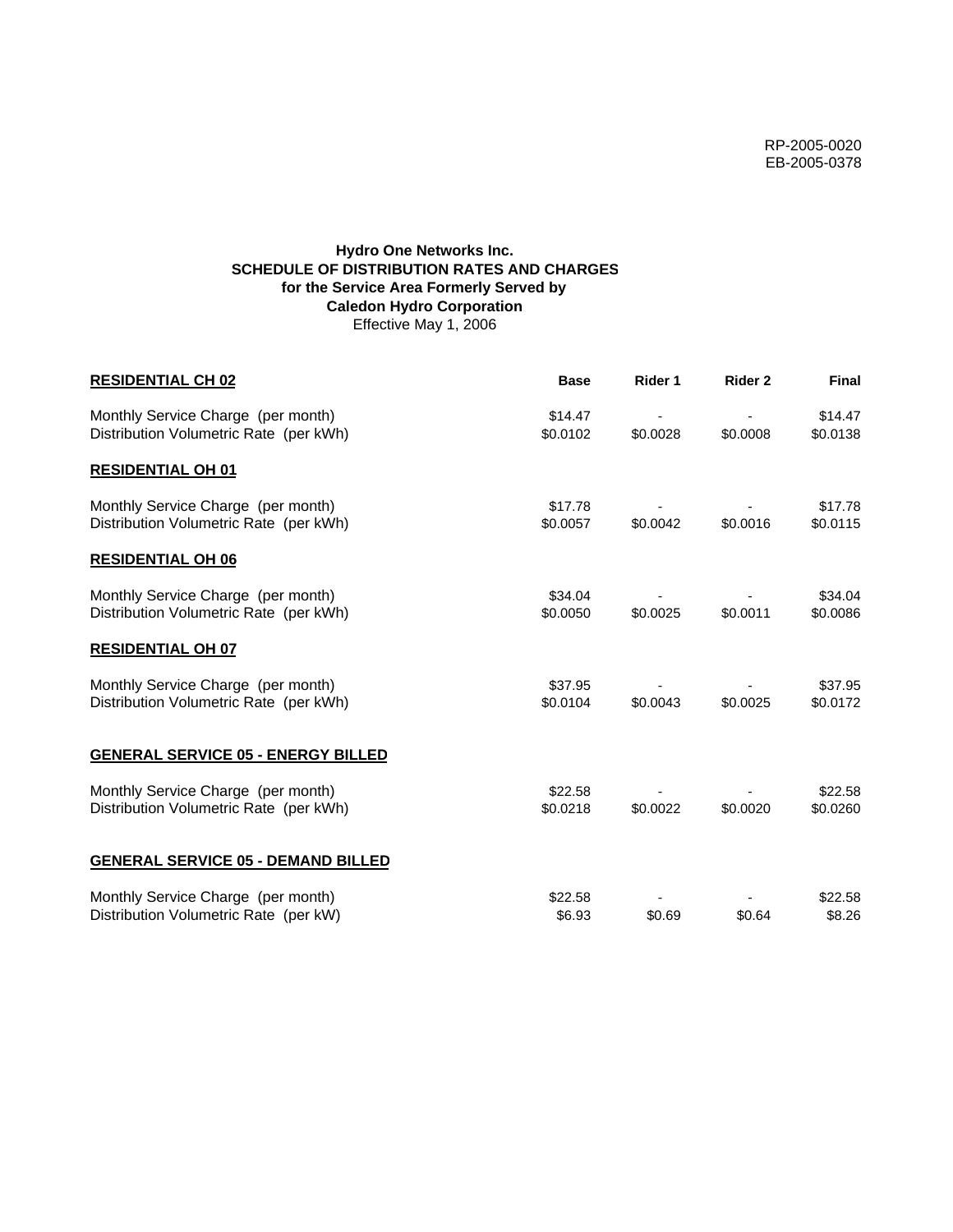RP-2005-0020
EB-2005-0378

**Hydro One Networks Inc.**
**SCHEDULE OF DISTRIBUTION RATES AND CHARGES**
**for the Service Area Formerly Served by**
**Caledon Hydro Corporation**
Effective May 1, 2006

| **RESIDENTIAL CH 02** | **Base** | **Rider 1** | **Rider 2** | **Final** |
|---|---|---|---|---|
| Monthly Service Charge (per month) | $14.47 | - | - | $14.47 |
| Distribution Volumetric Rate (per kWh) | $0.0102 | $0.0028 | $0.0008 | $0.0138 |
| **RESIDENTIAL OH 01** | | | | |
| Monthly Service Charge (per month) | $17.78 | - | - | $17.78 |
| Distribution Volumetric Rate (per kWh) | $0.0057 | $0.0042 | $0.0016 | $0.0115 |
| **RESIDENTIAL OH 06** | | | | |
| Monthly Service Charge (per month) | $34.04 | - | - | $34.04 |
| Distribution Volumetric Rate (per kWh) | $0.0050 | $0.0025 | $0.0011 | $0.0086 |
| **RESIDENTIAL OH 07** | | | | |
| Monthly Service Charge (per month) | $37.95 | - | - | $37.95 |
| Distribution Volumetric Rate (per kWh) | $0.0104 | $0.0043 | $0.0025 | $0.0172 |
| **GENERAL SERVICE 05 - ENERGY BILLED** | | | | |
| Monthly Service Charge (per month) | $22.58 | - | - | $22.58 |
| Distribution Volumetric Rate (per kWh) | $0.0218 | $0.0022 | $0.0020 | $0.0260 |
| **GENERAL SERVICE 05 - DEMAND BILLED** | | | | |
| Monthly Service Charge (per month) | $22.58 | - | - | $22.58 |
| Distribution Volumetric Rate (per kW) | $6.93 | $0.69 | $0.64 | $8.26 |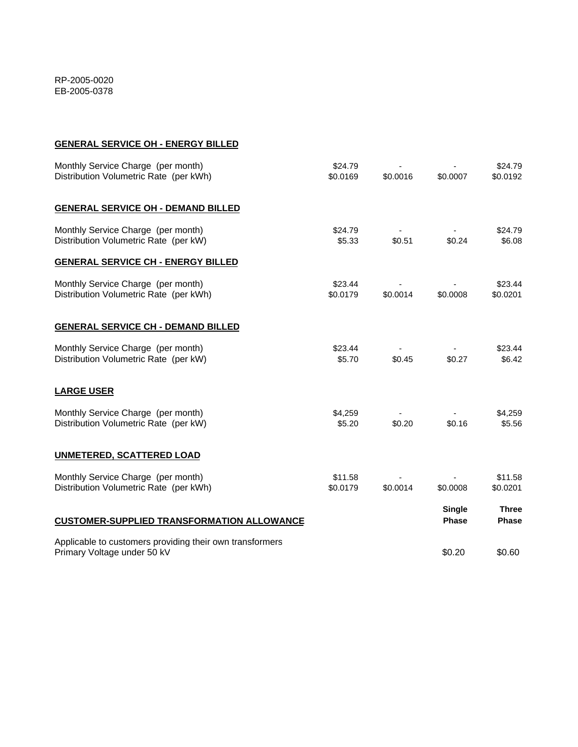RP-2005-0020
EB-2005-0378

**GENERAL SERVICE OH - ENERGY BILLED**

| | | | | |
|---|---|---|---|---|
| Monthly Service Charge (per month) | $24.79 | - | - | $24.79 |
| Distribution Volumetric Rate (per kWh) | $0.0169 | $0.0016 | $0.0007 | $0.0192 |

**GENERAL SERVICE OH - DEMAND BILLED**

| | | | | |
|---|---|---|---|---|
| Monthly Service Charge (per month) | $24.79 | - | - | $24.79 |
| Distribution Volumetric Rate (per kW) | $5.33 | $0.51 | $0.24 | $6.08 |

**GENERAL SERVICE CH - ENERGY BILLED**

| | | | | |
|---|---|---|---|---|
| Monthly Service Charge (per month) | $23.44 | - | - | $23.44 |
| Distribution Volumetric Rate (per kWh) | $0.0179 | $0.0014 | $0.0008 | $0.0201 |

**GENERAL SERVICE CH - DEMAND BILLED**

| | | | | |
|---|---|---|---|---|
| Monthly Service Charge (per month) | $23.44 | - | - | $23.44 |
| Distribution Volumetric Rate (per kW) | $5.70 | $0.45 | $0.27 | $6.42 |

**LARGE USER**

| | | | | |
|---|---|---|---|---|
| Monthly Service Charge (per month) | $4,259 | - | - | $4,259 |
| Distribution Volumetric Rate (per kW) | $5.20 | $0.20 | $0.16 | $5.56 |

**UNMETERED, SCATTERED LOAD**

| | | | | |
|---|---|---|---|---|
| Monthly Service Charge (per month) | $11.58 | - | - | $11.58 |
| Distribution Volumetric Rate (per kWh) | $0.0179 | $0.0014 | $0.0008 | $0.0201 |

**CUSTOMER-SUPPLIED TRANSFORMATION ALLOWANCE**

| | Single Phase | Three Phase |
|---|---|---|
| Applicable to customers providing their own transformers Primary Voltage under 50 kV | $0.20 | $0.60 |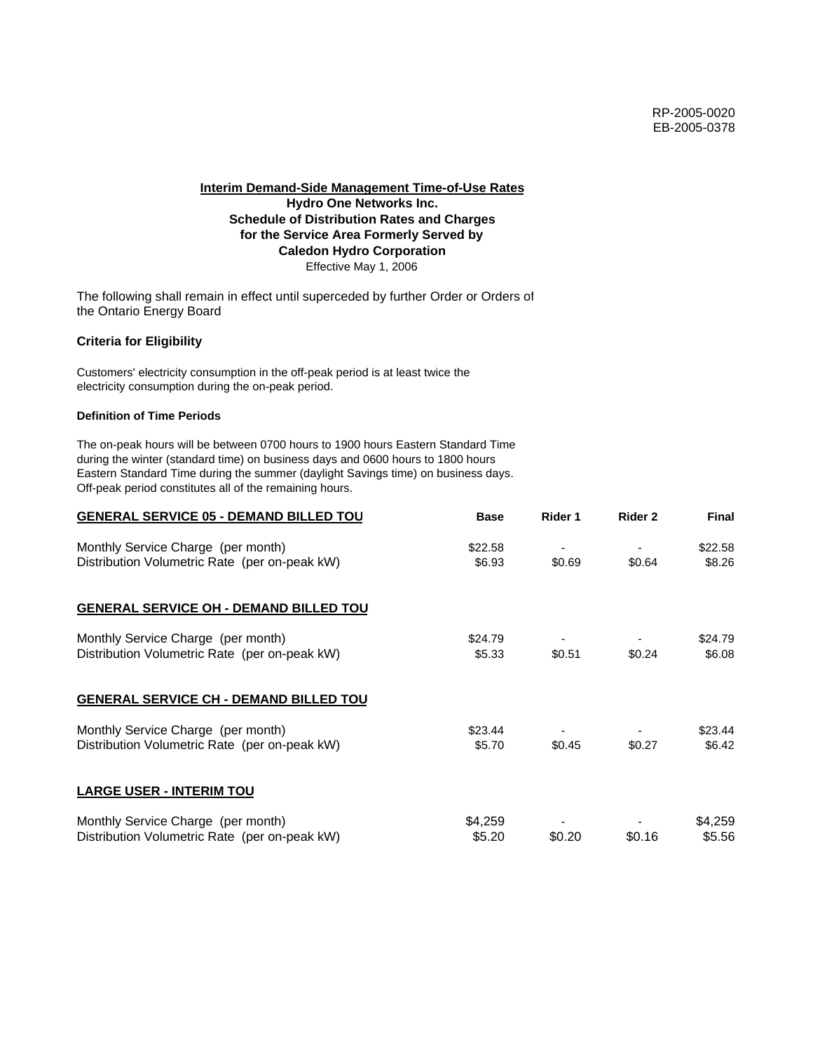RP-2005-0020
EB-2005-0378

**Interim Demand-Side Management Time-of-Use Rates**
**Hydro One Networks Inc.**
**Schedule of Distribution Rates and Charges**
**for the Service Area Formerly Served by**
**Caledon Hydro Corporation**
Effective May 1, 2006

The following shall remain in effect until superceded by further Order or Orders of the Ontario Energy Board

**Criteria for Eligibility**

Customers' electricity consumption in the off-peak period is at least twice the electricity consumption during the on-peak period.

**Definition of Time Periods**

The on-peak hours will be between 0700 hours to 1900 hours Eastern Standard Time during the winter (standard time) on business days and 0600 hours to 1800 hours Eastern Standard Time during the summer (daylight Savings time) on business days. Off-peak period constitutes all of the remaining hours.

| **GENERAL SERVICE 05 - DEMAND BILLED TOU** | **Base** | **Rider 1** | **Rider 2** | **Final** |
|---|---|---|---|---|
| Monthly Service Charge (per month) | $22.58 | - | - | $22.58 |
| Distribution Volumetric Rate (per on-peak kW) | $6.93 | $0.69 | $0.64 | $8.26 |

| **GENERAL SERVICE OH - DEMAND BILLED TOU** | | | | |
|---|---|---|---|---|
| Monthly Service Charge (per month) | $24.79 | - | - | $24.79 |
| Distribution Volumetric Rate (per on-peak kW) | $5.33 | $0.51 | $0.24 | $6.08 |

| **GENERAL SERVICE CH - DEMAND BILLED TOU** | | | | |
|---|---|---|---|---|
| Monthly Service Charge (per month) | $23.44 | - | - | $23.44 |
| Distribution Volumetric Rate (per on-peak kW) | $5.70 | $0.45 | $0.27 | $6.42 |

| **LARGE USER - INTERIM TOU** | | | | |
|---|---|---|---|---|
| Monthly Service Charge (per month) | $4,259 | - | - | $4,259 |
| Distribution Volumetric Rate (per on-peak kW) | $5.20 | $0.20 | $0.16 | $5.56 |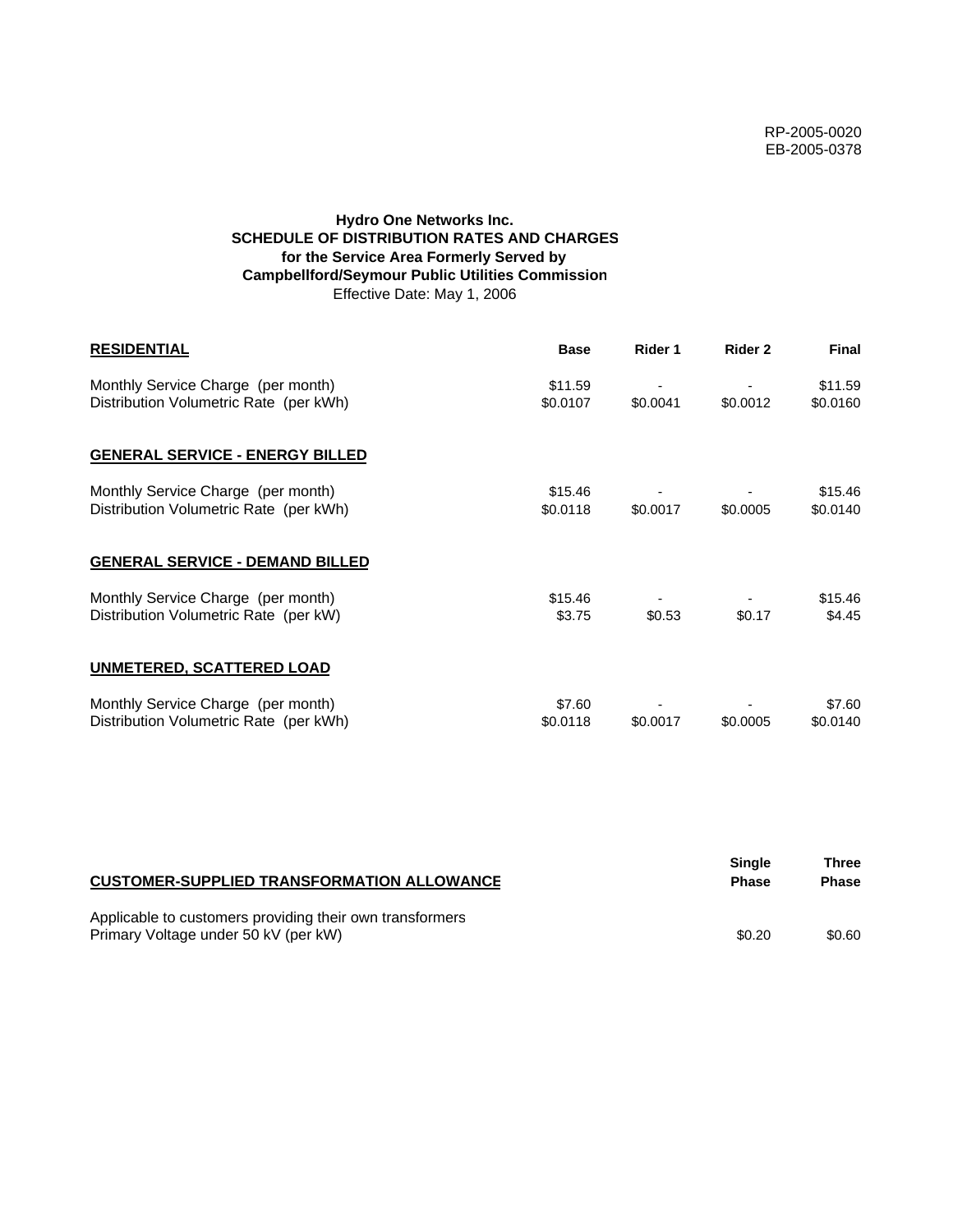RP-2005-0020
EB-2005-0378

**Hydro One Networks Inc.**
**SCHEDULE OF DISTRIBUTION RATES AND CHARGES**
**for the Service Area Formerly Served by**
**Campbellford/Seymour Public Utilities Commission**
Effective Date: May 1, 2006

| RESIDENTIAL | Base | Rider 1 | Rider 2 | Final |
|---|---|---|---|---|
| Monthly Service Charge (per month) | $11.59 | - | - | $11.59 |
| Distribution Volumetric Rate (per kWh) | $0.0107 | $0.0041 | $0.0012 | $0.0160 |
| **GENERAL SERVICE - ENERGY BILLED** | | | | |
| Monthly Service Charge (per month) | $15.46 | - | - | $15.46 |
| Distribution Volumetric Rate (per kWh) | $0.0118 | $0.0017 | $0.0005 | $0.0140 |
| **GENERAL SERVICE - DEMAND BILLED** | | | | |
| Monthly Service Charge (per month) | $15.46 | - | - | $15.46 |
| Distribution Volumetric Rate (per kW) | $3.75 | $0.53 | $0.17 | $4.45 |
| **UNMETERED, SCATTERED LOAD** | | | | |
| Monthly Service Charge (per month) | $7.60 | - | - | $7.60 |
| Distribution Volumetric Rate (per kWh) | $0.0118 | $0.0017 | $0.0005 | $0.0140 |

| CUSTOMER-SUPPLIED TRANSFORMATION ALLOWANCE | Single Phase | Three Phase |
|---|---|---|
| Applicable to customers providing their own transformers | | |
| Primary Voltage under 50 kV (per kW) | $0.20 | $0.60 |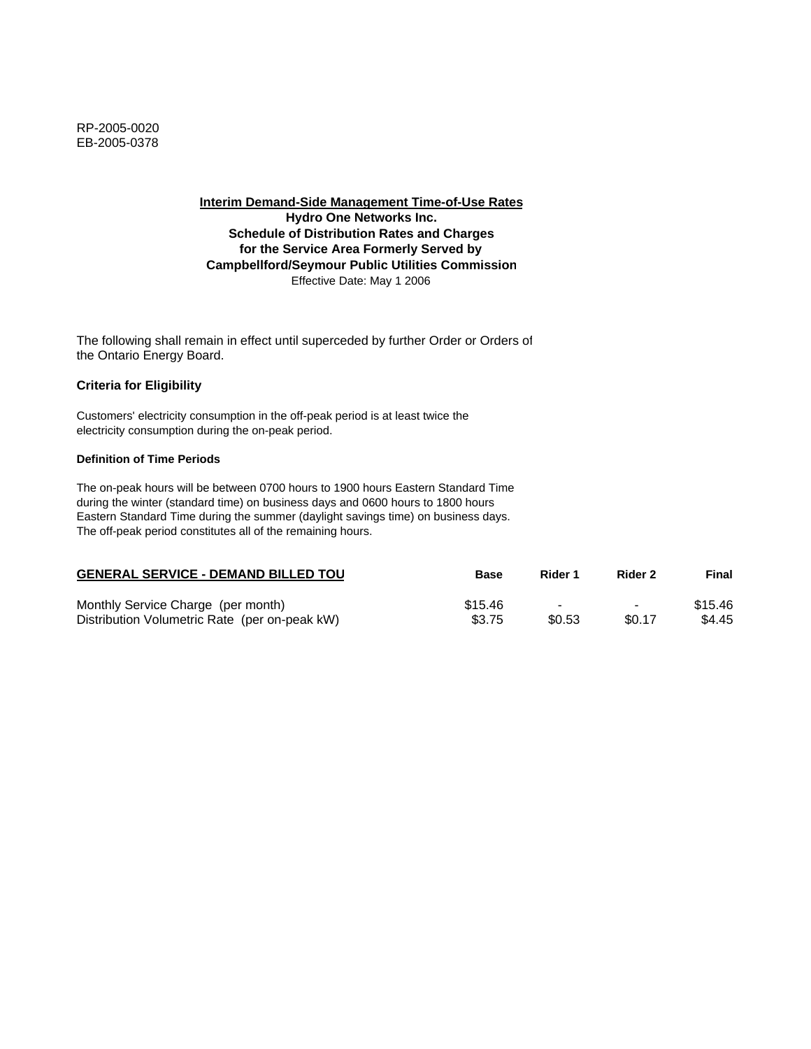RP-2005-0020
EB-2005-0378

**Interim Demand-Side Management Time-of-Use Rates**
**Hydro One Networks Inc.**
**Schedule of Distribution Rates and Charges**
**for the Service Area Formerly Served by**
**Campbellford/Seymour Public Utilities Commission**
Effective Date: May 1 2006

The following shall remain in effect until superceded by further Order or Orders of the Ontario Energy Board.

**Criteria for Eligibility**

Customers' electricity consumption in the off-peak period is at least twice the electricity consumption during the on-peak period.

**Definition of Time Periods**

The on-peak hours will be between 0700 hours to 1900 hours Eastern Standard Time during the winter (standard time) on business days and 0600 hours to 1800 hours Eastern Standard Time during the summer (daylight savings time) on business days. The off-peak period constitutes all of the remaining hours.

| GENERAL SERVICE - DEMAND BILLED TOU | Base | Rider 1 | Rider 2 | Final |
|---|---|---|---|---|
| Monthly Service Charge (per month) | $15.46 | - | - | $15.46 |
| Distribution Volumetric Rate (per on-peak kW) | $3.75 | $0.53 | $0.17 | $4.45 |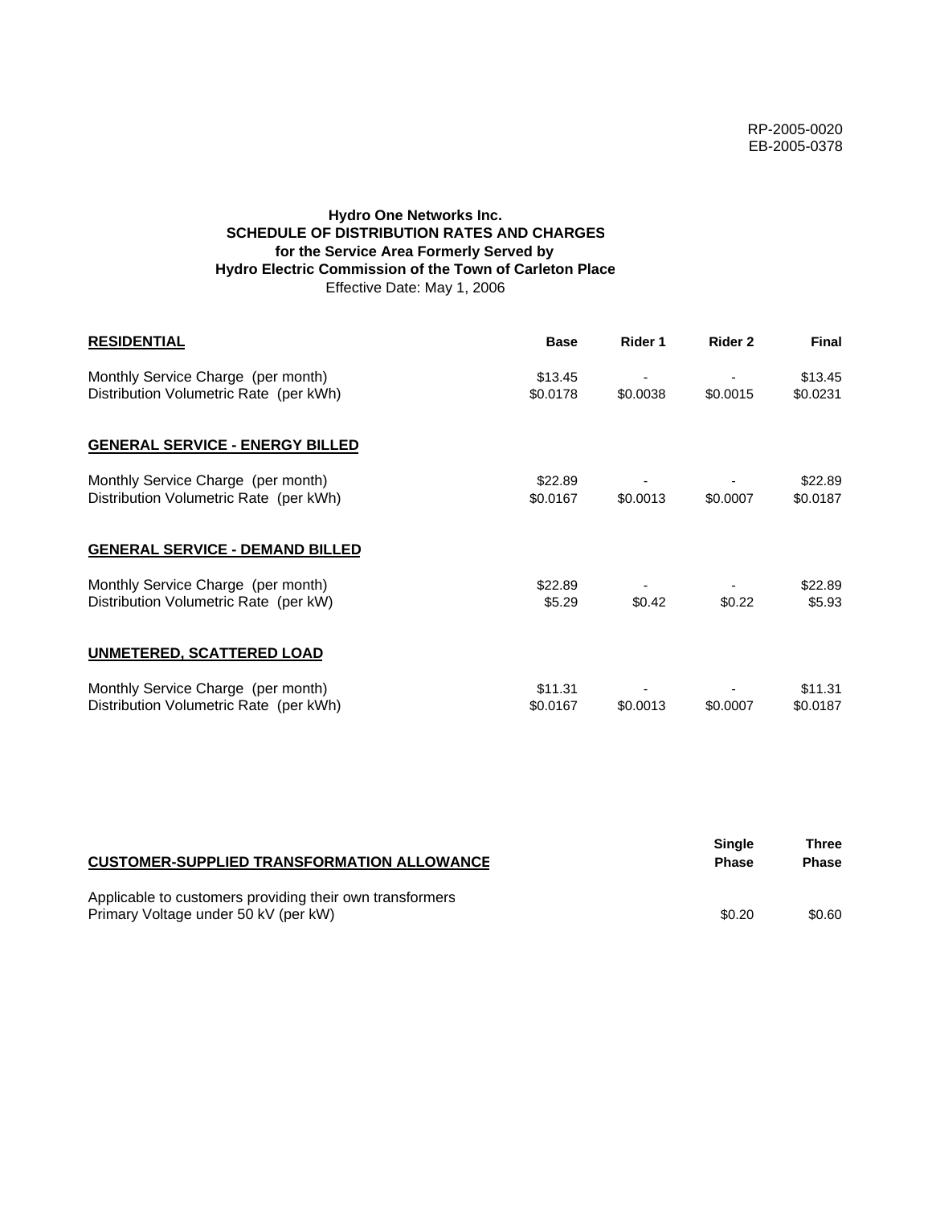RP-2005-0020
EB-2005-0378

**Hydro One Networks Inc.**
**SCHEDULE OF DISTRIBUTION RATES AND CHARGES**
**for the Service Area Formerly Served by**
**Hydro Electric Commission of the Town of Carleton Place**
Effective Date: May 1, 2006

| **RESIDENTIAL** | **Base** | **Rider 1** | **Rider 2** | **Final** |
|---|---|---|---|---|
| Monthly Service Charge (per month) | $13.45 | - | - | $13.45 |
| Distribution Volumetric Rate (per kWh) | $0.0178 | $0.0038 | $0.0015 | $0.0231 |
| **GENERAL SERVICE - ENERGY BILLED** | | | | |
| Monthly Service Charge (per month) | $22.89 | - | - | $22.89 |
| Distribution Volumetric Rate (per kWh) | $0.0167 | $0.0013 | $0.0007 | $0.0187 |
| **GENERAL SERVICE - DEMAND BILLED** | | | | |
| Monthly Service Charge (per month) | $22.89 | - | - | $22.89 |
| Distribution Volumetric Rate (per kW) | $5.29 | $0.42 | $0.22 | $5.93 |
| **UNMETERED, SCATTERED LOAD** | | | | |
| Monthly Service Charge (per month) | $11.31 | - | - | $11.31 |
| Distribution Volumetric Rate (per kWh) | $0.0167 | $0.0013 | $0.0007 | $0.0187 |

| **CUSTOMER-SUPPLIED TRANSFORMATION ALLOWANCE** | **Single Phase** | **Three Phase** |
|---|---|---|
| Applicable to customers providing their own transformers | | |
| Primary Voltage under 50 kV (per kW) | $0.20 | $0.60 |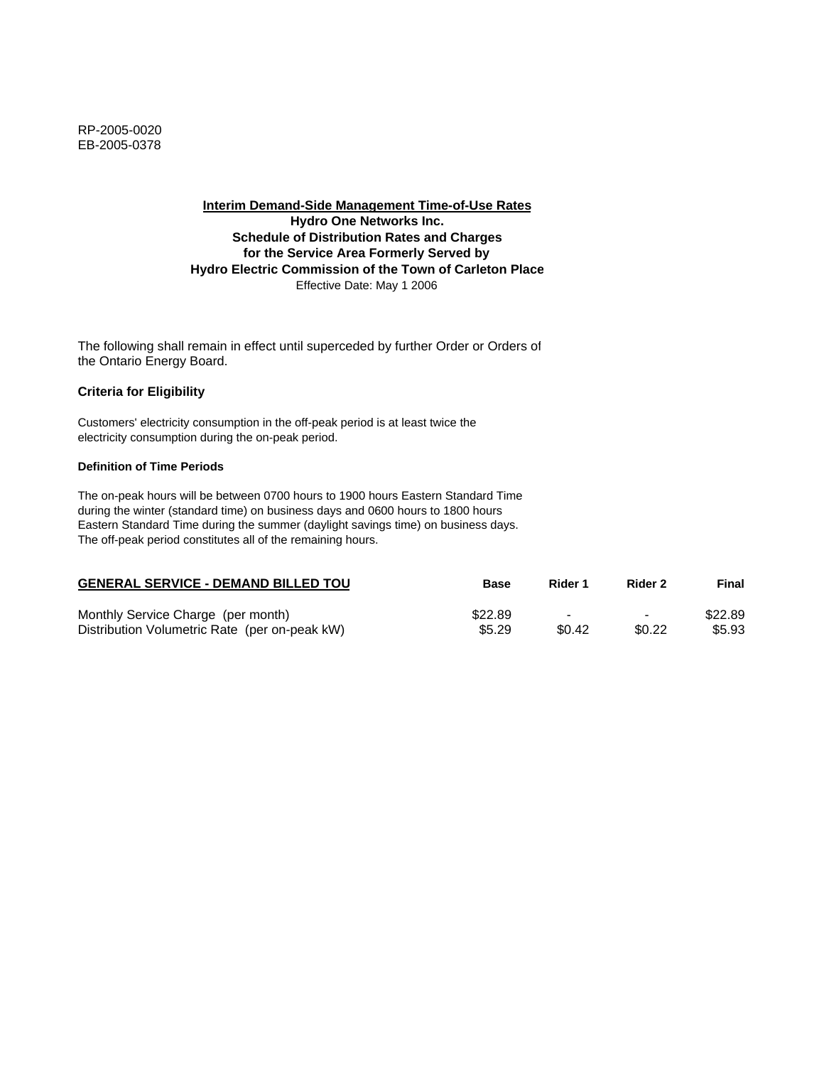RP-2005-0020
EB-2005-0378

**Interim Demand-Side Management Time-of-Use Rates**
**Hydro One Networks Inc.**
**Schedule of Distribution Rates and Charges**
**for the Service Area Formerly Served by**
**Hydro Electric Commission of the Town of Carleton Place**
Effective Date: May 1 2006

The following shall remain in effect until superceded by further Order or Orders of the Ontario Energy Board.

### Criteria for Eligibility

Customers' electricity consumption in the off-peak period is at least twice the electricity consumption during the on-peak period.

#### Definition of Time Periods

The on-peak hours will be between 0700 hours to 1900 hours Eastern Standard Time during the winter (standard time) on business days and 0600 hours to 1800 hours Eastern Standard Time during the summer (daylight savings time) on business days. The off-peak period constitutes all of the remaining hours.

| GENERAL SERVICE - DEMAND BILLED TOU | Base | Rider 1 | Rider 2 | Final |
|---|---|---|---|---|
| Monthly Service Charge (per month) | $22.89 | - | - | $22.89 |
| Distribution Volumetric Rate (per on-peak kW) | $5.29 | $0.42 | $0.22 | $5.93 |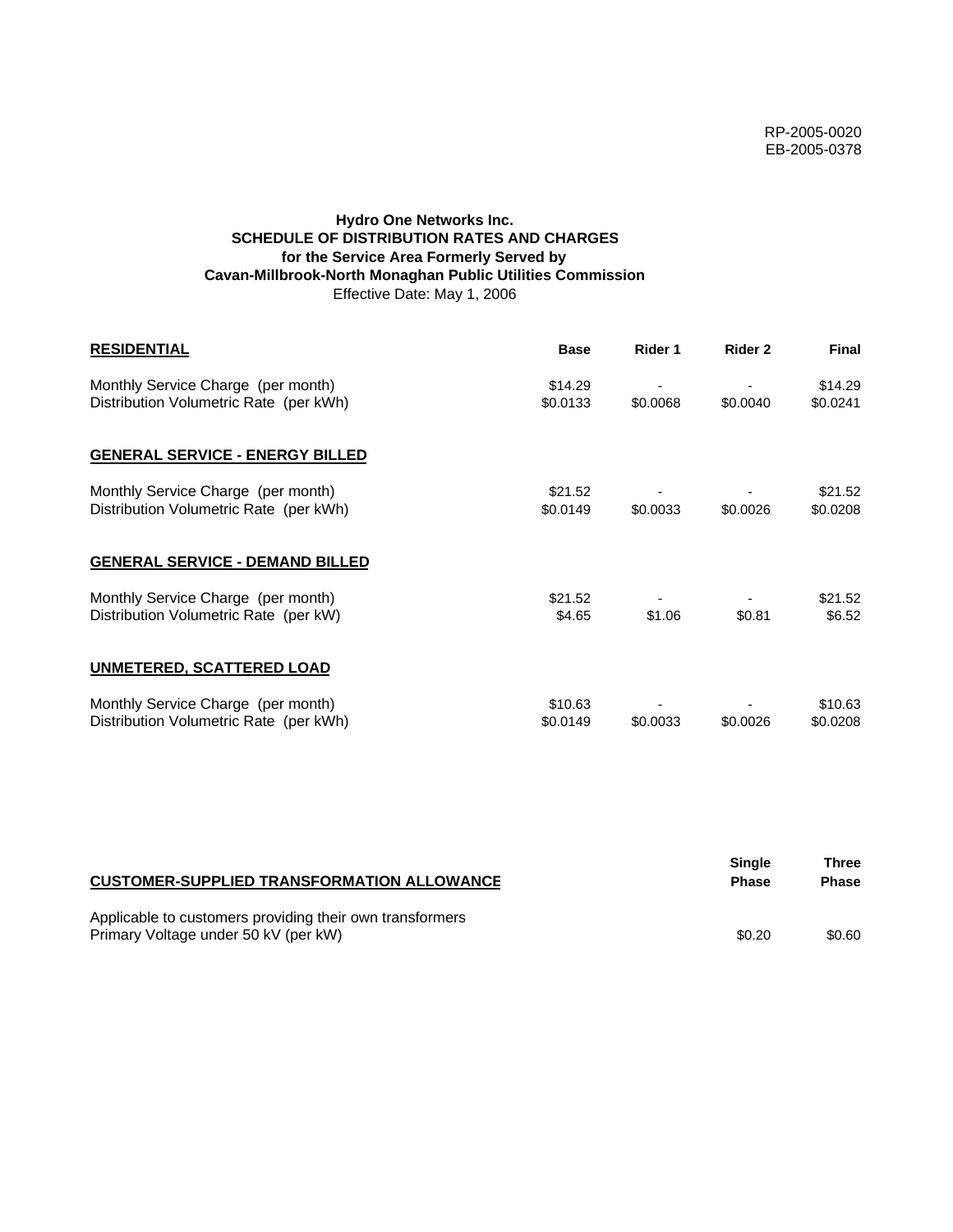RP-2005-0020
EB-2005-0378

**Hydro One Networks Inc.**
**SCHEDULE OF DISTRIBUTION RATES AND CHARGES**
**for the Service Area Formerly Served by**
**Cavan-Millbrook-North Monaghan Public Utilities Commission**
Effective Date: May 1, 2006

| **RESIDENTIAL** | **Base** | **Rider 1** | **Rider 2** | **Final** |
|---|---|---|---|---|
| Monthly Service Charge (per month) | $14.29 | - | - | $14.29 |
| Distribution Volumetric Rate (per kWh) | $0.0133 | $0.0068 | $0.0040 | $0.0241 |
| **GENERAL SERVICE - ENERGY BILLED** | | | | |
| Monthly Service Charge (per month) | $21.52 | - | - | $21.52 |
| Distribution Volumetric Rate (per kWh) | $0.0149 | $0.0033 | $0.0026 | $0.0208 |
| **GENERAL SERVICE - DEMAND BILLED** | | | | |
| Monthly Service Charge (per month) | $21.52 | - | - | $21.52 |
| Distribution Volumetric Rate (per kW) | $4.65 | $1.06 | $0.81 | $6.52 |
| **UNMETERED, SCATTERED LOAD** | | | | |
| Monthly Service Charge (per month) | $10.63 | - | - | $10.63 |
| Distribution Volumetric Rate (per kWh) | $0.0149 | $0.0033 | $0.0026 | $0.0208 |

| **CUSTOMER-SUPPLIED TRANSFORMATION ALLOWANCE** | **Single Phase** | **Three Phase** |
|---|---|---|
| Applicable to customers providing their own transformers | | |
| Primary Voltage under 50 kV (per kW) | $0.20 | $0.60 |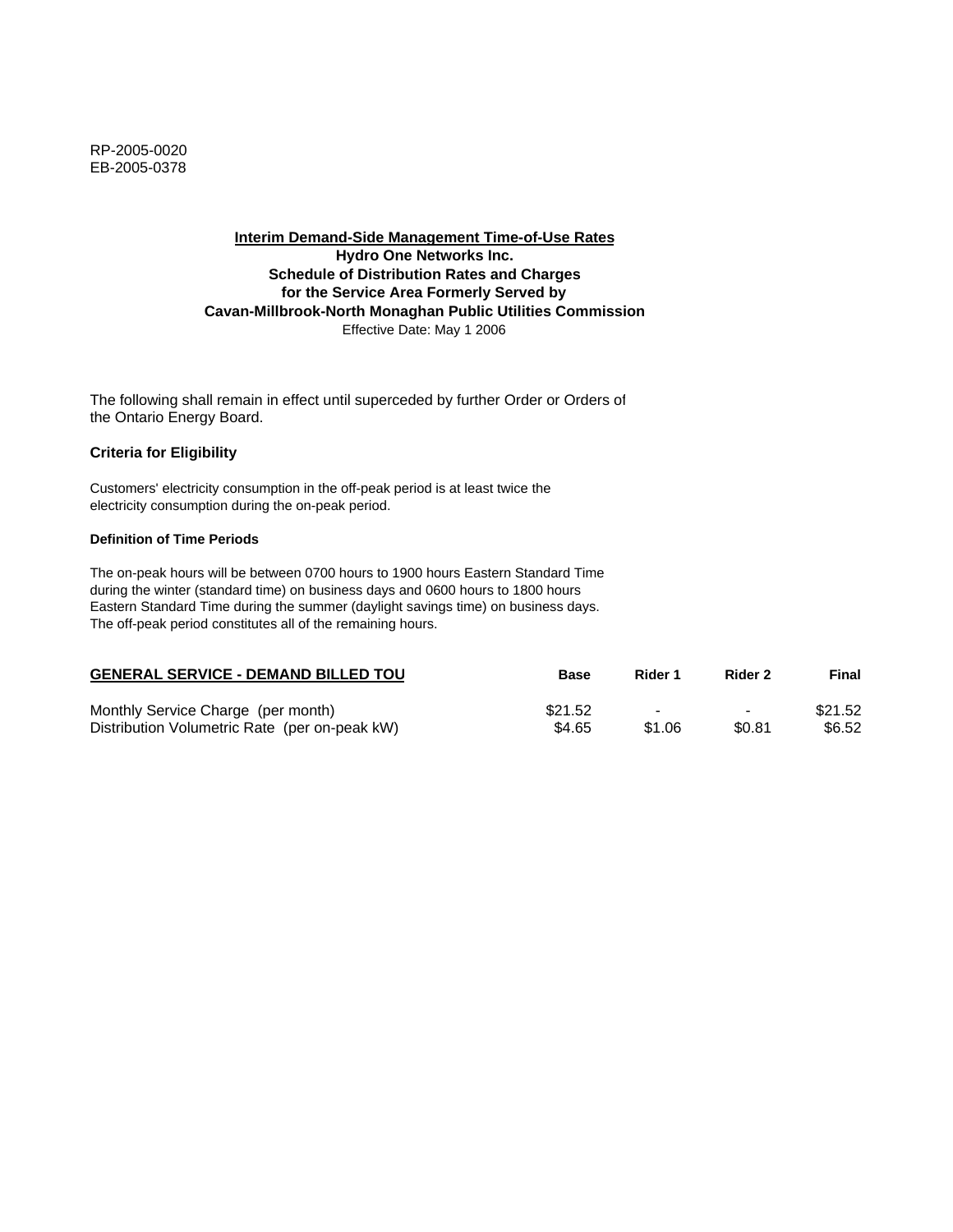RP-2005-0020
EB-2005-0378

**Interim Demand-Side Management Time-of-Use Rates**
**Hydro One Networks Inc.**
**Schedule of Distribution Rates and Charges**
**for the Service Area Formerly Served by**
**Cavan-Millbrook-North Monaghan Public Utilities Commission**
Effective Date: May 1 2006

The following shall remain in effect until superceded by further Order or Orders of the Ontario Energy Board.

### Criteria for Eligibility

Customers' electricity consumption in the off-peak period is at least twice the electricity consumption during the on-peak period.

#### Definition of Time Periods

The on-peak hours will be between 0700 hours to 1900 hours Eastern Standard Time during the winter (standard time) on business days and 0600 hours to 1800 hours Eastern Standard Time during the summer (daylight savings time) on business days. The off-peak period constitutes all of the remaining hours.

| GENERAL SERVICE - DEMAND BILLED TOU | Base | Rider 1 | Rider 2 | Final |
|---|---|---|---|---|
| Monthly Service Charge (per month) | $21.52 | - | - | $21.52 |
| Distribution Volumetric Rate (per on-peak kW) | $4.65 | $1.06 | $0.81 | $6.52 |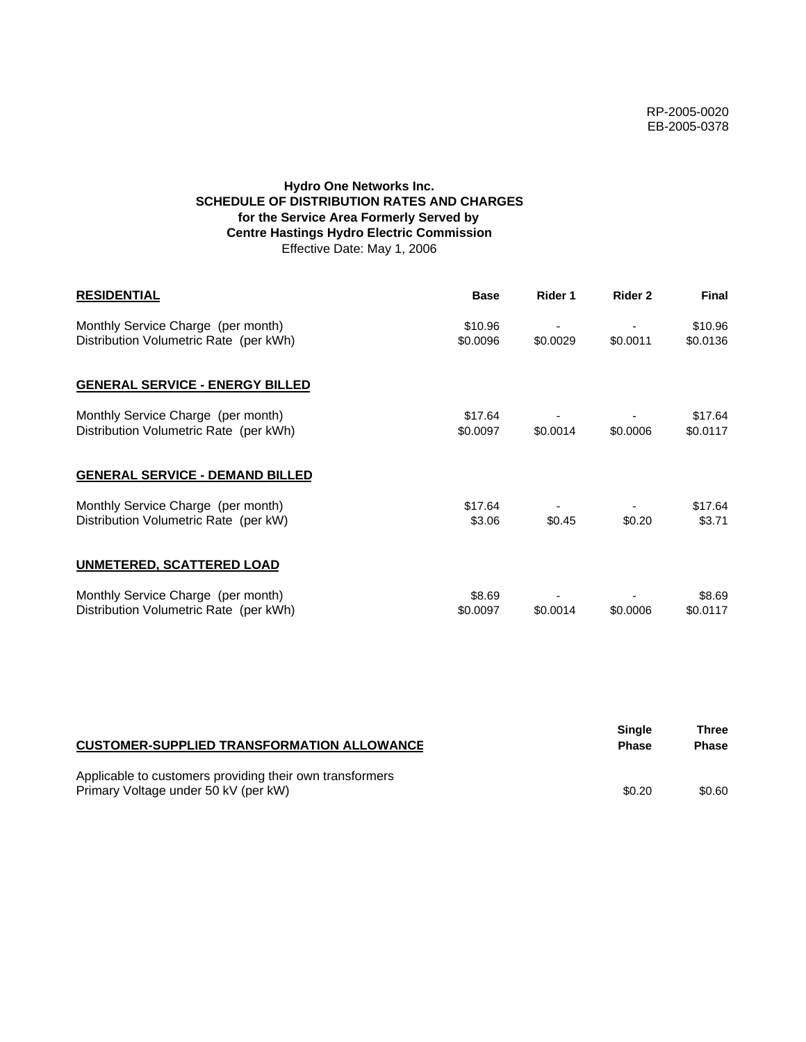RP-2005-0020
EB-2005-0378

**Hydro One Networks Inc.**
**SCHEDULE OF DISTRIBUTION RATES AND CHARGES**
**for the Service Area Formerly Served by**
**Centre Hastings Hydro Electric Commission**
Effective Date: May 1, 2006

| **RESIDENTIAL** | **Base** | **Rider 1** | **Rider 2** | **Final** |
|---|---|---|---|---|
| Monthly Service Charge (per month) | $10.96 | - | - | $10.96 |
| Distribution Volumetric Rate (per kWh) | $0.0096 | $0.0029 | $0.0011 | $0.0136 |
| **GENERAL SERVICE - ENERGY BILLED** | | | | |
| Monthly Service Charge (per month) | $17.64 | - | - | $17.64 |
| Distribution Volumetric Rate (per kWh) | $0.0097 | $0.0014 | $0.0006 | $0.0117 |
| **GENERAL SERVICE - DEMAND BILLED** | | | | |
| Monthly Service Charge (per month) | $17.64 | - | - | $17.64 |
| Distribution Volumetric Rate (per kW) | $3.06 | $0.45 | $0.20 | $3.71 |
| **UNMETERED, SCATTERED LOAD** | | | | |
| Monthly Service Charge (per month) | $8.69 | - | - | $8.69 |
| Distribution Volumetric Rate (per kWh) | $0.0097 | $0.0014 | $0.0006 | $0.0117 |

| **CUSTOMER-SUPPLIED TRANSFORMATION ALLOWANCE** | **Single Phase** | **Three Phase** |
|---|---|---|
| Applicable to customers providing their own transformers | | |
| Primary Voltage under 50 kV (per kW) | $0.20 | $0.60 |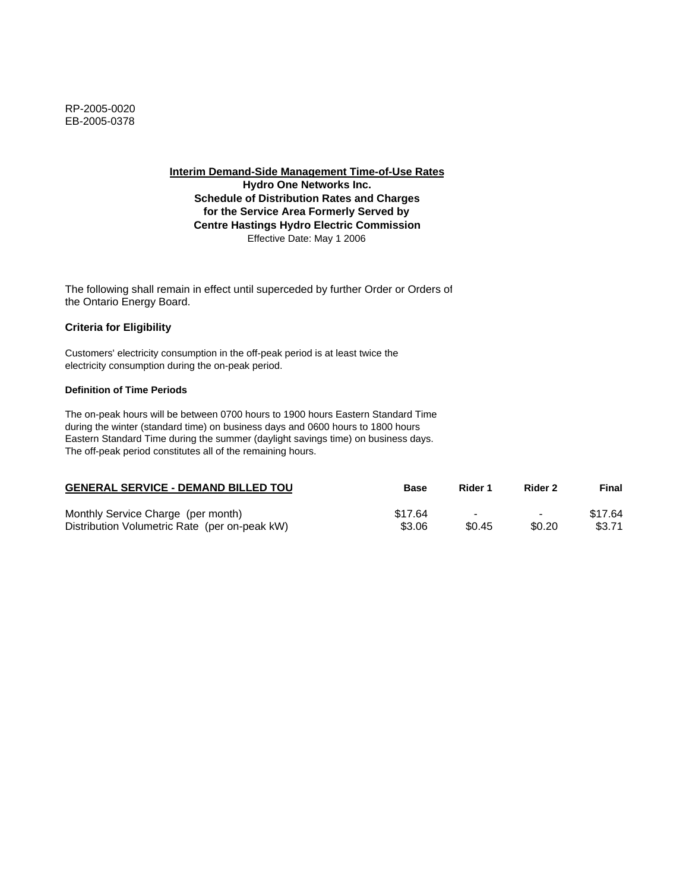RP-2005-0020
EB-2005-0378

**Interim Demand-Side Management Time-of-Use Rates**
**Hydro One Networks Inc.**
**Schedule of Distribution Rates and Charges**
**for the Service Area Formerly Served by**
**Centre Hastings Hydro Electric Commission**
Effective Date: May 1 2006

The following shall remain in effect until superceded by further Order or Orders of the Ontario Energy Board.

**Criteria for Eligibility**

Customers' electricity consumption in the off-peak period is at least twice the electricity consumption during the on-peak period.

**Definition of Time Periods**

The on-peak hours will be between 0700 hours to 1900 hours Eastern Standard Time during the winter (standard time) on business days and 0600 hours to 1800 hours Eastern Standard Time during the summer (daylight savings time) on business days. The off-peak period constitutes all of the remaining hours.

| GENERAL SERVICE - DEMAND BILLED TOU | Base | Rider 1 | Rider 2 | Final |
|---|---|---|---|---|
| Monthly Service Charge (per month) | $17.64 | - | - | $17.64 |
| Distribution Volumetric Rate (per on-peak kW) | $3.06 | $0.45 | $0.20 | $3.71 |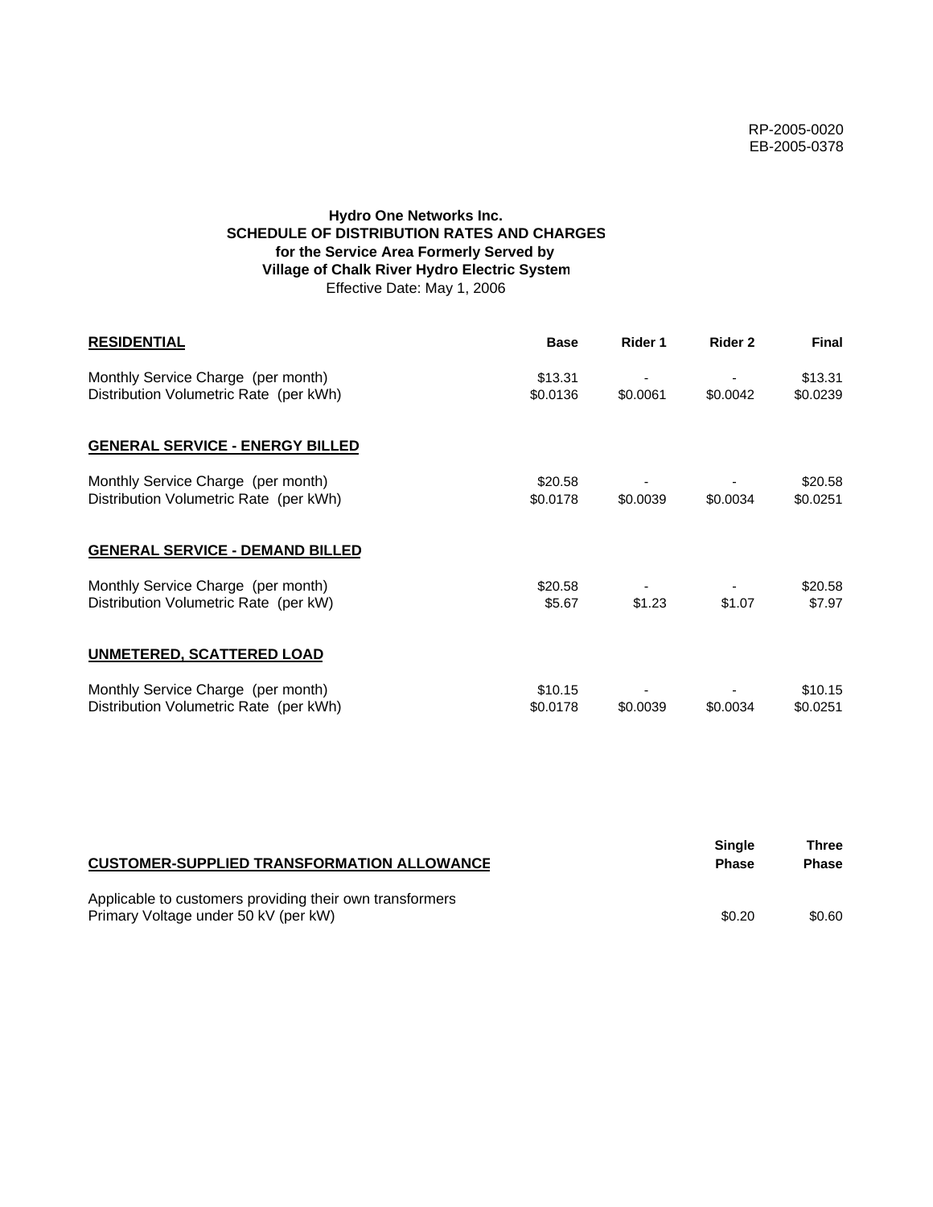RP-2005-0020
EB-2005-0378

**Hydro One Networks Inc.**
**SCHEDULE OF DISTRIBUTION RATES AND CHARGES**
**for the Service Area Formerly Served by**
**Village of Chalk River Hydro Electric System**
Effective Date: May 1, 2006

| **RESIDENTIAL** | **Base** | **Rider 1** | **Rider 2** | **Final** |
|---|---|---|---|---|
| Monthly Service Charge (per month) | $13.31 | - | - | $13.31 |
| Distribution Volumetric Rate (per kWh) | $0.0136 | $0.0061 | $0.0042 | $0.0239 |
| **GENERAL SERVICE - ENERGY BILLED** | | | | |
| Monthly Service Charge (per month) | $20.58 | - | - | $20.58 |
| Distribution Volumetric Rate (per kWh) | $0.0178 | $0.0039 | $0.0034 | $0.0251 |
| **GENERAL SERVICE - DEMAND BILLED** | | | | |
| Monthly Service Charge (per month) | $20.58 | - | - | $20.58 |
| Distribution Volumetric Rate (per kW) | $5.67 | $1.23 | $1.07 | $7.97 |
| **UNMETERED, SCATTERED LOAD** | | | | |
| Monthly Service Charge (per month) | $10.15 | - | - | $10.15 |
| Distribution Volumetric Rate (per kWh) | $0.0178 | $0.0039 | $0.0034 | $0.0251 |

| **CUSTOMER-SUPPLIED TRANSFORMATION ALLOWANCE** | **Single Phase** | **Three Phase** |
|---|---|---|
| Applicable to customers providing their own transformers | | |
| Primary Voltage under 50 kV (per kW) | $0.20 | $0.60 |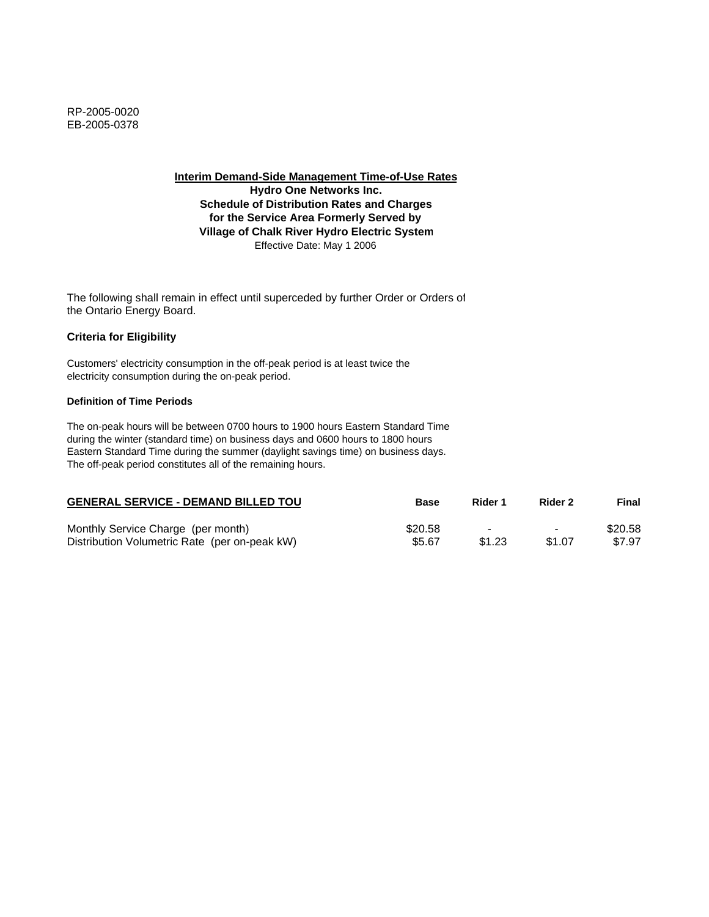RP-2005-0020
EB-2005-0378

**Interim Demand-Side Management Time-of-Use Rates**
**Hydro One Networks Inc.**
**Schedule of Distribution Rates and Charges**
**for the Service Area Formerly Served by**
**Village of Chalk River Hydro Electric System**
Effective Date: May 1 2006

The following shall remain in effect until superceded by further Order or Orders of the Ontario Energy Board.

### Criteria for Eligibility

Customers' electricity consumption in the off-peak period is at least twice the electricity consumption during the on-peak period.

#### Definition of Time Periods

The on-peak hours will be between 0700 hours to 1900 hours Eastern Standard Time during the winter (standard time) on business days and 0600 hours to 1800 hours Eastern Standard Time during the summer (daylight savings time) on business days. The off-peak period constitutes all of the remaining hours.

| GENERAL SERVICE - DEMAND BILLED TOU | Base | Rider 1 | Rider 2 | Final |
|---|---|---|---|---|
| Monthly Service Charge (per month) | $20.58 | - | - | $20.58 |
| Distribution Volumetric Rate (per on-peak kW) | $5.67 | $1.23 | $1.07 | $7.97 |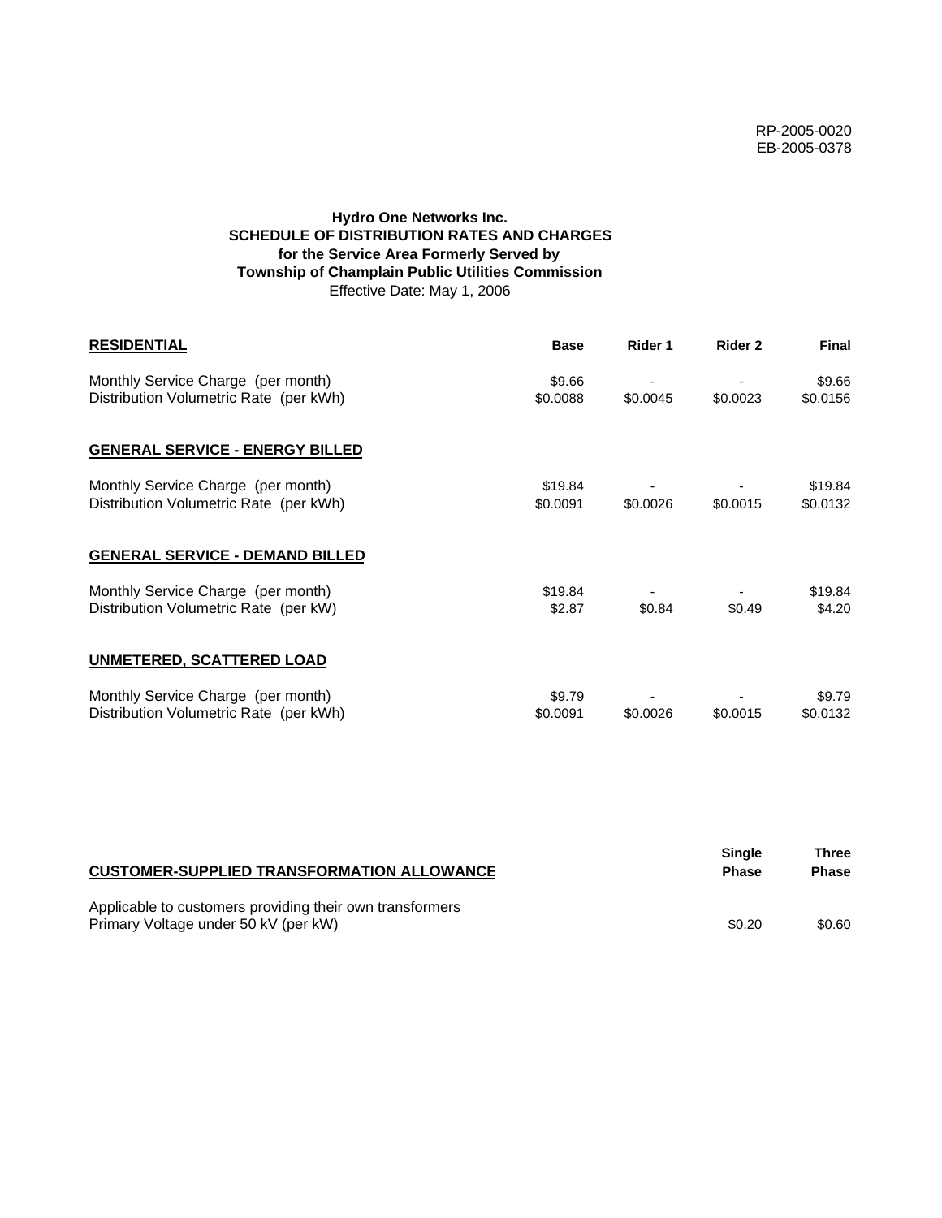RP-2005-0020
EB-2005-0378

**Hydro One Networks Inc.**
**SCHEDULE OF DISTRIBUTION RATES AND CHARGES**
**for the Service Area Formerly Served by**
**Township of Champlain Public Utilities Commission**
Effective Date: May 1, 2006

| **RESIDENTIAL** | **Base** | **Rider 1** | **Rider 2** | **Final** |
|---|---|---|---|---|
| Monthly Service Charge (per month) | $9.66 | - | - | $9.66 |
| Distribution Volumetric Rate (per kWh) | $0.0088 | $0.0045 | $0.0023 | $0.0156 |
| **GENERAL SERVICE - ENERGY BILLED** | | | | |
| Monthly Service Charge (per month) | $19.84 | - | - | $19.84 |
| Distribution Volumetric Rate (per kWh) | $0.0091 | $0.0026 | $0.0015 | $0.0132 |
| **GENERAL SERVICE - DEMAND BILLED** | | | | |
| Monthly Service Charge (per month) | $19.84 | - | - | $19.84 |
| Distribution Volumetric Rate (per kW) | $2.87 | $0.84 | $0.49 | $4.20 |
| **UNMETERED, SCATTERED LOAD** | | | | |
| Monthly Service Charge (per month) | $9.79 | - | - | $9.79 |
| Distribution Volumetric Rate (per kWh) | $0.0091 | $0.0026 | $0.0015 | $0.0132 |

| **CUSTOMER-SUPPLIED TRANSFORMATION ALLOWANCE** | **Single Phase** | **Three Phase** |
|---|---|---|
| Applicable to customers providing their own transformers | | |
| Primary Voltage under 50 kV (per kW) | $0.20 | $0.60 |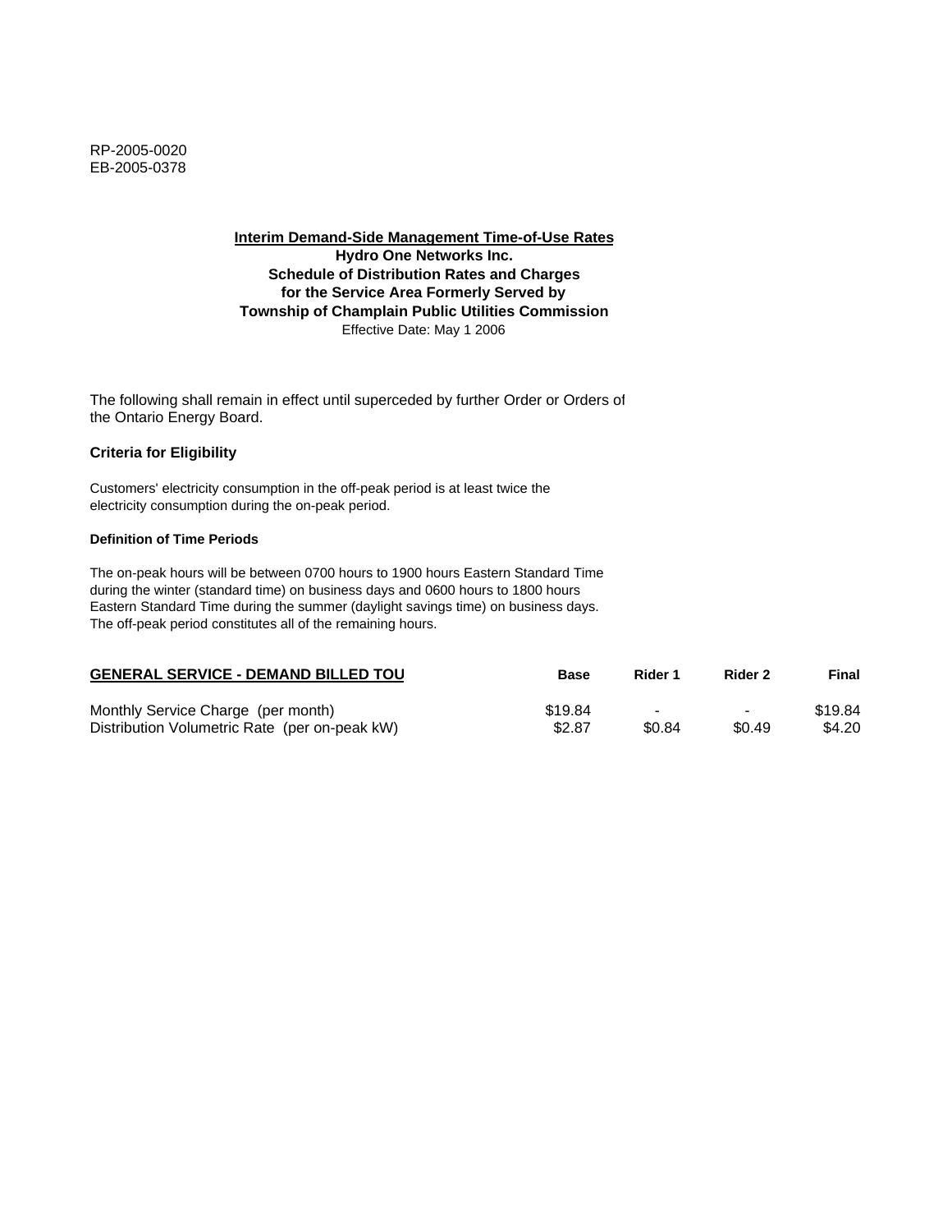RP-2005-0020
EB-2005-0378

**Interim Demand-Side Management Time-of-Use Rates**
**Hydro One Networks Inc.**
**Schedule of Distribution Rates and Charges**
**for the Service Area Formerly Served by**
**Township of Champlain Public Utilities Commission**
Effective Date: May 1 2006

The following shall remain in effect until superceded by further Order or Orders of the Ontario Energy Board.

**Criteria for Eligibility**

Customers' electricity consumption in the off-peak period is at least twice the electricity consumption during the on-peak period.

**Definition of Time Periods**

The on-peak hours will be between 0700 hours to 1900 hours Eastern Standard Time during the winter (standard time) on business days and 0600 hours to 1800 hours Eastern Standard Time during the summer (daylight savings time) on business days. The off-peak period constitutes all of the remaining hours.

| GENERAL SERVICE - DEMAND BILLED TOU | Base | Rider 1 | Rider 2 | Final |
|---|---|---|---|---|
| Monthly Service Charge (per month) | $19.84 | - | - | $19.84 |
| Distribution Volumetric Rate (per on-peak kW) | $2.87 | $0.84 | $0.49 | $4.20 |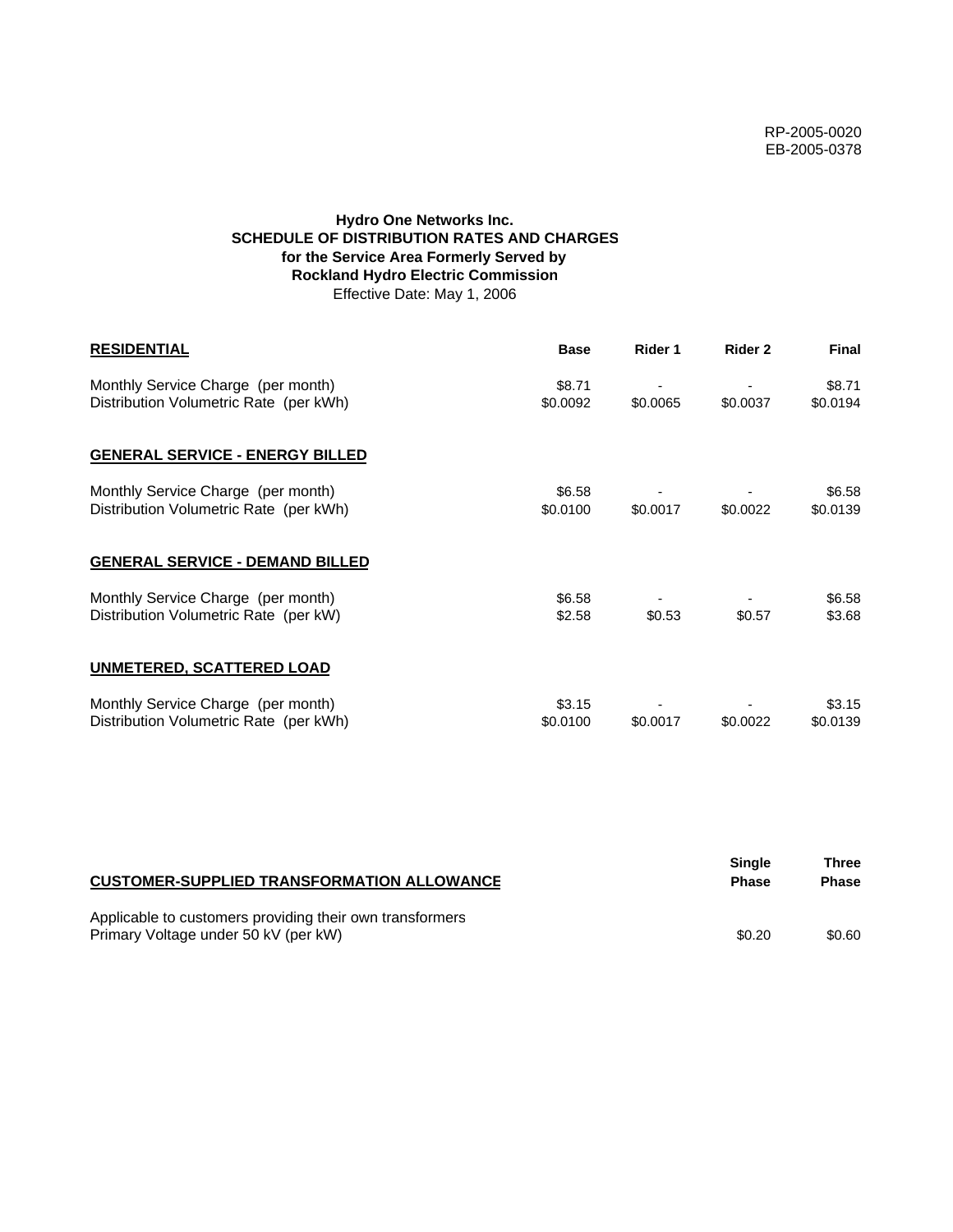RP-2005-0020
EB-2005-0378

**Hydro One Networks Inc.**
**SCHEDULE OF DISTRIBUTION RATES AND CHARGES**
**for the Service Area Formerly Served by**
**Rockland Hydro Electric Commission**
Effective Date: May 1, 2006

| **RESIDENTIAL** | **Base** | **Rider 1** | **Rider 2** | **Final** |
|---|---|---|---|---|
| Monthly Service Charge (per month) | $8.71 | - | - | $8.71 |
| Distribution Volumetric Rate (per kWh) | $0.0092 | $0.0065 | $0.0037 | $0.0194 |
| **GENERAL SERVICE - ENERGY BILLED** | | | | |
| Monthly Service Charge (per month) | $6.58 | - | - | $6.58 |
| Distribution Volumetric Rate (per kWh) | $0.0100 | $0.0017 | $0.0022 | $0.0139 |
| **GENERAL SERVICE - DEMAND BILLED** | | | | |
| Monthly Service Charge (per month) | $6.58 | - | - | $6.58 |
| Distribution Volumetric Rate (per kW) | $2.58 | $0.53 | $0.57 | $3.68 |
| **UNMETERED, SCATTERED LOAD** | | | | |
| Monthly Service Charge (per month) | $3.15 | - | - | $3.15 |
| Distribution Volumetric Rate (per kWh) | $0.0100 | $0.0017 | $0.0022 | $0.0139 |

| **CUSTOMER-SUPPLIED TRANSFORMATION ALLOWANCE** | **Single Phase** | **Three Phase** |
|---|---|---|
| Applicable to customers providing their own transformers | | |
| Primary Voltage under 50 kV (per kW) | $0.20 | $0.60 |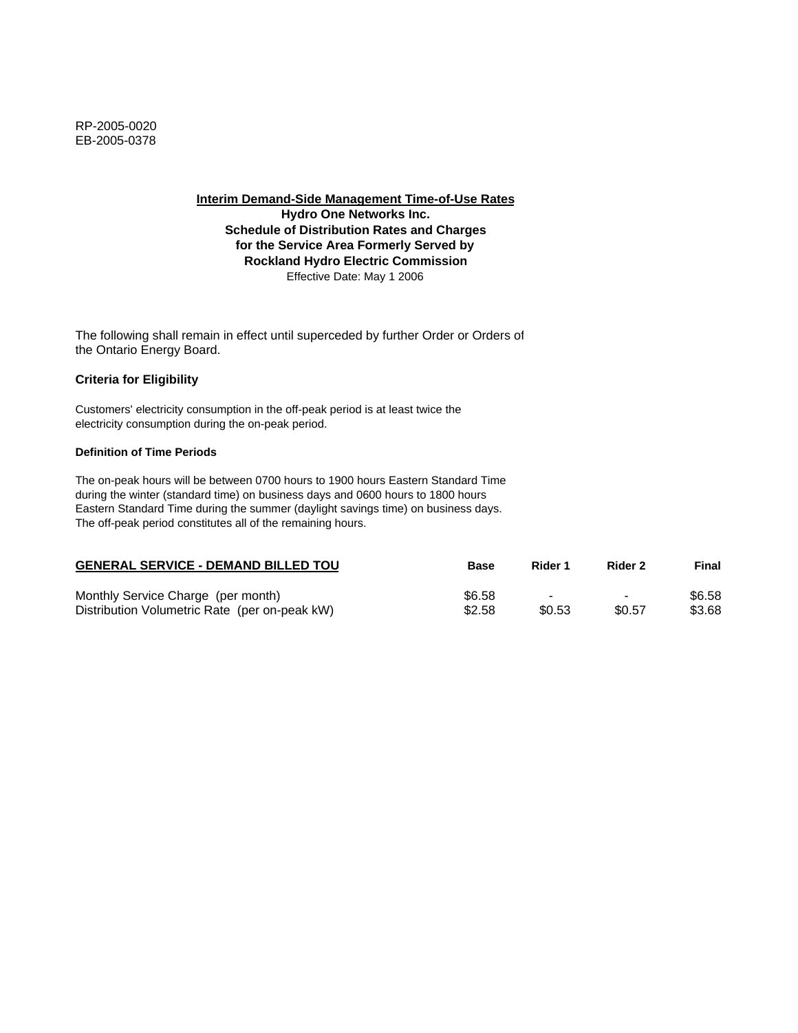RP-2005-0020
EB-2005-0378

**Interim Demand-Side Management Time-of-Use Rates**
**Hydro One Networks Inc.**
**Schedule of Distribution Rates and Charges**
**for the Service Area Formerly Served by**
**Rockland Hydro Electric Commission**
Effective Date: May 1 2006

The following shall remain in effect until superceded by further Order or Orders of the Ontario Energy Board.

**Criteria for Eligibility**

Customers' electricity consumption in the off-peak period is at least twice the electricity consumption during the on-peak period.

**Definition of Time Periods**

The on-peak hours will be between 0700 hours to 1900 hours Eastern Standard Time during the winter (standard time) on business days and 0600 hours to 1800 hours Eastern Standard Time during the summer (daylight savings time) on business days. The off-peak period constitutes all of the remaining hours.

| **GENERAL SERVICE - DEMAND BILLED TOU** | **Base** | **Rider 1** | **Rider 2** | **Final** |
|---|---|---|---|---|
| Monthly Service Charge (per month) | $6.58 | - | - | $6.58 |
| Distribution Volumetric Rate (per on-peak kW) | $2.58 | $0.53 | $0.57 | $3.68 |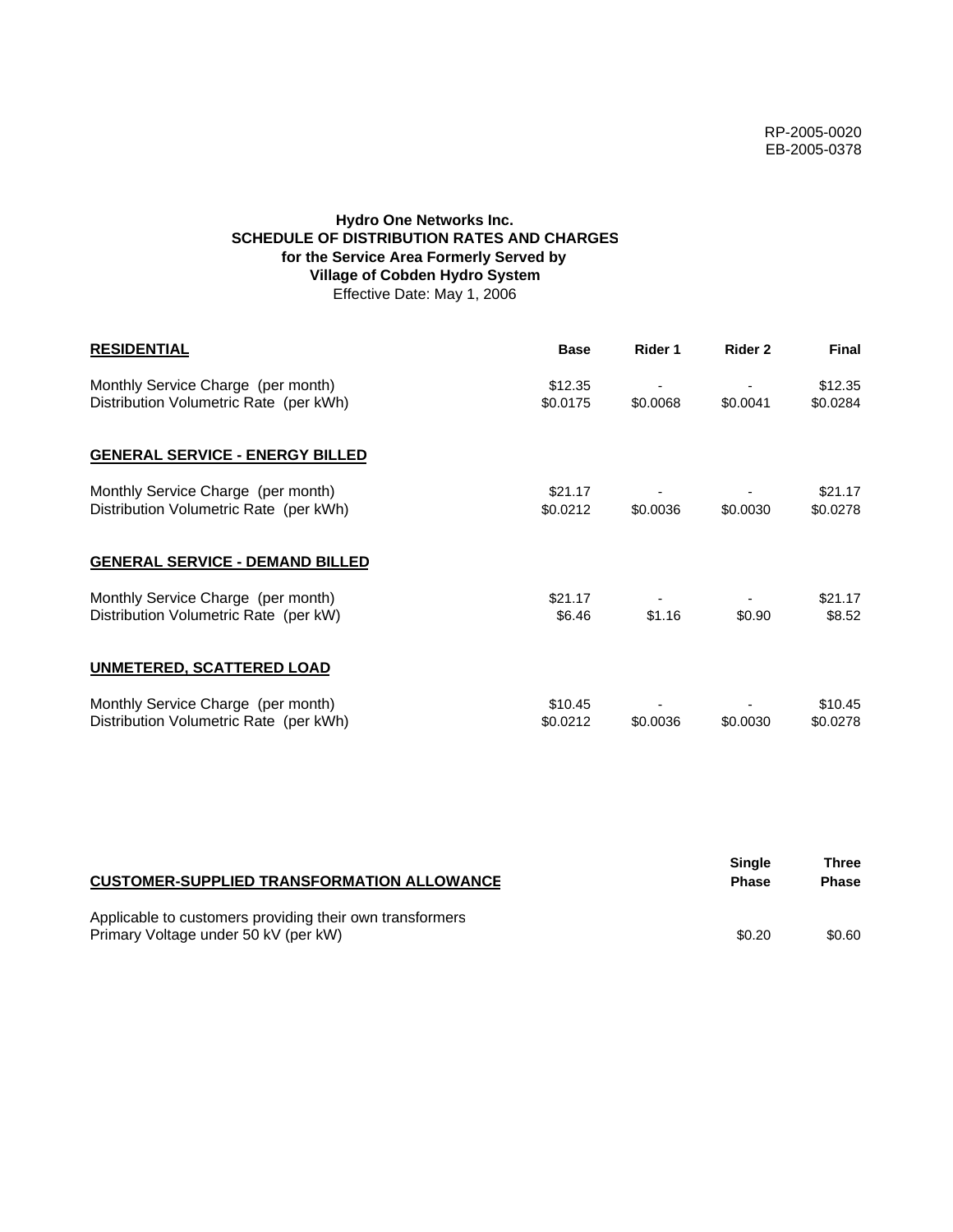RP-2005-0020
EB-2005-0378

**Hydro One Networks Inc.**
**SCHEDULE OF DISTRIBUTION RATES AND CHARGES**
**for the Service Area Formerly Served by**
**Village of Cobden Hydro System**
Effective Date: May 1, 2006

| **RESIDENTIAL** | **Base** | **Rider 1** | **Rider 2** | **Final** |
|---|---|---|---|---|
| Monthly Service Charge (per month) | $12.35 | - | - | $12.35 |
| Distribution Volumetric Rate (per kWh) | $0.0175 | $0.0068 | $0.0041 | $0.0284 |
| **GENERAL SERVICE - ENERGY BILLED** | | | | |
| Monthly Service Charge (per month) | $21.17 | - | - | $21.17 |
| Distribution Volumetric Rate (per kWh) | $0.0212 | $0.0036 | $0.0030 | $0.0278 |
| **GENERAL SERVICE - DEMAND BILLED** | | | | |
| Monthly Service Charge (per month) | $21.17 | - | - | $21.17 |
| Distribution Volumetric Rate (per kW) | $6.46 | $1.16 | $0.90 | $8.52 |
| **UNMETERED, SCATTERED LOAD** | | | | |
| Monthly Service Charge (per month) | $10.45 | - | - | $10.45 |
| Distribution Volumetric Rate (per kWh) | $0.0212 | $0.0036 | $0.0030 | $0.0278 |

| **CUSTOMER-SUPPLIED TRANSFORMATION ALLOWANCE** | **Single Phase** | **Three Phase** |
|---|---|---|
| Applicable to customers providing their own transformers | | |
| Primary Voltage under 50 kV (per kW) | $0.20 | $0.60 |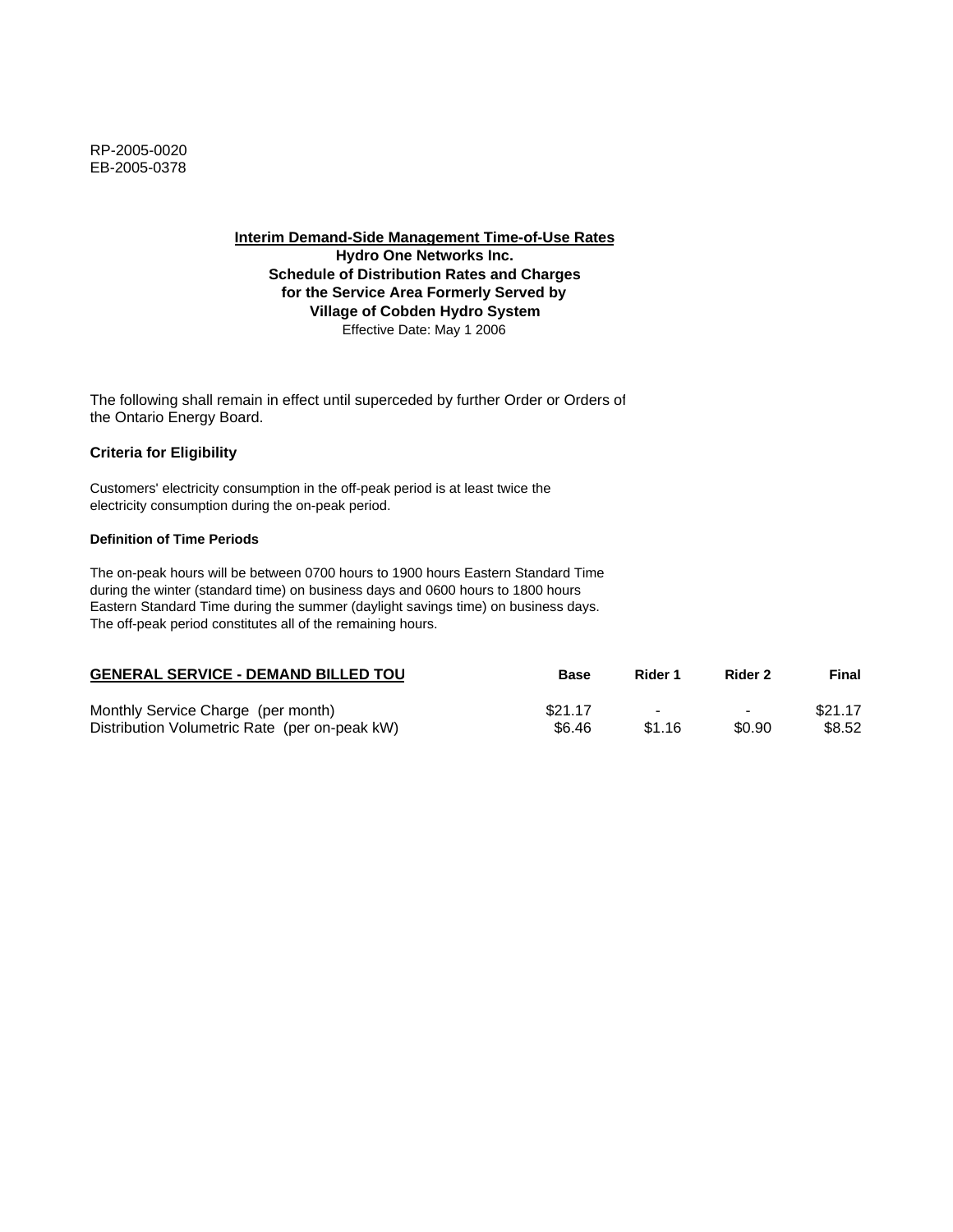RP-2005-0020
EB-2005-0378

**Interim Demand-Side Management Time-of-Use Rates**
**Hydro One Networks Inc.**
**Schedule of Distribution Rates and Charges**
**for the Service Area Formerly Served by**
**Village of Cobden Hydro System**
Effective Date: May 1 2006

The following shall remain in effect until superceded by further Order or Orders of the Ontario Energy Board.

**Criteria for Eligibility**

Customers' electricity consumption in the off-peak period is at least twice the electricity consumption during the on-peak period.

**Definition of Time Periods**

The on-peak hours will be between 0700 hours to 1900 hours Eastern Standard Time during the winter (standard time) on business days and 0600 hours to 1800 hours Eastern Standard Time during the summer (daylight savings time) on business days. The off-peak period constitutes all of the remaining hours.

| GENERAL SERVICE - DEMAND BILLED TOU | Base | Rider 1 | Rider 2 | Final |
|---|---|---|---|---|
| Monthly Service Charge (per month) | $21.17 | - | - | $21.17 |
| Distribution Volumetric Rate (per on-peak kW) | $6.46 | $1.16 | $0.90 | $8.52 |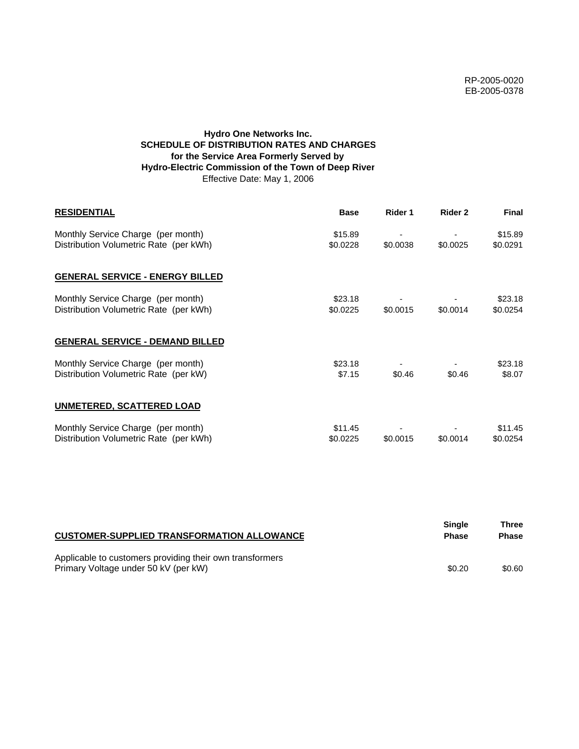RP-2005-0020
EB-2005-0378

**Hydro One Networks Inc.**
**SCHEDULE OF DISTRIBUTION RATES AND CHARGES**
**for the Service Area Formerly Served by**
**Hydro-Electric Commission of the Town of Deep River**
Effective Date: May 1, 2006

| **RESIDENTIAL** | **Base** | **Rider 1** | **Rider 2** | **Final** |
|---|---|---|---|---|
| Monthly Service Charge (per month) | $15.89 | - | - | $15.89 |
| Distribution Volumetric Rate (per kWh) | $0.0228 | $0.0038 | $0.0025 | $0.0291 |
| **GENERAL SERVICE - ENERGY BILLED** | | | | |
| Monthly Service Charge (per month) | $23.18 | - | - | $23.18 |
| Distribution Volumetric Rate (per kWh) | $0.0225 | $0.0015 | $0.0014 | $0.0254 |
| **GENERAL SERVICE - DEMAND BILLED** | | | | |
| Monthly Service Charge (per month) | $23.18 | - | - | $23.18 |
| Distribution Volumetric Rate (per kW) | $7.15 | $0.46 | $0.46 | $8.07 |
| **UNMETERED, SCATTERED LOAD** | | | | |
| Monthly Service Charge (per month) | $11.45 | - | - | $11.45 |
| Distribution Volumetric Rate (per kWh) | $0.0225 | $0.0015 | $0.0014 | $0.0254 |

| **CUSTOMER-SUPPLIED TRANSFORMATION ALLOWANCE** | **Single Phase** | **Three Phase** |
|---|---|---|
| Applicable to customers providing their own transformers | | |
| Primary Voltage under 50 kV (per kW) | $0.20 | $0.60 |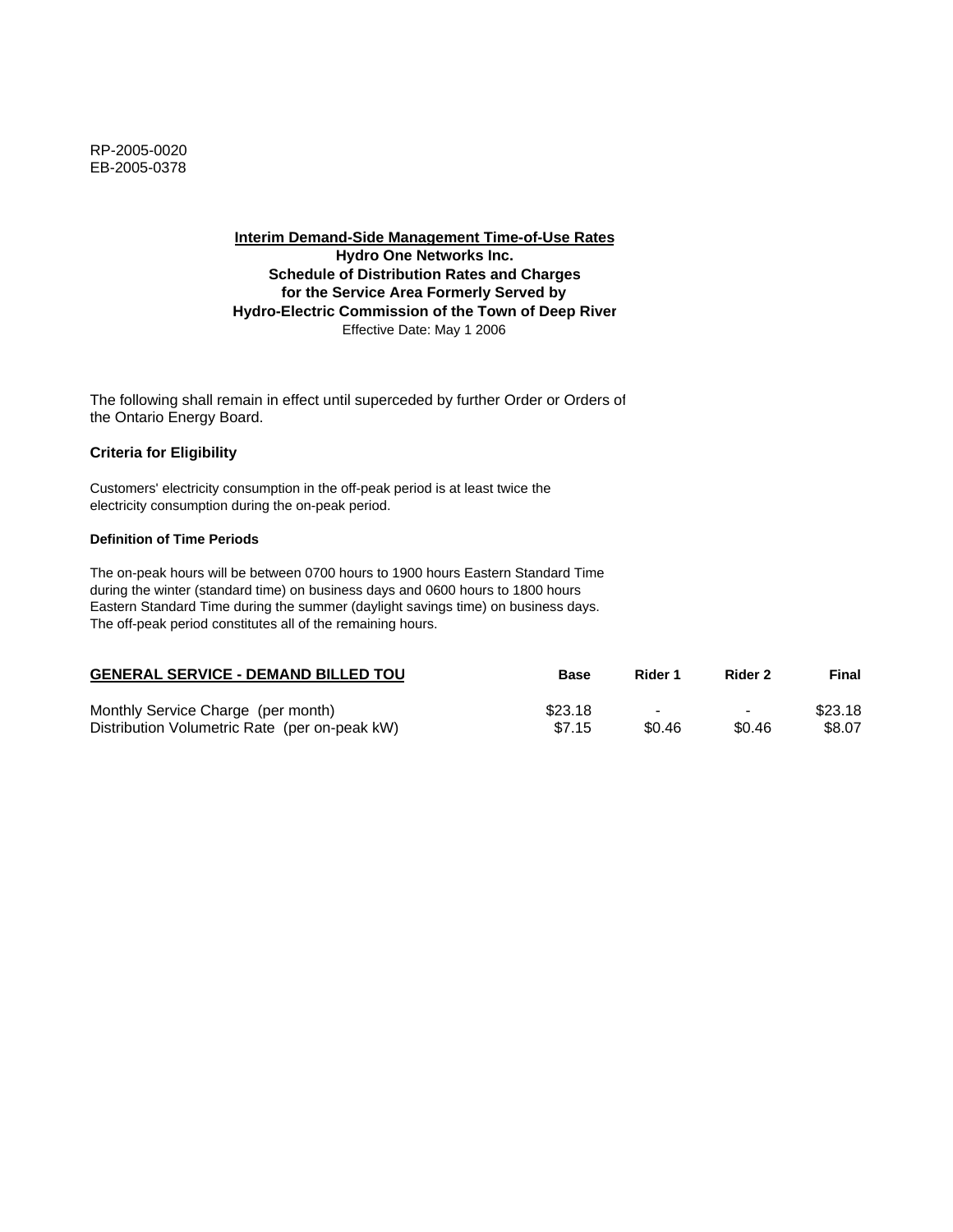RP-2005-0020
EB-2005-0378

**Interim Demand-Side Management Time-of-Use Rates**
**Hydro One Networks Inc.**
**Schedule of Distribution Rates and Charges**
**for the Service Area Formerly Served by**
**Hydro-Electric Commission of the Town of Deep River**
Effective Date: May 1 2006

The following shall remain in effect until superceded by further Order or Orders of the Ontario Energy Board.

**Criteria for Eligibility**

Customers' electricity consumption in the off-peak period is at least twice the electricity consumption during the on-peak period.

**Definition of Time Periods**

The on-peak hours will be between 0700 hours to 1900 hours Eastern Standard Time during the winter (standard time) on business days and 0600 hours to 1800 hours Eastern Standard Time during the summer (daylight savings time) on business days. The off-peak period constitutes all of the remaining hours.

| GENERAL SERVICE - DEMAND BILLED TOU | Base | Rider 1 | Rider 2 | Final |
|---|---|---|---|---|
| Monthly Service Charge (per month) | $23.18 | - | - | $23.18 |
| Distribution Volumetric Rate (per on-peak kW) | $7.15 | $0.46 | $0.46 | $8.07 |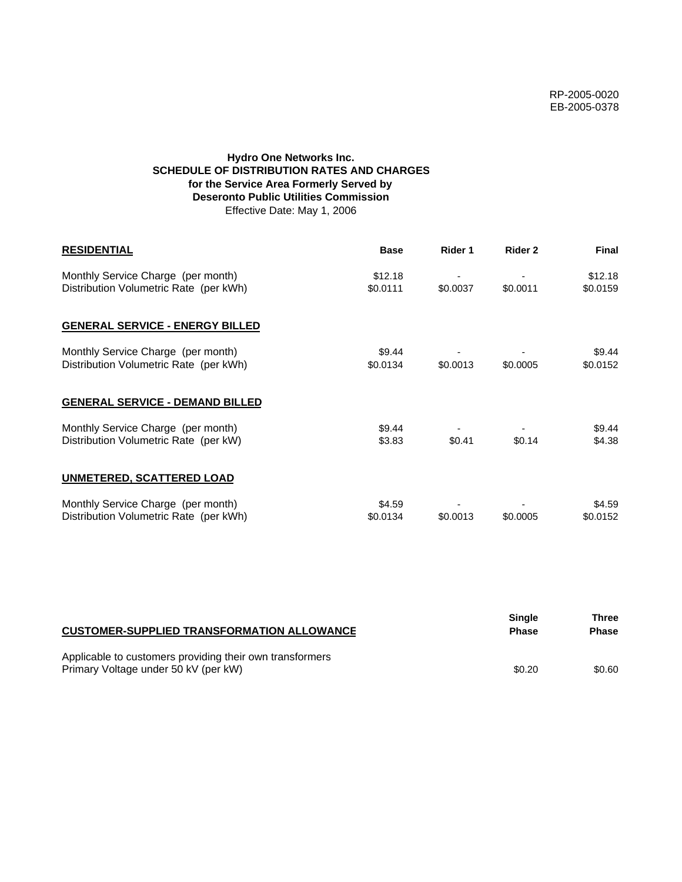RP-2005-0020
EB-2005-0378

**Hydro One Networks Inc.**
**SCHEDULE OF DISTRIBUTION RATES AND CHARGES**
**for the Service Area Formerly Served by**
**Deseronto Public Utilities Commission**
Effective Date: May 1, 2006

| **RESIDENTIAL** | **Base** | **Rider 1** | **Rider 2** | **Final** |
|---|---|---|---|---|
| Monthly Service Charge (per month) | $12.18 | - | - | $12.18 |
| Distribution Volumetric Rate (per kWh) | $0.0111 | $0.0037 | $0.0011 | $0.0159 |
| **GENERAL SERVICE - ENERGY BILLED** | | | | |
| Monthly Service Charge (per month) | $9.44 | - | - | $9.44 |
| Distribution Volumetric Rate (per kWh) | $0.0134 | $0.0013 | $0.0005 | $0.0152 |
| **GENERAL SERVICE - DEMAND BILLED** | | | | |
| Monthly Service Charge (per month) | $9.44 | - | - | $9.44 |
| Distribution Volumetric Rate (per kW) | $3.83 | $0.41 | $0.14 | $4.38 |
| **UNMETERED, SCATTERED LOAD** | | | | |
| Monthly Service Charge (per month) | $4.59 | - | - | $4.59 |
| Distribution Volumetric Rate (per kWh) | $0.0134 | $0.0013 | $0.0005 | $0.0152 |

| **CUSTOMER-SUPPLIED TRANSFORMATION ALLOWANCE** | **Single Phase** | **Three Phase** |
|---|---|---|
| Applicable to customers providing their own transformers Primary Voltage under 50 kV (per kW) | $0.20 | $0.60 |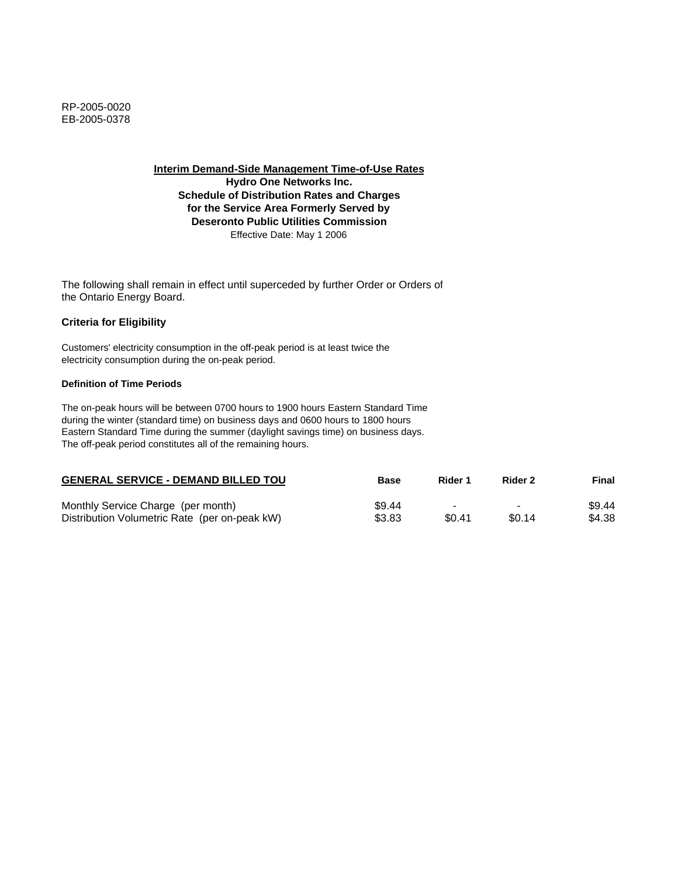RP-2005-0020
EB-2005-0378

**Interim Demand-Side Management Time-of-Use Rates**
**Hydro One Networks Inc.**
**Schedule of Distribution Rates and Charges**
**for the Service Area Formerly Served by**
**Deseronto Public Utilities Commission**
Effective Date: May 1 2006

The following shall remain in effect until superceded by further Order or Orders of the Ontario Energy Board.

### Criteria for Eligibility

Customers' electricity consumption in the off-peak period is at least twice the electricity consumption during the on-peak period.

#### Definition of Time Periods

The on-peak hours will be between 0700 hours to 1900 hours Eastern Standard Time during the winter (standard time) on business days and 0600 hours to 1800 hours Eastern Standard Time during the summer (daylight savings time) on business days. The off-peak period constitutes all of the remaining hours.

| GENERAL SERVICE - DEMAND BILLED TOU | Base | Rider 1 | Rider 2 | Final |
|---|---|---|---|---|
| Monthly Service Charge (per month) | $9.44 | - | - | $9.44 |
| Distribution Volumetric Rate (per on-peak kW) | $3.83 | $0.41 | $0.14 | $4.38 |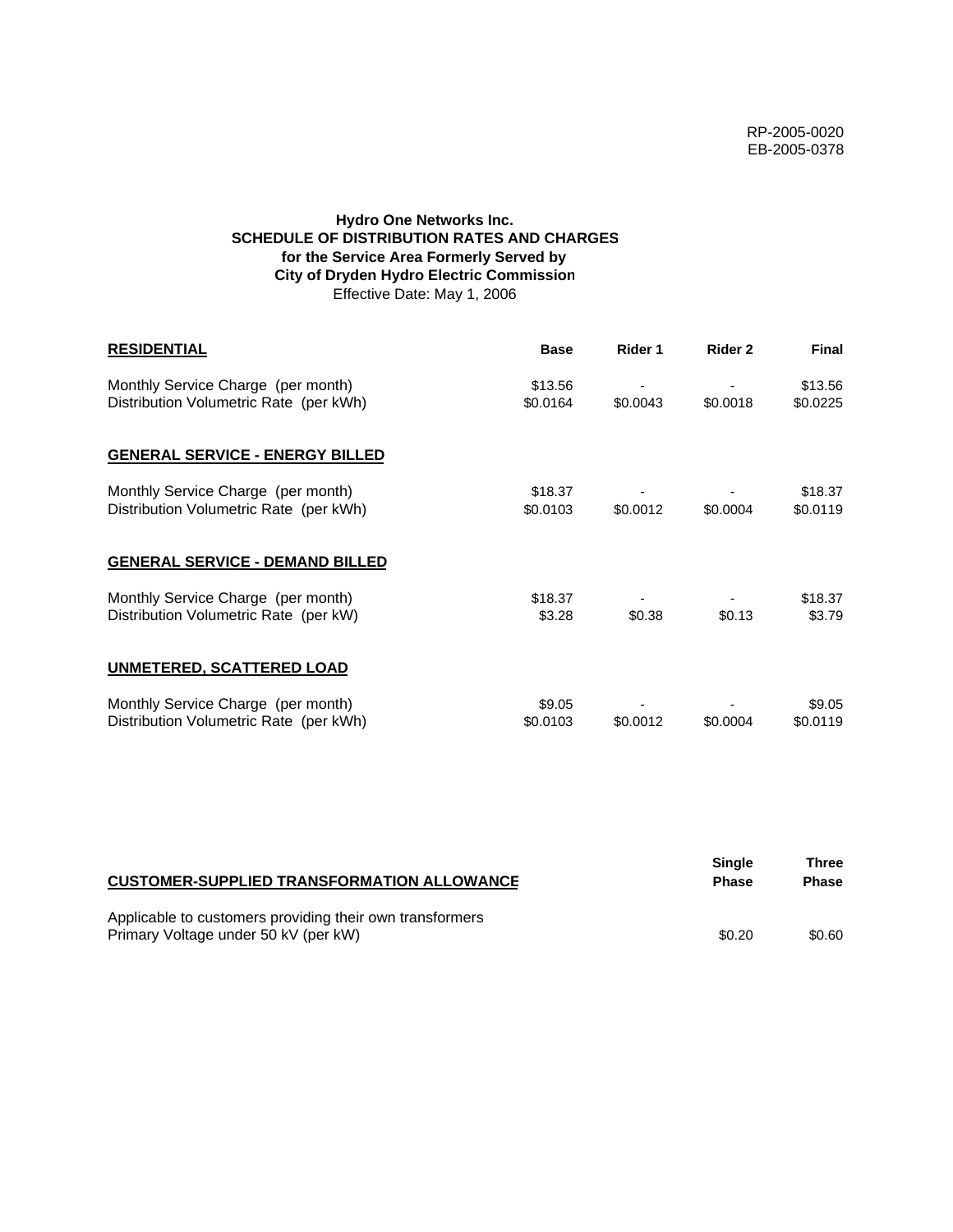RP-2005-0020
EB-2005-0378

**Hydro One Networks Inc.**
**SCHEDULE OF DISTRIBUTION RATES AND CHARGES**
**for the Service Area Formerly Served by**
**City of Dryden Hydro Electric Commission**
Effective Date: May 1, 2006

| **RESIDENTIAL** | **Base** | **Rider 1** | **Rider 2** | **Final** |
|---|---|---|---|---|
| Monthly Service Charge (per month) | $13.56 | - | - | $13.56 |
| Distribution Volumetric Rate (per kWh) | $0.0164 | $0.0043 | $0.0018 | $0.0225 |
| **GENERAL SERVICE - ENERGY BILLED** | | | | |
| Monthly Service Charge (per month) | $18.37 | - | - | $18.37 |
| Distribution Volumetric Rate (per kWh) | $0.0103 | $0.0012 | $0.0004 | $0.0119 |
| **GENERAL SERVICE - DEMAND BILLED** | | | | |
| Monthly Service Charge (per month) | $18.37 | - | - | $18.37 |
| Distribution Volumetric Rate (per kW) | $3.28 | $0.38 | $0.13 | $3.79 |
| **UNMETERED, SCATTERED LOAD** | | | | |
| Monthly Service Charge (per month) | $9.05 | - | - | $9.05 |
| Distribution Volumetric Rate (per kWh) | $0.0103 | $0.0012 | $0.0004 | $0.0119 |

| **CUSTOMER-SUPPLIED TRANSFORMATION ALLOWANCE** | **Single Phase** | **Three Phase** |
|---|---|---|
| Applicable to customers providing their own transformers | | |
| Primary Voltage under 50 kV (per kW) | $0.20 | $0.60 |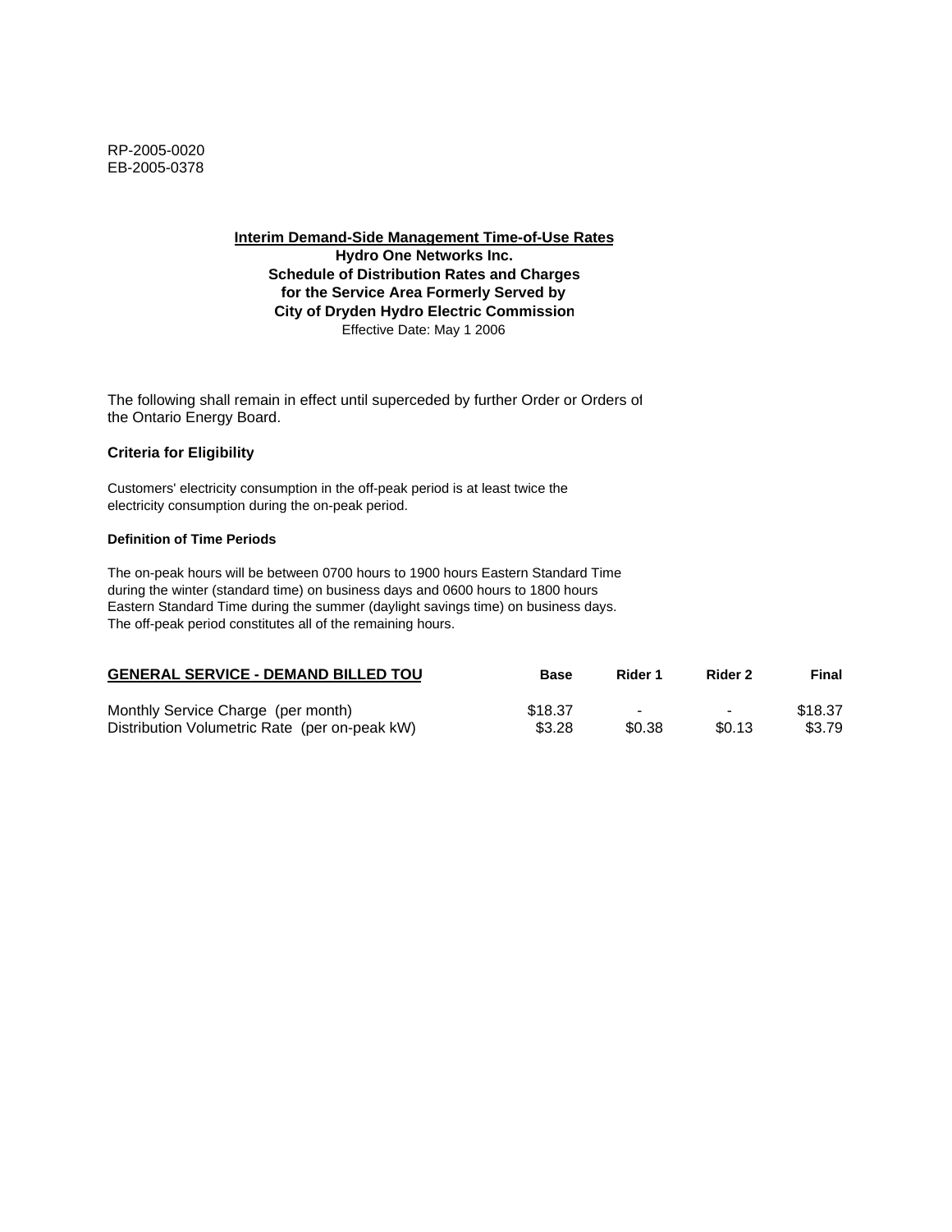RP-2005-0020
EB-2005-0378

**Interim Demand-Side Management Time-of-Use Rates**
**Hydro One Networks Inc.**
**Schedule of Distribution Rates and Charges**
**for the Service Area Formerly Served by**
**City of Dryden Hydro Electric Commission**
Effective Date: May 1 2006

The following shall remain in effect until superceded by further Order or Orders of the Ontario Energy Board.

**Criteria for Eligibility**

Customers' electricity consumption in the off-peak period is at least twice the electricity consumption during the on-peak period.

**Definition of Time Periods**

The on-peak hours will be between 0700 hours to 1900 hours Eastern Standard Time during the winter (standard time) on business days and 0600 hours to 1800 hours Eastern Standard Time during the summer (daylight savings time) on business days. The off-peak period constitutes all of the remaining hours.

| GENERAL SERVICE - DEMAND BILLED TOU | Base | Rider 1 | Rider 2 | Final |
|---|---|---|---|---|
| Monthly Service Charge (per month) | $18.37 | - | - | $18.37 |
| Distribution Volumetric Rate (per on-peak kW) | $3.28 | $0.38 | $0.13 | $3.79 |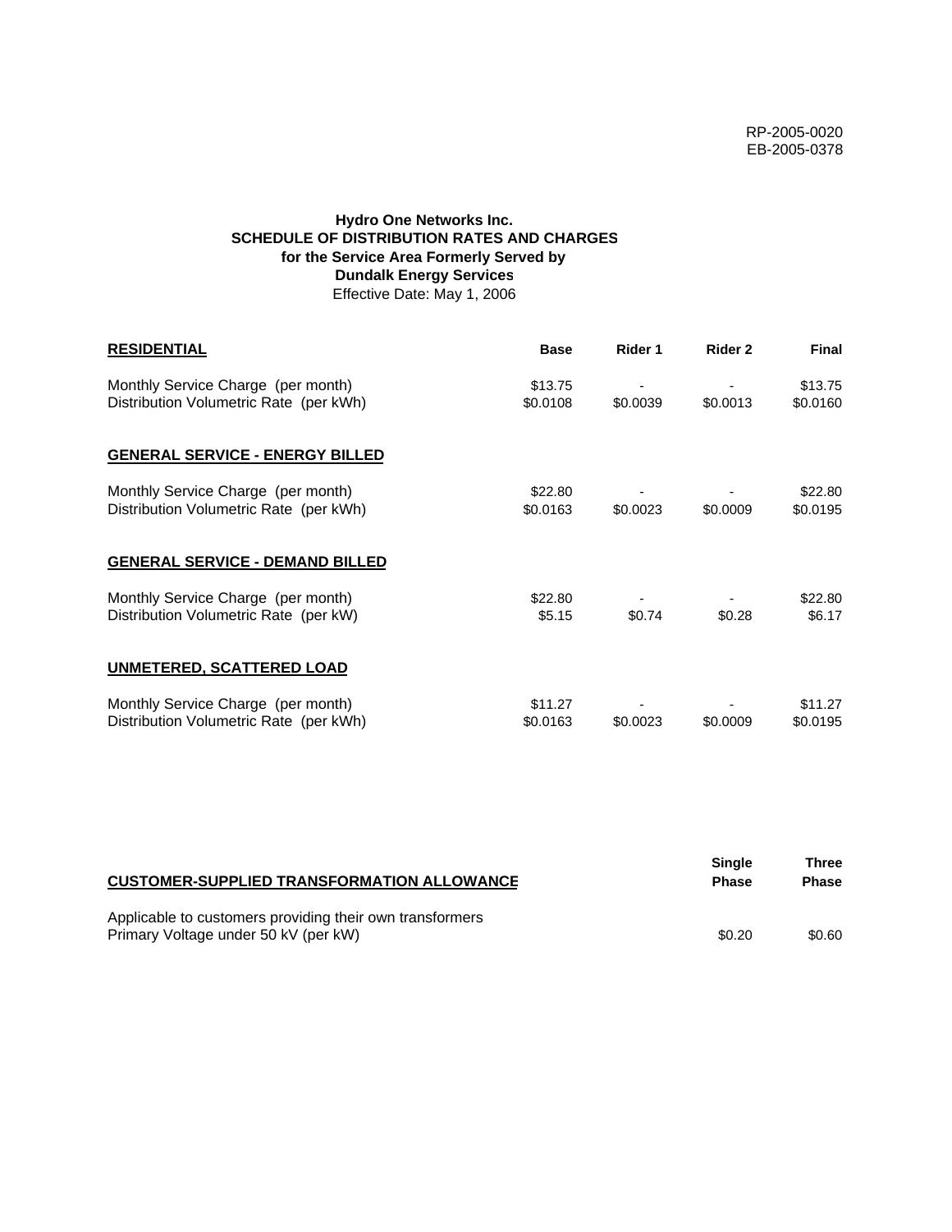RP-2005-0020
EB-2005-0378

**Hydro One Networks Inc.**
**SCHEDULE OF DISTRIBUTION RATES AND CHARGES**
**for the Service Area Formerly Served by**
**Dundalk Energy Services**
Effective Date: May 1, 2006

| **RESIDENTIAL** | **Base** | **Rider 1** | **Rider 2** | **Final** |
|---|---|---|---|---|
| Monthly Service Charge (per month) | $13.75 | - | - | $13.75 |
| Distribution Volumetric Rate (per kWh) | $0.0108 | $0.0039 | $0.0013 | $0.0160 |

| **GENERAL SERVICE - ENERGY BILLED** | | | | |
|---|---|---|---|---|
| Monthly Service Charge (per month) | $22.80 | - | - | $22.80 |
| Distribution Volumetric Rate (per kWh) | $0.0163 | $0.0023 | $0.0009 | $0.0195 |

| **GENERAL SERVICE - DEMAND BILLED** | | | | |
|---|---|---|---|---|
| Monthly Service Charge (per month) | $22.80 | - | - | $22.80 |
| Distribution Volumetric Rate (per kW) | $5.15 | $0.74 | $0.28 | $6.17 |

| **UNMETERED, SCATTERED LOAD** | | | | |
|---|---|---|---|---|
| Monthly Service Charge (per month) | $11.27 | - | - | $11.27 |
| Distribution Volumetric Rate (per kWh) | $0.0163 | $0.0023 | $0.0009 | $0.0195 |

| **CUSTOMER-SUPPLIED TRANSFORMATION ALLOWANCE** | **Single Phase** | **Three Phase** |
|---|---|---|
| Applicable to customers providing their own transformers<br>Primary Voltage under 50 kV (per kW) | $0.20 | $0.60 |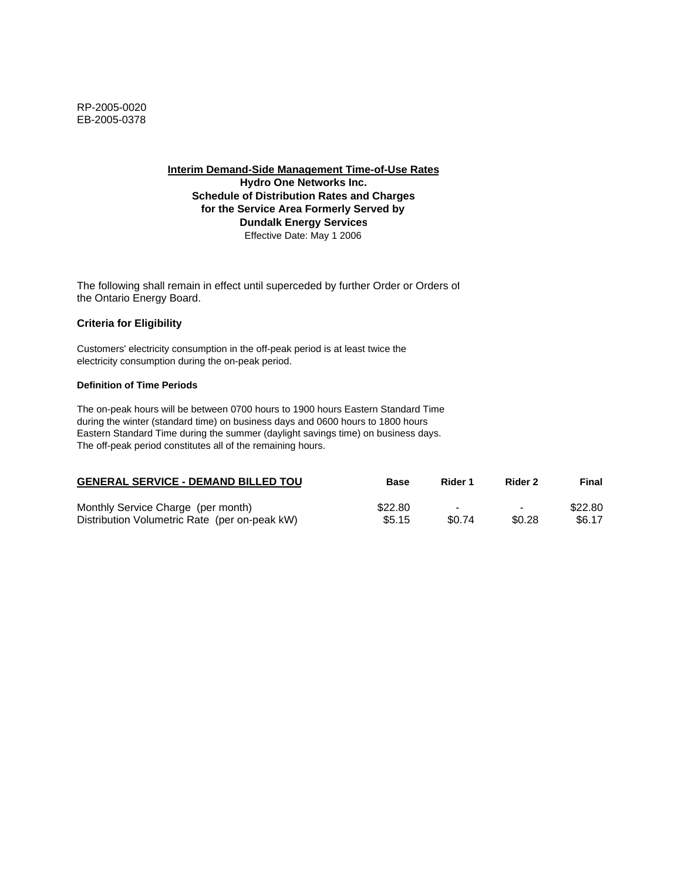RP-2005-0020
EB-2005-0378

**Interim Demand-Side Management Time-of-Use Rates**
**Hydro One Networks Inc.**
**Schedule of Distribution Rates and Charges**
**for the Service Area Formerly Served by**
**Dundalk Energy Services**
Effective Date: May 1 2006

The following shall remain in effect until superceded by further Order or Orders of the Ontario Energy Board.

**Criteria for Eligibility**

Customers' electricity consumption in the off-peak period is at least twice the electricity consumption during the on-peak period.

**Definition of Time Periods**

The on-peak hours will be between 0700 hours to 1900 hours Eastern Standard Time during the winter (standard time) on business days and 0600 hours to 1800 hours Eastern Standard Time during the summer (daylight savings time) on business days. The off-peak period constitutes all of the remaining hours.

| GENERAL SERVICE - DEMAND BILLED TOU | Base | Rider 1 | Rider 2 | Final |
|---|---|---|---|---|
| Monthly Service Charge (per month) | $22.80 | - | - | $22.80 |
| Distribution Volumetric Rate (per on-peak kW) | $5.15 | $0.74 | $0.28 | $6.17 |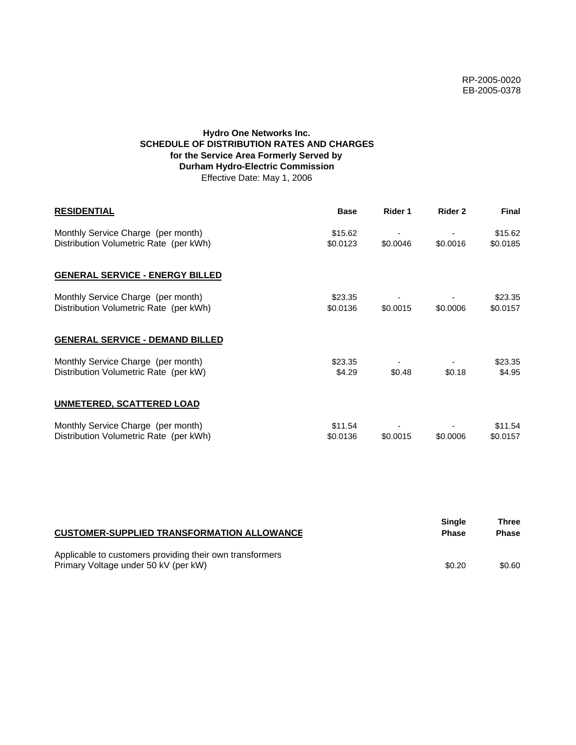RP-2005-0020
EB-2005-0378

**Hydro One Networks Inc.**
**SCHEDULE OF DISTRIBUTION RATES AND CHARGES**
**for the Service Area Formerly Served by**
**Durham Hydro-Electric Commission**
Effective Date: May 1, 2006

| **RESIDENTIAL** | **Base** | **Rider 1** | **Rider 2** | **Final** |
|---|---|---|---|---|
| Monthly Service Charge (per month) | $15.62 | - | - | $15.62 |
| Distribution Volumetric Rate (per kWh) | $0.0123 | $0.0046 | $0.0016 | $0.0185 |
| **GENERAL SERVICE - ENERGY BILLED** | | | | |
| Monthly Service Charge (per month) | $23.35 | - | - | $23.35 |
| Distribution Volumetric Rate (per kWh) | $0.0136 | $0.0015 | $0.0006 | $0.0157 |
| **GENERAL SERVICE - DEMAND BILLED** | | | | |
| Monthly Service Charge (per month) | $23.35 | - | - | $23.35 |
| Distribution Volumetric Rate (per kW) | $4.29 | $0.48 | $0.18 | $4.95 |
| **UNMETERED, SCATTERED LOAD** | | | | |
| Monthly Service Charge (per month) | $11.54 | - | - | $11.54 |
| Distribution Volumetric Rate (per kWh) | $0.0136 | $0.0015 | $0.0006 | $0.0157 |

| **CUSTOMER-SUPPLIED TRANSFORMATION ALLOWANCE** | **Single Phase** | **Three Phase** |
|---|---|---|
| Applicable to customers providing their own transformers | | |
| Primary Voltage under 50 kV (per kW) | $0.20 | $0.60 |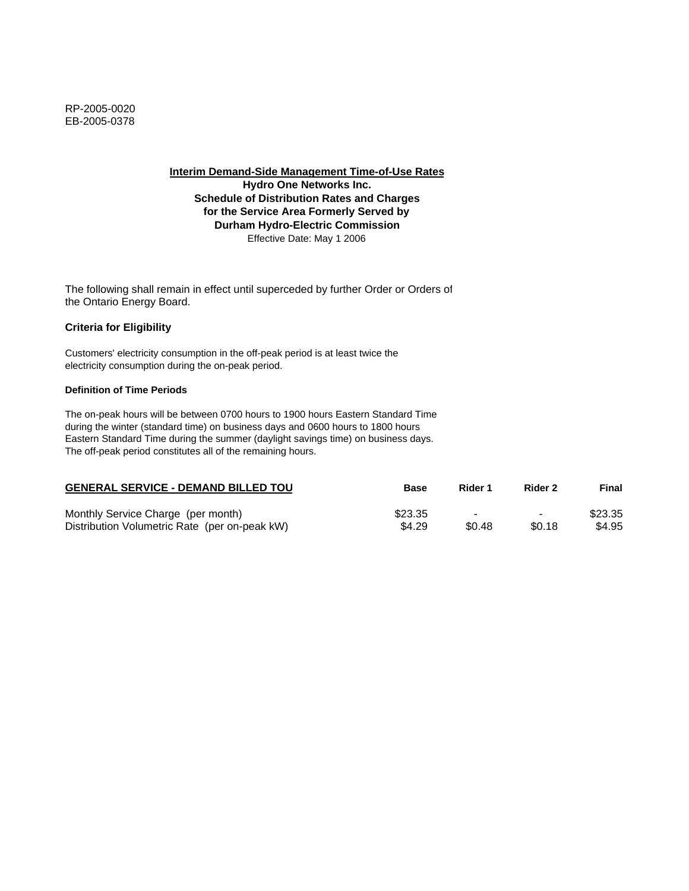RP-2005-0020
EB-2005-0378

**Interim Demand-Side Management Time-of-Use Rates**
**Hydro One Networks Inc.**
**Schedule of Distribution Rates and Charges**
**for the Service Area Formerly Served by**
**Durham Hydro-Electric Commission**
Effective Date: May 1 2006

The following shall remain in effect until superceded by further Order or Orders of the Ontario Energy Board.

### Criteria for Eligibility

Customers' electricity consumption in the off-peak period is at least twice the electricity consumption during the on-peak period.

#### Definition of Time Periods

The on-peak hours will be between 0700 hours to 1900 hours Eastern Standard Time during the winter (standard time) on business days and 0600 hours to 1800 hours Eastern Standard Time during the summer (daylight savings time) on business days. The off-peak period constitutes all of the remaining hours.

| GENERAL SERVICE - DEMAND BILLED TOU | Base | Rider 1 | Rider 2 | Final |
|---|---|---|---|---|
| Monthly Service Charge (per month) | $23.35 | - | - | $23.35 |
| Distribution Volumetric Rate (per on-peak kW) | $4.29 | $0.48 | $0.18 | $4.95 |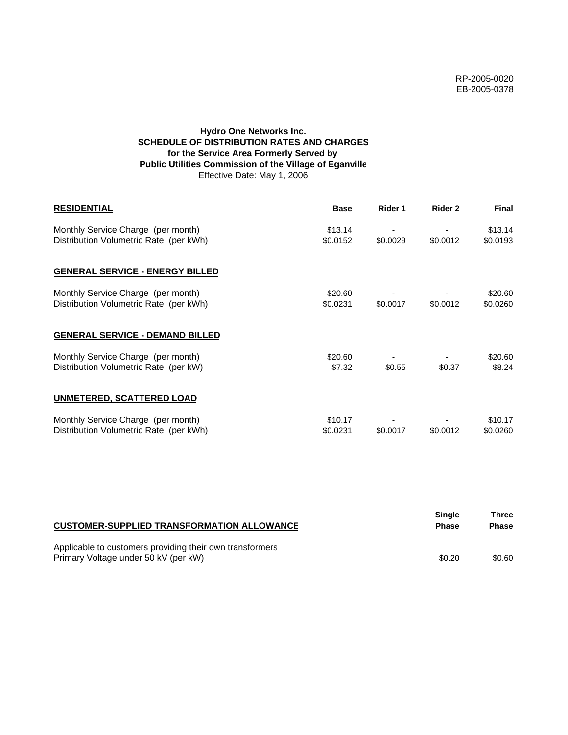RP-2005-0020
EB-2005-0378

**Hydro One Networks Inc.**
**SCHEDULE OF DISTRIBUTION RATES AND CHARGES**
**for the Service Area Formerly Served by**
**Public Utilities Commission of the Village of Eganville**
Effective Date: May 1, 2006

| **RESIDENTIAL** | **Base** | **Rider 1** | **Rider 2** | **Final** |
|---|---|---|---|---|
| Monthly Service Charge (per month) | $13.14 | - | - | $13.14 |
| Distribution Volumetric Rate (per kWh) | $0.0152 | $0.0029 | $0.0012 | $0.0193 |
| **GENERAL SERVICE - ENERGY BILLED** | | | | |
| Monthly Service Charge (per month) | $20.60 | - | - | $20.60 |
| Distribution Volumetric Rate (per kWh) | $0.0231 | $0.0017 | $0.0012 | $0.0260 |
| **GENERAL SERVICE - DEMAND BILLED** | | | | |
| Monthly Service Charge (per month) | $20.60 | - | - | $20.60 |
| Distribution Volumetric Rate (per kW) | $7.32 | $0.55 | $0.37 | $8.24 |
| **UNMETERED, SCATTERED LOAD** | | | | |
| Monthly Service Charge (per month) | $10.17 | - | - | $10.17 |
| Distribution Volumetric Rate (per kWh) | $0.0231 | $0.0017 | $0.0012 | $0.0260 |

| **CUSTOMER-SUPPLIED TRANSFORMATION ALLOWANCE** | **Single Phase** | **Three Phase** |
|---|---|---|
| Applicable to customers providing their own transformers | | |
| Primary Voltage under 50 kV (per kW) | $0.20 | $0.60 |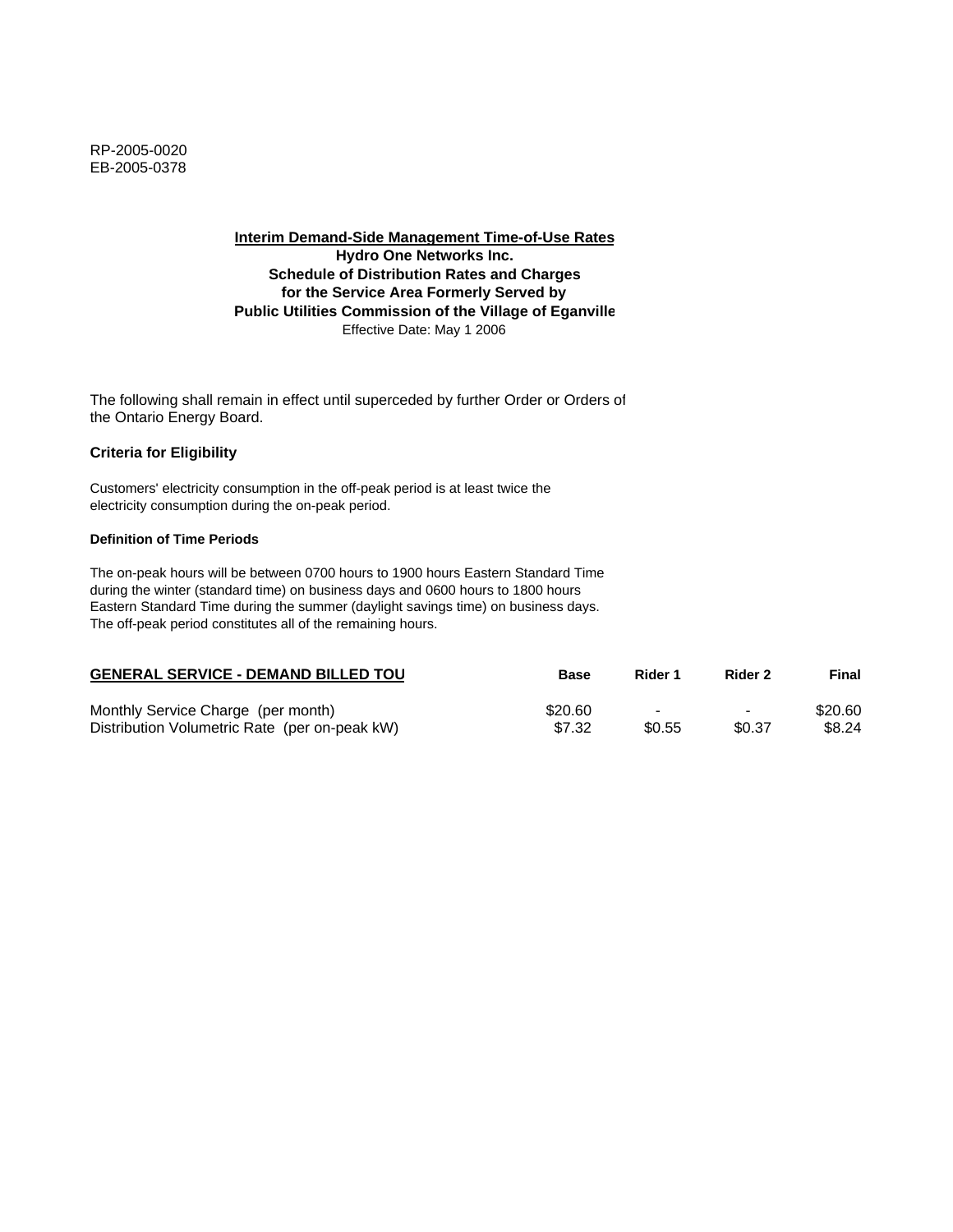RP-2005-0020
EB-2005-0378

**Interim Demand-Side Management Time-of-Use Rates**
**Hydro One Networks Inc.**
**Schedule of Distribution Rates and Charges**
**for the Service Area Formerly Served by**
**Public Utilities Commission of the Village of Eganville**
Effective Date: May 1 2006

The following shall remain in effect until superceded by further Order or Orders of the Ontario Energy Board.

**Criteria for Eligibility**

Customers' electricity consumption in the off-peak period is at least twice the electricity consumption during the on-peak period.

**Definition of Time Periods**

The on-peak hours will be between 0700 hours to 1900 hours Eastern Standard Time during the winter (standard time) on business days and 0600 hours to 1800 hours Eastern Standard Time during the summer (daylight savings time) on business days. The off-peak period constitutes all of the remaining hours.

| GENERAL SERVICE - DEMAND BILLED TOU | Base | Rider 1 | Rider 2 | Final |
|---|---|---|---|---|
| Monthly Service Charge (per month) | $20.60 | - | - | $20.60 |
| Distribution Volumetric Rate (per on-peak kW) | $7.32 | $0.55 | $0.37 | $8.24 |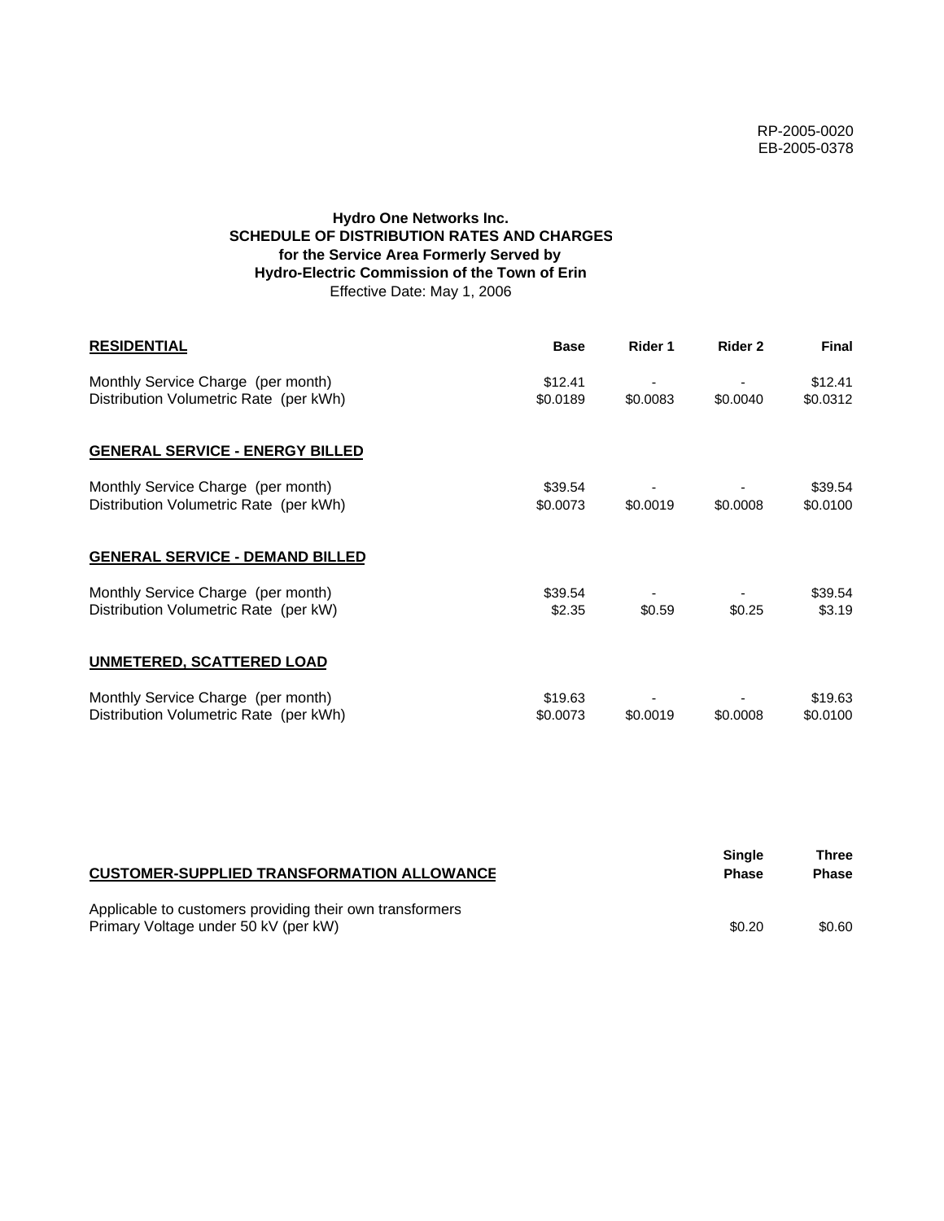RP-2005-0020
EB-2005-0378

**Hydro One Networks Inc.**
**SCHEDULE OF DISTRIBUTION RATES AND CHARGES**
**for the Service Area Formerly Served by**
**Hydro-Electric Commission of the Town of Erin**
Effective Date: May 1, 2006

| **RESIDENTIAL** | **Base** | **Rider 1** | **Rider 2** | **Final** |
|---|---|---|---|---|
| Monthly Service Charge (per month) | $12.41 | - | - | $12.41 |
| Distribution Volumetric Rate (per kWh) | $0.0189 | $0.0083 | $0.0040 | $0.0312 |
| **GENERAL SERVICE - ENERGY BILLED** | | | | |
| Monthly Service Charge (per month) | $39.54 | - | - | $39.54 |
| Distribution Volumetric Rate (per kWh) | $0.0073 | $0.0019 | $0.0008 | $0.0100 |
| **GENERAL SERVICE - DEMAND BILLED** | | | | |
| Monthly Service Charge (per month) | $39.54 | - | - | $39.54 |
| Distribution Volumetric Rate (per kW) | $2.35 | $0.59 | $0.25 | $3.19 |
| **UNMETERED, SCATTERED LOAD** | | | | |
| Monthly Service Charge (per month) | $19.63 | - | - | $19.63 |
| Distribution Volumetric Rate (per kWh) | $0.0073 | $0.0019 | $0.0008 | $0.0100 |

| **CUSTOMER-SUPPLIED TRANSFORMATION ALLOWANCE** | **Single Phase** | **Three Phase** |
|---|---|---|
| Applicable to customers providing their own transformers | | |
| Primary Voltage under 50 kV (per kW) | $0.20 | $0.60 |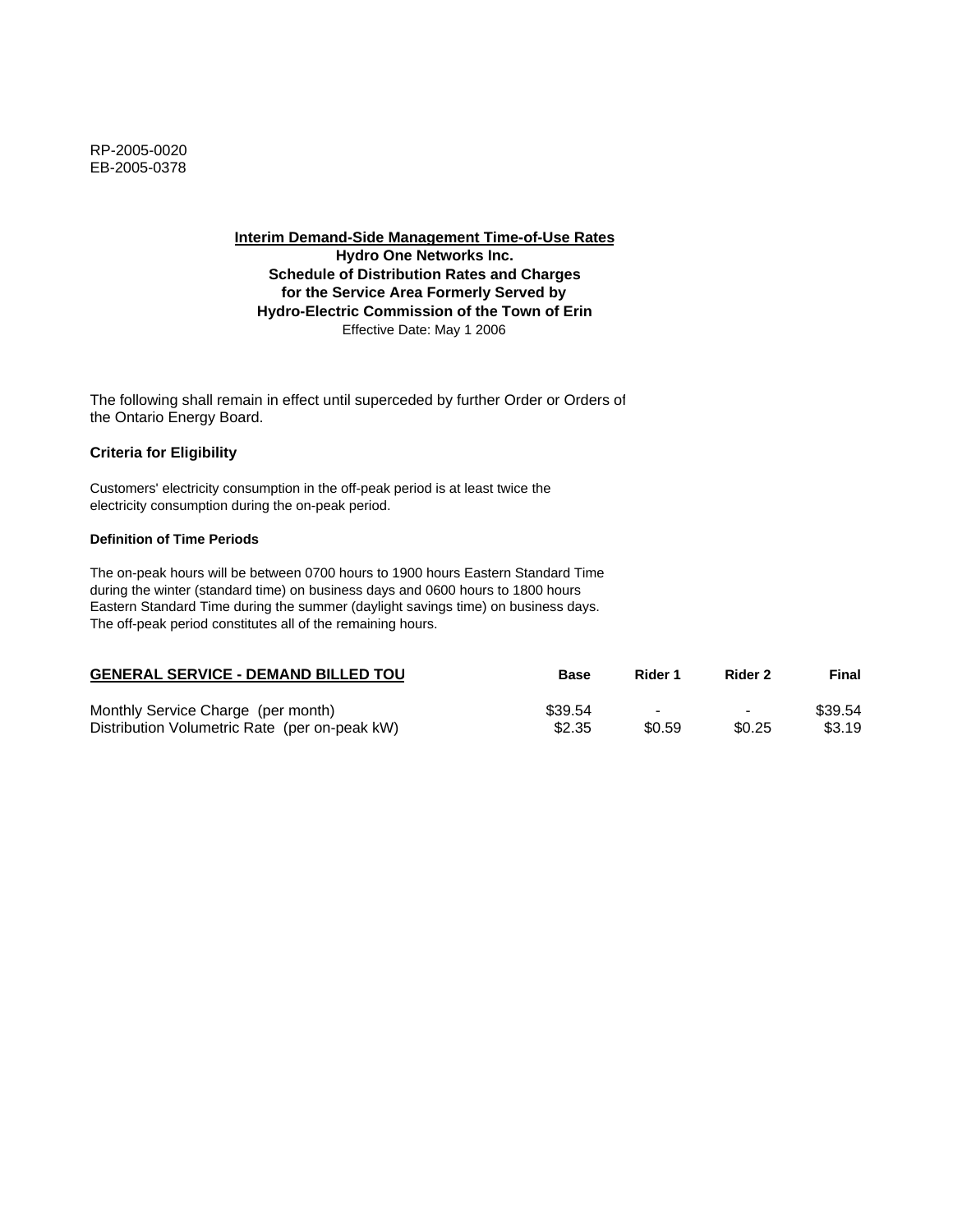RP-2005-0020
EB-2005-0378

**Interim Demand-Side Management Time-of-Use Rates**
**Hydro One Networks Inc.**
**Schedule of Distribution Rates and Charges**
**for the Service Area Formerly Served by**
**Hydro-Electric Commission of the Town of Erin**
Effective Date: May 1 2006

The following shall remain in effect until superceded by further Order or Orders of the Ontario Energy Board.

### Criteria for Eligibility

Customers' electricity consumption in the off-peak period is at least twice the electricity consumption during the on-peak period.

#### Definition of Time Periods

The on-peak hours will be between 0700 hours to 1900 hours Eastern Standard Time during the winter (standard time) on business days and 0600 hours to 1800 hours Eastern Standard Time during the summer (daylight savings time) on business days. The off-peak period constitutes all of the remaining hours.

| GENERAL SERVICE - DEMAND BILLED TOU | Base | Rider 1 | Rider 2 | Final |
|---|---|---|---|---|
| Monthly Service Charge (per month) | $39.54 | - | - | $39.54 |
| Distribution Volumetric Rate (per on-peak kW) | $2.35 | $0.59 | $0.25 | $3.19 |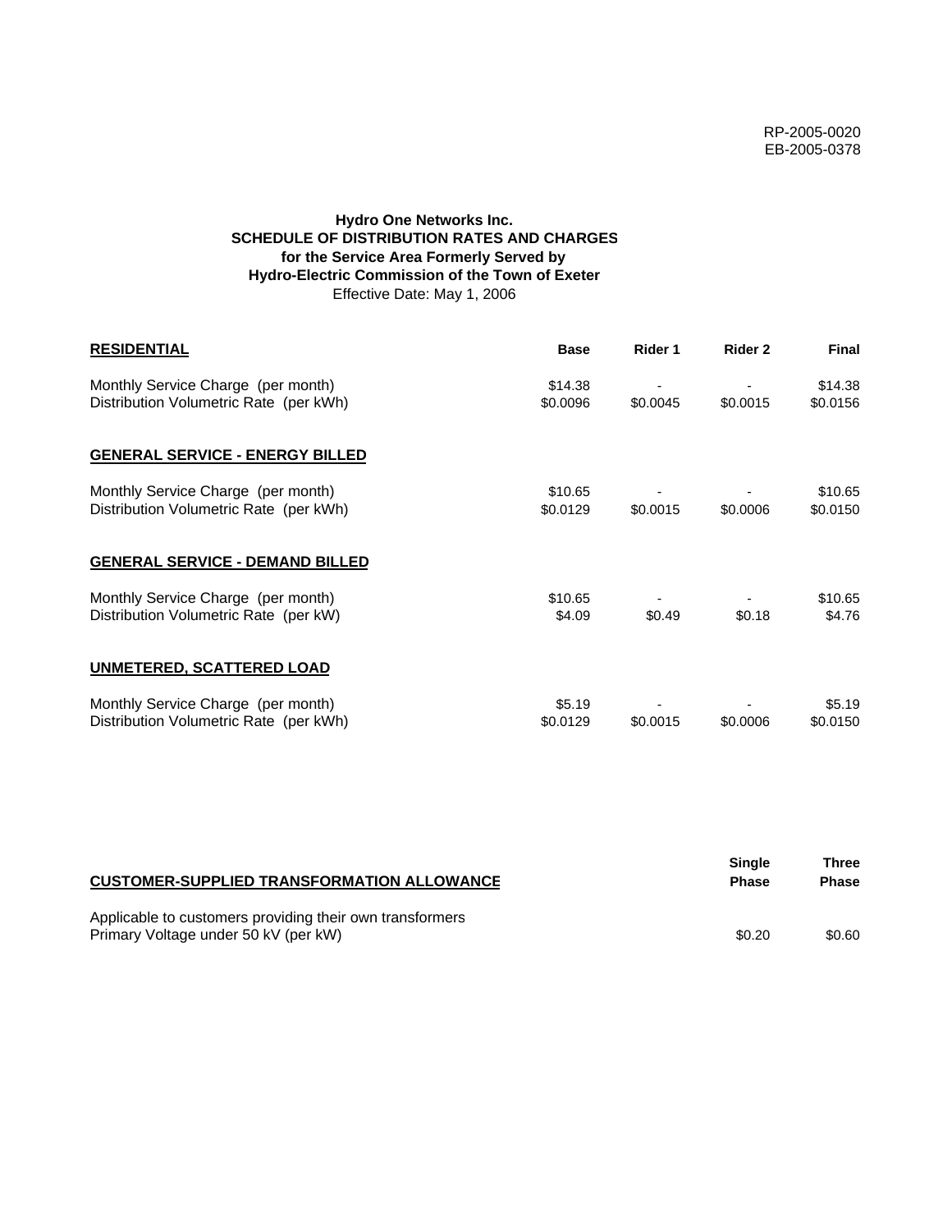RP-2005-0020
EB-2005-0378

**Hydro One Networks Inc.**
**SCHEDULE OF DISTRIBUTION RATES AND CHARGES**
**for the Service Area Formerly Served by**
**Hydro-Electric Commission of the Town of Exeter**
Effective Date: May 1, 2006

| **RESIDENTIAL** | **Base** | **Rider 1** | **Rider 2** | **Final** |
|---|---|---|---|---|
| Monthly Service Charge (per month) | $14.38 | - | - | $14.38 |
| Distribution Volumetric Rate (per kWh) | $0.0096 | $0.0045 | $0.0015 | $0.0156 |
| **GENERAL SERVICE - ENERGY BILLED** | | | | |
| Monthly Service Charge (per month) | $10.65 | - | - | $10.65 |
| Distribution Volumetric Rate (per kWh) | $0.0129 | $0.0015 | $0.0006 | $0.0150 |
| **GENERAL SERVICE - DEMAND BILLED** | | | | |
| Monthly Service Charge (per month) | $10.65 | - | - | $10.65 |
| Distribution Volumetric Rate (per kW) | $4.09 | $0.49 | $0.18 | $4.76 |
| **UNMETERED, SCATTERED LOAD** | | | | |
| Monthly Service Charge (per month) | $5.19 | - | - | $5.19 |
| Distribution Volumetric Rate (per kWh) | $0.0129 | $0.0015 | $0.0006 | $0.0150 |

| **CUSTOMER-SUPPLIED TRANSFORMATION ALLOWANCE** | **Single Phase** | **Three Phase** |
|---|---|---|
| Applicable to customers providing their own transformers | | |
| Primary Voltage under 50 kV (per kW) | $0.20 | $0.60 |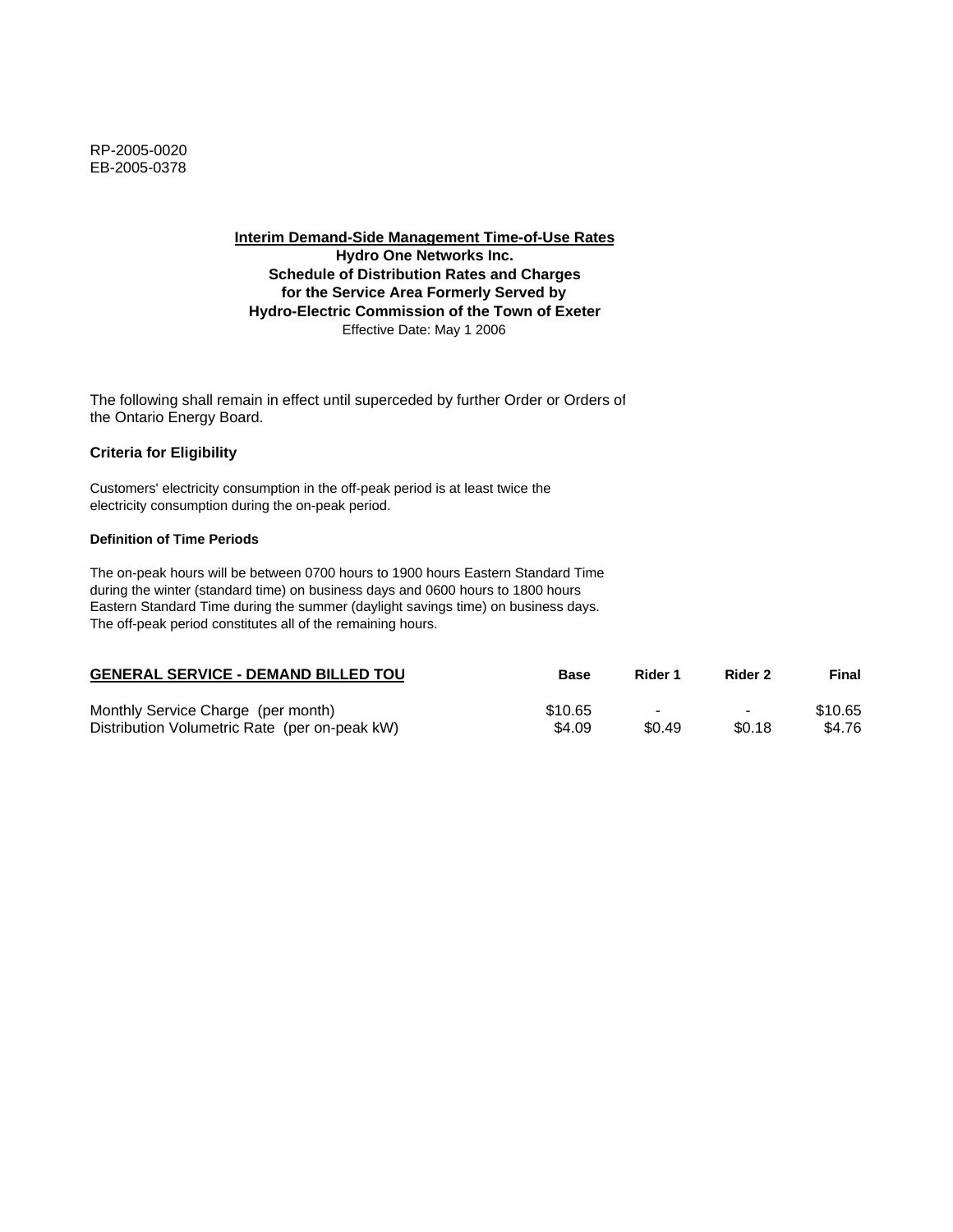RP-2005-0020
EB-2005-0378

**Interim Demand-Side Management Time-of-Use Rates**
**Hydro One Networks Inc.**
**Schedule of Distribution Rates and Charges**
**for the Service Area Formerly Served by**
**Hydro-Electric Commission of the Town of Exeter**
Effective Date: May 1 2006

The following shall remain in effect until superceded by further Order or Orders of the Ontario Energy Board.

**Criteria for Eligibility**

Customers' electricity consumption in the off-peak period is at least twice the electricity consumption during the on-peak period.

**Definition of Time Periods**

The on-peak hours will be between 0700 hours to 1900 hours Eastern Standard Time during the winter (standard time) on business days and 0600 hours to 1800 hours Eastern Standard Time during the summer (daylight savings time) on business days. The off-peak period constitutes all of the remaining hours.

| GENERAL SERVICE - DEMAND BILLED TOU | Base | Rider 1 | Rider 2 | Final |
|---|---|---|---|---|
| Monthly Service Charge (per month) | $10.65 | - | - | $10.65 |
| Distribution Volumetric Rate (per on-peak kW) | $4.09 | $0.49 | $0.18 | $4.76 |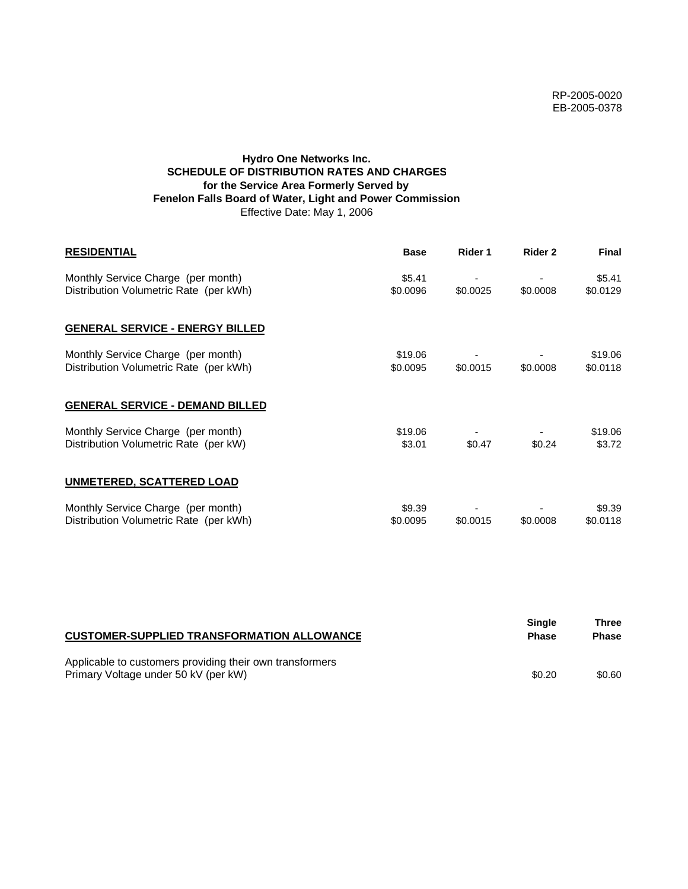RP-2005-0020
EB-2005-0378

**Hydro One Networks Inc.**
**SCHEDULE OF DISTRIBUTION RATES AND CHARGES**
**for the Service Area Formerly Served by**
**Fenelon Falls Board of Water, Light and Power Commission**
Effective Date: May 1, 2006

| **RESIDENTIAL** | **Base** | **Rider 1** | **Rider 2** | **Final** |
|---|---|---|---|---|
| Monthly Service Charge (per month) | $5.41 | - | - | $5.41 |
| Distribution Volumetric Rate (per kWh) | $0.0096 | $0.0025 | $0.0008 | $0.0129 |
| **GENERAL SERVICE - ENERGY BILLED** | | | | |
| Monthly Service Charge (per month) | $19.06 | - | - | $19.06 |
| Distribution Volumetric Rate (per kWh) | $0.0095 | $0.0015 | $0.0008 | $0.0118 |
| **GENERAL SERVICE - DEMAND BILLED** | | | | |
| Monthly Service Charge (per month) | $19.06 | - | - | $19.06 |
| Distribution Volumetric Rate (per kW) | $3.01 | $0.47 | $0.24 | $3.72 |
| **UNMETERED, SCATTERED LOAD** | | | | |
| Monthly Service Charge (per month) | $9.39 | - | - | $9.39 |
| Distribution Volumetric Rate (per kWh) | $0.0095 | $0.0015 | $0.0008 | $0.0118 |

| **CUSTOMER-SUPPLIED TRANSFORMATION ALLOWANCE** | **Single Phase** | **Three Phase** |
|---|---|---|
| Applicable to customers providing their own transformers | | |
| Primary Voltage under 50 kV (per kW) | $0.20 | $0.60 |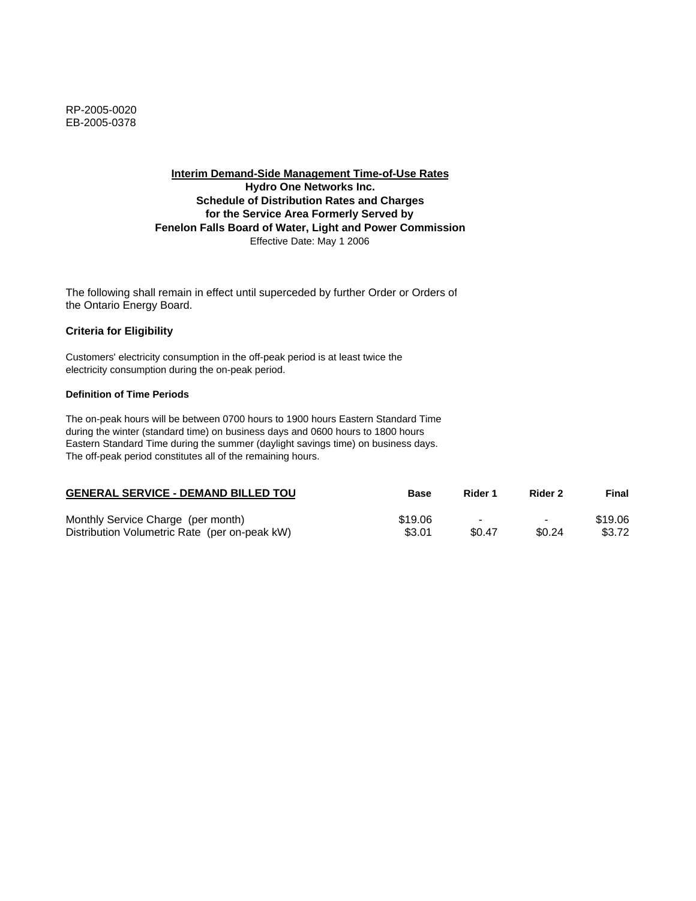RP-2005-0020
EB-2005-0378

**Interim Demand-Side Management Time-of-Use Rates**
**Hydro One Networks Inc.**
**Schedule of Distribution Rates and Charges**
**for the Service Area Formerly Served by**
**Fenelon Falls Board of Water, Light and Power Commission**
Effective Date: May 1 2006

The following shall remain in effect until superceded by further Order or Orders of the Ontario Energy Board.

### Criteria for Eligibility

Customers' electricity consumption in the off-peak period is at least twice the electricity consumption during the on-peak period.

#### Definition of Time Periods

The on-peak hours will be between 0700 hours to 1900 hours Eastern Standard Time during the winter (standard time) on business days and 0600 hours to 1800 hours Eastern Standard Time during the summer (daylight savings time) on business days. The off-peak period constitutes all of the remaining hours.

| GENERAL SERVICE - DEMAND BILLED TOU | Base | Rider 1 | Rider 2 | Final |
|---|---|---|---|---|
| Monthly Service Charge (per month) | $19.06 | - | - | $19.06 |
| Distribution Volumetric Rate (per on-peak kW) | $3.01 | $0.47 | $0.24 | $3.72 |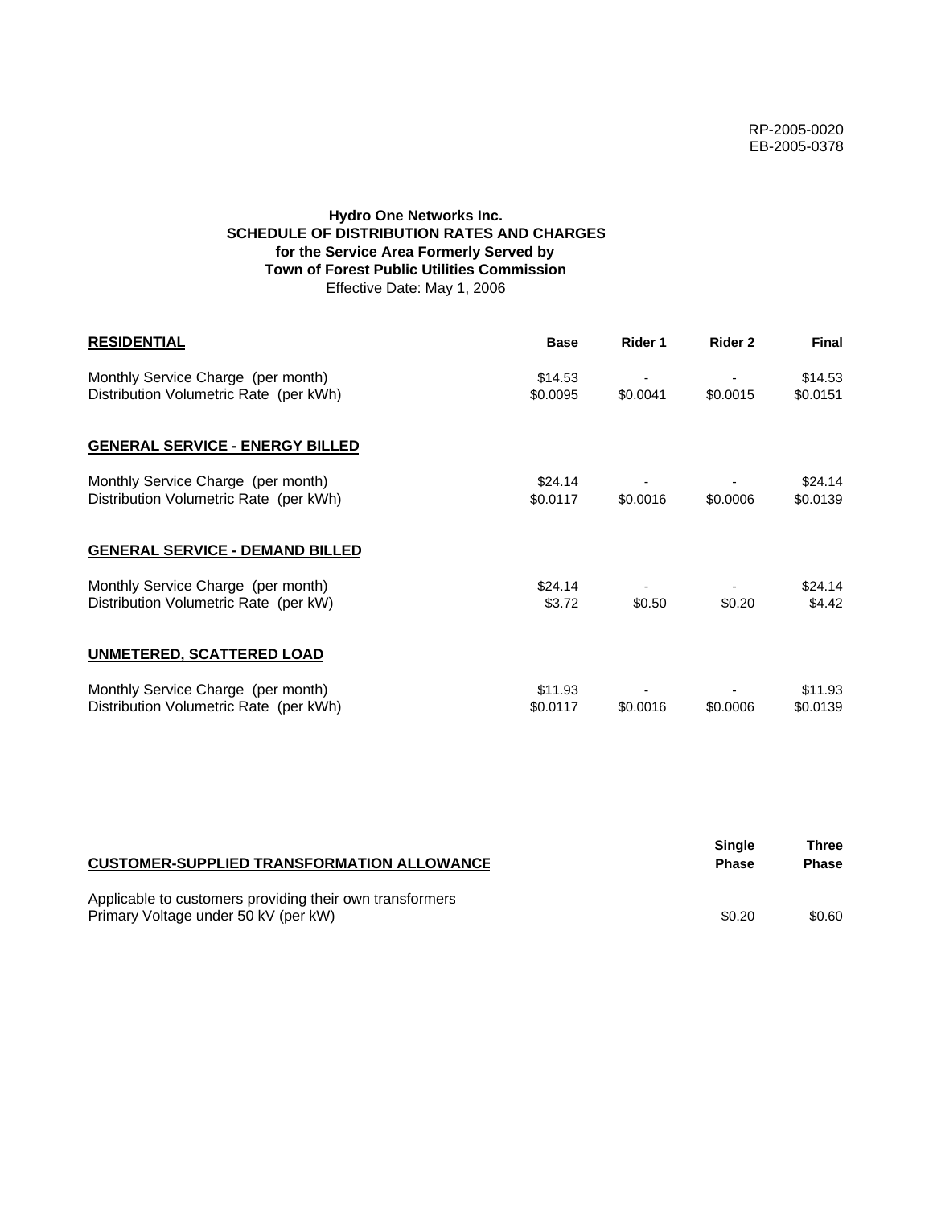RP-2005-0020
EB-2005-0378

**Hydro One Networks Inc.**
**SCHEDULE OF DISTRIBUTION RATES AND CHARGES**
**for the Service Area Formerly Served by**
**Town of Forest Public Utilities Commission**
Effective Date: May 1, 2006

| **RESIDENTIAL** | **Base** | **Rider 1** | **Rider 2** | **Final** |
|---|---|---|---|---|
| Monthly Service Charge (per month) | $14.53 | - | - | $14.53 |
| Distribution Volumetric Rate (per kWh) | $0.0095 | $0.0041 | $0.0015 | $0.0151 |
| **GENERAL SERVICE - ENERGY BILLED** | | | | |
| Monthly Service Charge (per month) | $24.14 | - | - | $24.14 |
| Distribution Volumetric Rate (per kWh) | $0.0117 | $0.0016 | $0.0006 | $0.0139 |
| **GENERAL SERVICE - DEMAND BILLED** | | | | |
| Monthly Service Charge (per month) | $24.14 | - | - | $24.14 |
| Distribution Volumetric Rate (per kW) | $3.72 | $0.50 | $0.20 | $4.42 |
| **UNMETERED, SCATTERED LOAD** | | | | |
| Monthly Service Charge (per month) | $11.93 | - | - | $11.93 |
| Distribution Volumetric Rate (per kWh) | $0.0117 | $0.0016 | $0.0006 | $0.0139 |

| **CUSTOMER-SUPPLIED TRANSFORMATION ALLOWANCE** | **Single Phase** | **Three Phase** |
|---|---|---|
| Applicable to customers providing their own transformers | | |
| Primary Voltage under 50 kV (per kW) | $0.20 | $0.60 |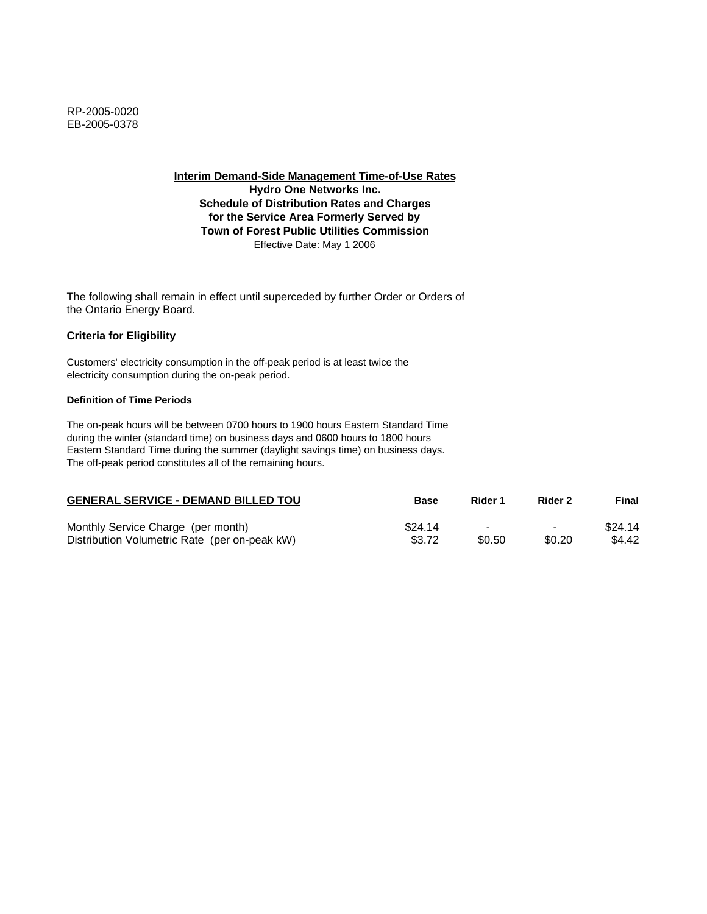RP-2005-0020
EB-2005-0378

**Interim Demand-Side Management Time-of-Use Rates**
**Hydro One Networks Inc.**
**Schedule of Distribution Rates and Charges**
**for the Service Area Formerly Served by**
**Town of Forest Public Utilities Commission**
Effective Date: May 1 2006

The following shall remain in effect until superceded by further Order or Orders of the Ontario Energy Board.

### Criteria for Eligibility

Customers' electricity consumption in the off-peak period is at least twice the electricity consumption during the on-peak period.

#### Definition of Time Periods

The on-peak hours will be between 0700 hours to 1900 hours Eastern Standard Time during the winter (standard time) on business days and 0600 hours to 1800 hours Eastern Standard Time during the summer (daylight savings time) on business days. The off-peak period constitutes all of the remaining hours.

| GENERAL SERVICE - DEMAND BILLED TOU | Base | Rider 1 | Rider 2 | Final |
|---|---|---|---|---|
| Monthly Service Charge (per month) | $24.14 | - | - | $24.14 |
| Distribution Volumetric Rate (per on-peak kW) | $3.72 | $0.50 | $0.20 | $4.42 |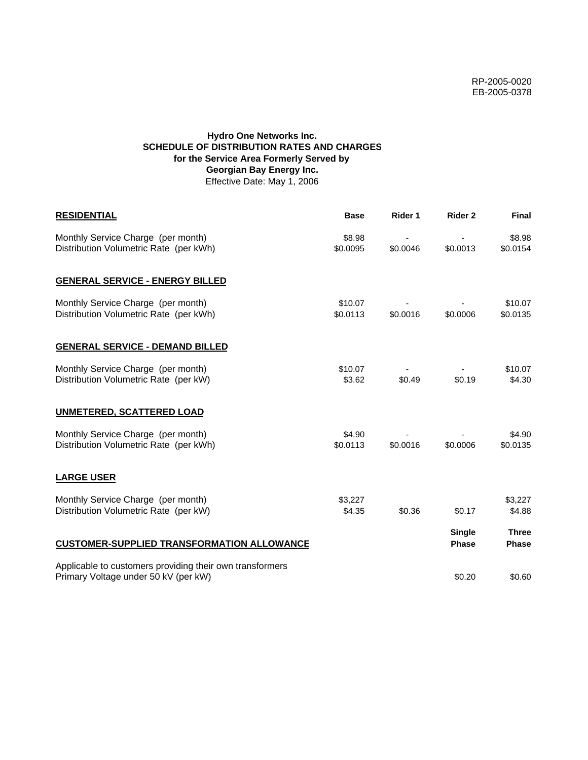RP-2005-0020
EB-2005-0378

**Hydro One Networks Inc.**
**SCHEDULE OF DISTRIBUTION RATES AND CHARGES**
**for the Service Area Formerly Served by**
**Georgian Bay Energy Inc.**
Effective Date: May 1, 2006

| **RESIDENTIAL** | **Base** | **Rider 1** | **Rider 2** | **Final** |
|---|---|---|---|---|
| Monthly Service Charge (per month) | $8.98 | - | - | $8.98 |
| Distribution Volumetric Rate (per kWh) | $0.0095 | $0.0046 | $0.0013 | $0.0154 |
| **GENERAL SERVICE - ENERGY BILLED** | | | | |
| Monthly Service Charge (per month) | $10.07 | - | - | $10.07 |
| Distribution Volumetric Rate (per kWh) | $0.0113 | $0.0016 | $0.0006 | $0.0135 |
| **GENERAL SERVICE - DEMAND BILLED** | | | | |
| Monthly Service Charge (per month) | $10.07 | - | - | $10.07 |
| Distribution Volumetric Rate (per kW) | $3.62 | $0.49 | $0.19 | $4.30 |
| **UNMETERED, SCATTERED LOAD** | | | | |
| Monthly Service Charge (per month) | $4.90 | - | - | $4.90 |
| Distribution Volumetric Rate (per kWh) | $0.0113 | $0.0016 | $0.0006 | $0.0135 |
| **LARGE USER** | | | | |
| Monthly Service Charge (per month) | $3,227 | | | $3,227 |
| Distribution Volumetric Rate (per kW) | $4.35 | $0.36 | $0.17 | $4.88 |

| **CUSTOMER-SUPPLIED TRANSFORMATION ALLOWANCE** | **Single Phase** | **Three Phase** |
|---|---|---|
| Applicable to customers providing their own transformers | | |
| Primary Voltage under 50 kV (per kW) | $0.20 | $0.60 |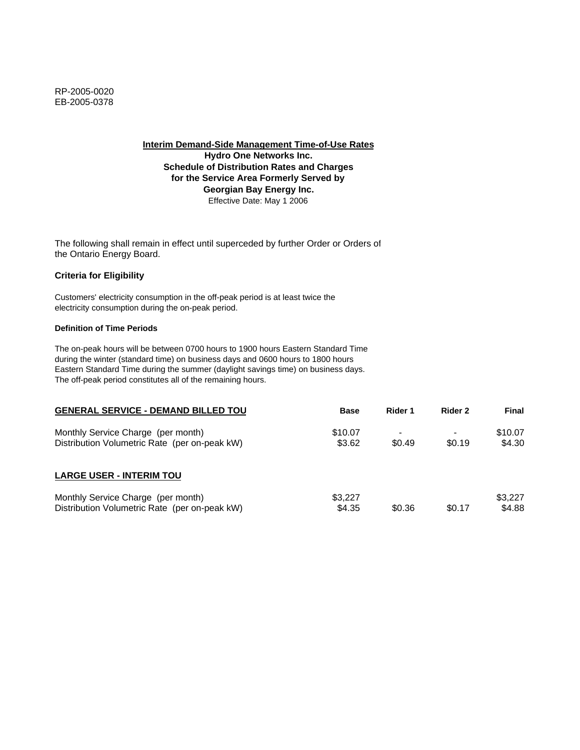RP-2005-0020
EB-2005-0378

**Interim Demand-Side Management Time-of-Use Rates**
**Hydro One Networks Inc.**
**Schedule of Distribution Rates and Charges**
**for the Service Area Formerly Served by**
**Georgian Bay Energy Inc.**
Effective Date: May 1 2006

The following shall remain in effect until superceded by further Order or Orders of the Ontario Energy Board.

**Criteria for Eligibility**

Customers' electricity consumption in the off-peak period is at least twice the electricity consumption during the on-peak period.

**Definition of Time Periods**

The on-peak hours will be between 0700 hours to 1900 hours Eastern Standard Time during the winter (standard time) on business days and 0600 hours to 1800 hours Eastern Standard Time during the summer (daylight savings time) on business days. The off-peak period constitutes all of the remaining hours.

| **GENERAL SERVICE - DEMAND BILLED TOU** | **Base** | **Rider 1** | **Rider 2** | **Final** |
|---|---|---|---|---|
| Monthly Service Charge (per month) | $10.07 | - | - | $10.07 |
| Distribution Volumetric Rate (per on-peak kW) | $3.62 | $0.49 | $0.19 | $4.30 |

| **LARGE USER - INTERIM TOU** | **Base** | **Rider 1** | **Rider 2** | **Final** |
|---|---|---|---|---|
| Monthly Service Charge (per month) | $3,227 | | | $3,227 |
| Distribution Volumetric Rate (per on-peak kW) | $4.35 | $0.36 | $0.17 | $4.88 |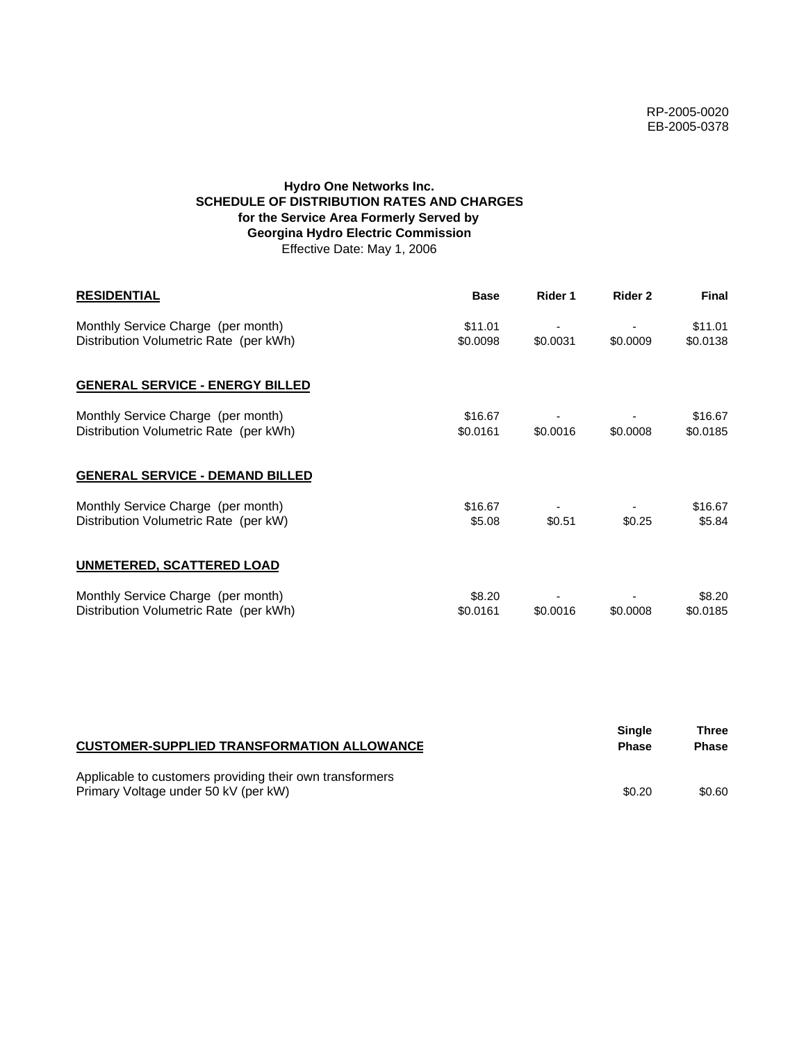RP-2005-0020
EB-2005-0378

**Hydro One Networks Inc.**
**SCHEDULE OF DISTRIBUTION RATES AND CHARGES**
**for the Service Area Formerly Served by**
**Georgina Hydro Electric Commission**
Effective Date: May 1, 2006

| **RESIDENTIAL** | **Base** | **Rider 1** | **Rider 2** | **Final** |
|---|---|---|---|---|
| Monthly Service Charge (per month) | $11.01 | - | - | $11.01 |
| Distribution Volumetric Rate (per kWh) | $0.0098 | $0.0031 | $0.0009 | $0.0138 |
| **GENERAL SERVICE - ENERGY BILLED** | | | | |
| Monthly Service Charge (per month) | $16.67 | - | - | $16.67 |
| Distribution Volumetric Rate (per kWh) | $0.0161 | $0.0016 | $0.0008 | $0.0185 |
| **GENERAL SERVICE - DEMAND BILLED** | | | | |
| Monthly Service Charge (per month) | $16.67 | - | - | $16.67 |
| Distribution Volumetric Rate (per kW) | $5.08 | $0.51 | $0.25 | $5.84 |
| **UNMETERED, SCATTERED LOAD** | | | | |
| Monthly Service Charge (per month) | $8.20 | - | - | $8.20 |
| Distribution Volumetric Rate (per kWh) | $0.0161 | $0.0016 | $0.0008 | $0.0185 |

| **CUSTOMER-SUPPLIED TRANSFORMATION ALLOWANCE** | **Single Phase** | **Three Phase** |
|---|---|---|
| Applicable to customers providing their own transformers | | |
| Primary Voltage under 50 kV (per kW) | $0.20 | $0.60 |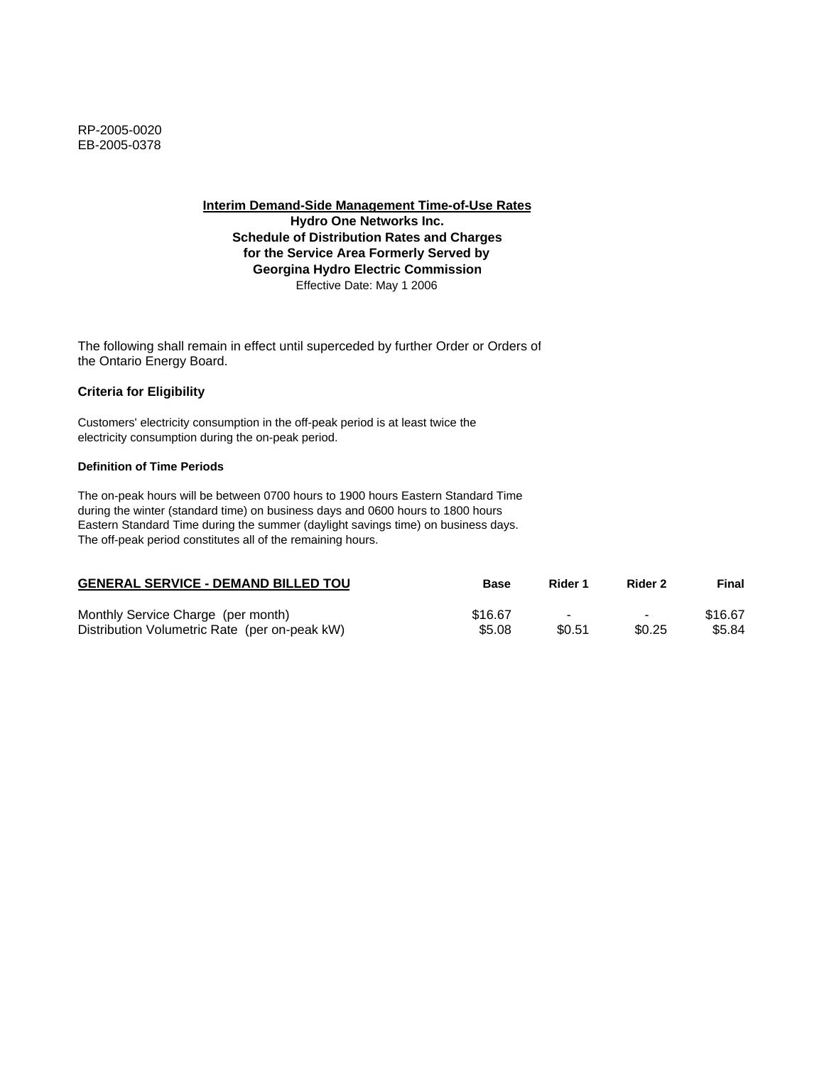RP-2005-0020
EB-2005-0378

**Interim Demand-Side Management Time-of-Use Rates**
**Hydro One Networks Inc.**
**Schedule of Distribution Rates and Charges**
**for the Service Area Formerly Served by**
**Georgina Hydro Electric Commission**
Effective Date: May 1 2006

The following shall remain in effect until superceded by further Order or Orders of the Ontario Energy Board.

### Criteria for Eligibility

Customers' electricity consumption in the off-peak period is at least twice the electricity consumption during the on-peak period.

#### Definition of Time Periods

The on-peak hours will be between 0700 hours to 1900 hours Eastern Standard Time during the winter (standard time) on business days and 0600 hours to 1800 hours Eastern Standard Time during the summer (daylight savings time) on business days. The off-peak period constitutes all of the remaining hours.

| GENERAL SERVICE - DEMAND BILLED TOU | Base | Rider 1 | Rider 2 | Final |
|---|---|---|---|---|
| Monthly Service Charge (per month) | $16.67 | - | - | $16.67 |
| Distribution Volumetric Rate (per on-peak kW) | $5.08 | $0.51 | $0.25 | $5.84 |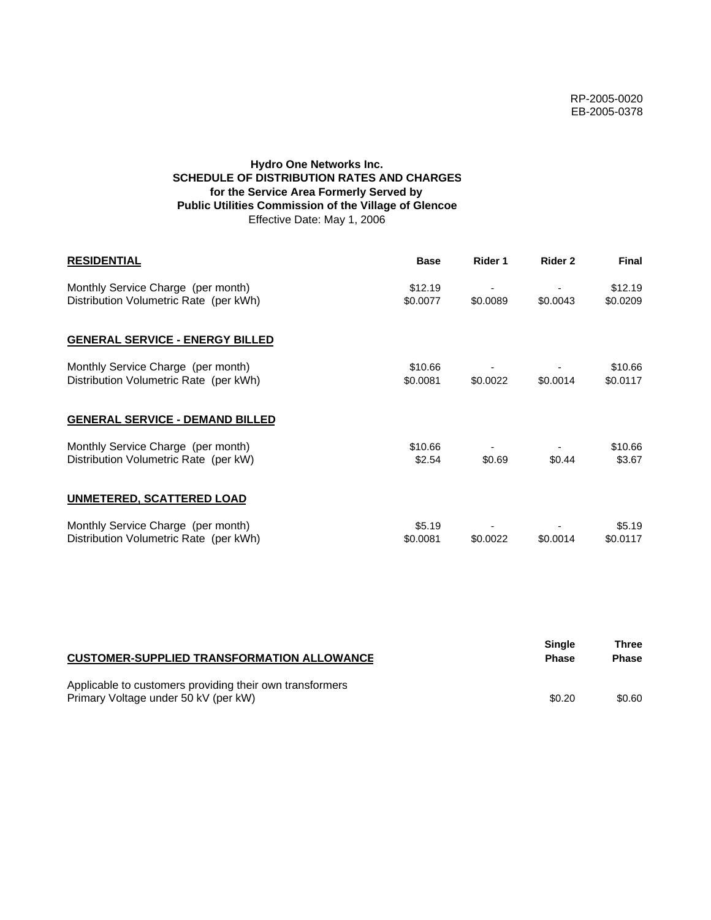RP-2005-0020
EB-2005-0378

**Hydro One Networks Inc.**
**SCHEDULE OF DISTRIBUTION RATES AND CHARGES**
**for the Service Area Formerly Served by**
**Public Utilities Commission of the Village of Glencoe**
Effective Date: May 1, 2006

| **RESIDENTIAL** | **Base** | **Rider 1** | **Rider 2** | **Final** |
|---|---|---|---|---|
| Monthly Service Charge (per month) | $12.19 | - | - | $12.19 |
| Distribution Volumetric Rate (per kWh) | $0.0077 | $0.0089 | $0.0043 | $0.0209 |
| **GENERAL SERVICE - ENERGY BILLED** | | | | |
| Monthly Service Charge (per month) | $10.66 | - | - | $10.66 |
| Distribution Volumetric Rate (per kWh) | $0.0081 | $0.0022 | $0.0014 | $0.0117 |
| **GENERAL SERVICE - DEMAND BILLED** | | | | |
| Monthly Service Charge (per month) | $10.66 | - | - | $10.66 |
| Distribution Volumetric Rate (per kW) | $2.54 | $0.69 | $0.44 | $3.67 |
| **UNMETERED, SCATTERED LOAD** | | | | |
| Monthly Service Charge (per month) | $5.19 | - | - | $5.19 |
| Distribution Volumetric Rate (per kWh) | $0.0081 | $0.0022 | $0.0014 | $0.0117 |

| **CUSTOMER-SUPPLIED TRANSFORMATION ALLOWANCE** | **Single Phase** | **Three Phase** |
|---|---|---|
| Applicable to customers providing their own transformers | | |
| Primary Voltage under 50 kV (per kW) | $0.20 | $0.60 |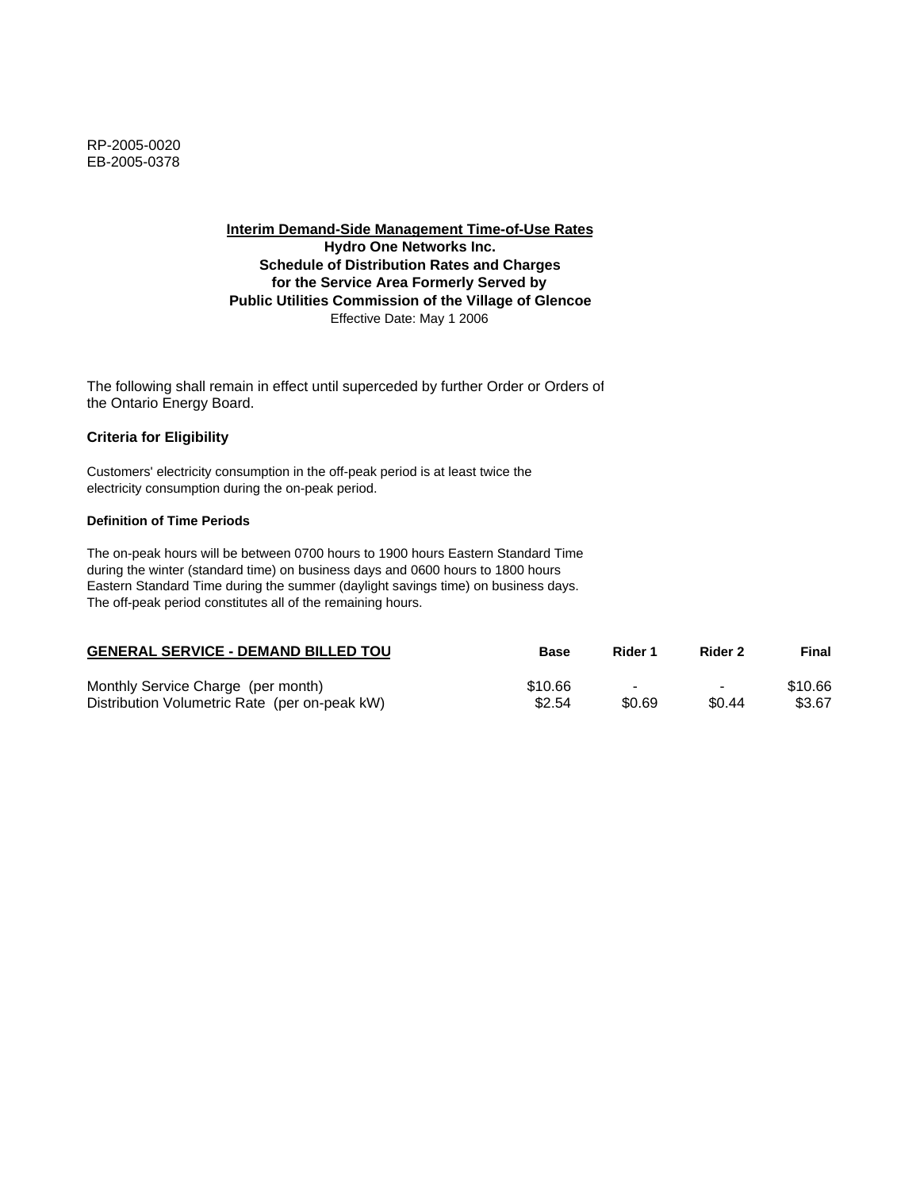RP-2005-0020
EB-2005-0378

**Interim Demand-Side Management Time-of-Use Rates**
**Hydro One Networks Inc.**
**Schedule of Distribution Rates and Charges**
**for the Service Area Formerly Served by**
**Public Utilities Commission of the Village of Glencoe**
Effective Date: May 1 2006

The following shall remain in effect until superceded by further Order or Orders of the Ontario Energy Board.

### Criteria for Eligibility

Customers' electricity consumption in the off-peak period is at least twice the electricity consumption during the on-peak period.

#### Definition of Time Periods

The on-peak hours will be between 0700 hours to 1900 hours Eastern Standard Time during the winter (standard time) on business days and 0600 hours to 1800 hours Eastern Standard Time during the summer (daylight savings time) on business days. The off-peak period constitutes all of the remaining hours.

| GENERAL SERVICE - DEMAND BILLED TOU | Base | Rider 1 | Rider 2 | Final |
|---|---|---|---|---|
| Monthly Service Charge (per month) | $10.66 | - | - | $10.66 |
| Distribution Volumetric Rate (per on-peak kW) | $2.54 | $0.69 | $0.44 | $3.67 |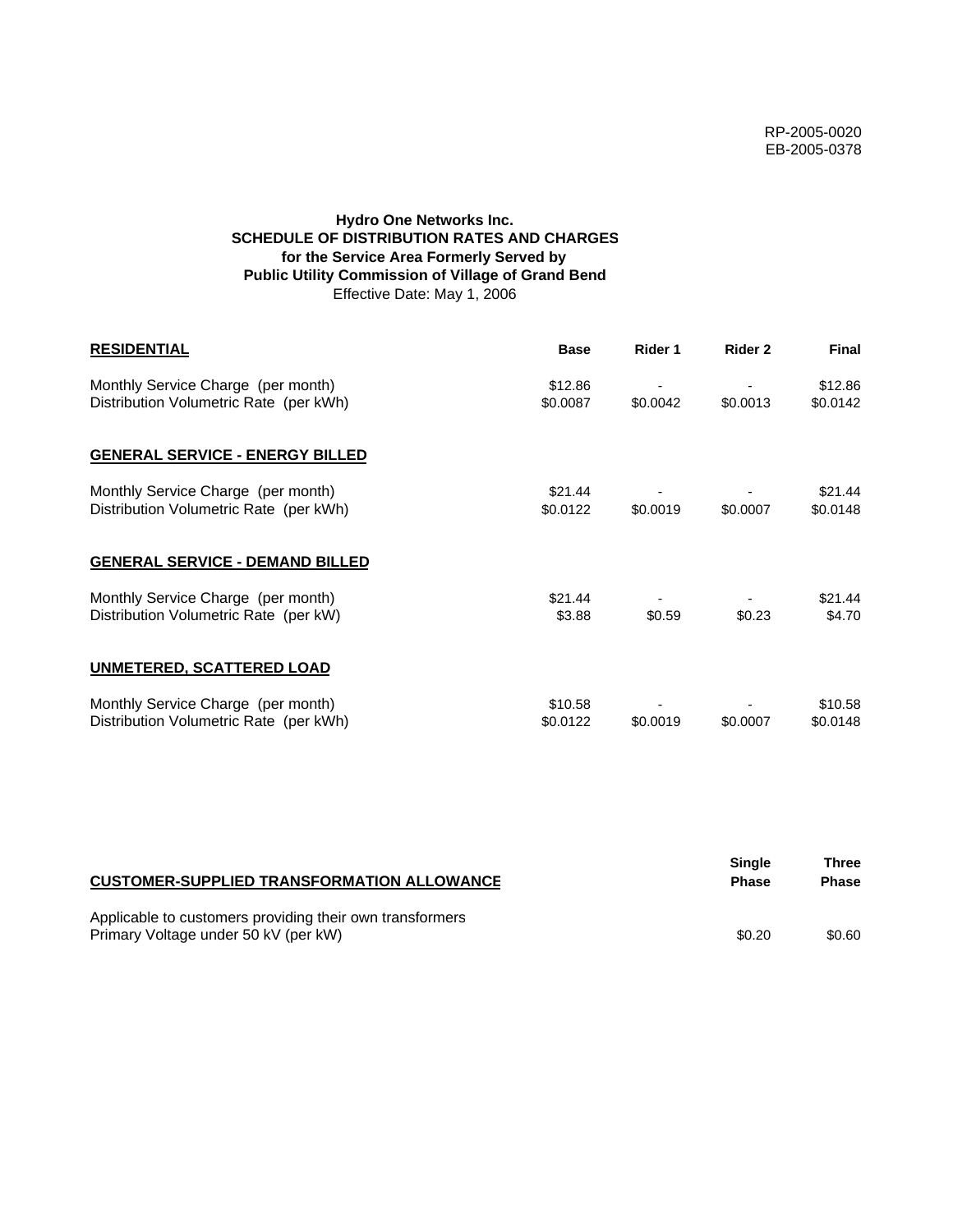RP-2005-0020
EB-2005-0378

**Hydro One Networks Inc.**
**SCHEDULE OF DISTRIBUTION RATES AND CHARGES**
**for the Service Area Formerly Served by**
**Public Utility Commission of Village of Grand Bend**
Effective Date: May 1, 2006

| **RESIDENTIAL** | **Base** | **Rider 1** | **Rider 2** | **Final** |
|---|---|---|---|---|
| Monthly Service Charge (per month) | $12.86 | - | - | $12.86 |
| Distribution Volumetric Rate (per kWh) | $0.0087 | $0.0042 | $0.0013 | $0.0142 |
| **GENERAL SERVICE - ENERGY BILLED** | | | | |
| Monthly Service Charge (per month) | $21.44 | - | - | $21.44 |
| Distribution Volumetric Rate (per kWh) | $0.0122 | $0.0019 | $0.0007 | $0.0148 |
| **GENERAL SERVICE - DEMAND BILLED** | | | | |
| Monthly Service Charge (per month) | $21.44 | - | - | $21.44 |
| Distribution Volumetric Rate (per kW) | $3.88 | $0.59 | $0.23 | $4.70 |
| **UNMETERED, SCATTERED LOAD** | | | | |
| Monthly Service Charge (per month) | $10.58 | - | - | $10.58 |
| Distribution Volumetric Rate (per kWh) | $0.0122 | $0.0019 | $0.0007 | $0.0148 |

| **CUSTOMER-SUPPLIED TRANSFORMATION ALLOWANCE** | **Single Phase** | **Three Phase** |
|---|---|---|
| Applicable to customers providing their own transformers | | |
| Primary Voltage under 50 kV (per kW) | $0.20 | $0.60 |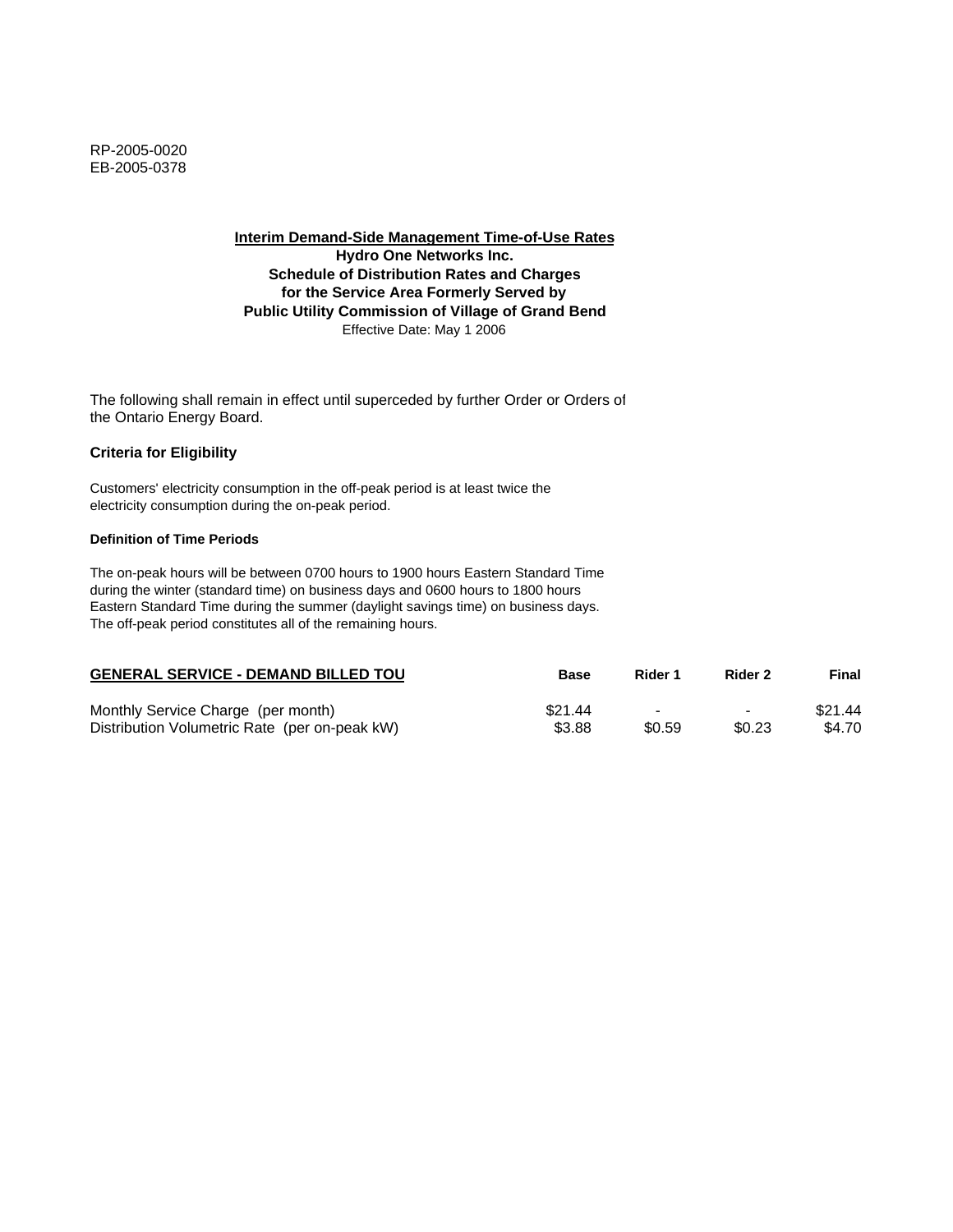RP-2005-0020
EB-2005-0378

**Interim Demand-Side Management Time-of-Use Rates**
**Hydro One Networks Inc.**
**Schedule of Distribution Rates and Charges**
**for the Service Area Formerly Served by**
**Public Utility Commission of Village of Grand Bend**
Effective Date: May 1 2006

The following shall remain in effect until superceded by further Order or Orders of the Ontario Energy Board.

### Criteria for Eligibility

Customers' electricity consumption in the off-peak period is at least twice the electricity consumption during the on-peak period.

#### Definition of Time Periods

The on-peak hours will be between 0700 hours to 1900 hours Eastern Standard Time during the winter (standard time) on business days and 0600 hours to 1800 hours Eastern Standard Time during the summer (daylight savings time) on business days. The off-peak period constitutes all of the remaining hours.

| GENERAL SERVICE - DEMAND BILLED TOU | Base | Rider 1 | Rider 2 | Final |
|---|---|---|---|---|
| Monthly Service Charge (per month) | $21.44 | - | - | $21.44 |
| Distribution Volumetric Rate (per on-peak kW) | $3.88 | $0.59 | $0.23 | $4.70 |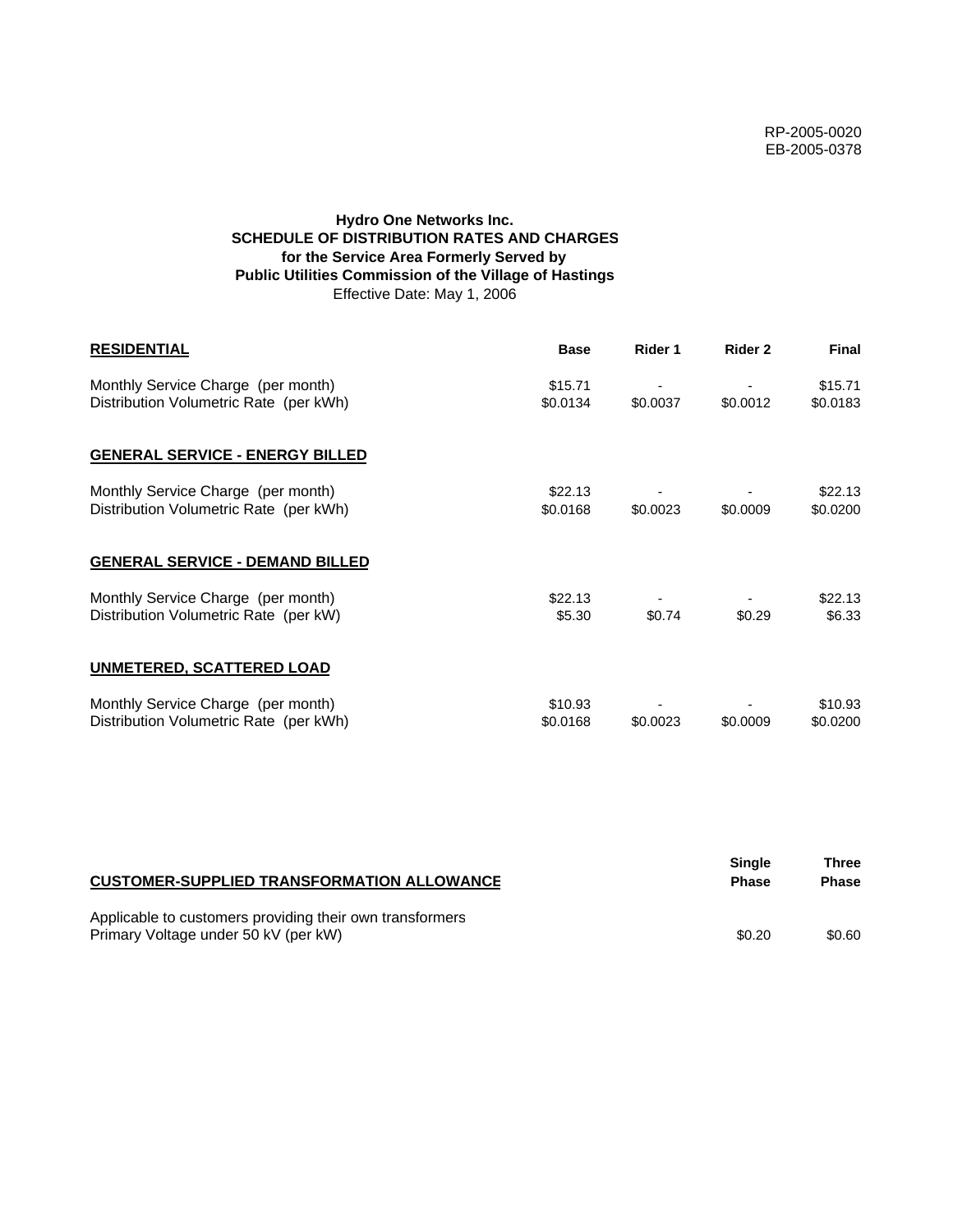RP-2005-0020
EB-2005-0378

**Hydro One Networks Inc.**
**SCHEDULE OF DISTRIBUTION RATES AND CHARGES**
**for the Service Area Formerly Served by**
**Public Utilities Commission of the Village of Hastings**
Effective Date: May 1, 2006

| **RESIDENTIAL** | **Base** | **Rider 1** | **Rider 2** | **Final** |
|---|---|---|---|---|
| Monthly Service Charge (per month) | $15.71 | - | - | $15.71 |
| Distribution Volumetric Rate (per kWh) | $0.0134 | $0.0037 | $0.0012 | $0.0183 |
| **GENERAL SERVICE - ENERGY BILLED** | | | | |
| Monthly Service Charge (per month) | $22.13 | - | - | $22.13 |
| Distribution Volumetric Rate (per kWh) | $0.0168 | $0.0023 | $0.0009 | $0.0200 |
| **GENERAL SERVICE - DEMAND BILLED** | | | | |
| Monthly Service Charge (per month) | $22.13 | - | - | $22.13 |
| Distribution Volumetric Rate (per kW) | $5.30 | $0.74 | $0.29 | $6.33 |
| **UNMETERED, SCATTERED LOAD** | | | | |
| Monthly Service Charge (per month) | $10.93 | - | - | $10.93 |
| Distribution Volumetric Rate (per kWh) | $0.0168 | $0.0023 | $0.0009 | $0.0200 |

| **CUSTOMER-SUPPLIED TRANSFORMATION ALLOWANCE** | **Single Phase** | **Three Phase** |
|---|---|---|
| Applicable to customers providing their own transformers | | |
| Primary Voltage under 50 kV (per kW) | $0.20 | $0.60 |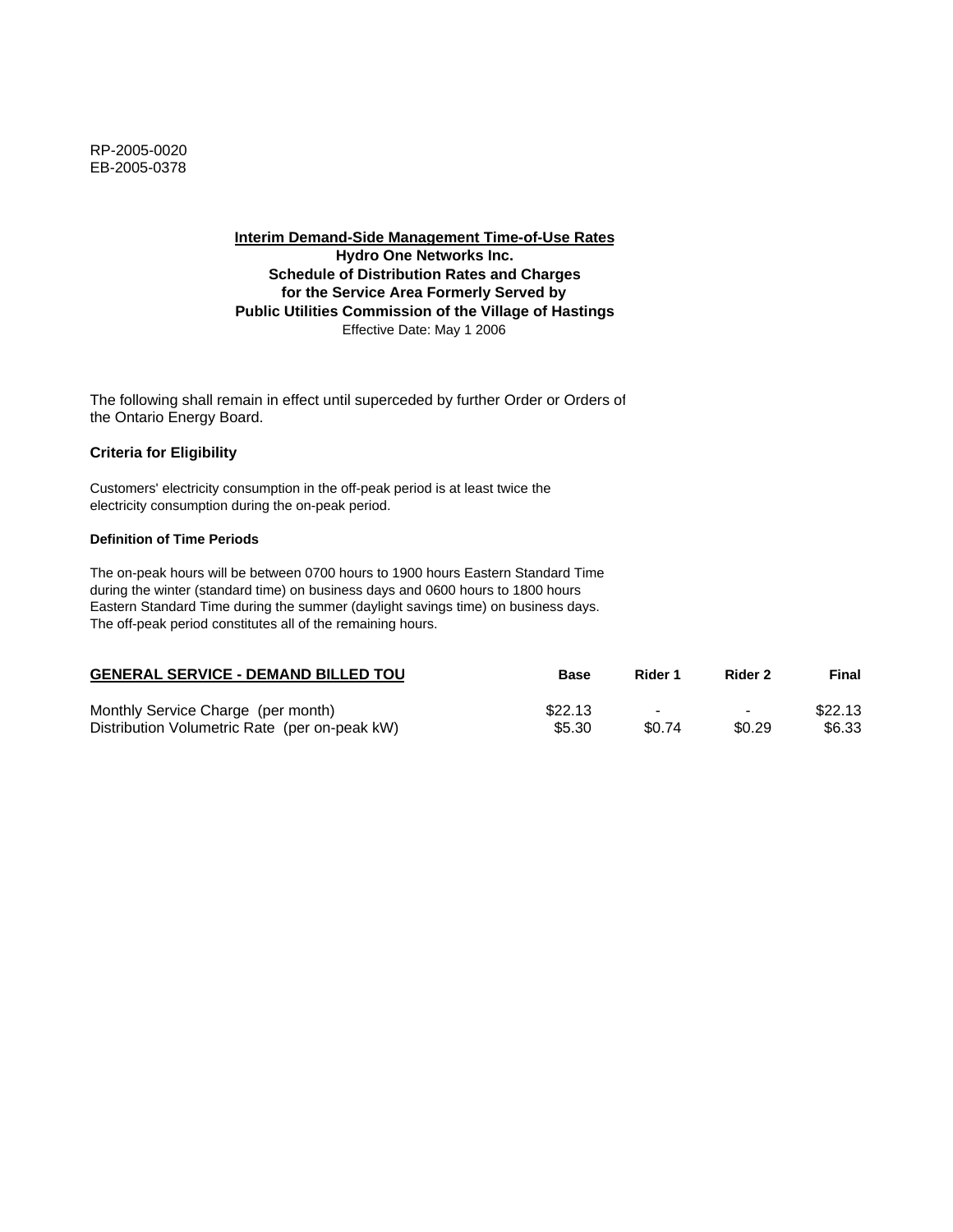RP-2005-0020
EB-2005-0378

**Interim Demand-Side Management Time-of-Use Rates**

**Hydro One Networks Inc.**
**Schedule of Distribution Rates and Charges**
**for the Service Area Formerly Served by**
**Public Utilities Commission of the Village of Hastings**
Effective Date: May 1 2006

The following shall remain in effect until superceded by further Order or Orders of the Ontario Energy Board.

### Criteria for Eligibility

Customers' electricity consumption in the off-peak period is at least twice the electricity consumption during the on-peak period.

#### Definition of Time Periods

The on-peak hours will be between 0700 hours to 1900 hours Eastern Standard Time during the winter (standard time) on business days and 0600 hours to 1800 hours Eastern Standard Time during the summer (daylight savings time) on business days. The off-peak period constitutes all of the remaining hours.

| GENERAL SERVICE - DEMAND BILLED TOU | Base | Rider 1 | Rider 2 | Final |
|---|---|---|---|---|
| Monthly Service Charge (per month) | $22.13 | - | - | $22.13 |
| Distribution Volumetric Rate (per on-peak kW) | $5.30 | $0.74 | $0.29 | $6.33 |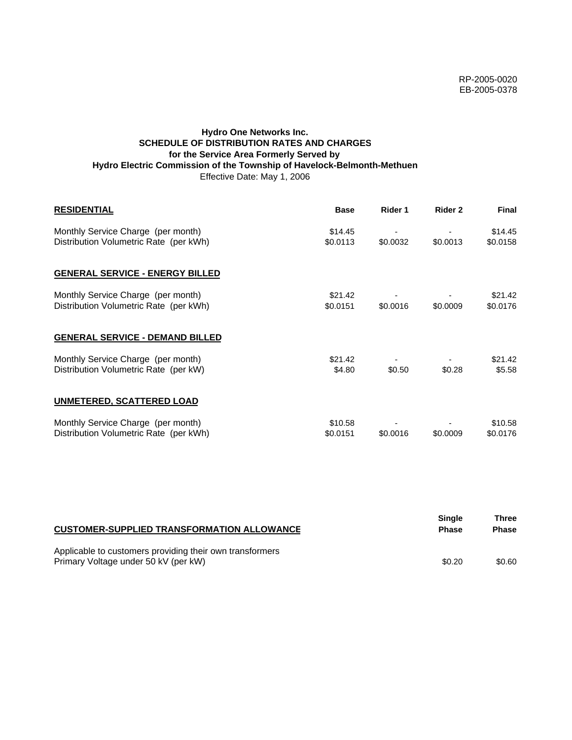RP-2005-0020
EB-2005-0378

**Hydro One Networks Inc.**
**SCHEDULE OF DISTRIBUTION RATES AND CHARGES**
**for the Service Area Formerly Served by**
**Hydro Electric Commission of the Township of Havelock-Belmonth-Methuen**
Effective Date: May 1, 2006

| RESIDENTIAL | Base | Rider 1 | Rider 2 | Final |
|---|---|---|---|---|
| Monthly Service Charge (per month) | $14.45 | - | - | $14.45 |
| Distribution Volumetric Rate (per kWh) | $0.0113 | $0.0032 | $0.0013 | $0.0158 |
| **GENERAL SERVICE - ENERGY BILLED** | | | | |
| Monthly Service Charge (per month) | $21.42 | - | - | $21.42 |
| Distribution Volumetric Rate (per kWh) | $0.0151 | $0.0016 | $0.0009 | $0.0176 |
| **GENERAL SERVICE - DEMAND BILLED** | | | | |
| Monthly Service Charge (per month) | $21.42 | - | - | $21.42 |
| Distribution Volumetric Rate (per kW) | $4.80 | $0.50 | $0.28 | $5.58 |
| **UNMETERED, SCATTERED LOAD** | | | | |
| Monthly Service Charge (per month) | $10.58 | - | - | $10.58 |
| Distribution Volumetric Rate (per kWh) | $0.0151 | $0.0016 | $0.0009 | $0.0176 |

| CUSTOMER-SUPPLIED TRANSFORMATION ALLOWANCE | Single Phase | Three Phase |
|---|---|---|
| Applicable to customers providing their own transformers | | |
| Primary Voltage under 50 kV (per kW) | $0.20 | $0.60 |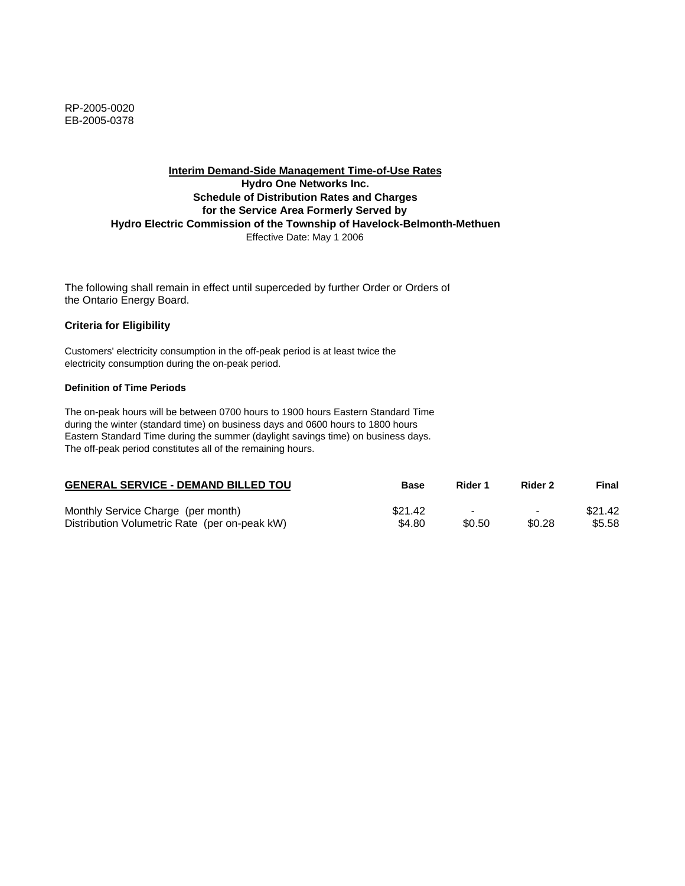RP-2005-0020
EB-2005-0378

**Interim Demand-Side Management Time-of-Use Rates**
**Hydro One Networks Inc.**
**Schedule of Distribution Rates and Charges**
**for the Service Area Formerly Served by**
**Hydro Electric Commission of the Township of Havelock-Belmonth-Methuen**
Effective Date: May 1 2006

The following shall remain in effect until superceded by further Order or Orders of the Ontario Energy Board.

**Criteria for Eligibility**

Customers' electricity consumption in the off-peak period is at least twice the electricity consumption during the on-peak period.

**Definition of Time Periods**

The on-peak hours will be between 0700 hours to 1900 hours Eastern Standard Time during the winter (standard time) on business days and 0600 hours to 1800 hours Eastern Standard Time during the summer (daylight savings time) on business days. The off-peak period constitutes all of the remaining hours.

| GENERAL SERVICE - DEMAND BILLED TOU | Base | Rider 1 | Rider 2 | Final |
|---|---|---|---|---|
| Monthly Service Charge (per month) | $21.42 | - | - | $21.42 |
| Distribution Volumetric Rate (per on-peak kW) | $4.80 | $0.50 | $0.28 | $5.58 |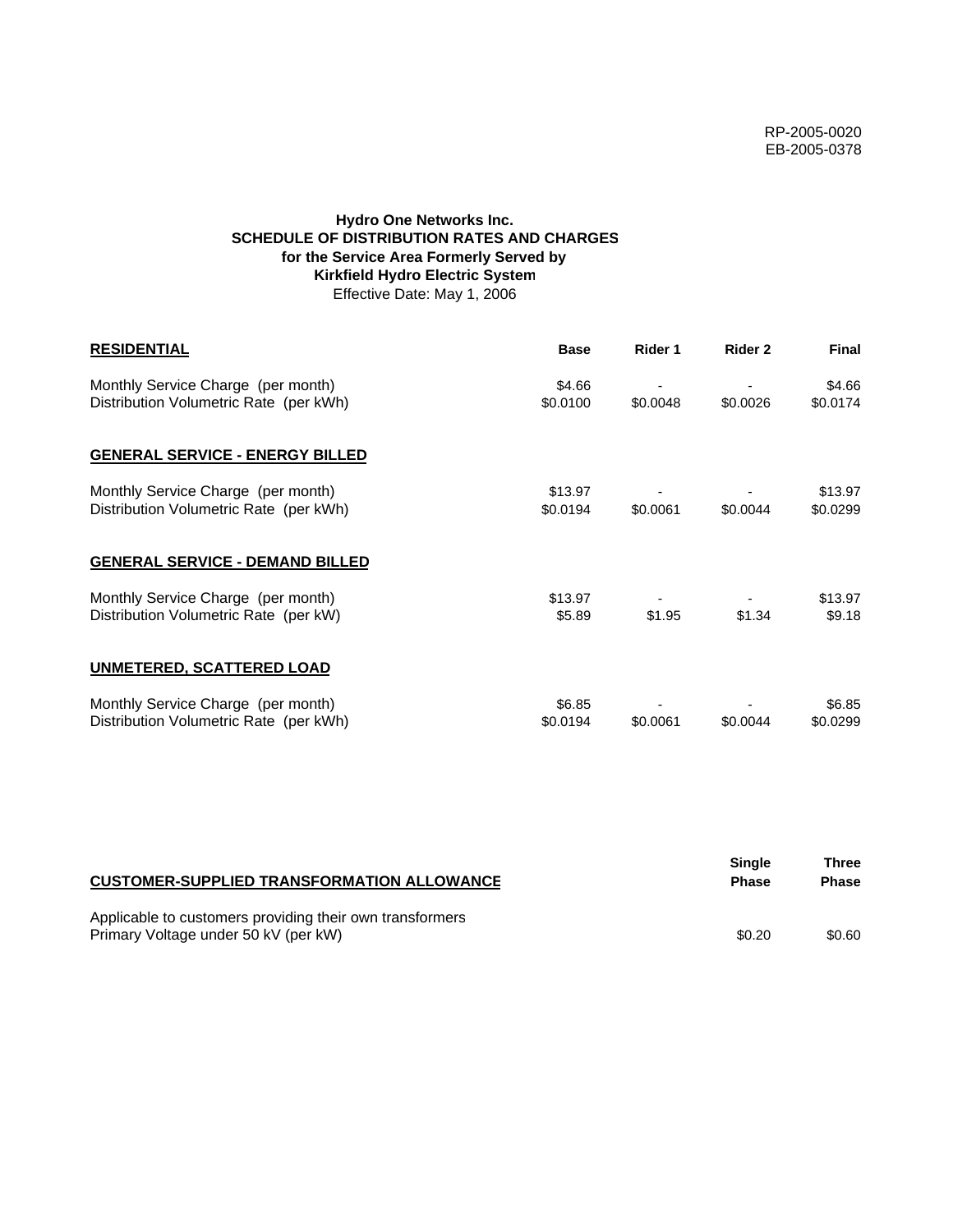RP-2005-0020
EB-2005-0378

**Hydro One Networks Inc.**
**SCHEDULE OF DISTRIBUTION RATES AND CHARGES**
**for the Service Area Formerly Served by**
**Kirkfield Hydro Electric System**
Effective Date: May 1, 2006

| **RESIDENTIAL** | **Base** | **Rider 1** | **Rider 2** | **Final** |
|---|---|---|---|---|
| Monthly Service Charge (per month) | $4.66 | - | - | $4.66 |
| Distribution Volumetric Rate (per kWh) | $0.0100 | $0.0048 | $0.0026 | $0.0174 |
| **GENERAL SERVICE - ENERGY BILLED** | | | | |
| Monthly Service Charge (per month) | $13.97 | - | - | $13.97 |
| Distribution Volumetric Rate (per kWh) | $0.0194 | $0.0061 | $0.0044 | $0.0299 |
| **GENERAL SERVICE - DEMAND BILLED** | | | | |
| Monthly Service Charge (per month) | $13.97 | - | - | $13.97 |
| Distribution Volumetric Rate (per kW) | $5.89 | $1.95 | $1.34 | $9.18 |
| **UNMETERED, SCATTERED LOAD** | | | | |
| Monthly Service Charge (per month) | $6.85 | - | - | $6.85 |
| Distribution Volumetric Rate (per kWh) | $0.0194 | $0.0061 | $0.0044 | $0.0299 |

| **CUSTOMER-SUPPLIED TRANSFORMATION ALLOWANCE** | **Single Phase** | **Three Phase** |
|---|---|---|
| Applicable to customers providing their own transformers | | |
| Primary Voltage under 50 kV (per kW) | $0.20 | $0.60 |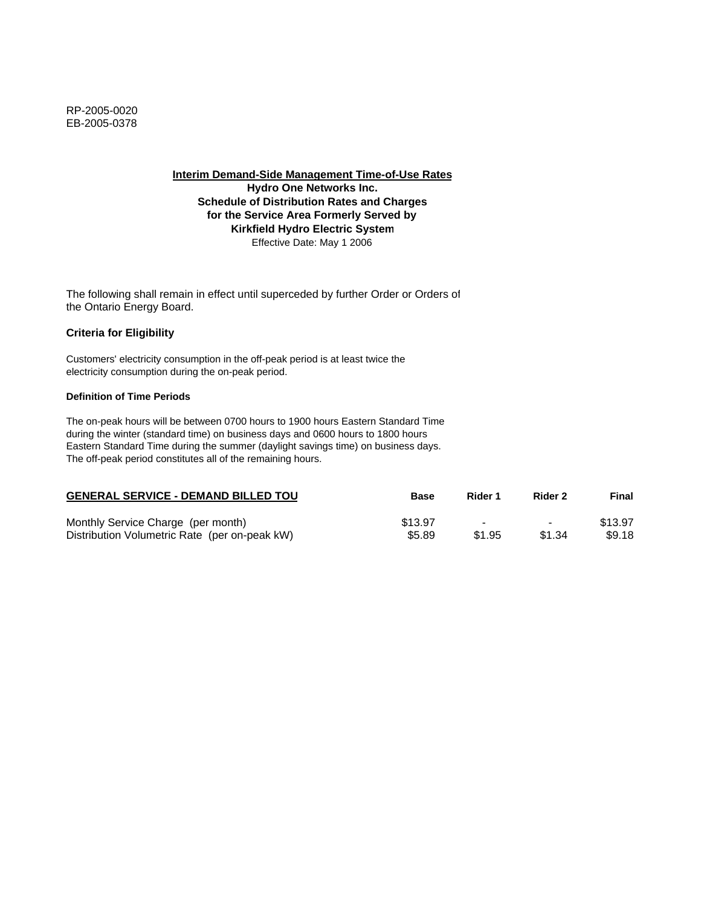RP-2005-0020
EB-2005-0378

**Interim Demand-Side Management Time-of-Use Rates**
**Hydro One Networks Inc.**
**Schedule of Distribution Rates and Charges**
**for the Service Area Formerly Served by**
**Kirkfield Hydro Electric System**
Effective Date: May 1 2006

The following shall remain in effect until superceded by further Order or Orders of the Ontario Energy Board.

### Criteria for Eligibility

Customers' electricity consumption in the off-peak period is at least twice the electricity consumption during the on-peak period.

#### Definition of Time Periods

The on-peak hours will be between 0700 hours to 1900 hours Eastern Standard Time during the winter (standard time) on business days and 0600 hours to 1800 hours Eastern Standard Time during the summer (daylight savings time) on business days. The off-peak period constitutes all of the remaining hours.

| GENERAL SERVICE - DEMAND BILLED TOU | Base | Rider 1 | Rider 2 | Final |
|---|---|---|---|---|
| Monthly Service Charge (per month) | $13.97 | - | - | $13.97 |
| Distribution Volumetric Rate (per on-peak kW) | $5.89 | $1.95 | $1.34 | $9.18 |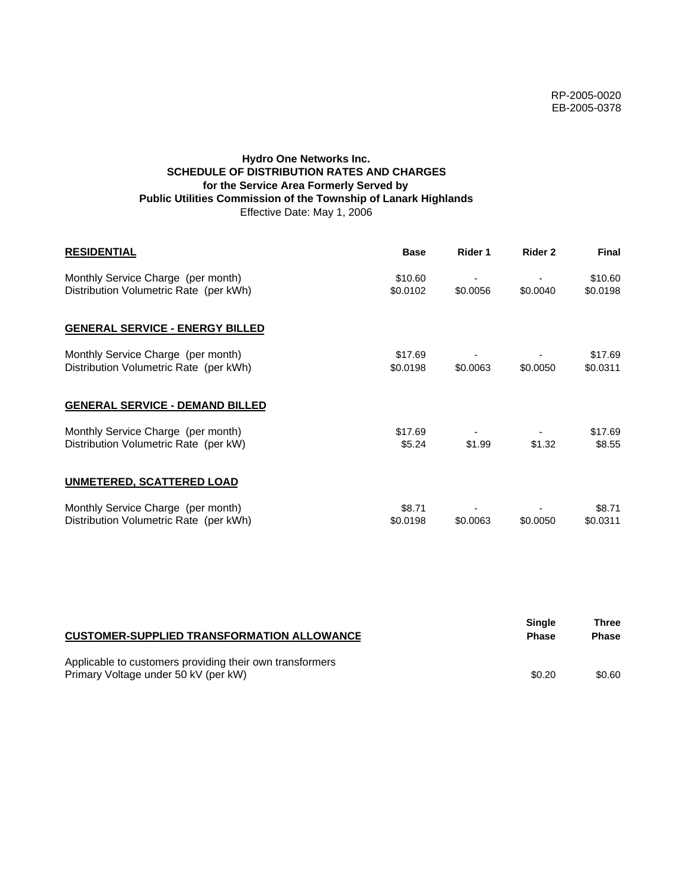RP-2005-0020
EB-2005-0378

**Hydro One Networks Inc.**
**SCHEDULE OF DISTRIBUTION RATES AND CHARGES**
**for the Service Area Formerly Served by**
**Public Utilities Commission of the Township of Lanark Highlands**
Effective Date: May 1, 2006

| **RESIDENTIAL** | **Base** | **Rider 1** | **Rider 2** | **Final** |
|---|---|---|---|---|
| Monthly Service Charge (per month) | $10.60 | - | - | $10.60 |
| Distribution Volumetric Rate (per kWh) | $0.0102 | $0.0056 | $0.0040 | $0.0198 |
| **GENERAL SERVICE - ENERGY BILLED** | | | | |
| Monthly Service Charge (per month) | $17.69 | - | - | $17.69 |
| Distribution Volumetric Rate (per kWh) | $0.0198 | $0.0063 | $0.0050 | $0.0311 |
| **GENERAL SERVICE - DEMAND BILLED** | | | | |
| Monthly Service Charge (per month) | $17.69 | - | - | $17.69 |
| Distribution Volumetric Rate (per kW) | $5.24 | $1.99 | $1.32 | $8.55 |
| **UNMETERED, SCATTERED LOAD** | | | | |
| Monthly Service Charge (per month) | $8.71 | - | - | $8.71 |
| Distribution Volumetric Rate (per kWh) | $0.0198 | $0.0063 | $0.0050 | $0.0311 |

| **CUSTOMER-SUPPLIED TRANSFORMATION ALLOWANCE** | **Single Phase** | **Three Phase** |
|---|---|---|
| Applicable to customers providing their own transformers | | |
| Primary Voltage under 50 kV (per kW) | $0.20 | $0.60 |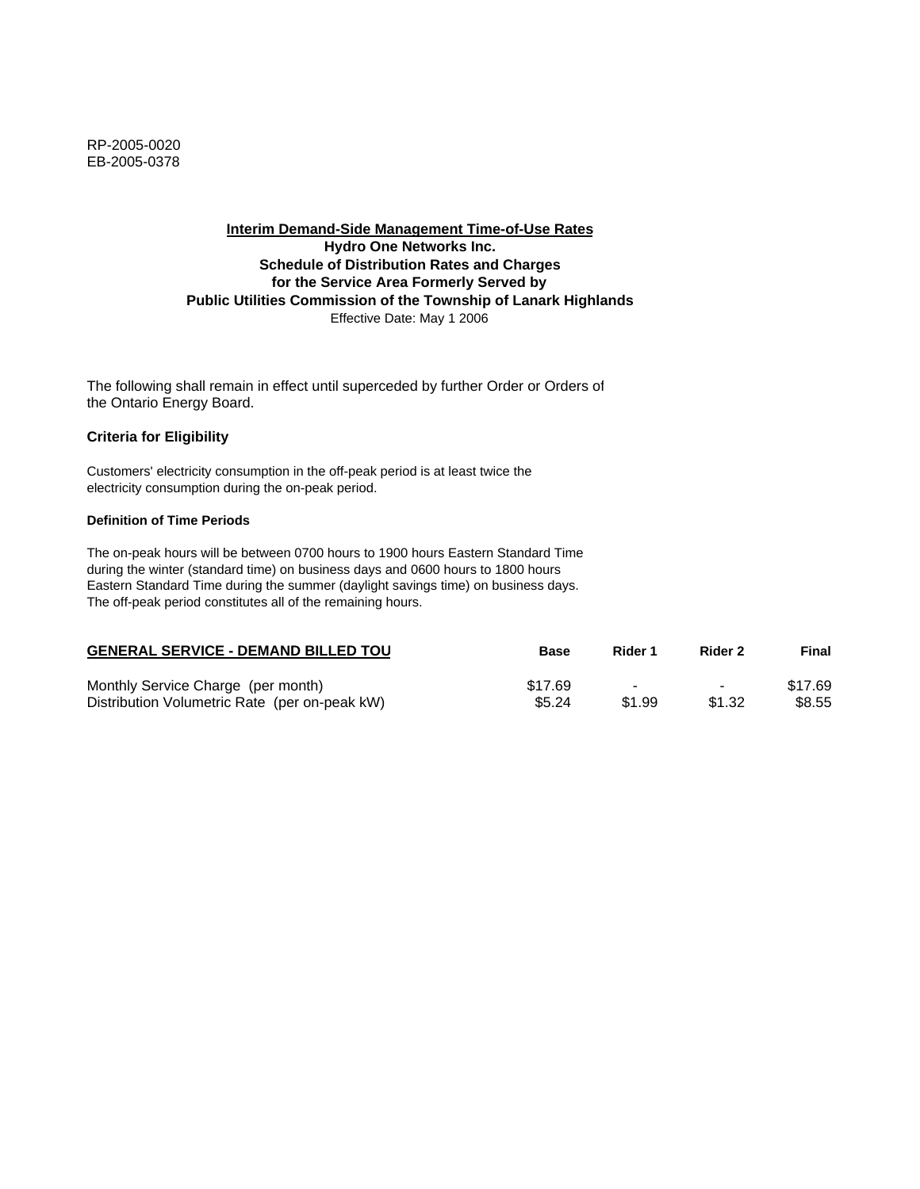RP-2005-0020
EB-2005-0378

**Interim Demand-Side Management Time-of-Use Rates**
**Hydro One Networks Inc.**
**Schedule of Distribution Rates and Charges**
**for the Service Area Formerly Served by**
**Public Utilities Commission of the Township of Lanark Highlands**
Effective Date: May 1 2006

The following shall remain in effect until superceded by further Order or Orders of the Ontario Energy Board.

### Criteria for Eligibility

Customers' electricity consumption in the off-peak period is at least twice the electricity consumption during the on-peak period.

#### Definition of Time Periods

The on-peak hours will be between 0700 hours to 1900 hours Eastern Standard Time during the winter (standard time) on business days and 0600 hours to 1800 hours Eastern Standard Time during the summer (daylight savings time) on business days. The off-peak period constitutes all of the remaining hours.

| GENERAL SERVICE - DEMAND BILLED TOU | Base | Rider 1 | Rider 2 | Final |
|---|---|---|---|---|
| Monthly Service Charge (per month) | $17.69 | - | - | $17.69 |
| Distribution Volumetric Rate (per on-peak kW) | $5.24 | $1.99 | $1.32 | $8.55 |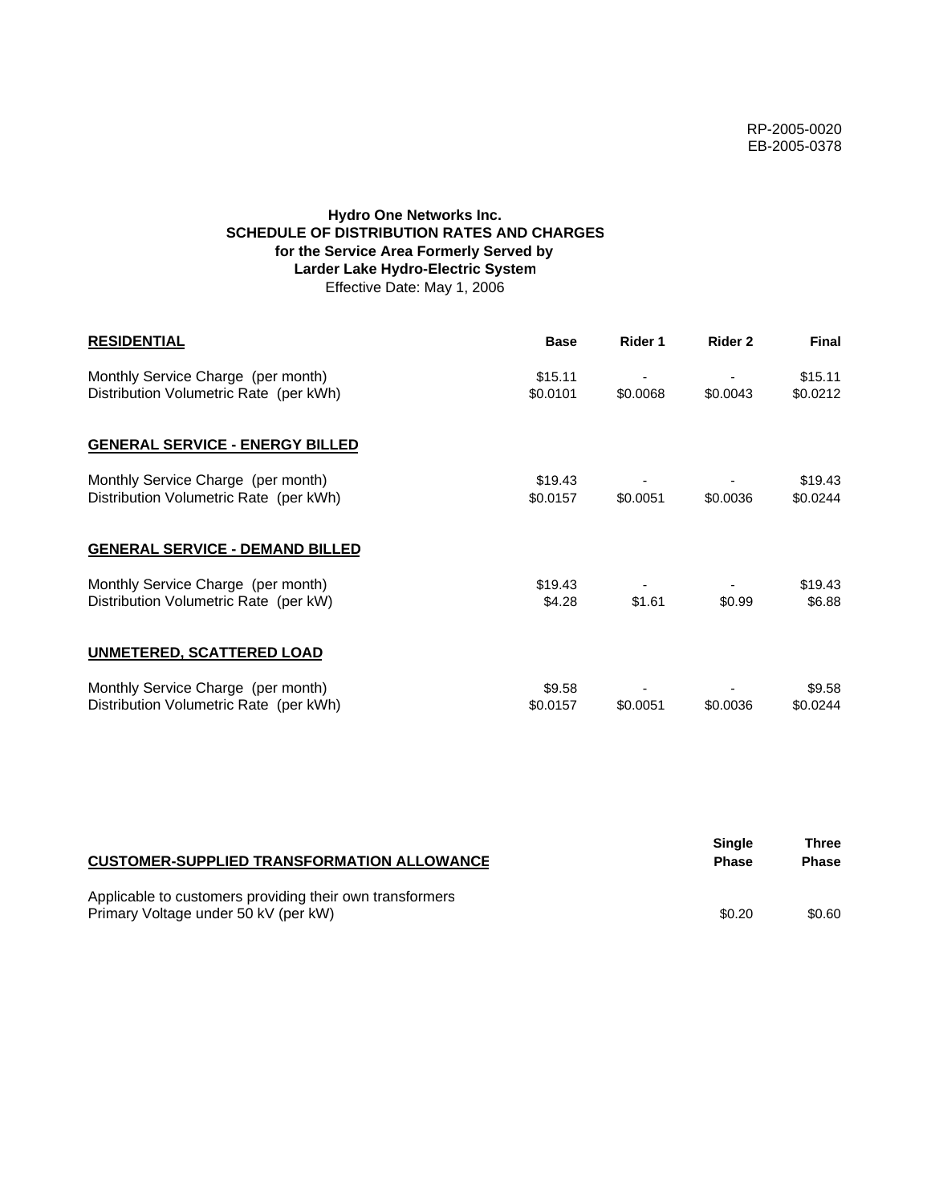RP-2005-0020
EB-2005-0378

**Hydro One Networks Inc.**
**SCHEDULE OF DISTRIBUTION RATES AND CHARGES**
**for the Service Area Formerly Served by**
**Larder Lake Hydro-Electric System**
Effective Date: May 1, 2006

| RESIDENTIAL | Base | Rider 1 | Rider 2 | Final |
|---|---|---|---|---|
| Monthly Service Charge (per month) | $15.11 | - | - | $15.11 |
| Distribution Volumetric Rate (per kWh) | $0.0101 | $0.0068 | $0.0043 | $0.0212 |
| **GENERAL SERVICE - ENERGY BILLED** | | | | |
| Monthly Service Charge (per month) | $19.43 | - | - | $19.43 |
| Distribution Volumetric Rate (per kWh) | $0.0157 | $0.0051 | $0.0036 | $0.0244 |
| **GENERAL SERVICE - DEMAND BILLED** | | | | |
| Monthly Service Charge (per month) | $19.43 | - | - | $19.43 |
| Distribution Volumetric Rate (per kW) | $4.28 | $1.61 | $0.99 | $6.88 |
| **UNMETERED, SCATTERED LOAD** | | | | |
| Monthly Service Charge (per month) | $9.58 | - | - | $9.58 |
| Distribution Volumetric Rate (per kWh) | $0.0157 | $0.0051 | $0.0036 | $0.0244 |

| CUSTOMER-SUPPLIED TRANSFORMATION ALLOWANCE | Single Phase | Three Phase |
|---|---|---|
| Applicable to customers providing their own transformers | | |
| Primary Voltage under 50 kV (per kW) | $0.20 | $0.60 |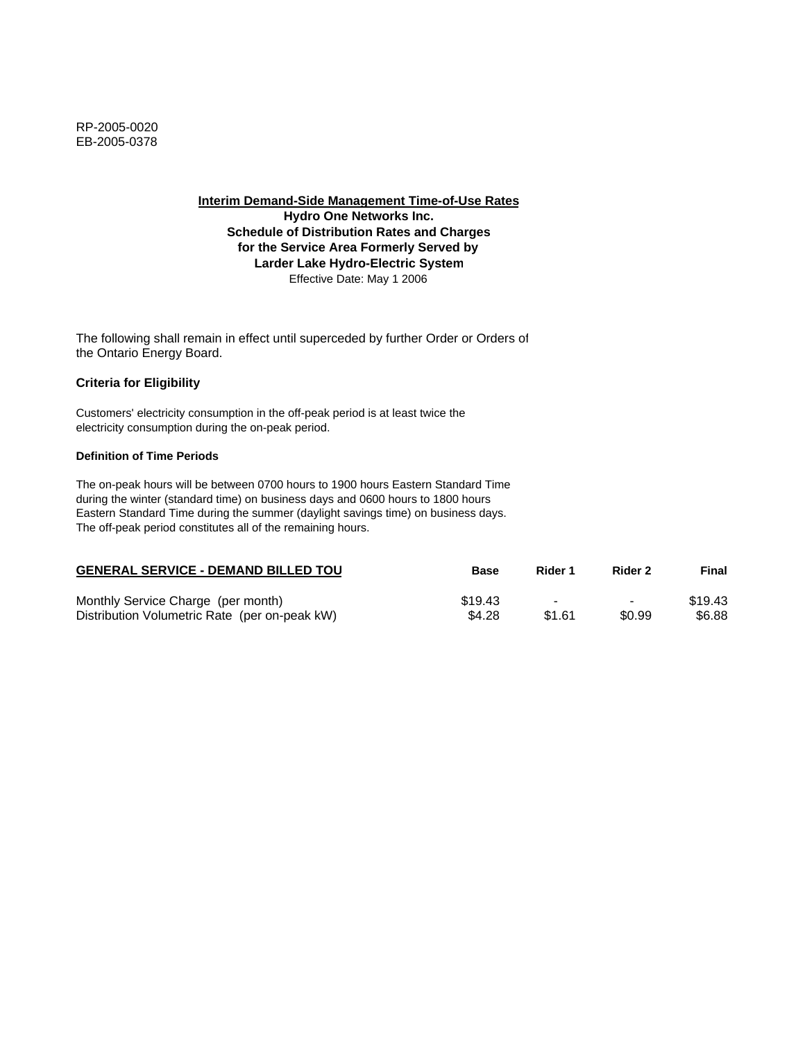RP-2005-0020
EB-2005-0378

**Interim Demand-Side Management Time-of-Use Rates**
**Hydro One Networks Inc.**
**Schedule of Distribution Rates and Charges**
**for the Service Area Formerly Served by**
**Larder Lake Hydro-Electric System**
Effective Date: May 1 2006

The following shall remain in effect until superceded by further Order or Orders of the Ontario Energy Board.

### Criteria for Eligibility

Customers' electricity consumption in the off-peak period is at least twice the electricity consumption during the on-peak period.

#### Definition of Time Periods

The on-peak hours will be between 0700 hours to 1900 hours Eastern Standard Time during the winter (standard time) on business days and 0600 hours to 1800 hours Eastern Standard Time during the summer (daylight savings time) on business days. The off-peak period constitutes all of the remaining hours.

| GENERAL SERVICE - DEMAND BILLED TOU | Base | Rider 1 | Rider 2 | Final |
|---|---|---|---|---|
| Monthly Service Charge (per month) | $19.43 | - | - | $19.43 |
| Distribution Volumetric Rate (per on-peak kW) | $4.28 | $1.61 | $0.99 | $6.88 |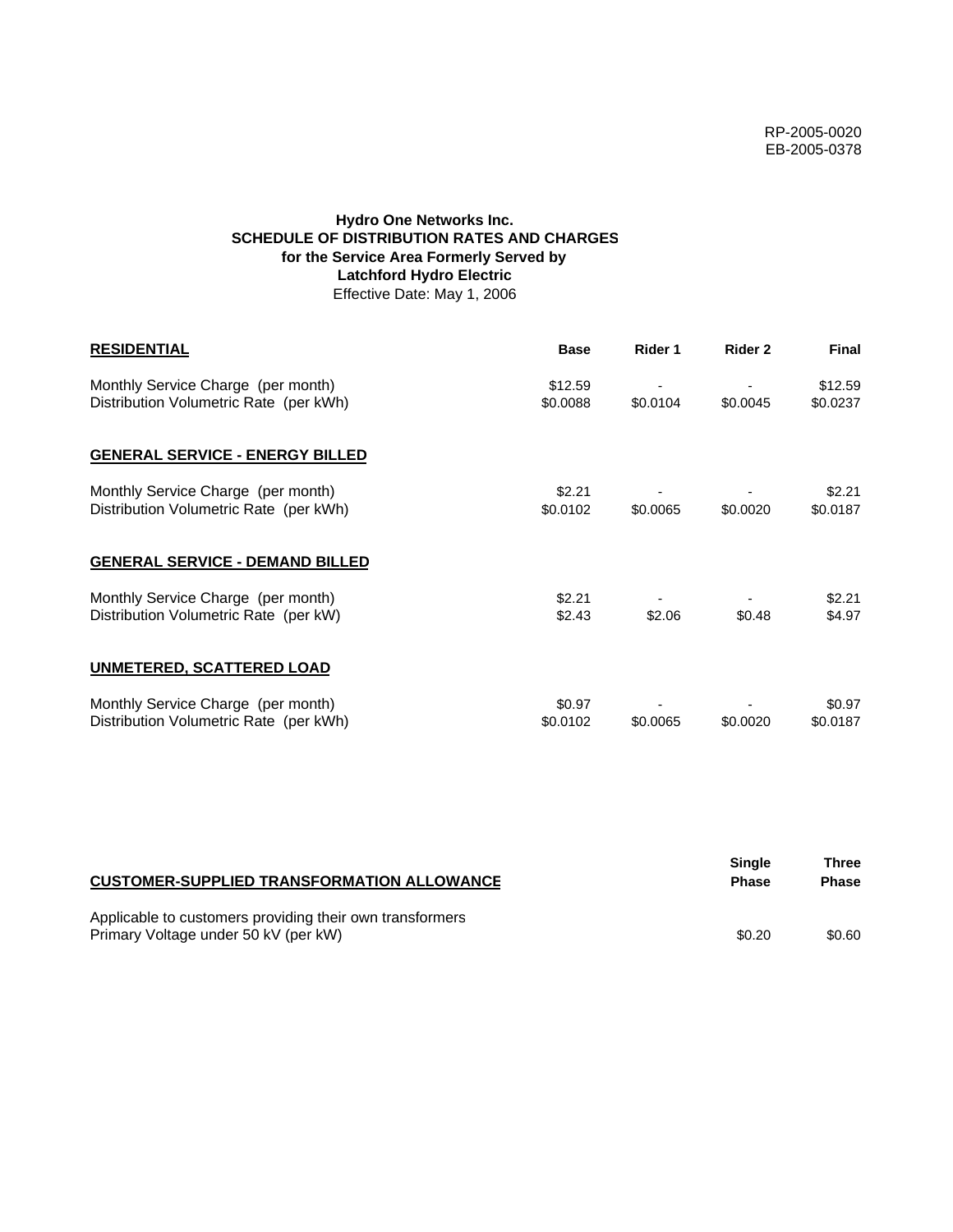RP-2005-0020
EB-2005-0378

**Hydro One Networks Inc.**
**SCHEDULE OF DISTRIBUTION RATES AND CHARGES**
**for the Service Area Formerly Served by**
**Latchford Hydro Electric**
Effective Date: May 1, 2006

| **RESIDENTIAL** | **Base** | **Rider 1** | **Rider 2** | **Final** |
|---|---|---|---|---|
| Monthly Service Charge (per month) | $12.59 | - | - | $12.59 |
| Distribution Volumetric Rate (per kWh) | $0.0088 | $0.0104 | $0.0045 | $0.0237 |
| **GENERAL SERVICE - ENERGY BILLED** | | | | |
| Monthly Service Charge (per month) | $2.21 | - | - | $2.21 |
| Distribution Volumetric Rate (per kWh) | $0.0102 | $0.0065 | $0.0020 | $0.0187 |
| **GENERAL SERVICE - DEMAND BILLED** | | | | |
| Monthly Service Charge (per month) | $2.21 | - | - | $2.21 |
| Distribution Volumetric Rate (per kW) | $2.43 | $2.06 | $0.48 | $4.97 |
| **UNMETERED, SCATTERED LOAD** | | | | |
| Monthly Service Charge (per month) | $0.97 | - | - | $0.97 |
| Distribution Volumetric Rate (per kWh) | $0.0102 | $0.0065 | $0.0020 | $0.0187 |

| **CUSTOMER-SUPPLIED TRANSFORMATION ALLOWANCE** | **Single Phase** | **Three Phase** |
|---|---|---|
| Applicable to customers providing their own transformers | | |
| Primary Voltage under 50 kV (per kW) | $0.20 | $0.60 |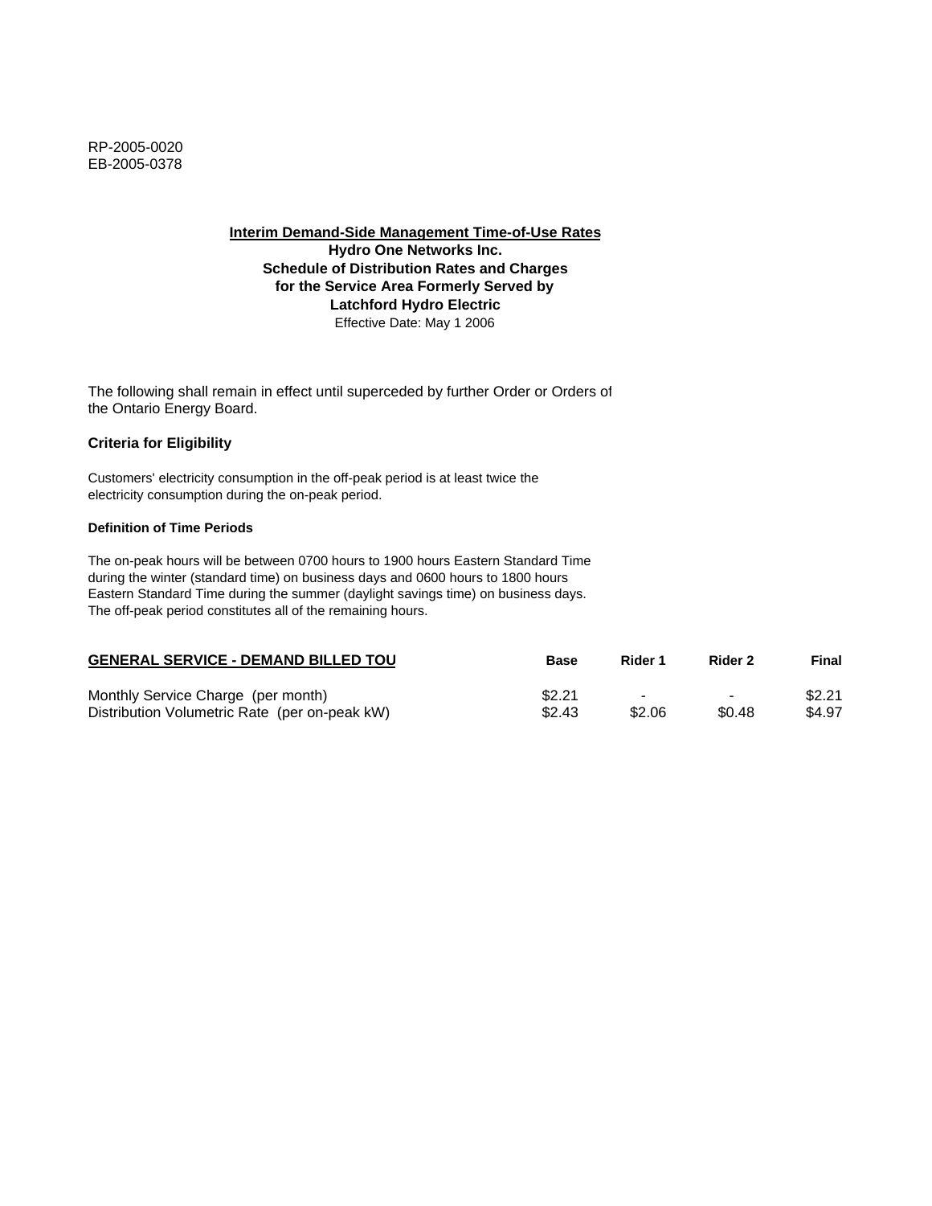RP-2005-0020
EB-2005-0378

**Interim Demand-Side Management Time-of-Use Rates**
**Hydro One Networks Inc.**
**Schedule of Distribution Rates and Charges**
**for the Service Area Formerly Served by**
**Latchford Hydro Electric**
Effective Date: May 1 2006

The following shall remain in effect until superceded by further Order or Orders of the Ontario Energy Board.

**Criteria for Eligibility**

Customers' electricity consumption in the off-peak period is at least twice the electricity consumption during the on-peak period.

**Definition of Time Periods**

The on-peak hours will be between 0700 hours to 1900 hours Eastern Standard Time during the winter (standard time) on business days and 0600 hours to 1800 hours Eastern Standard Time during the summer (daylight savings time) on business days. The off-peak period constitutes all of the remaining hours.

| GENERAL SERVICE - DEMAND BILLED TOU | Base | Rider 1 | Rider 2 | Final |
|---|---|---|---|---|
| Monthly Service Charge (per month) | $2.21 | - | - | $2.21 |
| Distribution Volumetric Rate (per on-peak kW) | $2.43 | $2.06 | $0.48 | $4.97 |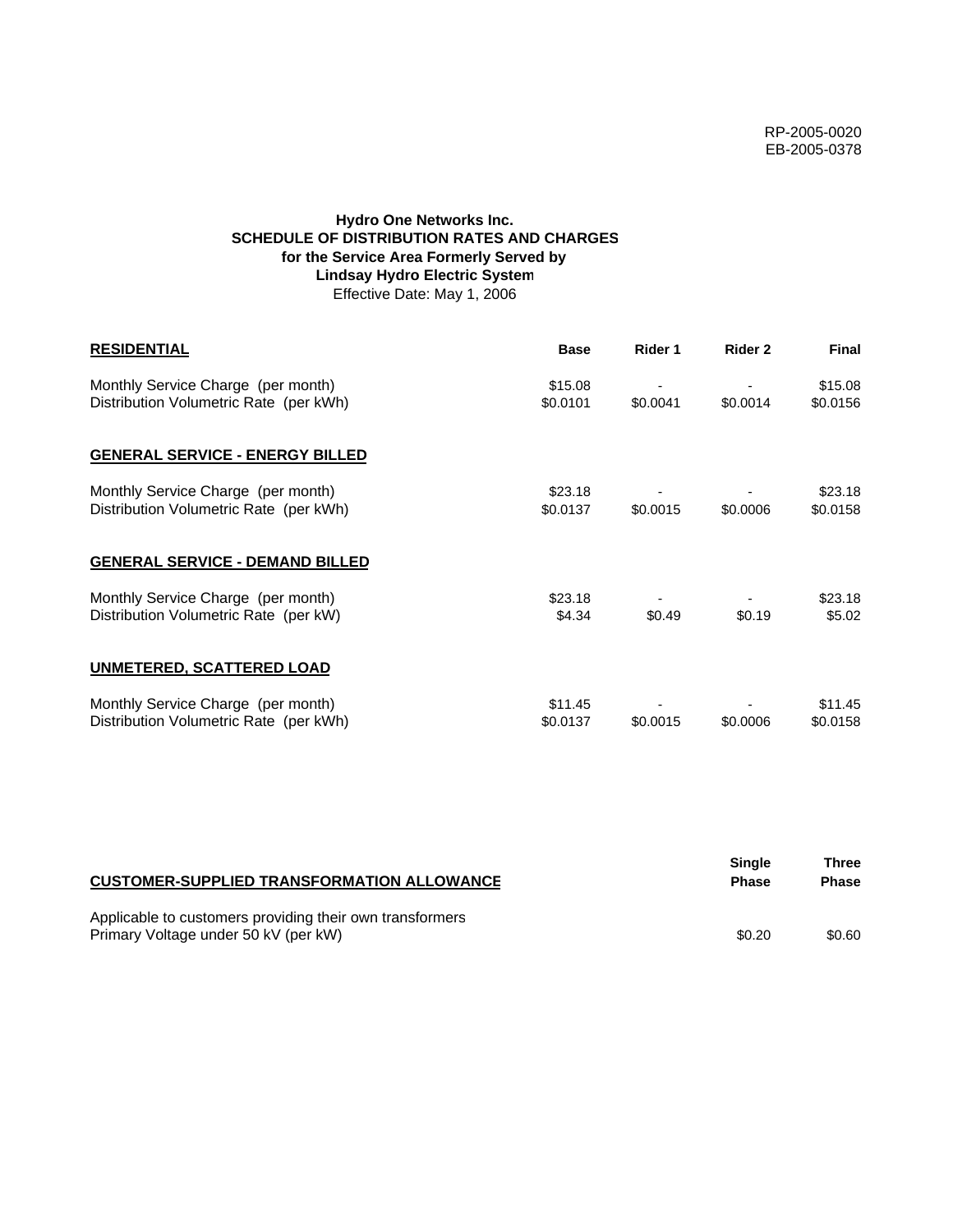RP-2005-0020
EB-2005-0378

**Hydro One Networks Inc.**
**SCHEDULE OF DISTRIBUTION RATES AND CHARGES**
**for the Service Area Formerly Served by**
**Lindsay Hydro Electric System**
Effective Date: May 1, 2006

| **RESIDENTIAL** | **Base** | **Rider 1** | **Rider 2** | **Final** |
|---|---|---|---|---|
| Monthly Service Charge (per month) | $15.08 | - | - | $15.08 |
| Distribution Volumetric Rate (per kWh) | $0.0101 | $0.0041 | $0.0014 | $0.0156 |
| **GENERAL SERVICE - ENERGY BILLED** | | | | |
| Monthly Service Charge (per month) | $23.18 | - | - | $23.18 |
| Distribution Volumetric Rate (per kWh) | $0.0137 | $0.0015 | $0.0006 | $0.0158 |
| **GENERAL SERVICE - DEMAND BILLED** | | | | |
| Monthly Service Charge (per month) | $23.18 | - | - | $23.18 |
| Distribution Volumetric Rate (per kW) | $4.34 | $0.49 | $0.19 | $5.02 |
| **UNMETERED, SCATTERED LOAD** | | | | |
| Monthly Service Charge (per month) | $11.45 | - | - | $11.45 |
| Distribution Volumetric Rate (per kWh) | $0.0137 | $0.0015 | $0.0006 | $0.0158 |

| **CUSTOMER-SUPPLIED TRANSFORMATION ALLOWANCE** | **Single Phase** | **Three Phase** |
|---|---|---|
| Applicable to customers providing their own transformers | | |
| Primary Voltage under 50 kV (per kW) | $0.20 | $0.60 |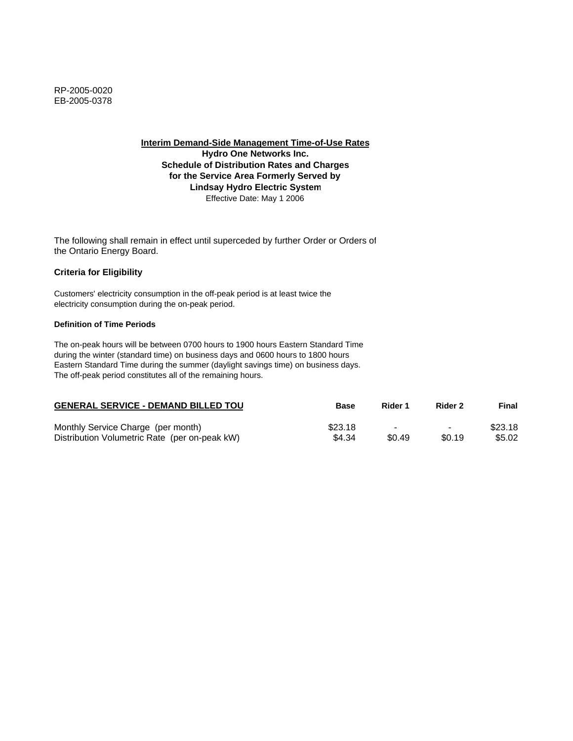RP-2005-0020
EB-2005-0378

**Interim Demand-Side Management Time-of-Use Rates**
**Hydro One Networks Inc.**
**Schedule of Distribution Rates and Charges**
**for the Service Area Formerly Served by**
**Lindsay Hydro Electric System**
Effective Date: May 1 2006

The following shall remain in effect until superceded by further Order or Orders of the Ontario Energy Board.

**Criteria for Eligibility**

Customers' electricity consumption in the off-peak period is at least twice the electricity consumption during the on-peak period.

**Definition of Time Periods**

The on-peak hours will be between 0700 hours to 1900 hours Eastern Standard Time during the winter (standard time) on business days and 0600 hours to 1800 hours Eastern Standard Time during the summer (daylight savings time) on business days. The off-peak period constitutes all of the remaining hours.

| GENERAL SERVICE - DEMAND BILLED TOU | Base | Rider 1 | Rider 2 | Final |
|---|---|---|---|---|
| Monthly Service Charge (per month) | $23.18 | - | - | $23.18 |
| Distribution Volumetric Rate (per on-peak kW) | $4.34 | $0.49 | $0.19 | $5.02 |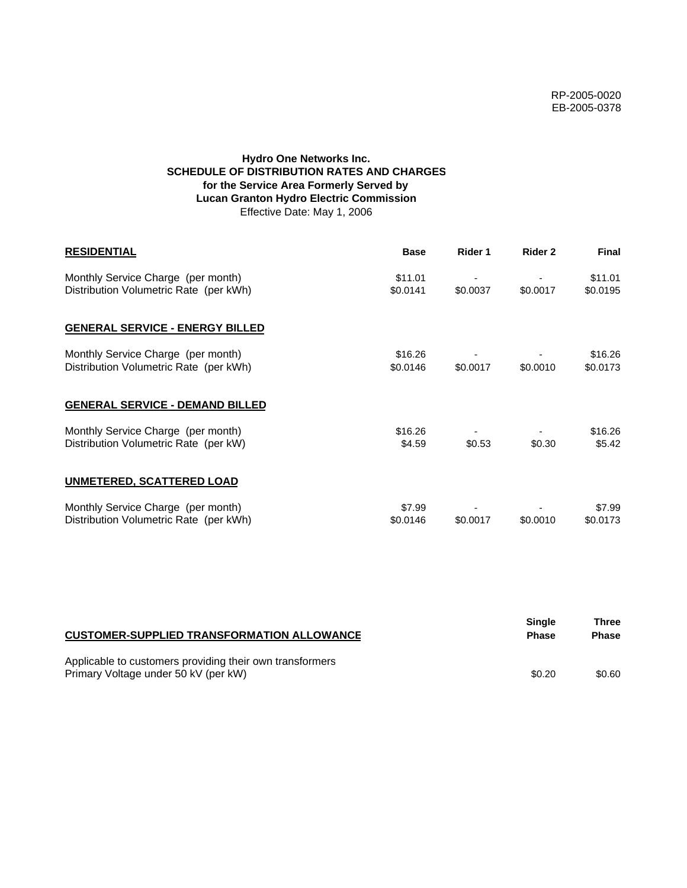RP-2005-0020
EB-2005-0378

**Hydro One Networks Inc.**
**SCHEDULE OF DISTRIBUTION RATES AND CHARGES**
**for the Service Area Formerly Served by**
**Lucan Granton Hydro Electric Commission**
Effective Date: May 1, 2006

| **RESIDENTIAL** | **Base** | **Rider 1** | **Rider 2** | **Final** |
|---|---|---|---|---|
| Monthly Service Charge (per month) | $11.01 | - | - | $11.01 |
| Distribution Volumetric Rate (per kWh) | $0.0141 | $0.0037 | $0.0017 | $0.0195 |
| **GENERAL SERVICE - ENERGY BILLED** | | | | |
| Monthly Service Charge (per month) | $16.26 | - | - | $16.26 |
| Distribution Volumetric Rate (per kWh) | $0.0146 | $0.0017 | $0.0010 | $0.0173 |
| **GENERAL SERVICE - DEMAND BILLED** | | | | |
| Monthly Service Charge (per month) | $16.26 | - | - | $16.26 |
| Distribution Volumetric Rate (per kW) | $4.59 | $0.53 | $0.30 | $5.42 |
| **UNMETERED, SCATTERED LOAD** | | | | |
| Monthly Service Charge (per month) | $7.99 | - | - | $7.99 |
| Distribution Volumetric Rate (per kWh) | $0.0146 | $0.0017 | $0.0010 | $0.0173 |

| **CUSTOMER-SUPPLIED TRANSFORMATION ALLOWANCE** | **Single Phase** | **Three Phase** |
|---|---|---|
| Applicable to customers providing their own transformers | | |
| Primary Voltage under 50 kV (per kW) | $0.20 | $0.60 |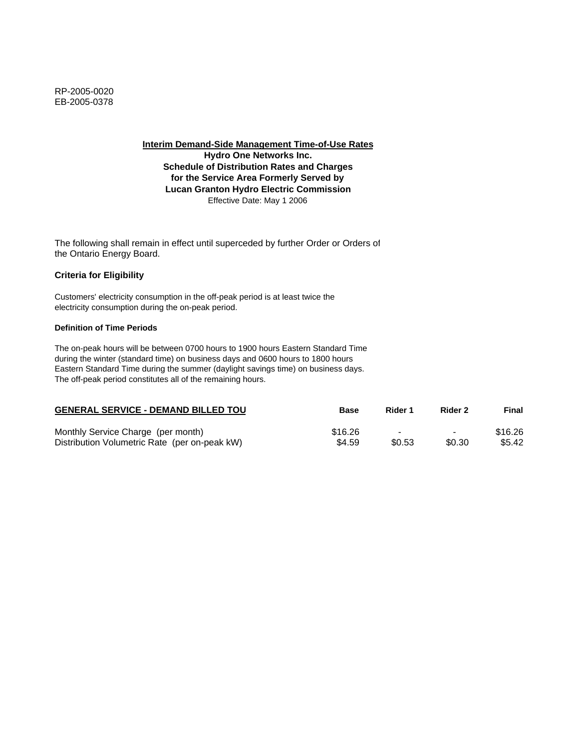RP-2005-0020
EB-2005-0378

**Interim Demand-Side Management Time-of-Use Rates**
**Hydro One Networks Inc.**
**Schedule of Distribution Rates and Charges**
**for the Service Area Formerly Served by**
**Lucan Granton Hydro Electric Commission**
Effective Date: May 1 2006

The following shall remain in effect until superceded by further Order or Orders of the Ontario Energy Board.

### Criteria for Eligibility

Customers' electricity consumption in the off-peak period is at least twice the electricity consumption during the on-peak period.

#### Definition of Time Periods

The on-peak hours will be between 0700 hours to 1900 hours Eastern Standard Time during the winter (standard time) on business days and 0600 hours to 1800 hours Eastern Standard Time during the summer (daylight savings time) on business days. The off-peak period constitutes all of the remaining hours.

| GENERAL SERVICE - DEMAND BILLED TOU | Base | Rider 1 | Rider 2 | Final |
|---|---|---|---|---|
| Monthly Service Charge (per month) | $16.26 | - | - | $16.26 |
| Distribution Volumetric Rate (per on-peak kW) | $4.59 | $0.53 | $0.30 | $5.42 |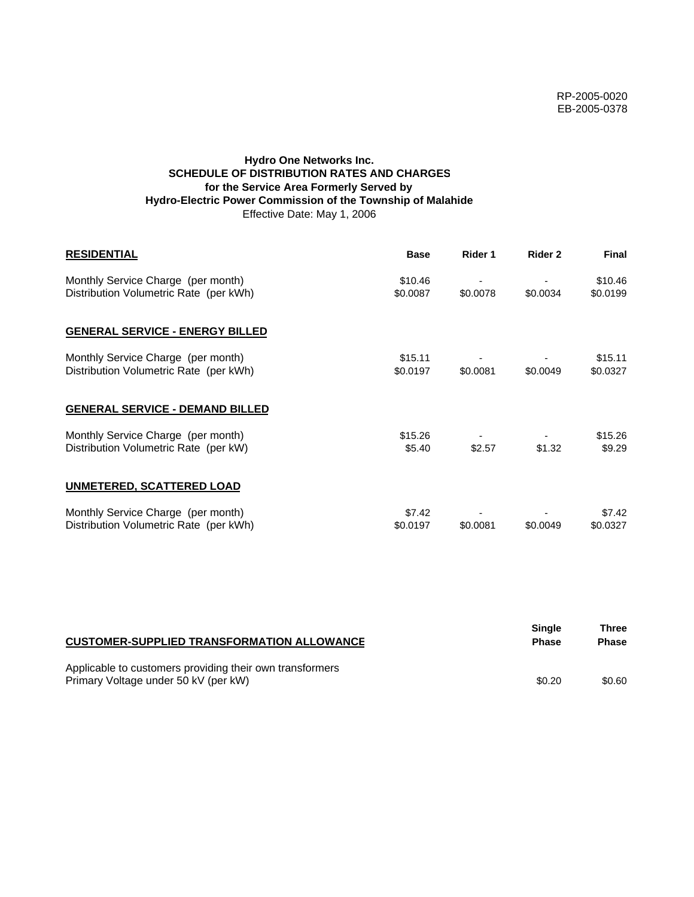RP-2005-0020
EB-2005-0378

**Hydro One Networks Inc.**
**SCHEDULE OF DISTRIBUTION RATES AND CHARGES**
**for the Service Area Formerly Served by**
**Hydro-Electric Power Commission of the Township of Malahide**
Effective Date: May 1, 2006

| **RESIDENTIAL** | **Base** | **Rider 1** | **Rider 2** | **Final** |
|---|---|---|---|---|
| Monthly Service Charge (per month) | $10.46 | - | - | $10.46 |
| Distribution Volumetric Rate (per kWh) | $0.0087 | $0.0078 | $0.0034 | $0.0199 |
| **GENERAL SERVICE - ENERGY BILLED** | | | | |
| Monthly Service Charge (per month) | $15.11 | - | - | $15.11 |
| Distribution Volumetric Rate (per kWh) | $0.0197 | $0.0081 | $0.0049 | $0.0327 |
| **GENERAL SERVICE - DEMAND BILLED** | | | | |
| Monthly Service Charge (per month) | $15.26 | - | - | $15.26 |
| Distribution Volumetric Rate (per kW) | $5.40 | $2.57 | $1.32 | $9.29 |
| **UNMETERED, SCATTERED LOAD** | | | | |
| Monthly Service Charge (per month) | $7.42 | - | - | $7.42 |
| Distribution Volumetric Rate (per kWh) | $0.0197 | $0.0081 | $0.0049 | $0.0327 |

| **CUSTOMER-SUPPLIED TRANSFORMATION ALLOWANCE** | **Single Phase** | **Three Phase** |
|---|---|---|
| Applicable to customers providing their own transformers | | |
| Primary Voltage under 50 kV (per kW) | $0.20 | $0.60 |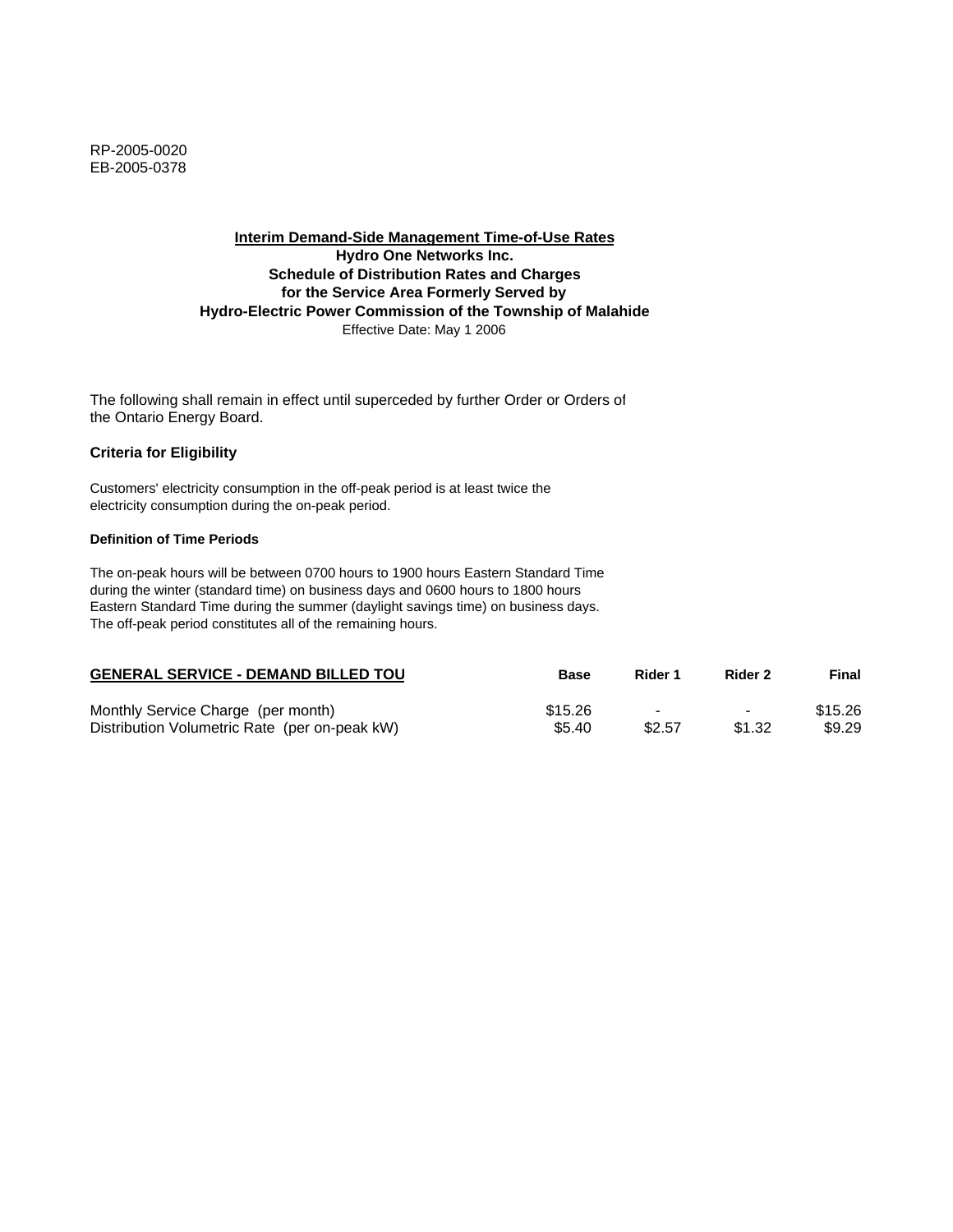RP-2005-0020
EB-2005-0378

**Interim Demand-Side Management Time-of-Use Rates**
**Hydro One Networks Inc.**
**Schedule of Distribution Rates and Charges**
**for the Service Area Formerly Served by**
**Hydro-Electric Power Commission of the Township of Malahide**
Effective Date: May 1 2006

The following shall remain in effect until superceded by further Order or Orders of the Ontario Energy Board.

### Criteria for Eligibility

Customers' electricity consumption in the off-peak period is at least twice the electricity consumption during the on-peak period.

#### Definition of Time Periods

The on-peak hours will be between 0700 hours to 1900 hours Eastern Standard Time during the winter (standard time) on business days and 0600 hours to 1800 hours Eastern Standard Time during the summer (daylight savings time) on business days. The off-peak period constitutes all of the remaining hours.

| **GENERAL SERVICE - DEMAND BILLED TOU** | **Base** | **Rider 1** | **Rider 2** | **Final** |
|---|---|---|---|---|
| Monthly Service Charge (per month) | $15.26 | - | - | $15.26 |
| Distribution Volumetric Rate (per on-peak kW) | $5.40 | $2.57 | $1.32 | $9.29 |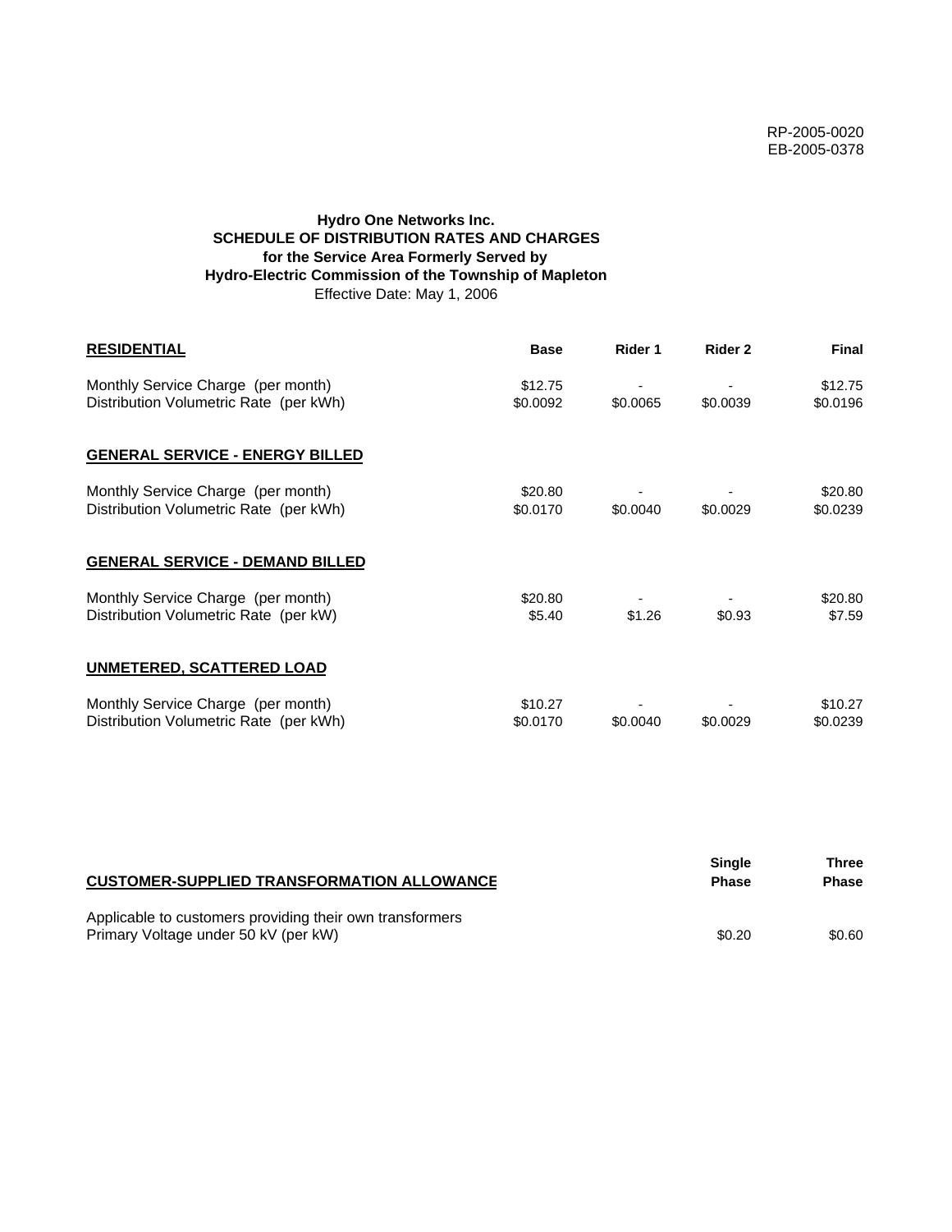RP-2005-0020
EB-2005-0378

**Hydro One Networks Inc.**
**SCHEDULE OF DISTRIBUTION RATES AND CHARGES**
**for the Service Area Formerly Served by**
**Hydro-Electric Commission of the Township of Mapleton**
Effective Date: May 1, 2006

| **RESIDENTIAL** | **Base** | **Rider 1** | **Rider 2** | **Final** |
|---|---|---|---|---|
| Monthly Service Charge (per month) | $12.75 | - | - | $12.75 |
| Distribution Volumetric Rate (per kWh) | $0.0092 | $0.0065 | $0.0039 | $0.0196 |
| **GENERAL SERVICE - ENERGY BILLED** | | | | |
| Monthly Service Charge (per month) | $20.80 | - | - | $20.80 |
| Distribution Volumetric Rate (per kWh) | $0.0170 | $0.0040 | $0.0029 | $0.0239 |
| **GENERAL SERVICE - DEMAND BILLED** | | | | |
| Monthly Service Charge (per month) | $20.80 | - | - | $20.80 |
| Distribution Volumetric Rate (per kW) | $5.40 | $1.26 | $0.93 | $7.59 |
| **UNMETERED, SCATTERED LOAD** | | | | |
| Monthly Service Charge (per month) | $10.27 | - | - | $10.27 |
| Distribution Volumetric Rate (per kWh) | $0.0170 | $0.0040 | $0.0029 | $0.0239 |

| **CUSTOMER-SUPPLIED TRANSFORMATION ALLOWANCE** | **Single Phase** | **Three Phase** |
|---|---|---|
| Applicable to customers providing their own transformers | | |
| Primary Voltage under 50 kV (per kW) | $0.20 | $0.60 |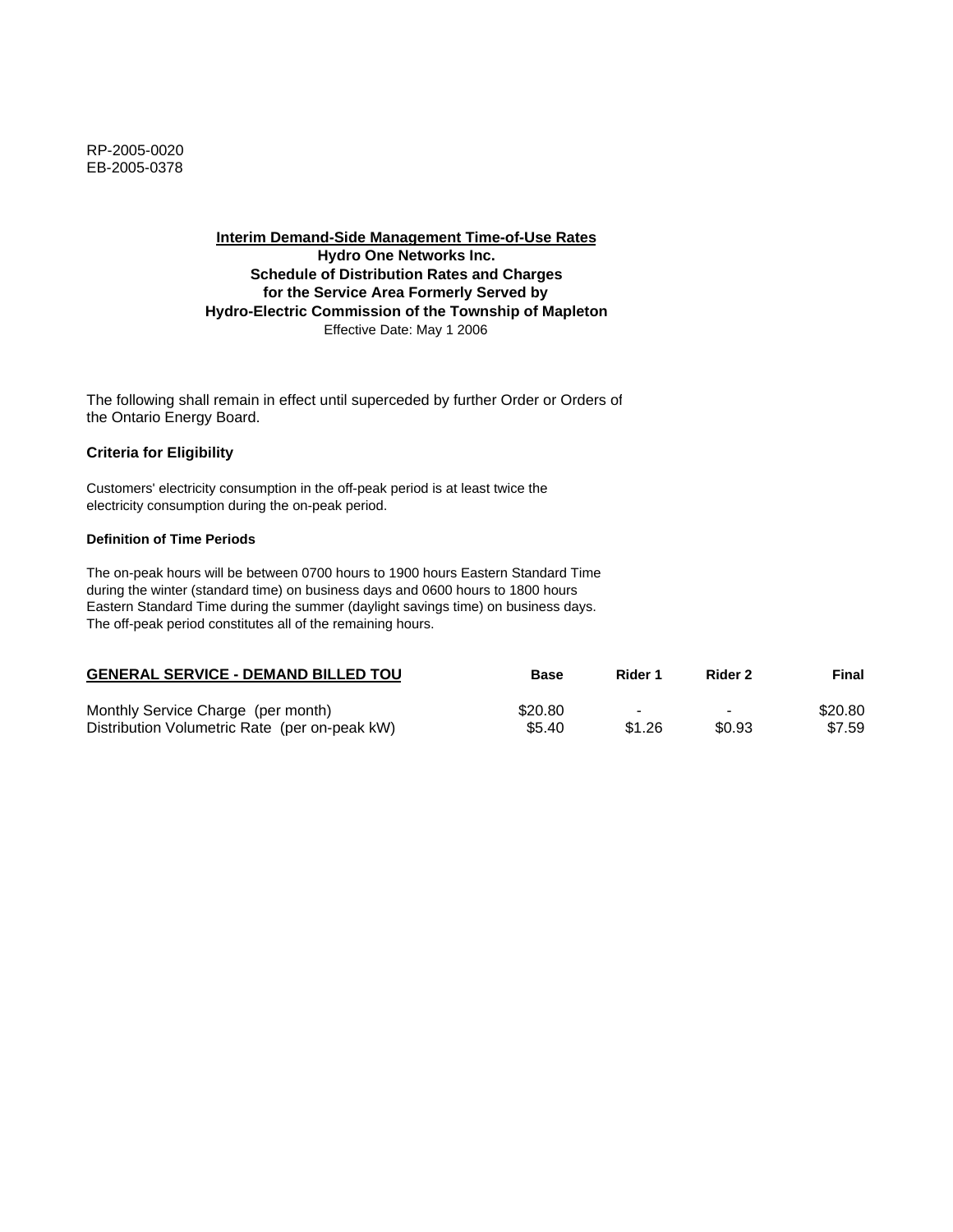RP-2005-0020
EB-2005-0378

**Interim Demand-Side Management Time-of-Use Rates**
**Hydro One Networks Inc.**
**Schedule of Distribution Rates and Charges**
**for the Service Area Formerly Served by**
**Hydro-Electric Commission of the Township of Mapleton**
Effective Date: May 1 2006

The following shall remain in effect until superceded by further Order or Orders of the Ontario Energy Board.

**Criteria for Eligibility**

Customers' electricity consumption in the off-peak period is at least twice the electricity consumption during the on-peak period.

**Definition of Time Periods**

The on-peak hours will be between 0700 hours to 1900 hours Eastern Standard Time during the winter (standard time) on business days and 0600 hours to 1800 hours Eastern Standard Time during the summer (daylight savings time) on business days. The off-peak period constitutes all of the remaining hours.

| **GENERAL SERVICE - DEMAND BILLED TOU** | **Base** | **Rider 1** | **Rider 2** | **Final** |
|---|---|---|---|---|
| Monthly Service Charge (per month) | $20.80 | - | - | $20.80 |
| Distribution Volumetric Rate (per on-peak kW) | $5.40 | $1.26 | $0.93 | $7.59 |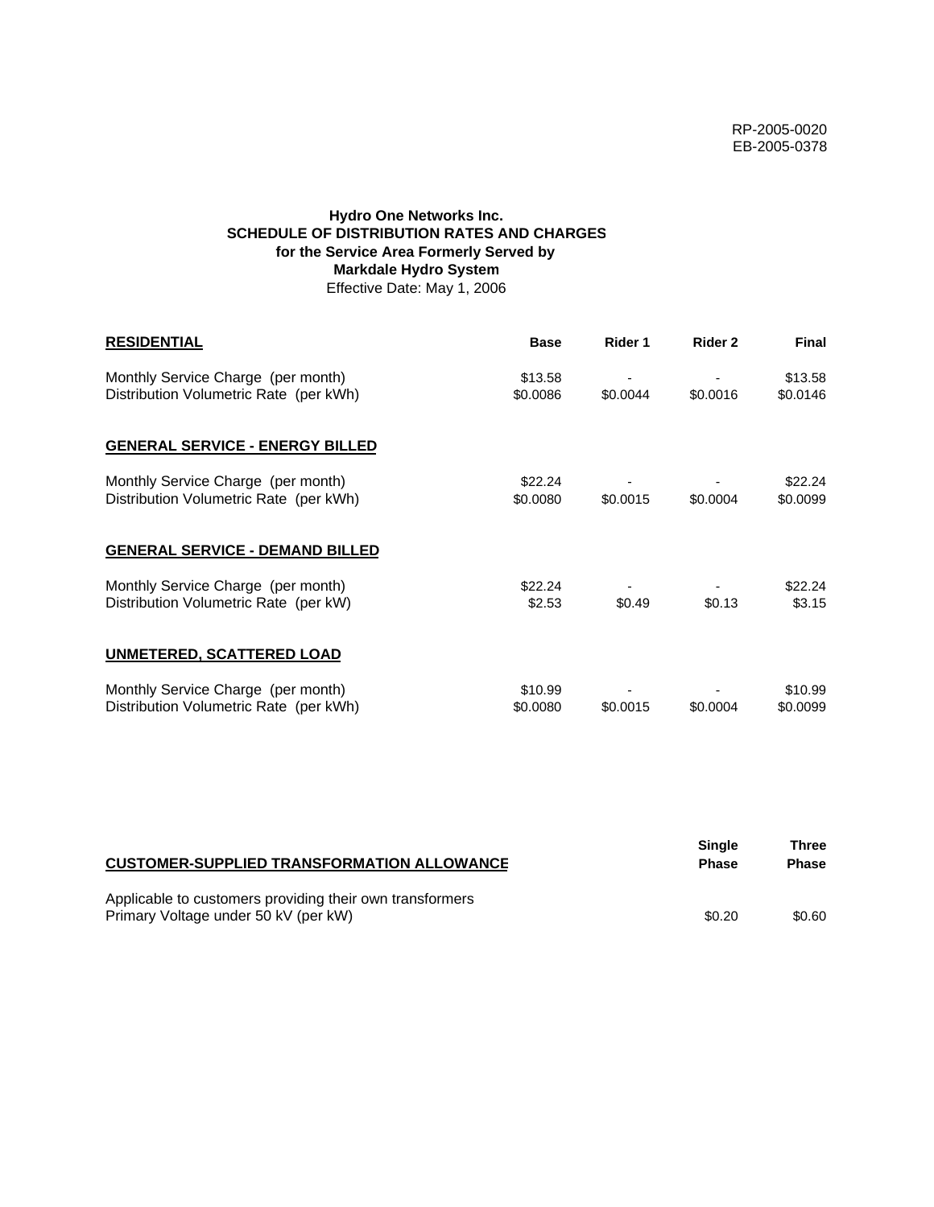RP-2005-0020
EB-2005-0378

**Hydro One Networks Inc.**
**SCHEDULE OF DISTRIBUTION RATES AND CHARGES**
**for the Service Area Formerly Served by**
**Markdale Hydro System**
Effective Date: May 1, 2006

| **RESIDENTIAL** | **Base** | **Rider 1** | **Rider 2** | **Final** |
|---|---|---|---|---|
| Monthly Service Charge (per month) | $13.58 | - | - | $13.58 |
| Distribution Volumetric Rate (per kWh) | $0.0086 | $0.0044 | $0.0016 | $0.0146 |
| **GENERAL SERVICE - ENERGY BILLED** | | | | |
| Monthly Service Charge (per month) | $22.24 | - | - | $22.24 |
| Distribution Volumetric Rate (per kWh) | $0.0080 | $0.0015 | $0.0004 | $0.0099 |
| **GENERAL SERVICE - DEMAND BILLED** | | | | |
| Monthly Service Charge (per month) | $22.24 | - | - | $22.24 |
| Distribution Volumetric Rate (per kW) | $2.53 | $0.49 | $0.13 | $3.15 |
| **UNMETERED, SCATTERED LOAD** | | | | |
| Monthly Service Charge (per month) | $10.99 | - | - | $10.99 |
| Distribution Volumetric Rate (per kWh) | $0.0080 | $0.0015 | $0.0004 | $0.0099 |

| **CUSTOMER-SUPPLIED TRANSFORMATION ALLOWANCE** | **Single Phase** | **Three Phase** |
|---|---|---|
| Applicable to customers providing their own transformers Primary Voltage under 50 kV (per kW) | $0.20 | $0.60 |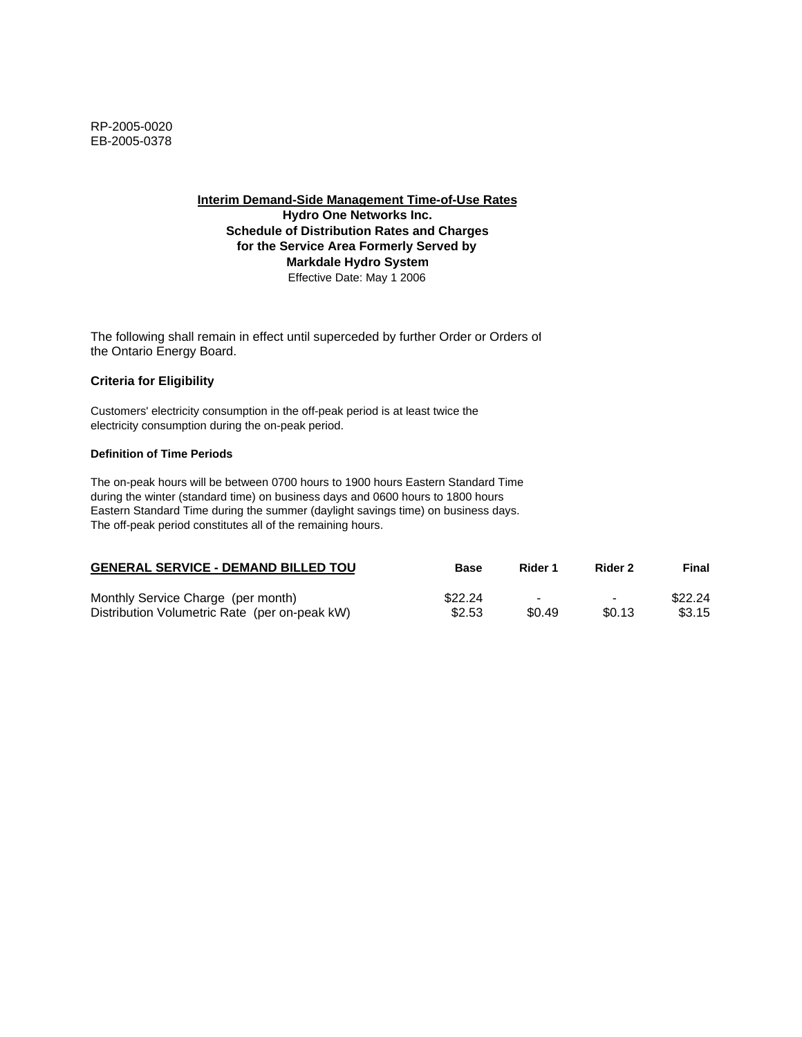RP-2005-0020
EB-2005-0378

**Interim Demand-Side Management Time-of-Use Rates**
**Hydro One Networks Inc.**
**Schedule of Distribution Rates and Charges**
**for the Service Area Formerly Served by**
**Markdale Hydro System**
Effective Date: May 1 2006

The following shall remain in effect until superceded by further Order or Orders of the Ontario Energy Board.

### Criteria for Eligibility

Customers' electricity consumption in the off-peak period is at least twice the electricity consumption during the on-peak period.

#### Definition of Time Periods

The on-peak hours will be between 0700 hours to 1900 hours Eastern Standard Time during the winter (standard time) on business days and 0600 hours to 1800 hours Eastern Standard Time during the summer (daylight savings time) on business days. The off-peak period constitutes all of the remaining hours.

| GENERAL SERVICE - DEMAND BILLED TOU | Base | Rider 1 | Rider 2 | Final |
|---|---|---|---|---|
| Monthly Service Charge (per month) | $22.24 | - | - | $22.24 |
| Distribution Volumetric Rate (per on-peak kW) | $2.53 | $0.49 | $0.13 | $3.15 |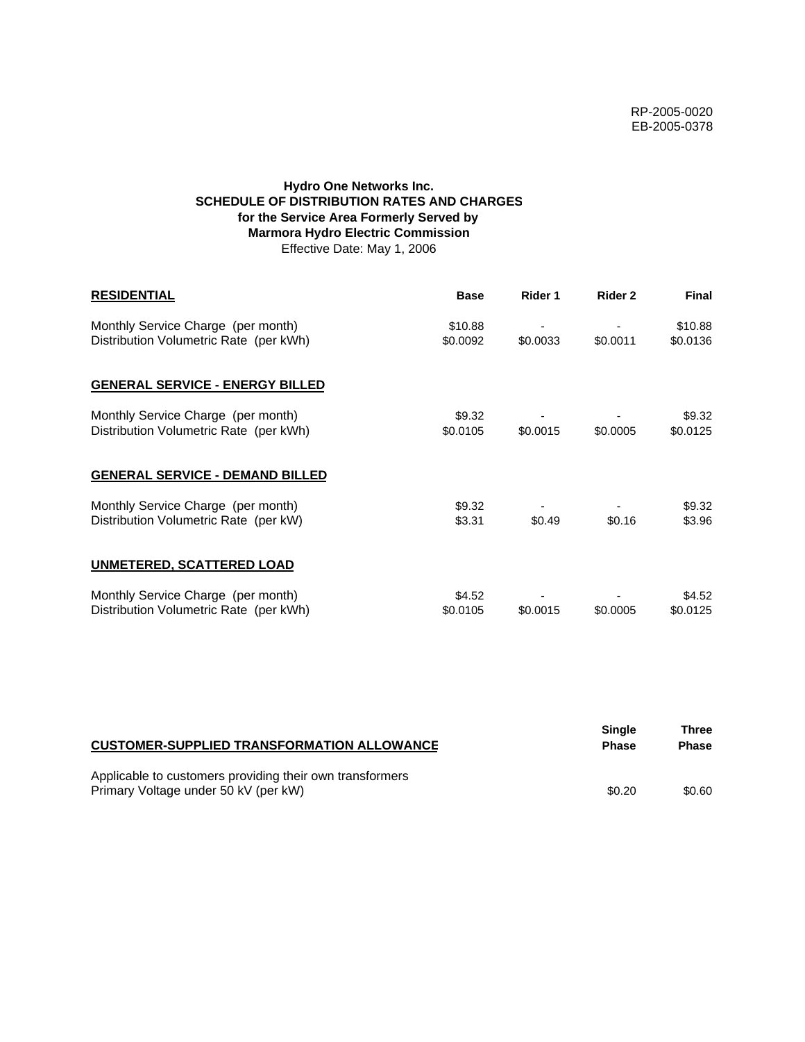RP-2005-0020
EB-2005-0378

**Hydro One Networks Inc.**
**SCHEDULE OF DISTRIBUTION RATES AND CHARGES**
**for the Service Area Formerly Served by**
**Marmora Hydro Electric Commission**
Effective Date: May 1, 2006

| **RESIDENTIAL** | **Base** | **Rider 1** | **Rider 2** | **Final** |
|---|---|---|---|---|
| Monthly Service Charge (per month) | $10.88 | - | - | $10.88 |
| Distribution Volumetric Rate (per kWh) | $0.0092 | $0.0033 | $0.0011 | $0.0136 |
| **GENERAL SERVICE - ENERGY BILLED** | | | | |
| Monthly Service Charge (per month) | $9.32 | - | - | $9.32 |
| Distribution Volumetric Rate (per kWh) | $0.0105 | $0.0015 | $0.0005 | $0.0125 |
| **GENERAL SERVICE - DEMAND BILLED** | | | | |
| Monthly Service Charge (per month) | $9.32 | - | - | $9.32 |
| Distribution Volumetric Rate (per kW) | $3.31 | $0.49 | $0.16 | $3.96 |
| **UNMETERED, SCATTERED LOAD** | | | | |
| Monthly Service Charge (per month) | $4.52 | - | - | $4.52 |
| Distribution Volumetric Rate (per kWh) | $0.0105 | $0.0015 | $0.0005 | $0.0125 |

| **CUSTOMER-SUPPLIED TRANSFORMATION ALLOWANCE** | **Single Phase** | **Three Phase** |
|---|---|---|
| Applicable to customers providing their own transformers | | |
| Primary Voltage under 50 kV (per kW) | $0.20 | $0.60 |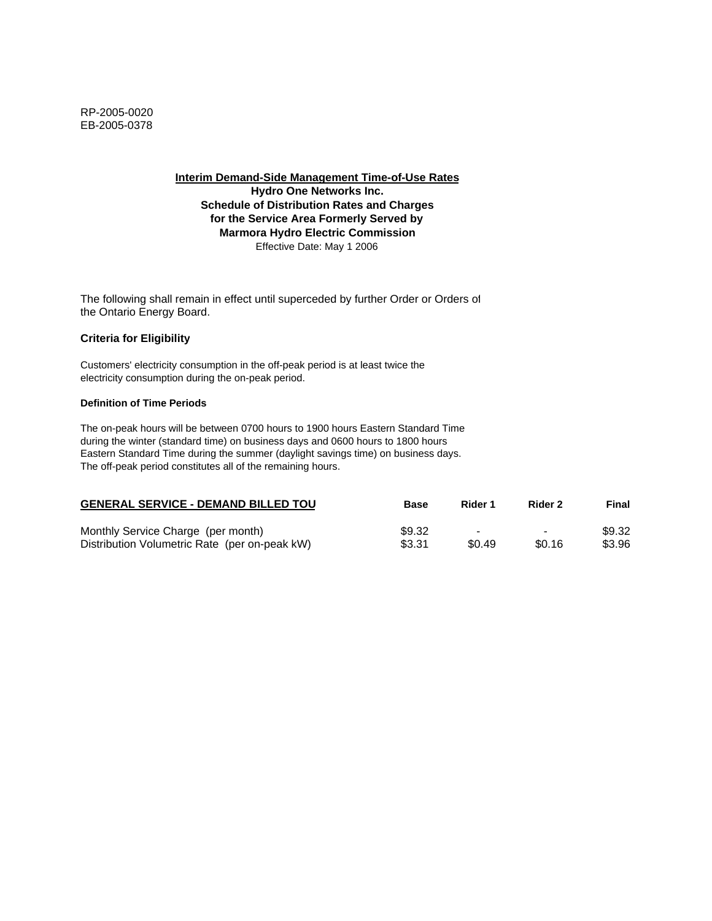RP-2005-0020
EB-2005-0378

**Interim Demand-Side Management Time-of-Use Rates**
**Hydro One Networks Inc.**
**Schedule of Distribution Rates and Charges**
**for the Service Area Formerly Served by**
**Marmora Hydro Electric Commission**
Effective Date: May 1 2006

The following shall remain in effect until superceded by further Order or Orders of the Ontario Energy Board.

### Criteria for Eligibility

Customers' electricity consumption in the off-peak period is at least twice the electricity consumption during the on-peak period.

#### Definition of Time Periods

The on-peak hours will be between 0700 hours to 1900 hours Eastern Standard Time during the winter (standard time) on business days and 0600 hours to 1800 hours Eastern Standard Time during the summer (daylight savings time) on business days. The off-peak period constitutes all of the remaining hours.

| GENERAL SERVICE - DEMAND BILLED TOU | Base | Rider 1 | Rider 2 | Final |
|---|---|---|---|---|
| Monthly Service Charge (per month) | $9.32 | - | - | $9.32 |
| Distribution Volumetric Rate (per on-peak kW) | $3.31 | $0.49 | $0.16 | $3.96 |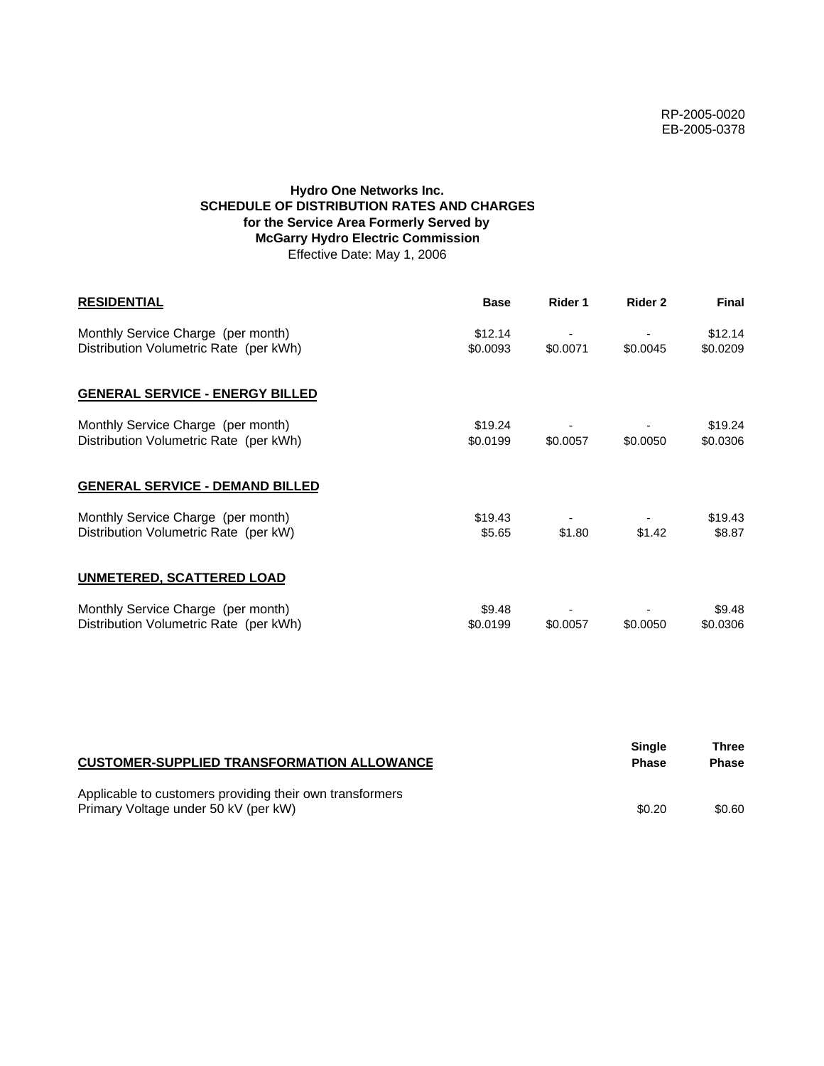RP-2005-0020
EB-2005-0378

**Hydro One Networks Inc.**
**SCHEDULE OF DISTRIBUTION RATES AND CHARGES**
**for the Service Area Formerly Served by**
**McGarry Hydro Electric Commission**
Effective Date: May 1, 2006

| **RESIDENTIAL** | **Base** | **Rider 1** | **Rider 2** | **Final** |
|---|---|---|---|---|
| Monthly Service Charge (per month) | $12.14 | - | - | $12.14 |
| Distribution Volumetric Rate (per kWh) | $0.0093 | $0.0071 | $0.0045 | $0.0209 |
| **GENERAL SERVICE - ENERGY BILLED** | | | | |
| Monthly Service Charge (per month) | $19.24 | - | - | $19.24 |
| Distribution Volumetric Rate (per kWh) | $0.0199 | $0.0057 | $0.0050 | $0.0306 |
| **GENERAL SERVICE - DEMAND BILLED** | | | | |
| Monthly Service Charge (per month) | $19.43 | - | - | $19.43 |
| Distribution Volumetric Rate (per kW) | $5.65 | $1.80 | $1.42 | $8.87 |
| **UNMETERED, SCATTERED LOAD** | | | | |
| Monthly Service Charge (per month) | $9.48 | - | - | $9.48 |
| Distribution Volumetric Rate (per kWh) | $0.0199 | $0.0057 | $0.0050 | $0.0306 |

| **CUSTOMER-SUPPLIED TRANSFORMATION ALLOWANCE** | **Single Phase** | **Three Phase** |
|---|---|---|
| Applicable to customers providing their own transformers | | |
| Primary Voltage under 50 kV (per kW) | $0.20 | $0.60 |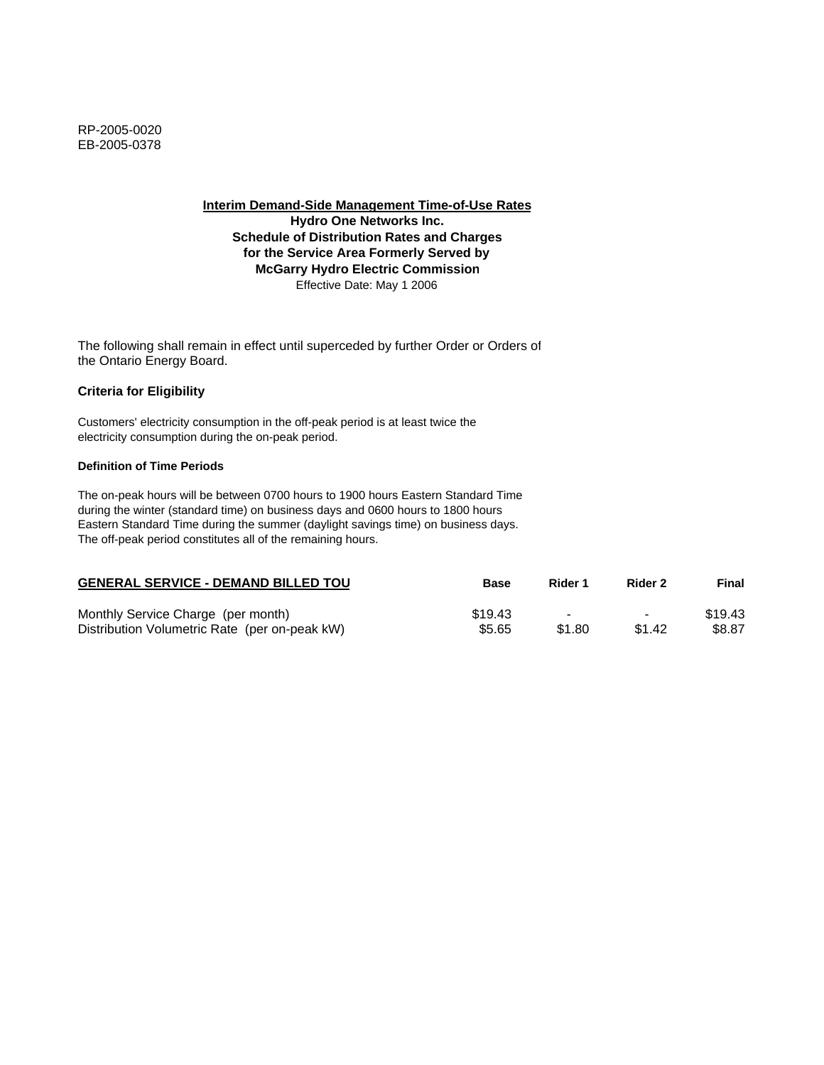RP-2005-0020
EB-2005-0378

**Interim Demand-Side Management Time-of-Use Rates**
**Hydro One Networks Inc.**
**Schedule of Distribution Rates and Charges**
**for the Service Area Formerly Served by**
**McGarry Hydro Electric Commission**
Effective Date: May 1 2006

The following shall remain in effect until superceded by further Order or Orders of the Ontario Energy Board.

### Criteria for Eligibility

Customers' electricity consumption in the off-peak period is at least twice the electricity consumption during the on-peak period.

#### Definition of Time Periods

The on-peak hours will be between 0700 hours to 1900 hours Eastern Standard Time during the winter (standard time) on business days and 0600 hours to 1800 hours Eastern Standard Time during the summer (daylight savings time) on business days. The off-peak period constitutes all of the remaining hours.

| GENERAL SERVICE - DEMAND BILLED TOU | Base | Rider 1 | Rider 2 | Final |
|---|---|---|---|---|
| Monthly Service Charge (per month) | $19.43 | - | - | $19.43 |
| Distribution Volumetric Rate (per on-peak kW) | $5.65 | $1.80 | $1.42 | $8.87 |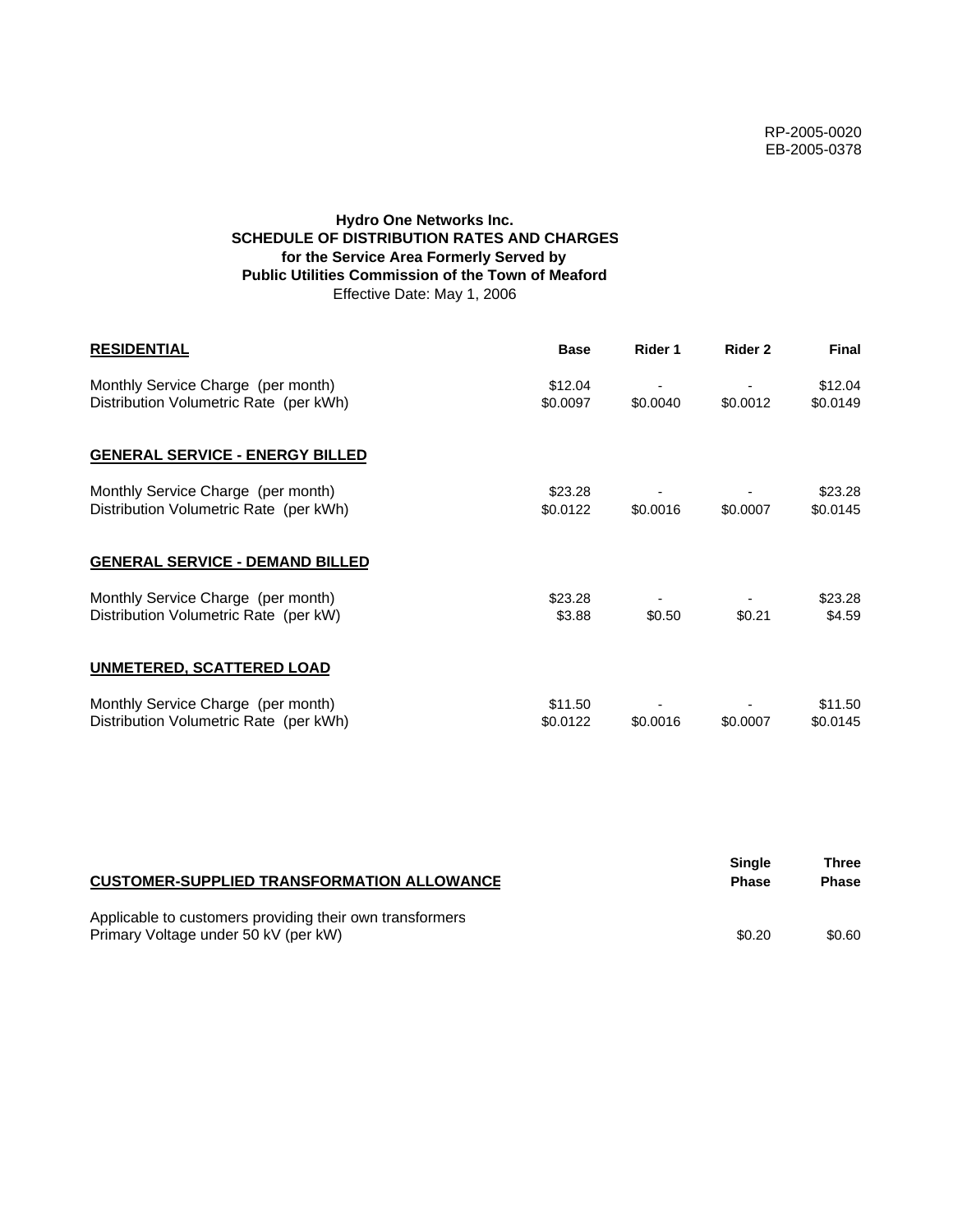RP-2005-0020
EB-2005-0378

**Hydro One Networks Inc.**
**SCHEDULE OF DISTRIBUTION RATES AND CHARGES**
**for the Service Area Formerly Served by**
**Public Utilities Commission of the Town of Meaford**
Effective Date: May 1, 2006

| **RESIDENTIAL** | **Base** | **Rider 1** | **Rider 2** | **Final** |
|---|---|---|---|---|
| Monthly Service Charge (per month) | \$12.04 | - | - | \$12.04 |
| Distribution Volumetric Rate (per kWh) | \$0.0097 | \$0.0040 | \$0.0012 | \$0.0149 |
| **GENERAL SERVICE - ENERGY BILLED** | | | | |
| Monthly Service Charge (per month) | \$23.28 | - | - | \$23.28 |
| Distribution Volumetric Rate (per kWh) | \$0.0122 | \$0.0016 | \$0.0007 | \$0.0145 |
| **GENERAL SERVICE - DEMAND BILLED** | | | | |
| Monthly Service Charge (per month) | \$23.28 | - | - | \$23.28 |
| Distribution Volumetric Rate (per kW) | \$3.88 | \$0.50 | \$0.21 | \$4.59 |
| **UNMETERED, SCATTERED LOAD** | | | | |
| Monthly Service Charge (per month) | \$11.50 | - | - | \$11.50 |
| Distribution Volumetric Rate (per kWh) | \$0.0122 | \$0.0016 | \$0.0007 | \$0.0145 |

| **CUSTOMER-SUPPLIED TRANSFORMATION ALLOWANCE** | **Single Phase** | **Three Phase** |
|---|---|---|
| Applicable to customers providing their own transformers | | |
| Primary Voltage under 50 kV (per kW) | \$0.20 | \$0.60 |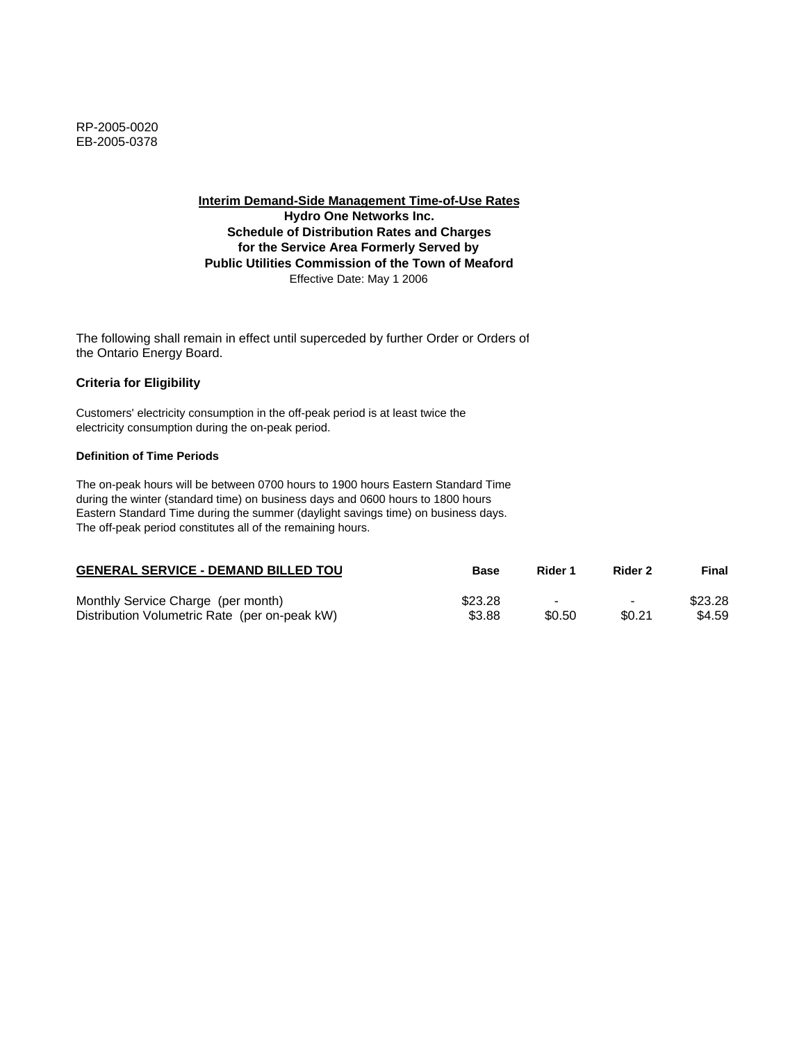RP-2005-0020
EB-2005-0378

**Interim Demand-Side Management Time-of-Use Rates**
**Hydro One Networks Inc.**
**Schedule of Distribution Rates and Charges**
**for the Service Area Formerly Served by**
**Public Utilities Commission of the Town of Meaford**
Effective Date: May 1 2006

The following shall remain in effect until superceded by further Order or Orders of the Ontario Energy Board.

**Criteria for Eligibility**

Customers' electricity consumption in the off-peak period is at least twice the electricity consumption during the on-peak period.

**Definition of Time Periods**

The on-peak hours will be between 0700 hours to 1900 hours Eastern Standard Time during the winter (standard time) on business days and 0600 hours to 1800 hours Eastern Standard Time during the summer (daylight savings time) on business days. The off-peak period constitutes all of the remaining hours.

| GENERAL SERVICE - DEMAND BILLED TOU | Base | Rider 1 | Rider 2 | Final |
|---|---|---|---|---|
| Monthly Service Charge (per month) | $23.28 | - | - | $23.28 |
| Distribution Volumetric Rate (per on-peak kW) | $3.88 | $0.50 | $0.21 | $4.59 |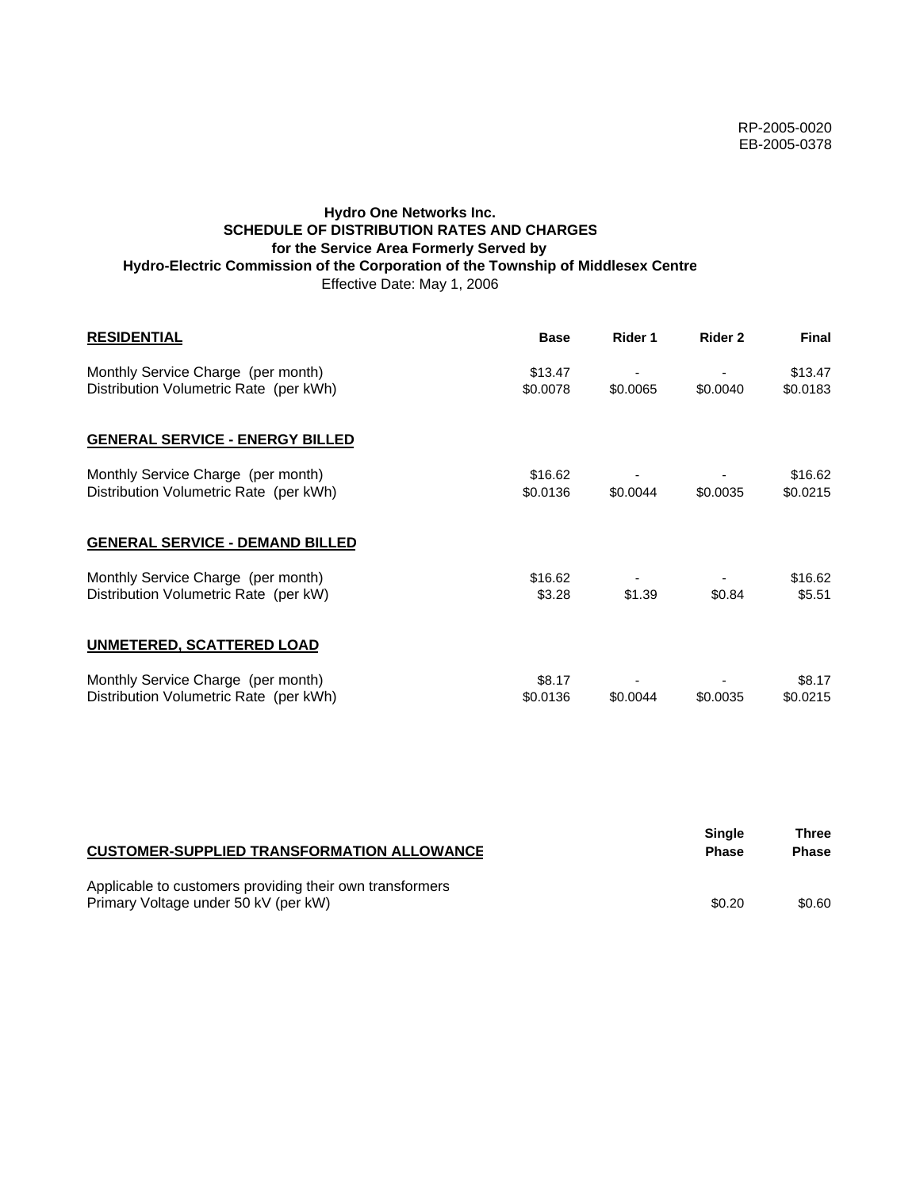RP-2005-0020
EB-2005-0378

**Hydro One Networks Inc.**
**SCHEDULE OF DISTRIBUTION RATES AND CHARGES**
**for the Service Area Formerly Served by**
**Hydro-Electric Commission of the Corporation of the Township of Middlesex Centre**
Effective Date: May 1, 2006

| **RESIDENTIAL** | **Base** | **Rider 1** | **Rider 2** | **Final** |
|---|---|---|---|---|
| Monthly Service Charge (per month) | $13.47 | - | - | $13.47 |
| Distribution Volumetric Rate (per kWh) | $0.0078 | $0.0065 | $0.0040 | $0.0183 |
| **GENERAL SERVICE - ENERGY BILLED** | | | | |
| Monthly Service Charge (per month) | $16.62 | - | - | $16.62 |
| Distribution Volumetric Rate (per kWh) | $0.0136 | $0.0044 | $0.0035 | $0.0215 |
| **GENERAL SERVICE - DEMAND BILLED** | | | | |
| Monthly Service Charge (per month) | $16.62 | - | - | $16.62 |
| Distribution Volumetric Rate (per kW) | $3.28 | $1.39 | $0.84 | $5.51 |
| **UNMETERED, SCATTERED LOAD** | | | | |
| Monthly Service Charge (per month) | $8.17 | - | - | $8.17 |
| Distribution Volumetric Rate (per kWh) | $0.0136 | $0.0044 | $0.0035 | $0.0215 |

| **CUSTOMER-SUPPLIED TRANSFORMATION ALLOWANCE** | **Single Phase** | **Three Phase** |
|---|---|---|
| Applicable to customers providing their own transformers | | |
| Primary Voltage under 50 kV (per kW) | $0.20 | $0.60 |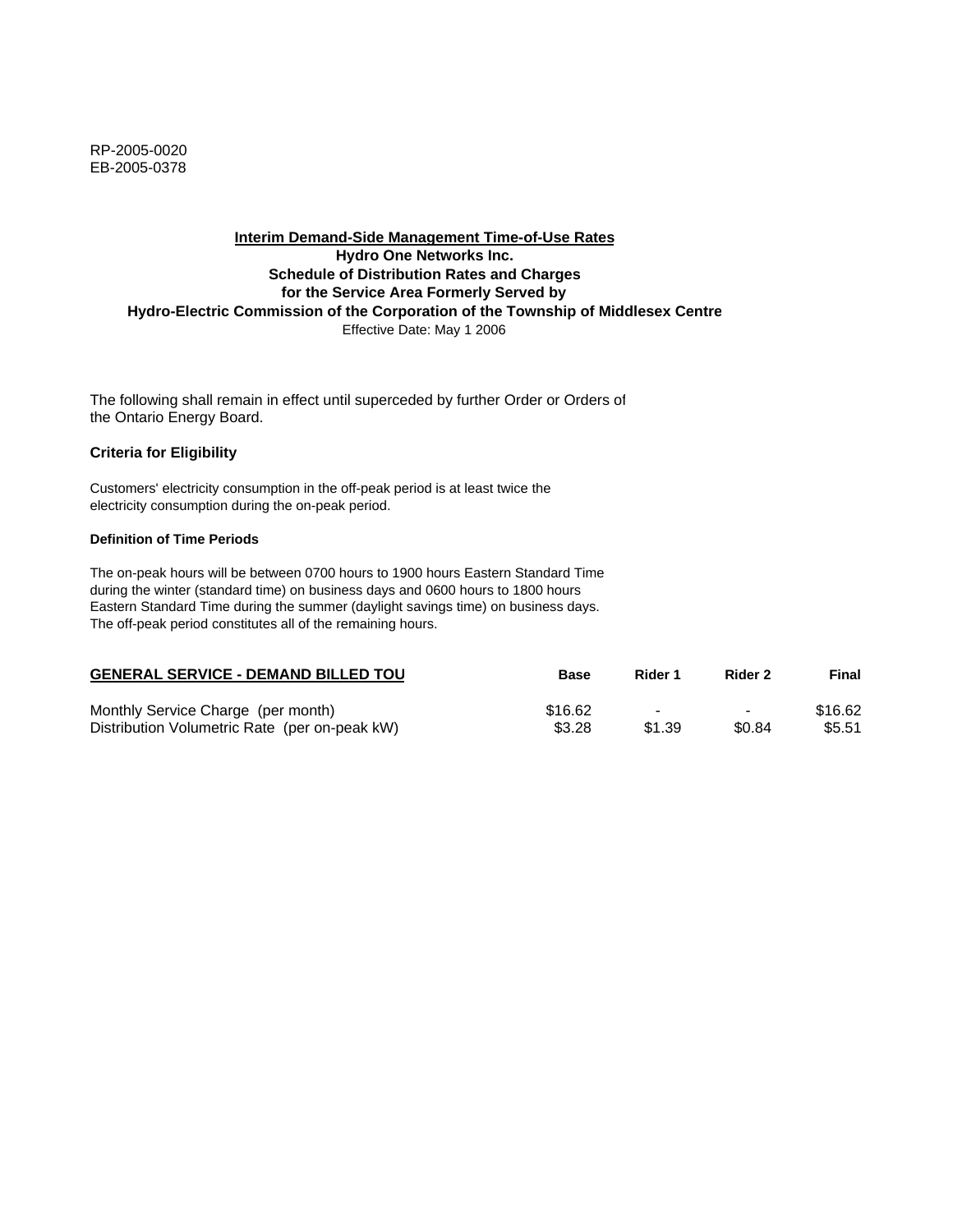RP-2005-0020
EB-2005-0378

**Interim Demand-Side Management Time-of-Use Rates**
**Hydro One Networks Inc.**
**Schedule of Distribution Rates and Charges**
**for the Service Area Formerly Served by**
**Hydro-Electric Commission of the Corporation of the Township of Middlesex Centre**
Effective Date: May 1 2006

The following shall remain in effect until superceded by further Order or Orders of the Ontario Energy Board.

### Criteria for Eligibility

Customers' electricity consumption in the off-peak period is at least twice the electricity consumption during the on-peak period.

#### Definition of Time Periods

The on-peak hours will be between 0700 hours to 1900 hours Eastern Standard Time during the winter (standard time) on business days and 0600 hours to 1800 hours Eastern Standard Time during the summer (daylight savings time) on business days. The off-peak period constitutes all of the remaining hours.

| GENERAL SERVICE - DEMAND BILLED TOU | Base | Rider 1 | Rider 2 | Final |
|---|---|---|---|---|
| Monthly Service Charge (per month) | $16.62 | - | - | $16.62 |
| Distribution Volumetric Rate (per on-peak kW) | $3.28 | $1.39 | $0.84 | $5.51 |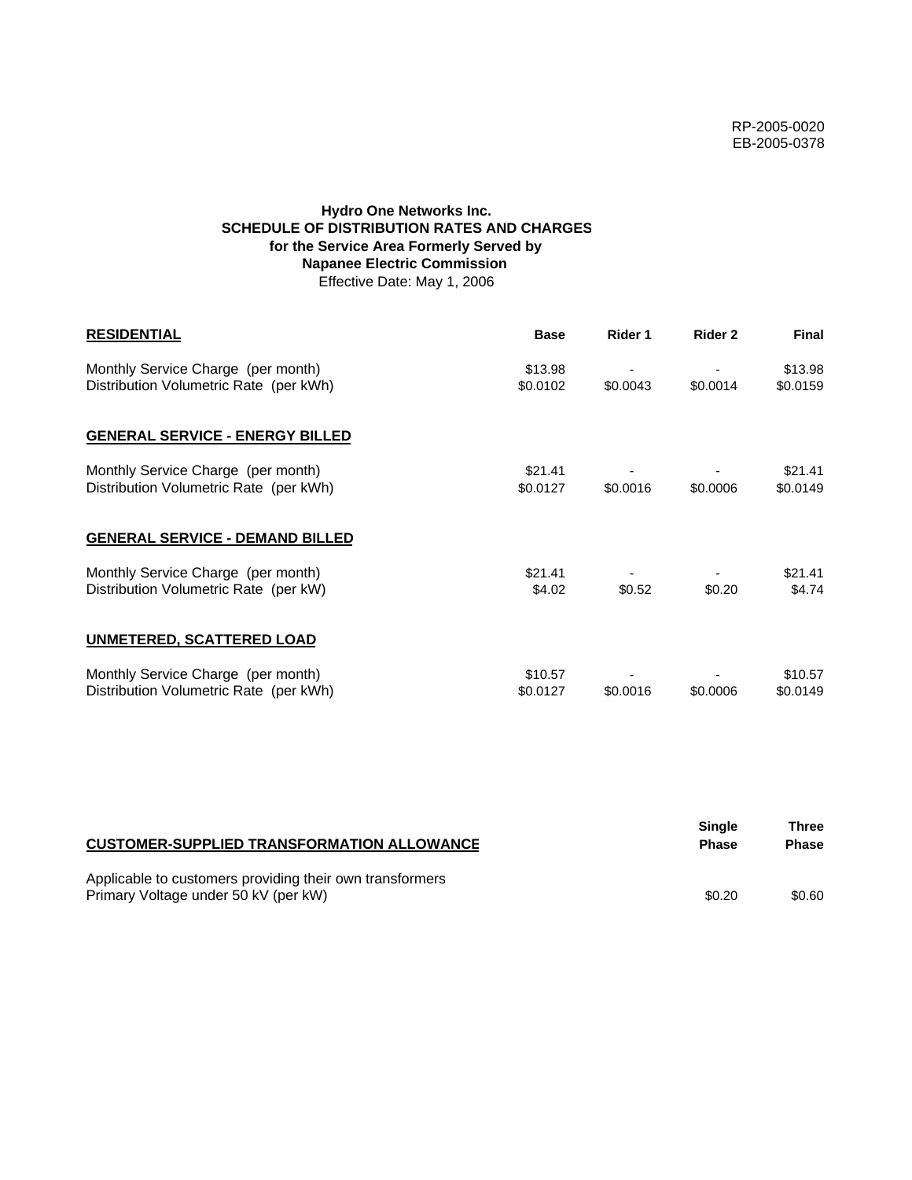RP-2005-0020
EB-2005-0378

**Hydro One Networks Inc.**
**SCHEDULE OF DISTRIBUTION RATES AND CHARGES**
**for the Service Area Formerly Served by**
**Napanee Electric Commission**
Effective Date: May 1, 2006

| RESIDENTIAL | Base | Rider 1 | Rider 2 | Final |
|---|---|---|---|---|
| Monthly Service Charge (per month) | $13.98 | - | - | $13.98 |
| Distribution Volumetric Rate (per kWh) | $0.0102 | $0.0043 | $0.0014 | $0.0159 |
| **GENERAL SERVICE - ENERGY BILLED** | | | | |
| Monthly Service Charge (per month) | $21.41 | - | - | $21.41 |
| Distribution Volumetric Rate (per kWh) | $0.0127 | $0.0016 | $0.0006 | $0.0149 |
| **GENERAL SERVICE - DEMAND BILLED** | | | | |
| Monthly Service Charge (per month) | $21.41 | - | - | $21.41 |
| Distribution Volumetric Rate (per kW) | $4.02 | $0.52 | $0.20 | $4.74 |
| **UNMETERED, SCATTERED LOAD** | | | | |
| Monthly Service Charge (per month) | $10.57 | - | - | $10.57 |
| Distribution Volumetric Rate (per kWh) | $0.0127 | $0.0016 | $0.0006 | $0.0149 |

| CUSTOMER-SUPPLIED TRANSFORMATION ALLOWANCE | Single Phase | Three Phase |
|---|---|---|
| Applicable to customers providing their own transformers | | |
| Primary Voltage under 50 kV (per kW) | $0.20 | $0.60 |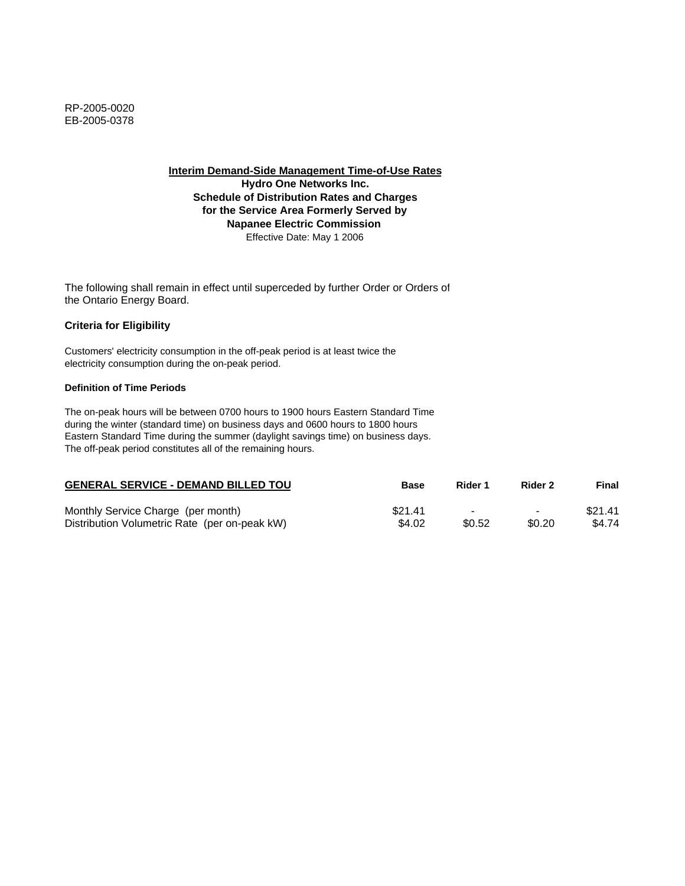RP-2005-0020
EB-2005-0378

**Interim Demand-Side Management Time-of-Use Rates**
**Hydro One Networks Inc.**
**Schedule of Distribution Rates and Charges**
**for the Service Area Formerly Served by**
**Napanee Electric Commission**
Effective Date: May 1 2006

The following shall remain in effect until superceded by further Order or Orders of the Ontario Energy Board.

**Criteria for Eligibility**

Customers' electricity consumption in the off-peak period is at least twice the electricity consumption during the on-peak period.

**Definition of Time Periods**

The on-peak hours will be between 0700 hours to 1900 hours Eastern Standard Time during the winter (standard time) on business days and 0600 hours to 1800 hours Eastern Standard Time during the summer (daylight savings time) on business days. The off-peak period constitutes all of the remaining hours.

| **GENERAL SERVICE - DEMAND BILLED TOU** | **Base** | **Rider 1** | **Rider 2** | **Final** |
|---|---|---|---|---|
| Monthly Service Charge (per month) | $21.41 | - | - | $21.41 |
| Distribution Volumetric Rate (per on-peak kW) | $4.02 | $0.52 | $0.20 | $4.74 |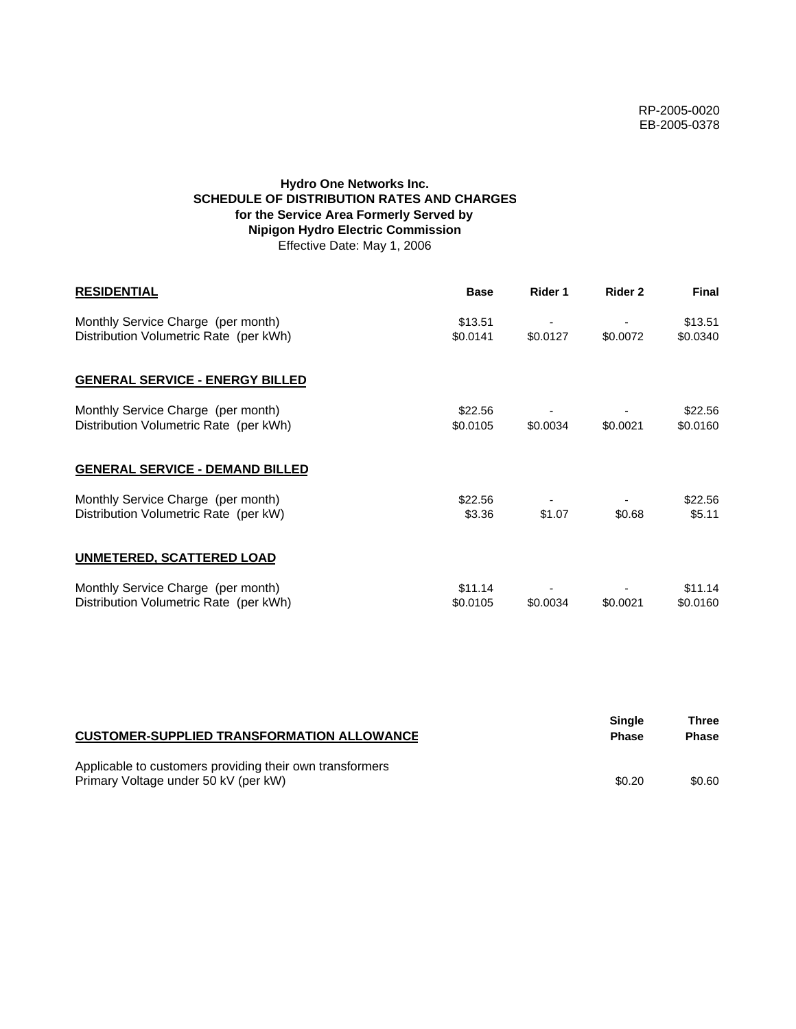RP-2005-0020
EB-2005-0378

**Hydro One Networks Inc.**
**SCHEDULE OF DISTRIBUTION RATES AND CHARGES**
**for the Service Area Formerly Served by**
**Nipigon Hydro Electric Commission**
Effective Date: May 1, 2006

| **RESIDENTIAL** | **Base** | **Rider 1** | **Rider 2** | **Final** |
|---|---|---|---|---|
| Monthly Service Charge (per month) | $13.51 | - | - | $13.51 |
| Distribution Volumetric Rate (per kWh) | $0.0141 | $0.0127 | $0.0072 | $0.0340 |
| **GENERAL SERVICE - ENERGY BILLED** | | | | |
| Monthly Service Charge (per month) | $22.56 | - | - | $22.56 |
| Distribution Volumetric Rate (per kWh) | $0.0105 | $0.0034 | $0.0021 | $0.0160 |
| **GENERAL SERVICE - DEMAND BILLED** | | | | |
| Monthly Service Charge (per month) | $22.56 | - | - | $22.56 |
| Distribution Volumetric Rate (per kW) | $3.36 | $1.07 | $0.68 | $5.11 |
| **UNMETERED, SCATTERED LOAD** | | | | |
| Monthly Service Charge (per month) | $11.14 | - | - | $11.14 |
| Distribution Volumetric Rate (per kWh) | $0.0105 | $0.0034 | $0.0021 | $0.0160 |

| **CUSTOMER-SUPPLIED TRANSFORMATION ALLOWANCE** | **Single Phase** | **Three Phase** |
|---|---|---|
| Applicable to customers providing their own transformers | | |
| Primary Voltage under 50 kV (per kW) | $0.20 | $0.60 |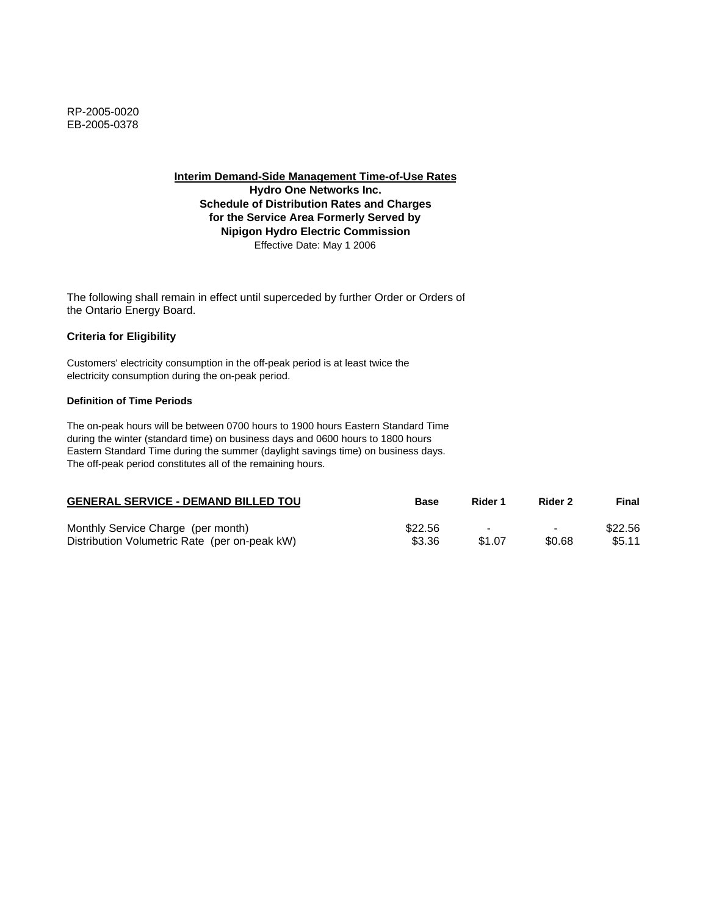RP-2005-0020
EB-2005-0378

**Interim Demand-Side Management Time-of-Use Rates**
**Hydro One Networks Inc.**
**Schedule of Distribution Rates and Charges**
**for the Service Area Formerly Served by**
**Nipigon Hydro Electric Commission**
Effective Date: May 1 2006

The following shall remain in effect until superceded by further Order or Orders of the Ontario Energy Board.

**Criteria for Eligibility**

Customers' electricity consumption in the off-peak period is at least twice the electricity consumption during the on-peak period.

**Definition of Time Periods**

The on-peak hours will be between 0700 hours to 1900 hours Eastern Standard Time during the winter (standard time) on business days and 0600 hours to 1800 hours Eastern Standard Time during the summer (daylight savings time) on business days. The off-peak period constitutes all of the remaining hours.

| GENERAL SERVICE - DEMAND BILLED TOU | Base | Rider 1 | Rider 2 | Final |
|---|---|---|---|---|
| Monthly Service Charge (per month) | $22.56 | - | - | $22.56 |
| Distribution Volumetric Rate (per on-peak kW) | $3.36 | $1.07 | $0.68 | $5.11 |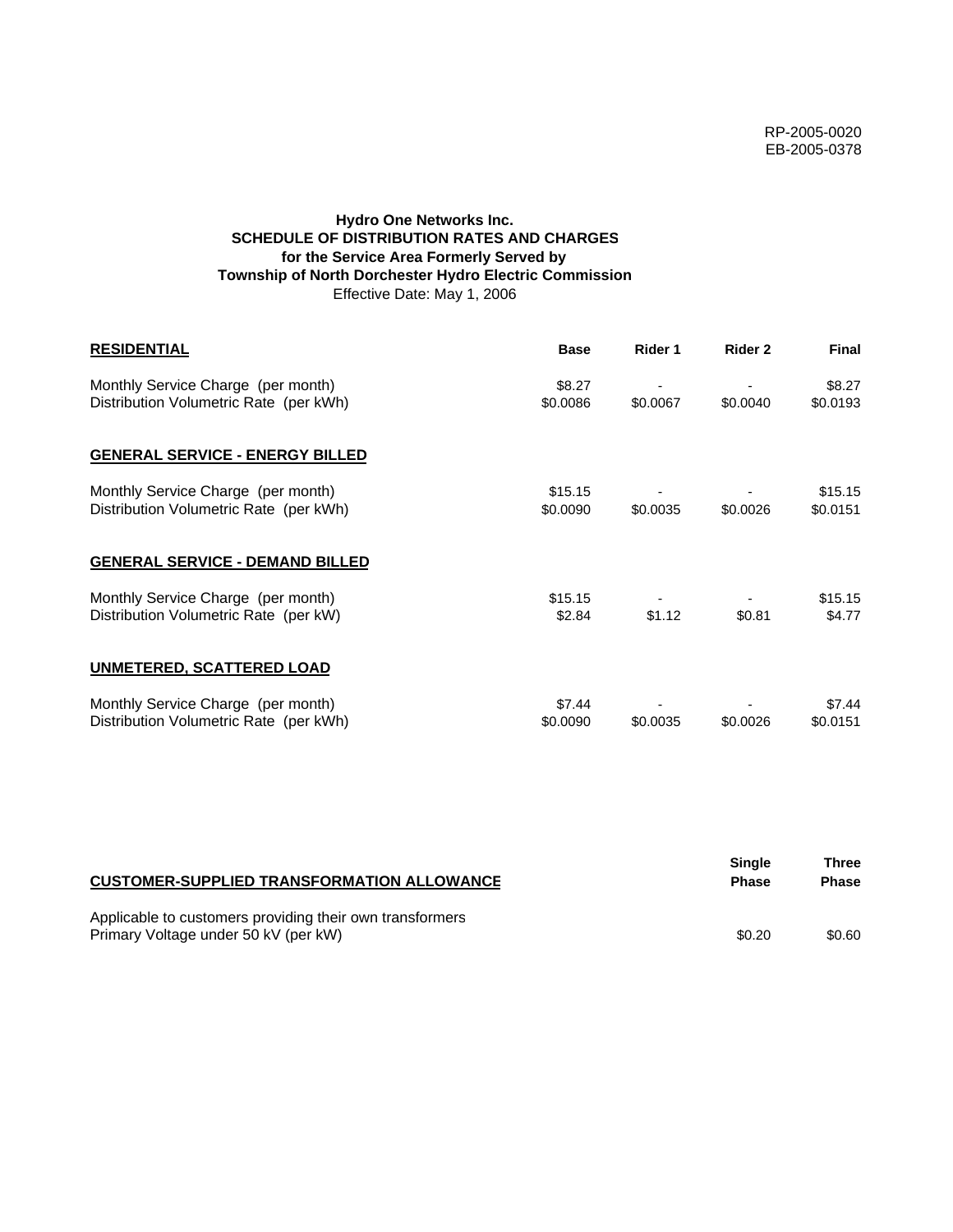RP-2005-0020
EB-2005-0378

**Hydro One Networks Inc.**
**SCHEDULE OF DISTRIBUTION RATES AND CHARGES**
**for the Service Area Formerly Served by**
**Township of North Dorchester Hydro Electric Commission**
Effective Date: May 1, 2006

| **RESIDENTIAL** | **Base** | **Rider 1** | **Rider 2** | **Final** |
|---|---|---|---|---|
| Monthly Service Charge (per month) | $8.27 | - | - | $8.27 |
| Distribution Volumetric Rate (per kWh) | $0.0086 | $0.0067 | $0.0040 | $0.0193 |
| **GENERAL SERVICE - ENERGY BILLED** | | | | |
| Monthly Service Charge (per month) | $15.15 | - | - | $15.15 |
| Distribution Volumetric Rate (per kWh) | $0.0090 | $0.0035 | $0.0026 | $0.0151 |
| **GENERAL SERVICE - DEMAND BILLED** | | | | |
| Monthly Service Charge (per month) | $15.15 | - | - | $15.15 |
| Distribution Volumetric Rate (per kW) | $2.84 | $1.12 | $0.81 | $4.77 |
| **UNMETERED, SCATTERED LOAD** | | | | |
| Monthly Service Charge (per month) | $7.44 | - | - | $7.44 |
| Distribution Volumetric Rate (per kWh) | $0.0090 | $0.0035 | $0.0026 | $0.0151 |

| **CUSTOMER-SUPPLIED TRANSFORMATION ALLOWANCE** | **Single Phase** | **Three Phase** |
|---|---|---|
| Applicable to customers providing their own transformers | | |
| Primary Voltage under 50 kV (per kW) | $0.20 | $0.60 |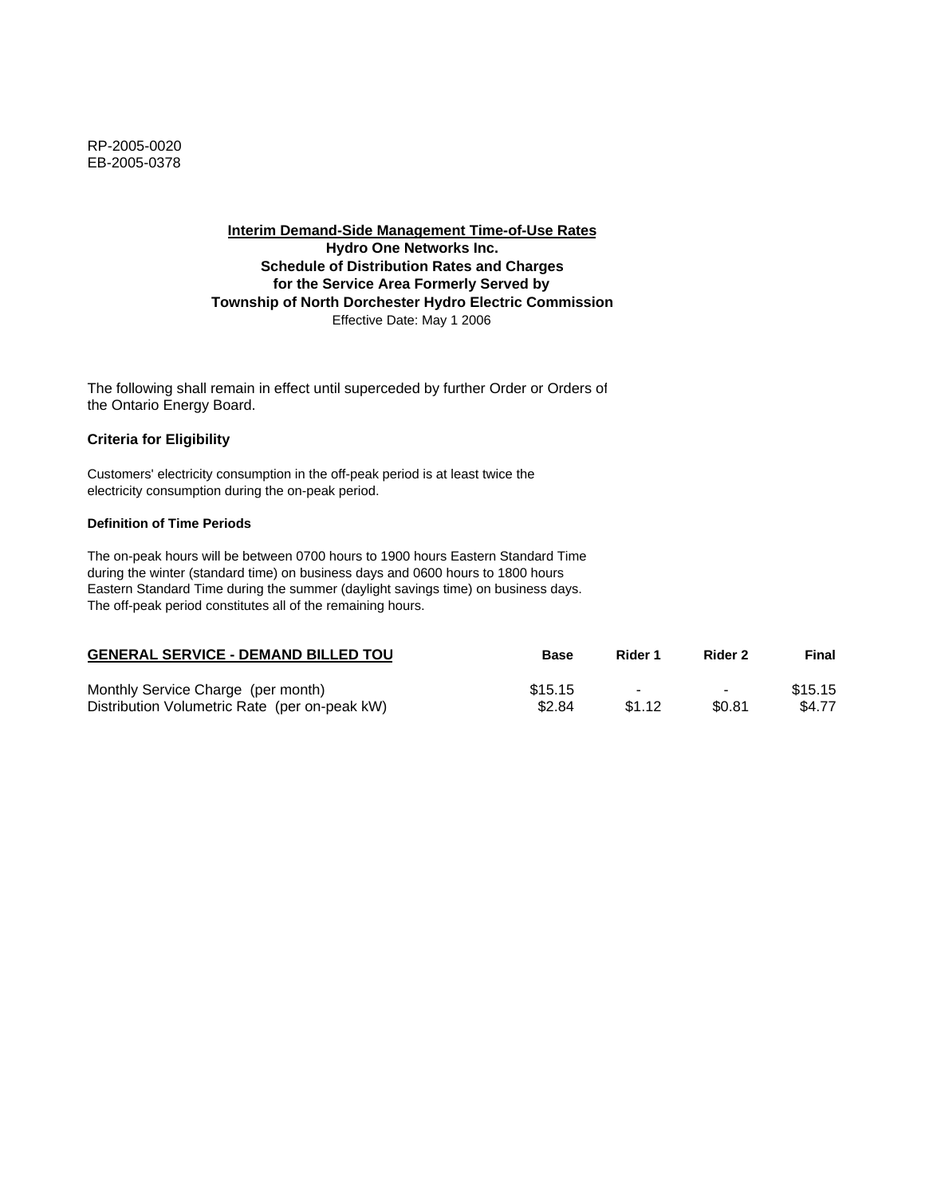RP-2005-0020
EB-2005-0378

**Interim Demand-Side Management Time-of-Use Rates**
**Hydro One Networks Inc.**
**Schedule of Distribution Rates and Charges**
**for the Service Area Formerly Served by**
**Township of North Dorchester Hydro Electric Commission**
Effective Date: May 1 2006

The following shall remain in effect until superceded by further Order or Orders of the Ontario Energy Board.

### Criteria for Eligibility

Customers' electricity consumption in the off-peak period is at least twice the electricity consumption during the on-peak period.

#### Definition of Time Periods

The on-peak hours will be between 0700 hours to 1900 hours Eastern Standard Time during the winter (standard time) on business days and 0600 hours to 1800 hours Eastern Standard Time during the summer (daylight savings time) on business days. The off-peak period constitutes all of the remaining hours.

| GENERAL SERVICE - DEMAND BILLED TOU | Base | Rider 1 | Rider 2 | Final |
|---|---|---|---|---|
| Monthly Service Charge (per month) | $15.15 | - | - | $15.15 |
| Distribution Volumetric Rate (per on-peak kW) | $2.84 | $1.12 | $0.81 | $4.77 |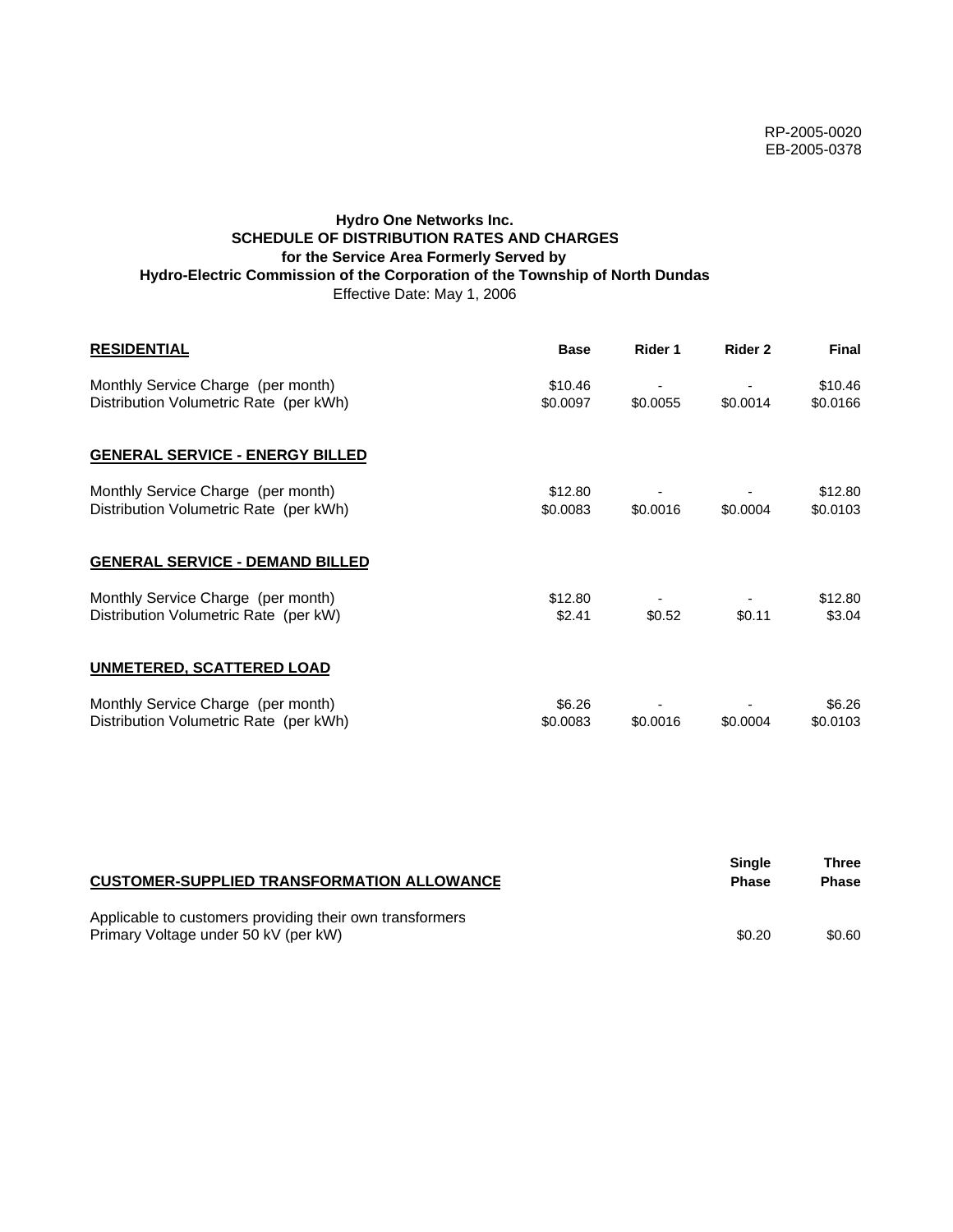RP-2005-0020
EB-2005-0378

**Hydro One Networks Inc.**
**SCHEDULE OF DISTRIBUTION RATES AND CHARGES**
**for the Service Area Formerly Served by**
**Hydro-Electric Commission of the Corporation of the Township of North Dundas**
Effective Date: May 1, 2006

| **RESIDENTIAL** | **Base** | **Rider 1** | **Rider 2** | **Final** |
|---|---|---|---|---|
| Monthly Service Charge (per month) | $10.46 | - | - | $10.46 |
| Distribution Volumetric Rate (per kWh) | $0.0097 | $0.0055 | $0.0014 | $0.0166 |
| **GENERAL SERVICE - ENERGY BILLED** | | | | |
| Monthly Service Charge (per month) | $12.80 | - | - | $12.80 |
| Distribution Volumetric Rate (per kWh) | $0.0083 | $0.0016 | $0.0004 | $0.0103 |
| **GENERAL SERVICE - DEMAND BILLED** | | | | |
| Monthly Service Charge (per month) | $12.80 | - | - | $12.80 |
| Distribution Volumetric Rate (per kW) | $2.41 | $0.52 | $0.11 | $3.04 |
| **UNMETERED, SCATTERED LOAD** | | | | |
| Monthly Service Charge (per month) | $6.26 | - | - | $6.26 |
| Distribution Volumetric Rate (per kWh) | $0.0083 | $0.0016 | $0.0004 | $0.0103 |

| **CUSTOMER-SUPPLIED TRANSFORMATION ALLOWANCE** | **Single Phase** | **Three Phase** |
|---|---|---|
| Applicable to customers providing their own transformers | | |
| Primary Voltage under 50 kV (per kW) | $0.20 | $0.60 |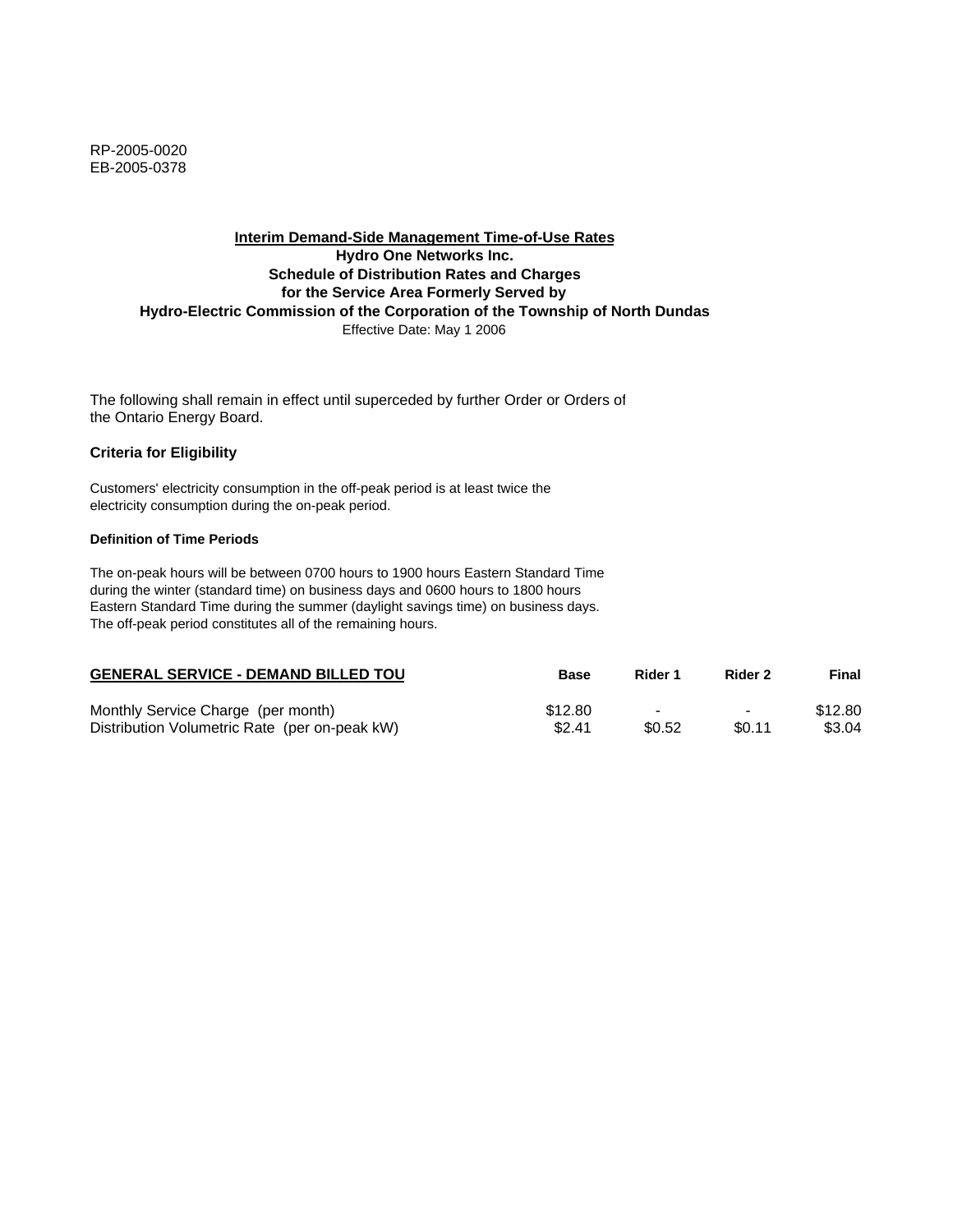RP-2005-0020
EB-2005-0378

**Interim Demand-Side Management Time-of-Use Rates**
**Hydro One Networks Inc.**
**Schedule of Distribution Rates and Charges**
**for the Service Area Formerly Served by**
**Hydro-Electric Commission of the Corporation of the Township of North Dundas**
Effective Date: May 1 2006

The following shall remain in effect until superceded by further Order or Orders of the Ontario Energy Board.

### Criteria for Eligibility

Customers' electricity consumption in the off-peak period is at least twice the electricity consumption during the on-peak period.

#### Definition of Time Periods

The on-peak hours will be between 0700 hours to 1900 hours Eastern Standard Time during the winter (standard time) on business days and 0600 hours to 1800 hours Eastern Standard Time during the summer (daylight savings time) on business days. The off-peak period constitutes all of the remaining hours.

| GENERAL SERVICE - DEMAND BILLED TOU | Base | Rider 1 | Rider 2 | Final |
|---|---|---|---|---|
| Monthly Service Charge (per month) | $12.80 | - | - | $12.80 |
| Distribution Volumetric Rate (per on-peak kW) | $2.41 | $0.52 | $0.11 | $3.04 |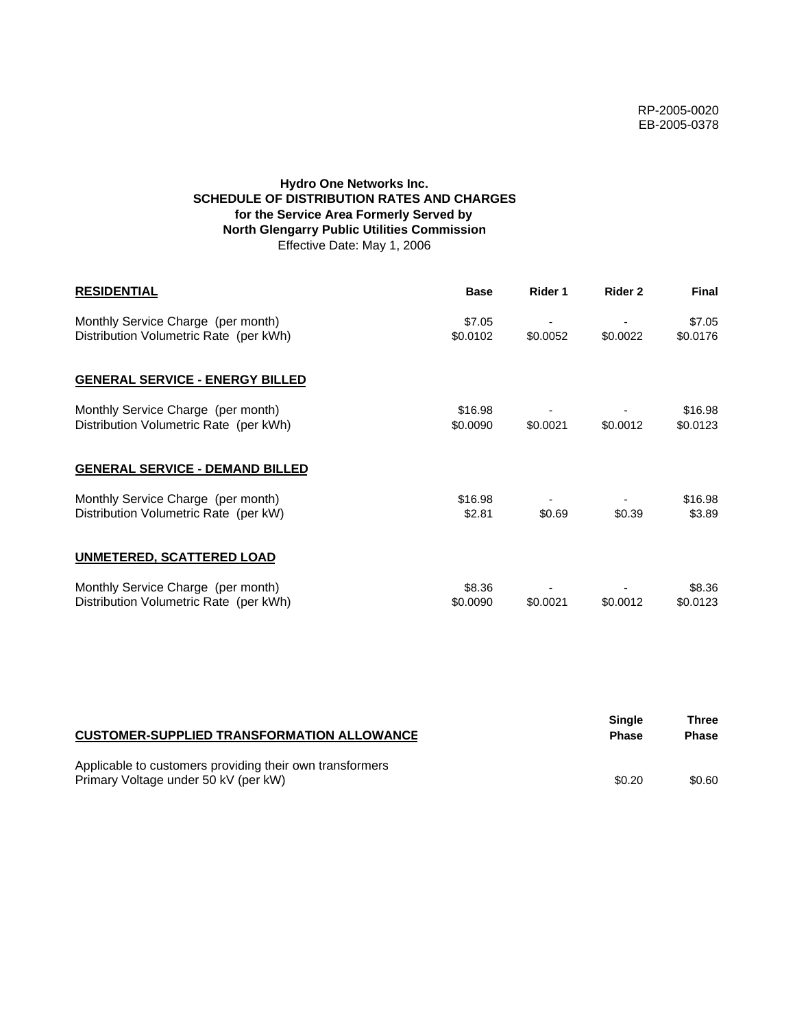RP-2005-0020
EB-2005-0378

**Hydro One Networks Inc.**
**SCHEDULE OF DISTRIBUTION RATES AND CHARGES**
**for the Service Area Formerly Served by**
**North Glengarry Public Utilities Commission**
Effective Date: May 1, 2006

| **RESIDENTIAL** | **Base** | **Rider 1** | **Rider 2** | **Final** |
|---|---|---|---|---|
| Monthly Service Charge (per month) | $7.05 | - | - | $7.05 |
| Distribution Volumetric Rate (per kWh) | $0.0102 | $0.0052 | $0.0022 | $0.0176 |
| **GENERAL SERVICE - ENERGY BILLED** | | | | |
| Monthly Service Charge (per month) | $16.98 | - | - | $16.98 |
| Distribution Volumetric Rate (per kWh) | $0.0090 | $0.0021 | $0.0012 | $0.0123 |
| **GENERAL SERVICE - DEMAND BILLED** | | | | |
| Monthly Service Charge (per month) | $16.98 | - | - | $16.98 |
| Distribution Volumetric Rate (per kW) | $2.81 | $0.69 | $0.39 | $3.89 |
| **UNMETERED, SCATTERED LOAD** | | | | |
| Monthly Service Charge (per month) | $8.36 | - | - | $8.36 |
| Distribution Volumetric Rate (per kWh) | $0.0090 | $0.0021 | $0.0012 | $0.0123 |

| **CUSTOMER-SUPPLIED TRANSFORMATION ALLOWANCE** | **Single Phase** | **Three Phase** |
|---|---|---|
| Applicable to customers providing their own transformers | | |
| Primary Voltage under 50 kV (per kW) | $0.20 | $0.60 |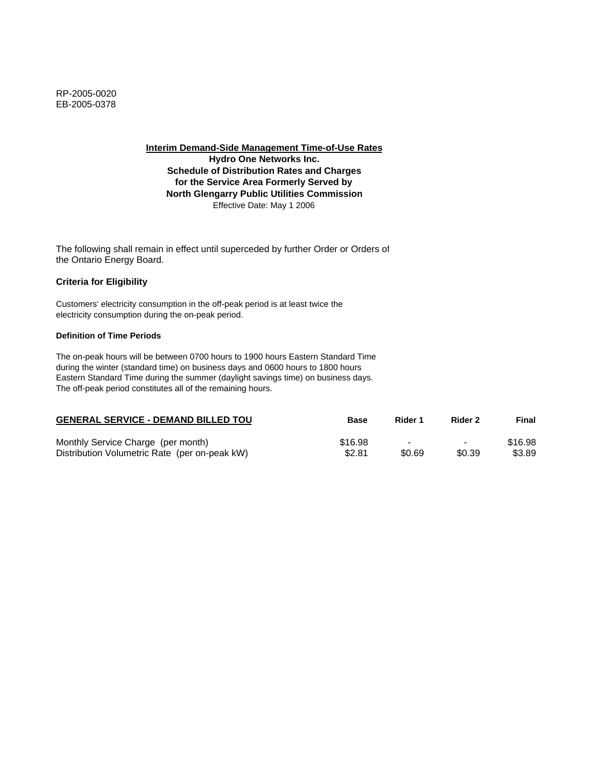RP-2005-0020
EB-2005-0378

**Interim Demand-Side Management Time-of-Use Rates**
**Hydro One Networks Inc.**
**Schedule of Distribution Rates and Charges**
**for the Service Area Formerly Served by**
**North Glengarry Public Utilities Commission**
Effective Date: May 1 2006

The following shall remain in effect until superceded by further Order or Orders of the Ontario Energy Board.

### Criteria for Eligibility

Customers' electricity consumption in the off-peak period is at least twice the electricity consumption during the on-peak period.

#### Definition of Time Periods

The on-peak hours will be between 0700 hours to 1900 hours Eastern Standard Time during the winter (standard time) on business days and 0600 hours to 1800 hours Eastern Standard Time during the summer (daylight savings time) on business days. The off-peak period constitutes all of the remaining hours.

| GENERAL SERVICE - DEMAND BILLED TOU | Base | Rider 1 | Rider 2 | Final |
| --- | --- | --- | --- | --- |
| Monthly Service Charge (per month) | $16.98 | - | - | $16.98 |
| Distribution Volumetric Rate (per on-peak kW) | $2.81 | $0.69 | $0.39 | $3.89 |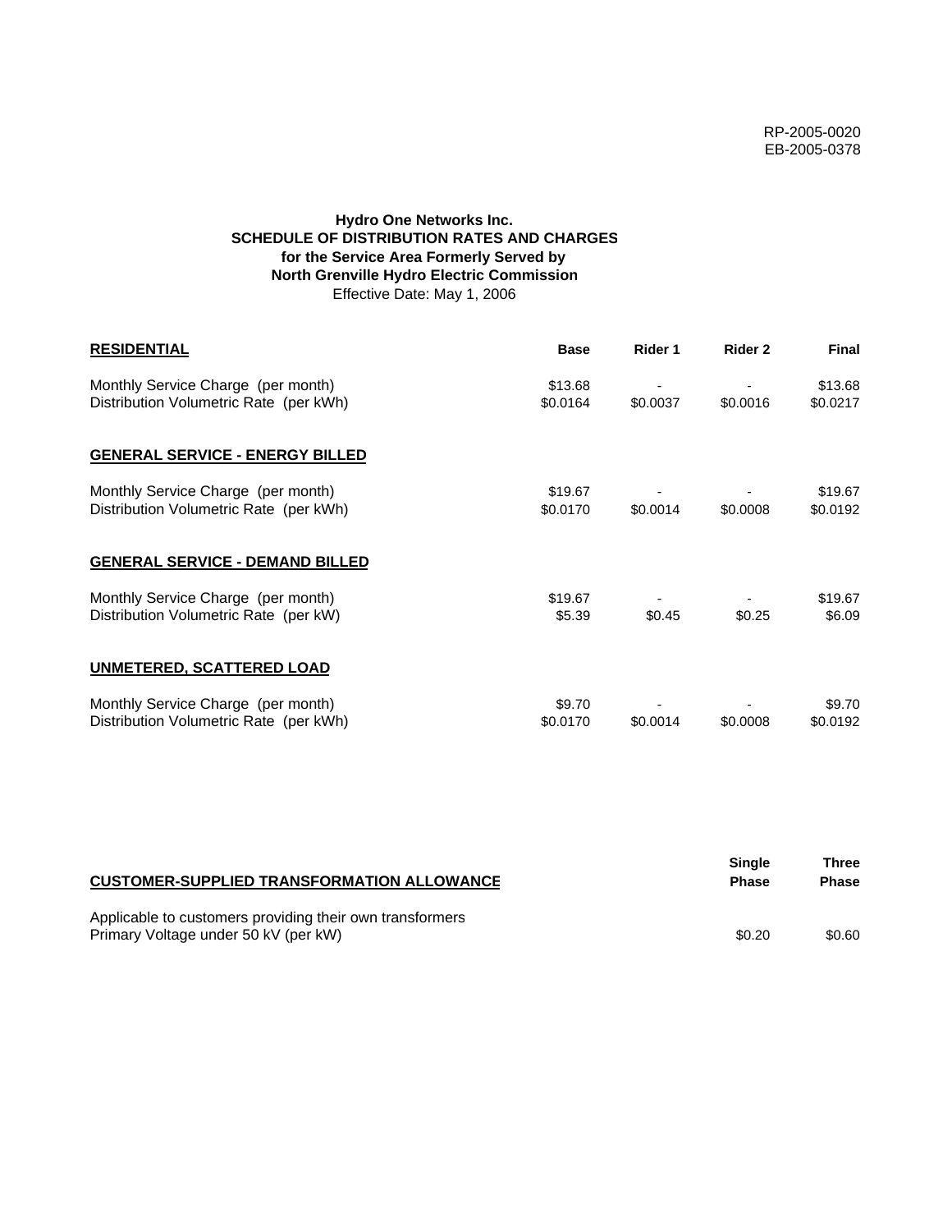RP-2005-0020
EB-2005-0378

**Hydro One Networks Inc.**
**SCHEDULE OF DISTRIBUTION RATES AND CHARGES**
**for the Service Area Formerly Served by**
**North Grenville Hydro Electric Commission**
Effective Date: May 1, 2006

| **RESIDENTIAL** | **Base** | **Rider 1** | **Rider 2** | **Final** |
|---|---|---|---|---|
| Monthly Service Charge (per month) | $13.68 | - | - | $13.68 |
| Distribution Volumetric Rate (per kWh) | $0.0164 | $0.0037 | $0.0016 | $0.0217 |
| **GENERAL SERVICE - ENERGY BILLED** | | | | |
| Monthly Service Charge (per month) | $19.67 | - | - | $19.67 |
| Distribution Volumetric Rate (per kWh) | $0.0170 | $0.0014 | $0.0008 | $0.0192 |
| **GENERAL SERVICE - DEMAND BILLED** | | | | |
| Monthly Service Charge (per month) | $19.67 | - | - | $19.67 |
| Distribution Volumetric Rate (per kW) | $5.39 | $0.45 | $0.25 | $6.09 |
| **UNMETERED, SCATTERED LOAD** | | | | |
| Monthly Service Charge (per month) | $9.70 | - | - | $9.70 |
| Distribution Volumetric Rate (per kWh) | $0.0170 | $0.0014 | $0.0008 | $0.0192 |

| **CUSTOMER-SUPPLIED TRANSFORMATION ALLOWANCE** | **Single Phase** | **Three Phase** |
|---|---|---|
| Applicable to customers providing their own transformers | | |
| Primary Voltage under 50 kV (per kW) | $0.20 | $0.60 |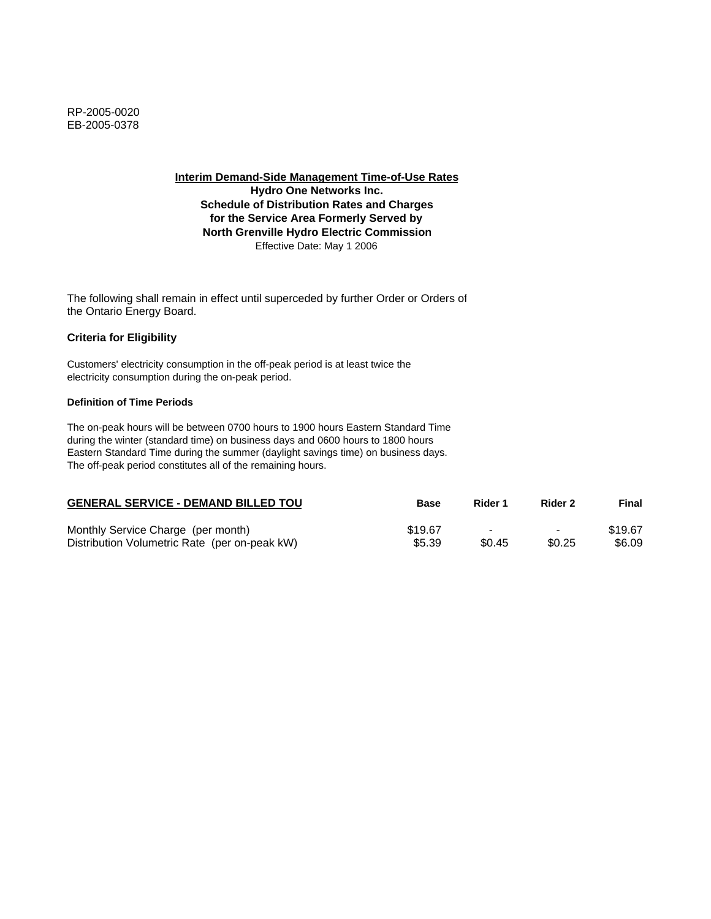RP-2005-0020
EB-2005-0378

**Interim Demand-Side Management Time-of-Use Rates**
**Hydro One Networks Inc.**
**Schedule of Distribution Rates and Charges**
**for the Service Area Formerly Served by**
**North Grenville Hydro Electric Commission**
Effective Date: May 1 2006

The following shall remain in effect until superceded by further Order or Orders of the Ontario Energy Board.

### Criteria for Eligibility

Customers' electricity consumption in the off-peak period is at least twice the electricity consumption during the on-peak period.

#### Definition of Time Periods

The on-peak hours will be between 0700 hours to 1900 hours Eastern Standard Time during the winter (standard time) on business days and 0600 hours to 1800 hours Eastern Standard Time during the summer (daylight savings time) on business days. The off-peak period constitutes all of the remaining hours.

| **GENERAL SERVICE - DEMAND BILLED TOU** | **Base** | **Rider 1** | **Rider 2** | **Final** |
|---|---|---|---|---|
| Monthly Service Charge (per month) | $19.67 | - | - | $19.67 |
| Distribution Volumetric Rate (per on-peak kW) | $5.39 | $0.45 | $0.25 | $6.09 |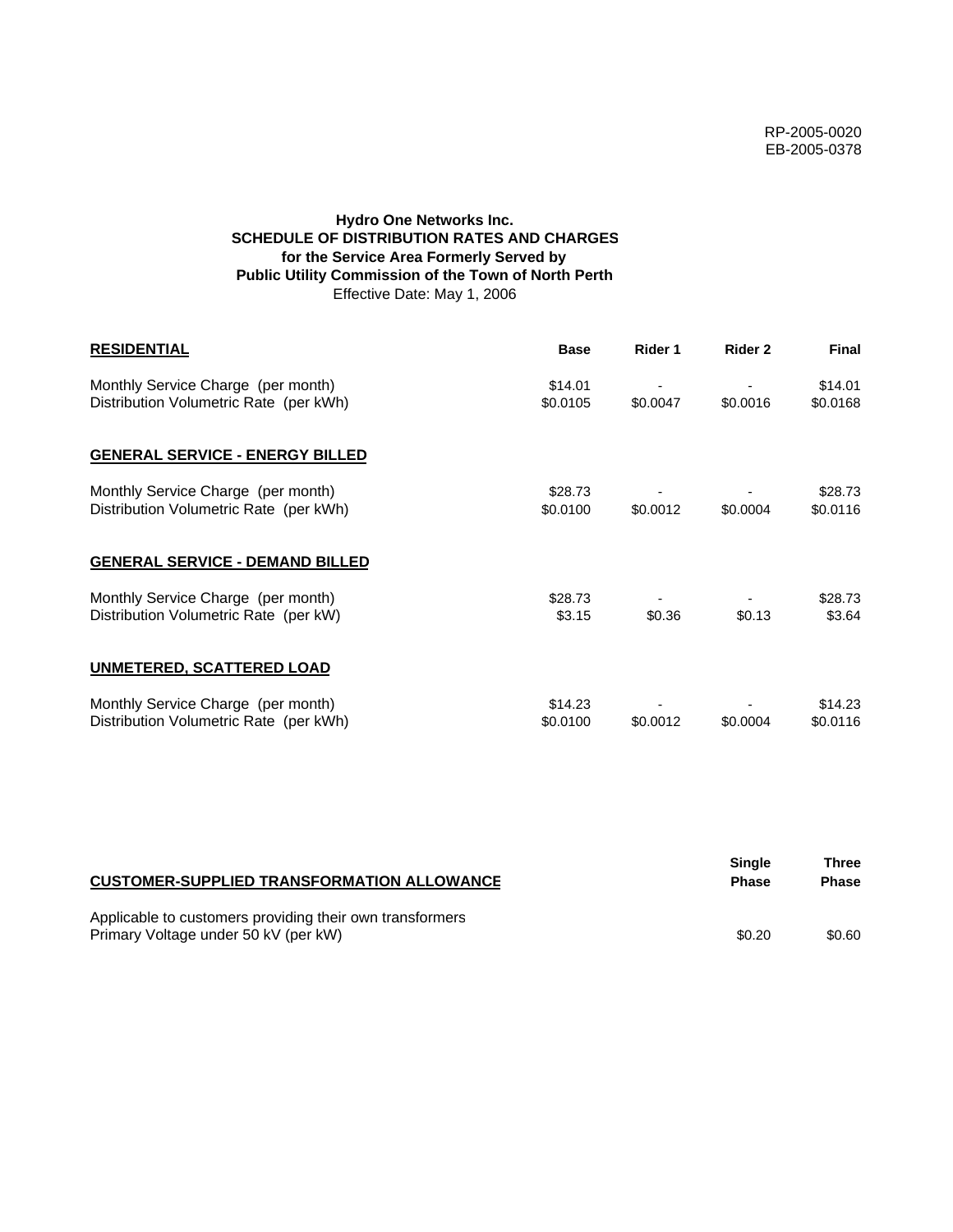RP-2005-0020
EB-2005-0378

**Hydro One Networks Inc.**
**SCHEDULE OF DISTRIBUTION RATES AND CHARGES**
**for the Service Area Formerly Served by**
**Public Utility Commission of the Town of North Perth**
Effective Date: May 1, 2006

| **RESIDENTIAL** | **Base** | **Rider 1** | **Rider 2** | **Final** |
|---|---|---|---|---|
| Monthly Service Charge (per month) | $14.01 | - | - | $14.01 |
| Distribution Volumetric Rate (per kWh) | $0.0105 | $0.0047 | $0.0016 | $0.0168 |
| **GENERAL SERVICE - ENERGY BILLED** | | | | |
| Monthly Service Charge (per month) | $28.73 | - | - | $28.73 |
| Distribution Volumetric Rate (per kWh) | $0.0100 | $0.0012 | $0.0004 | $0.0116 |
| **GENERAL SERVICE - DEMAND BILLED** | | | | |
| Monthly Service Charge (per month) | $28.73 | - | - | $28.73 |
| Distribution Volumetric Rate (per kW) | $3.15 | $0.36 | $0.13 | $3.64 |
| **UNMETERED, SCATTERED LOAD** | | | | |
| Monthly Service Charge (per month) | $14.23 | - | - | $14.23 |
| Distribution Volumetric Rate (per kWh) | $0.0100 | $0.0012 | $0.0004 | $0.0116 |

| **CUSTOMER-SUPPLIED TRANSFORMATION ALLOWANCE** | **Single Phase** | **Three Phase** |
|---|---|---|
| Applicable to customers providing their own transformers | | |
| Primary Voltage under 50 kV (per kW) | $0.20 | $0.60 |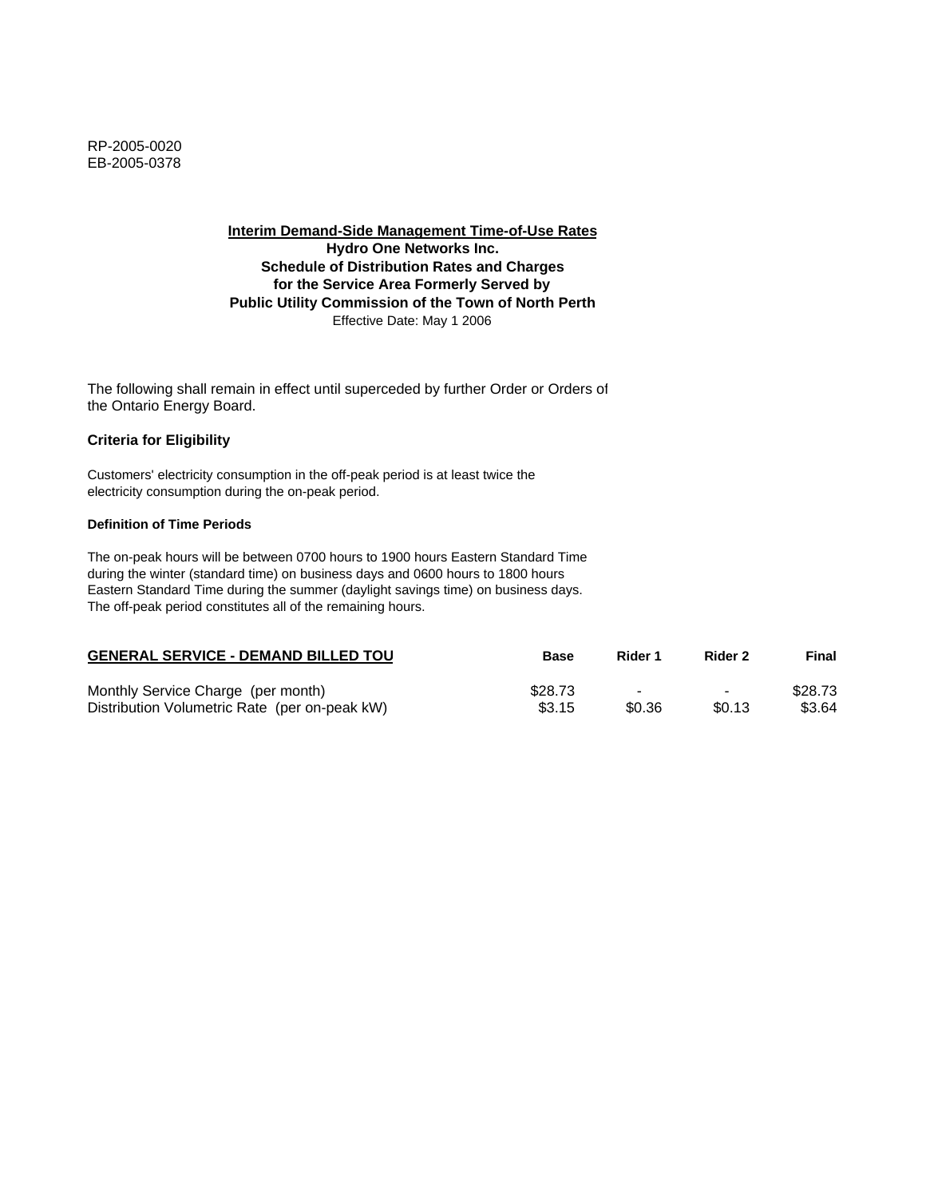RP-2005-0020
EB-2005-0378

**Interim Demand-Side Management Time-of-Use Rates**
**Hydro One Networks Inc.**
**Schedule of Distribution Rates and Charges**
**for the Service Area Formerly Served by**
**Public Utility Commission of the Town of North Perth**
Effective Date: May 1 2006

The following shall remain in effect until superceded by further Order or Orders of the Ontario Energy Board.

### Criteria for Eligibility

Customers' electricity consumption in the off-peak period is at least twice the electricity consumption during the on-peak period.

#### Definition of Time Periods

The on-peak hours will be between 0700 hours to 1900 hours Eastern Standard Time during the winter (standard time) on business days and 0600 hours to 1800 hours Eastern Standard Time during the summer (daylight savings time) on business days. The off-peak period constitutes all of the remaining hours.

| GENERAL SERVICE - DEMAND BILLED TOU | Base | Rider 1 | Rider 2 | Final |
|---|---|---|---|---|
| Monthly Service Charge (per month) | $28.73 | - | - | $28.73 |
| Distribution Volumetric Rate (per on-peak kW) | $3.15 | $0.36 | $0.13 | $3.64 |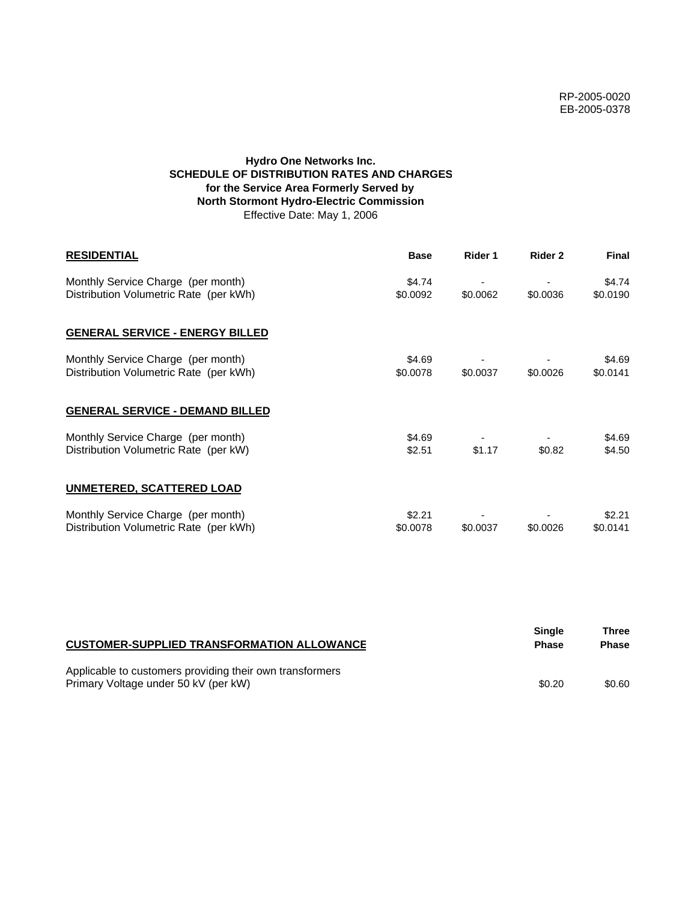RP-2005-0020
EB-2005-0378

**Hydro One Networks Inc.**
**SCHEDULE OF DISTRIBUTION RATES AND CHARGES**
**for the Service Area Formerly Served by**
**North Stormont Hydro-Electric Commission**
Effective Date: May 1, 2006

| **RESIDENTIAL** | **Base** | **Rider 1** | **Rider 2** | **Final** |
|---|---|---|---|---|
| Monthly Service Charge (per month) | $4.74 | - | - | $4.74 |
| Distribution Volumetric Rate (per kWh) | $0.0092 | $0.0062 | $0.0036 | $0.0190 |
| **GENERAL SERVICE - ENERGY BILLED** | | | | |
| Monthly Service Charge (per month) | $4.69 | - | - | $4.69 |
| Distribution Volumetric Rate (per kWh) | $0.0078 | $0.0037 | $0.0026 | $0.0141 |
| **GENERAL SERVICE - DEMAND BILLED** | | | | |
| Monthly Service Charge (per month) | $4.69 | - | - | $4.69 |
| Distribution Volumetric Rate (per kW) | $2.51 | $1.17 | $0.82 | $4.50 |
| **UNMETERED, SCATTERED LOAD** | | | | |
| Monthly Service Charge (per month) | $2.21 | - | - | $2.21 |
| Distribution Volumetric Rate (per kWh) | $0.0078 | $0.0037 | $0.0026 | $0.0141 |

| **CUSTOMER-SUPPLIED TRANSFORMATION ALLOWANCE** | **Single Phase** | **Three Phase** |
|---|---|---|
| Applicable to customers providing their own transformers | | |
| Primary Voltage under 50 kV (per kW) | $0.20 | $0.60 |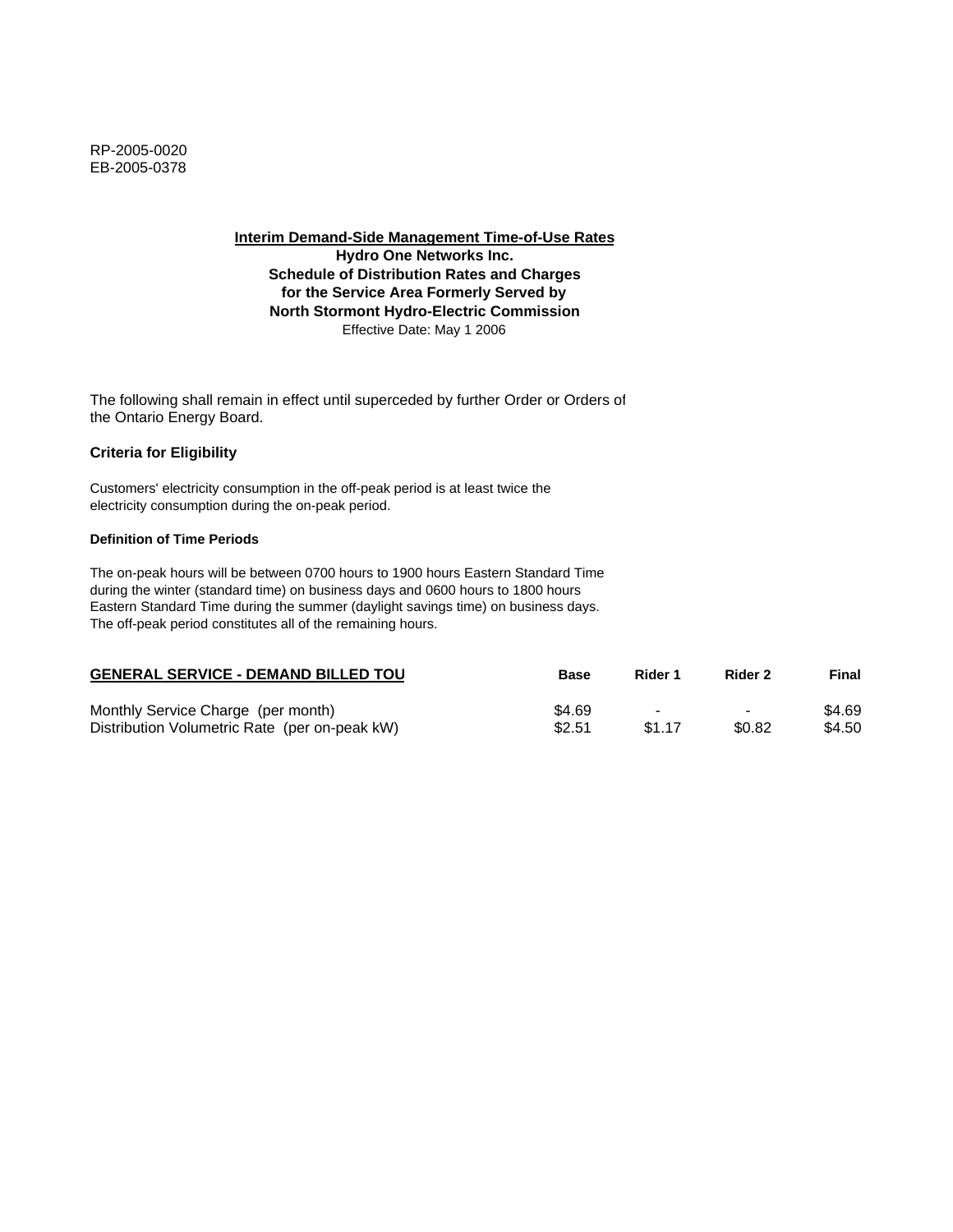RP-2005-0020
EB-2005-0378

**Interim Demand-Side Management Time-of-Use Rates**
**Hydro One Networks Inc.**
**Schedule of Distribution Rates and Charges**
**for the Service Area Formerly Served by**
**North Stormont Hydro-Electric Commission**
Effective Date: May 1 2006

The following shall remain in effect until superceded by further Order or Orders of the Ontario Energy Board.

**Criteria for Eligibility**

Customers' electricity consumption in the off-peak period is at least twice the electricity consumption during the on-peak period.

**Definition of Time Periods**

The on-peak hours will be between 0700 hours to 1900 hours Eastern Standard Time during the winter (standard time) on business days and 0600 hours to 1800 hours Eastern Standard Time during the summer (daylight savings time) on business days. The off-peak period constitutes all of the remaining hours.

| GENERAL SERVICE - DEMAND BILLED TOU | Base | Rider 1 | Rider 2 | Final |
|---|---|---|---|---|
| Monthly Service Charge (per month) | $4.69 | - | - | $4.69 |
| Distribution Volumetric Rate (per on-peak kW) | $2.51 | $1.17 | $0.82 | $4.50 |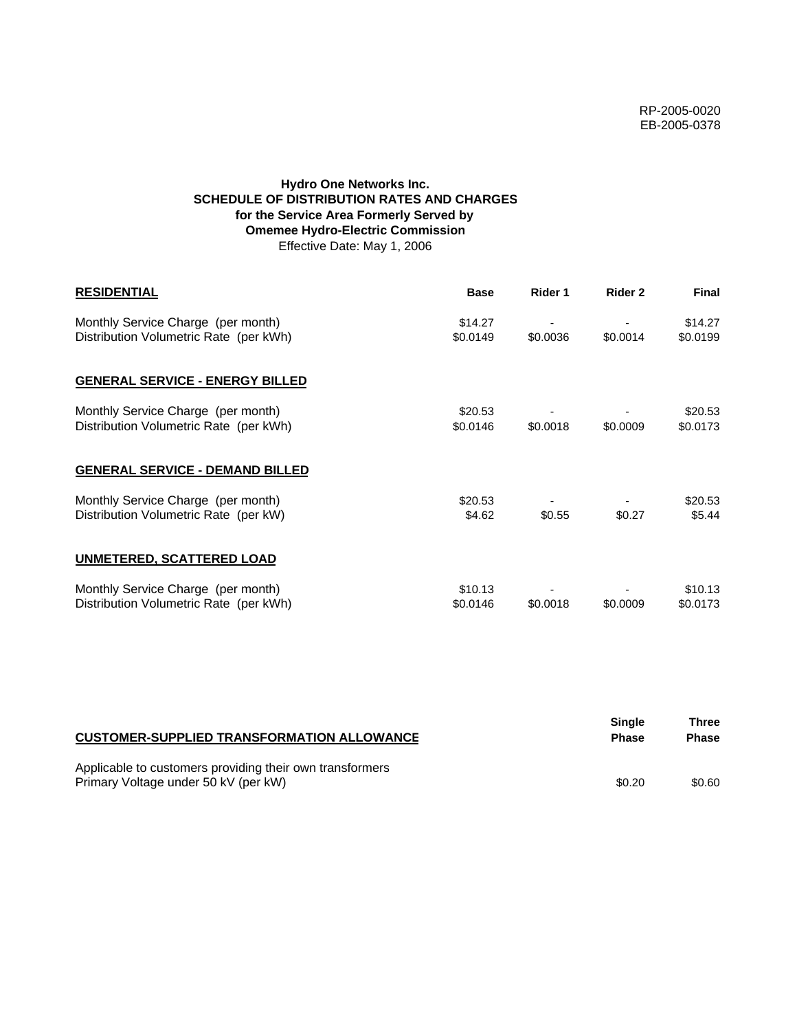RP-2005-0020
EB-2005-0378

**Hydro One Networks Inc.**
**SCHEDULE OF DISTRIBUTION RATES AND CHARGES**
**for the Service Area Formerly Served by**
**Omemee Hydro-Electric Commission**
Effective Date: May 1, 2006

| **RESIDENTIAL** | **Base** | **Rider 1** | **Rider 2** | **Final** |
|---|---|---|---|---|
| Monthly Service Charge (per month) | $14.27 | - | - | $14.27 |
| Distribution Volumetric Rate (per kWh) | $0.0149 | $0.0036 | $0.0014 | $0.0199 |
| **GENERAL SERVICE - ENERGY BILLED** | | | | |
| Monthly Service Charge (per month) | $20.53 | - | - | $20.53 |
| Distribution Volumetric Rate (per kWh) | $0.0146 | $0.0018 | $0.0009 | $0.0173 |
| **GENERAL SERVICE - DEMAND BILLED** | | | | |
| Monthly Service Charge (per month) | $20.53 | - | - | $20.53 |
| Distribution Volumetric Rate (per kW) | $4.62 | $0.55 | $0.27 | $5.44 |
| **UNMETERED, SCATTERED LOAD** | | | | |
| Monthly Service Charge (per month) | $10.13 | - | - | $10.13 |
| Distribution Volumetric Rate (per kWh) | $0.0146 | $0.0018 | $0.0009 | $0.0173 |

| **CUSTOMER-SUPPLIED TRANSFORMATION ALLOWANCE** | **Single Phase** | **Three Phase** |
|---|---|---|
| Applicable to customers providing their own transformers | | |
| Primary Voltage under 50 kV (per kW) | $0.20 | $0.60 |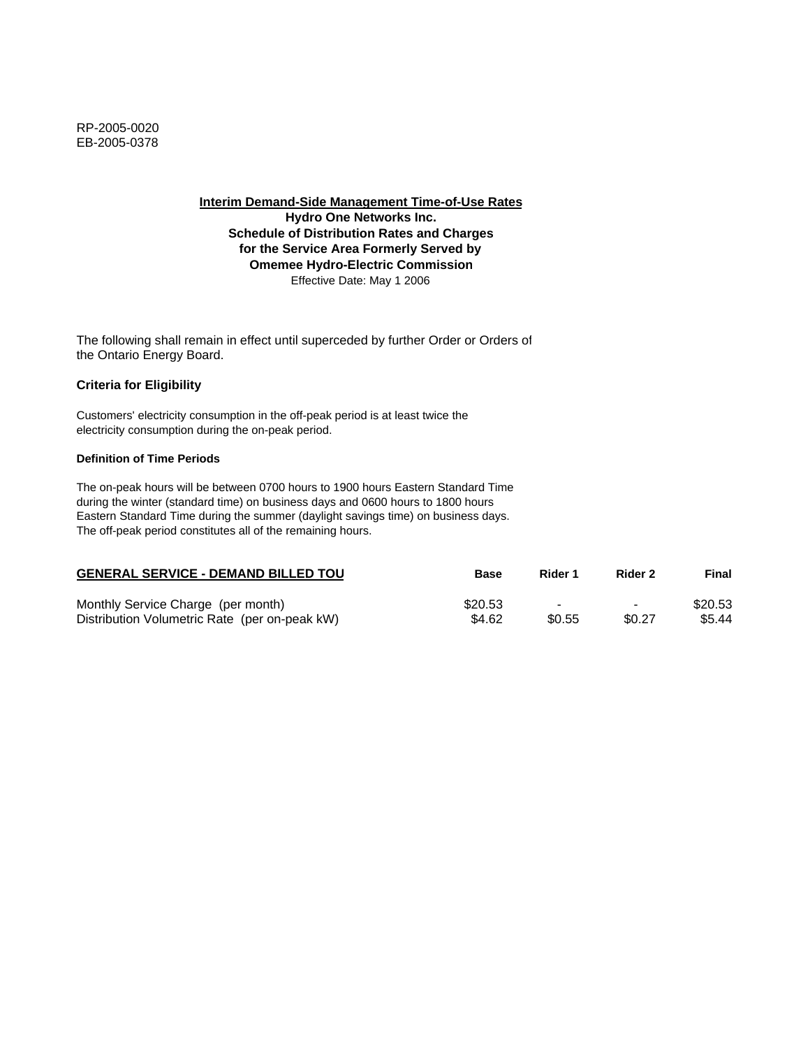RP-2005-0020
EB-2005-0378

**Interim Demand-Side Management Time-of-Use Rates**
**Hydro One Networks Inc.**
**Schedule of Distribution Rates and Charges**
**for the Service Area Formerly Served by**
**Omemee Hydro-Electric Commission**
Effective Date: May 1 2006

The following shall remain in effect until superceded by further Order or Orders of the Ontario Energy Board.

### Criteria for Eligibility

Customers' electricity consumption in the off-peak period is at least twice the electricity consumption during the on-peak period.

#### Definition of Time Periods

The on-peak hours will be between 0700 hours to 1900 hours Eastern Standard Time during the winter (standard time) on business days and 0600 hours to 1800 hours Eastern Standard Time during the summer (daylight savings time) on business days. The off-peak period constitutes all of the remaining hours.

| GENERAL SERVICE - DEMAND BILLED TOU | Base | Rider 1 | Rider 2 | Final |
|---|---|---|---|---|
| Monthly Service Charge (per month) | $20.53 | - | - | $20.53 |
| Distribution Volumetric Rate (per on-peak kW) | $4.62 | $0.55 | $0.27 | $5.44 |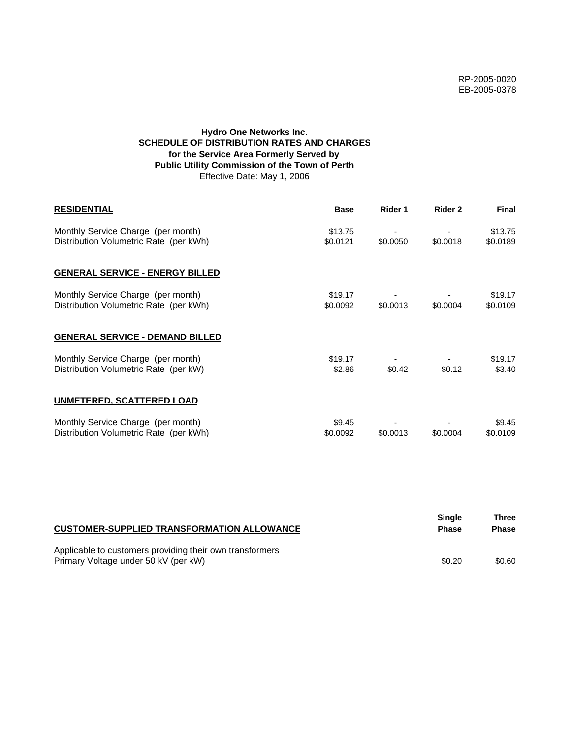RP-2005-0020
EB-2005-0378

**Hydro One Networks Inc.**
**SCHEDULE OF DISTRIBUTION RATES AND CHARGES**
**for the Service Area Formerly Served by**
**Public Utility Commission of the Town of Perth**
Effective Date: May 1, 2006

| **RESIDENTIAL** | **Base** | **Rider 1** | **Rider 2** | **Final** |
|---|---|---|---|---|
| Monthly Service Charge (per month) | $13.75 | - | - | $13.75 |
| Distribution Volumetric Rate (per kWh) | $0.0121 | $0.0050 | $0.0018 | $0.0189 |
| **GENERAL SERVICE - ENERGY BILLED** | | | | |
| Monthly Service Charge (per month) | $19.17 | - | - | $19.17 |
| Distribution Volumetric Rate (per kWh) | $0.0092 | $0.0013 | $0.0004 | $0.0109 |
| **GENERAL SERVICE - DEMAND BILLED** | | | | |
| Monthly Service Charge (per month) | $19.17 | - | - | $19.17 |
| Distribution Volumetric Rate (per kW) | $2.86 | $0.42 | $0.12 | $3.40 |
| **UNMETERED, SCATTERED LOAD** | | | | |
| Monthly Service Charge (per month) | $9.45 | - | - | $9.45 |
| Distribution Volumetric Rate (per kWh) | $0.0092 | $0.0013 | $0.0004 | $0.0109 |

| **CUSTOMER-SUPPLIED TRANSFORMATION ALLOWANCE** | **Single Phase** | **Three Phase** |
|---|---|---|
| Applicable to customers providing their own transformers | | |
| Primary Voltage under 50 kV (per kW) | $0.20 | $0.60 |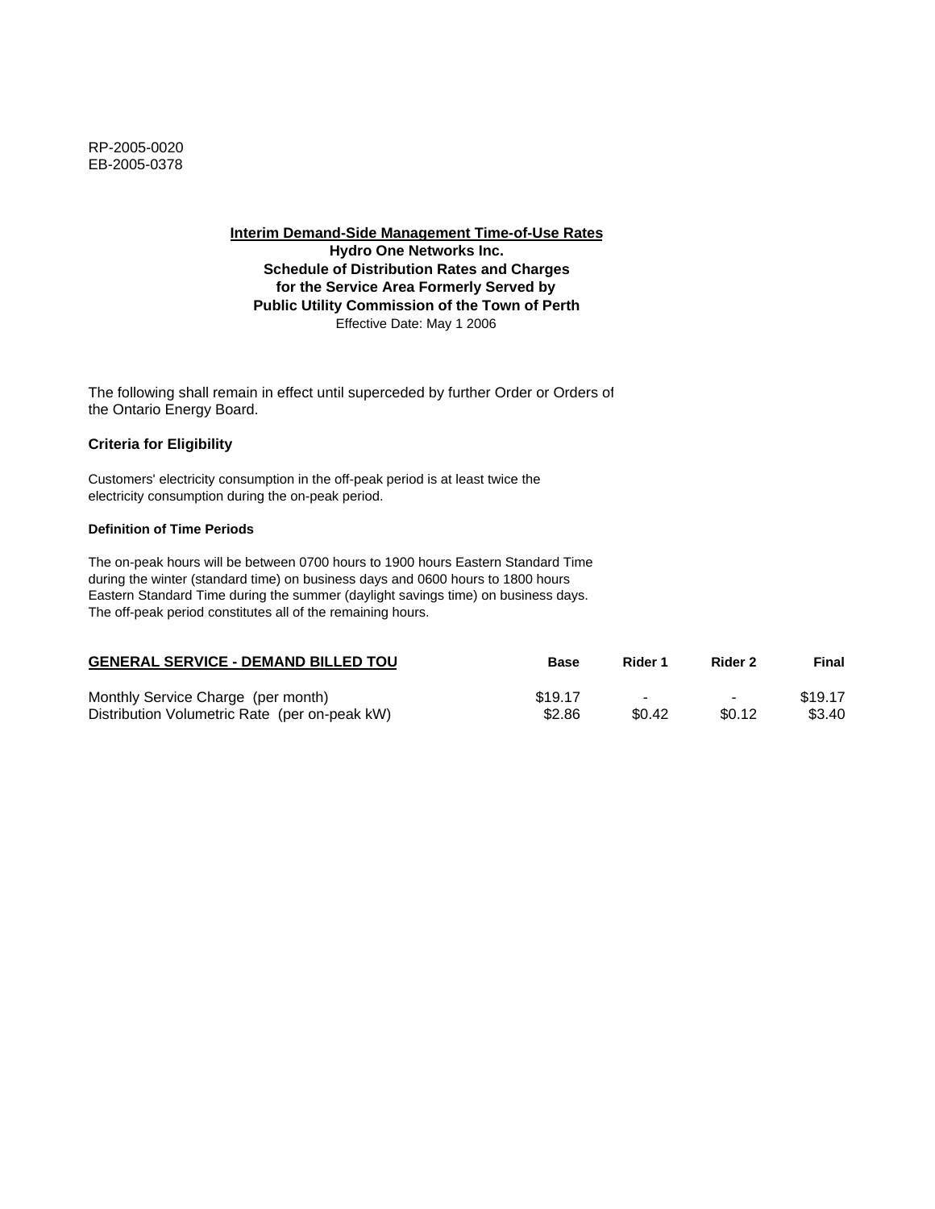RP-2005-0020
EB-2005-0378

**Interim Demand-Side Management Time-of-Use Rates**
**Hydro One Networks Inc.**
**Schedule of Distribution Rates and Charges**
**for the Service Area Formerly Served by**
**Public Utility Commission of the Town of Perth**
Effective Date: May 1 2006

The following shall remain in effect until superceded by further Order or Orders of the Ontario Energy Board.

**Criteria for Eligibility**

Customers' electricity consumption in the off-peak period is at least twice the electricity consumption during the on-peak period.

**Definition of Time Periods**

The on-peak hours will be between 0700 hours to 1900 hours Eastern Standard Time during the winter (standard time) on business days and 0600 hours to 1800 hours Eastern Standard Time during the summer (daylight savings time) on business days. The off-peak period constitutes all of the remaining hours.

| GENERAL SERVICE - DEMAND BILLED TOU | Base | Rider 1 | Rider 2 | Final |
|---|---|---|---|---|
| Monthly Service Charge (per month) | $19.17 | - | - | $19.17 |
| Distribution Volumetric Rate (per on-peak kW) | $2.86 | $0.42 | $0.12 | $3.40 |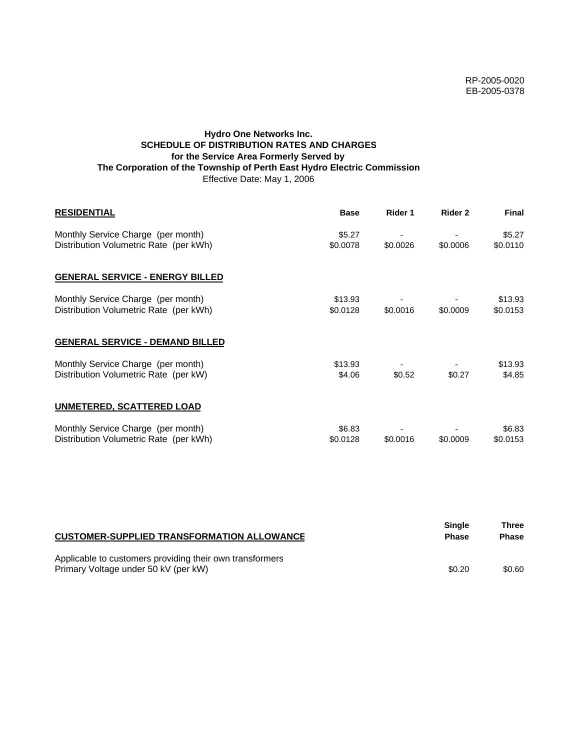RP-2005-0020
EB-2005-0378

**Hydro One Networks Inc.**
**SCHEDULE OF DISTRIBUTION RATES AND CHARGES**
**for the Service Area Formerly Served by**
**The Corporation of the Township of Perth East Hydro Electric Commission**
Effective Date: May 1, 2006

| **RESIDENTIAL** | **Base** | **Rider 1** | **Rider 2** | **Final** |
|---|---|---|---|---|
| Monthly Service Charge (per month) | $5.27 | - | - | $5.27 |
| Distribution Volumetric Rate (per kWh) | $0.0078 | $0.0026 | $0.0006 | $0.0110 |
| **GENERAL SERVICE - ENERGY BILLED** | | | | |
| Monthly Service Charge (per month) | $13.93 | - | - | $13.93 |
| Distribution Volumetric Rate (per kWh) | $0.0128 | $0.0016 | $0.0009 | $0.0153 |
| **GENERAL SERVICE - DEMAND BILLED** | | | | |
| Monthly Service Charge (per month) | $13.93 | - | - | $13.93 |
| Distribution Volumetric Rate (per kW) | $4.06 | $0.52 | $0.27 | $4.85 |
| **UNMETERED, SCATTERED LOAD** | | | | |
| Monthly Service Charge (per month) | $6.83 | - | - | $6.83 |
| Distribution Volumetric Rate (per kWh) | $0.0128 | $0.0016 | $0.0009 | $0.0153 |

| **CUSTOMER-SUPPLIED TRANSFORMATION ALLOWANCE** | **Single Phase** | **Three Phase** |
|---|---|---|
| Applicable to customers providing their own transformers | | |
| Primary Voltage under 50 kV (per kW) | $0.20 | $0.60 |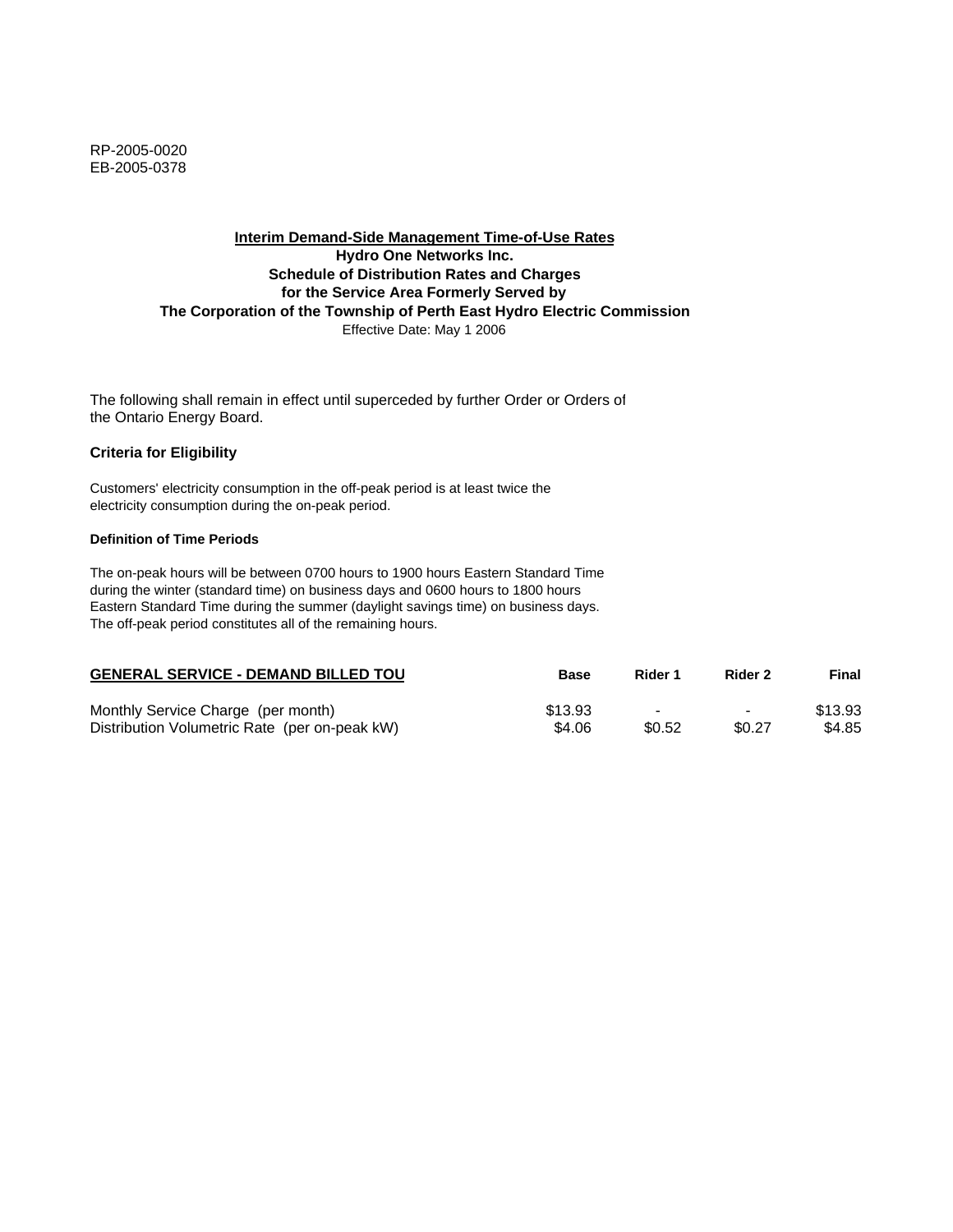RP-2005-0020
EB-2005-0378

**Interim Demand-Side Management Time-of-Use Rates**
**Hydro One Networks Inc.**
**Schedule of Distribution Rates and Charges**
**for the Service Area Formerly Served by**
**The Corporation of the Township of Perth East Hydro Electric Commission**
Effective Date: May 1 2006

The following shall remain in effect until superceded by further Order or Orders of the Ontario Energy Board.

**Criteria for Eligibility**

Customers' electricity consumption in the off-peak period is at least twice the electricity consumption during the on-peak period.

**Definition of Time Periods**

The on-peak hours will be between 0700 hours to 1900 hours Eastern Standard Time during the winter (standard time) on business days and 0600 hours to 1800 hours Eastern Standard Time during the summer (daylight savings time) on business days. The off-peak period constitutes all of the remaining hours.

| GENERAL SERVICE - DEMAND BILLED TOU | Base | Rider 1 | Rider 2 | Final |
|---|---|---|---|---|
| Monthly Service Charge (per month) | $13.93 | - | - | $13.93 |
| Distribution Volumetric Rate (per on-peak kW) | $4.06 | $0.52 | $0.27 | $4.85 |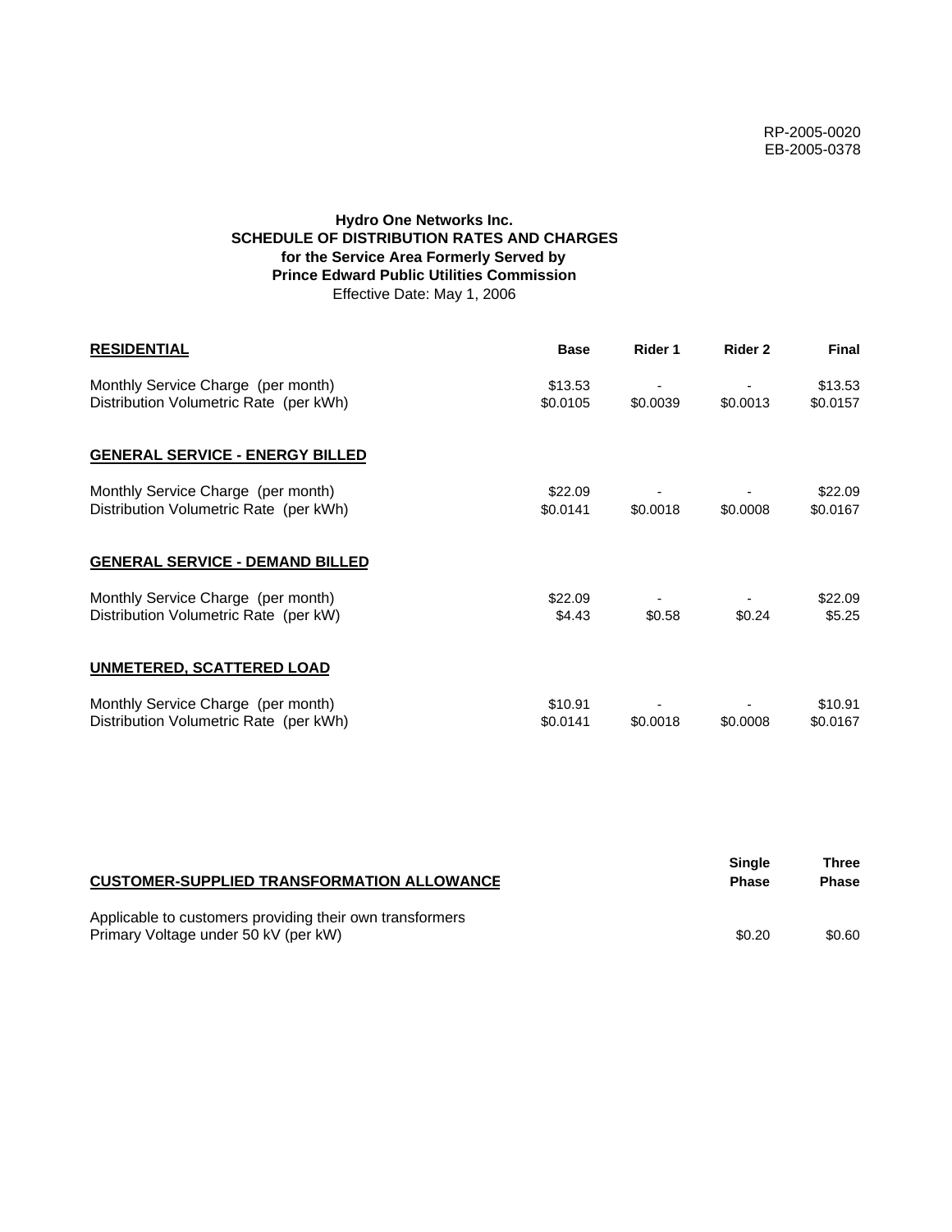RP-2005-0020
EB-2005-0378

**Hydro One Networks Inc.**
**SCHEDULE OF DISTRIBUTION RATES AND CHARGES**
**for the Service Area Formerly Served by**
**Prince Edward Public Utilities Commission**
Effective Date: May 1, 2006

| **RESIDENTIAL** | **Base** | **Rider 1** | **Rider 2** | **Final** |
|---|---|---|---|---|
| Monthly Service Charge (per month) | $13.53 | - | - | $13.53 |
| Distribution Volumetric Rate (per kWh) | $0.0105 | $0.0039 | $0.0013 | $0.0157 |
| **GENERAL SERVICE - ENERGY BILLED** | | | | |
| Monthly Service Charge (per month) | $22.09 | - | - | $22.09 |
| Distribution Volumetric Rate (per kWh) | $0.0141 | $0.0018 | $0.0008 | $0.0167 |
| **GENERAL SERVICE - DEMAND BILLED** | | | | |
| Monthly Service Charge (per month) | $22.09 | - | - | $22.09 |
| Distribution Volumetric Rate (per kW) | $4.43 | $0.58 | $0.24 | $5.25 |
| **UNMETERED, SCATTERED LOAD** | | | | |
| Monthly Service Charge (per month) | $10.91 | - | - | $10.91 |
| Distribution Volumetric Rate (per kWh) | $0.0141 | $0.0018 | $0.0008 | $0.0167 |

| **CUSTOMER-SUPPLIED TRANSFORMATION ALLOWANCE** | **Single Phase** | **Three Phase** |
|---|---|---|
| Applicable to customers providing their own transformers | | |
| Primary Voltage under 50 kV (per kW) | $0.20 | $0.60 |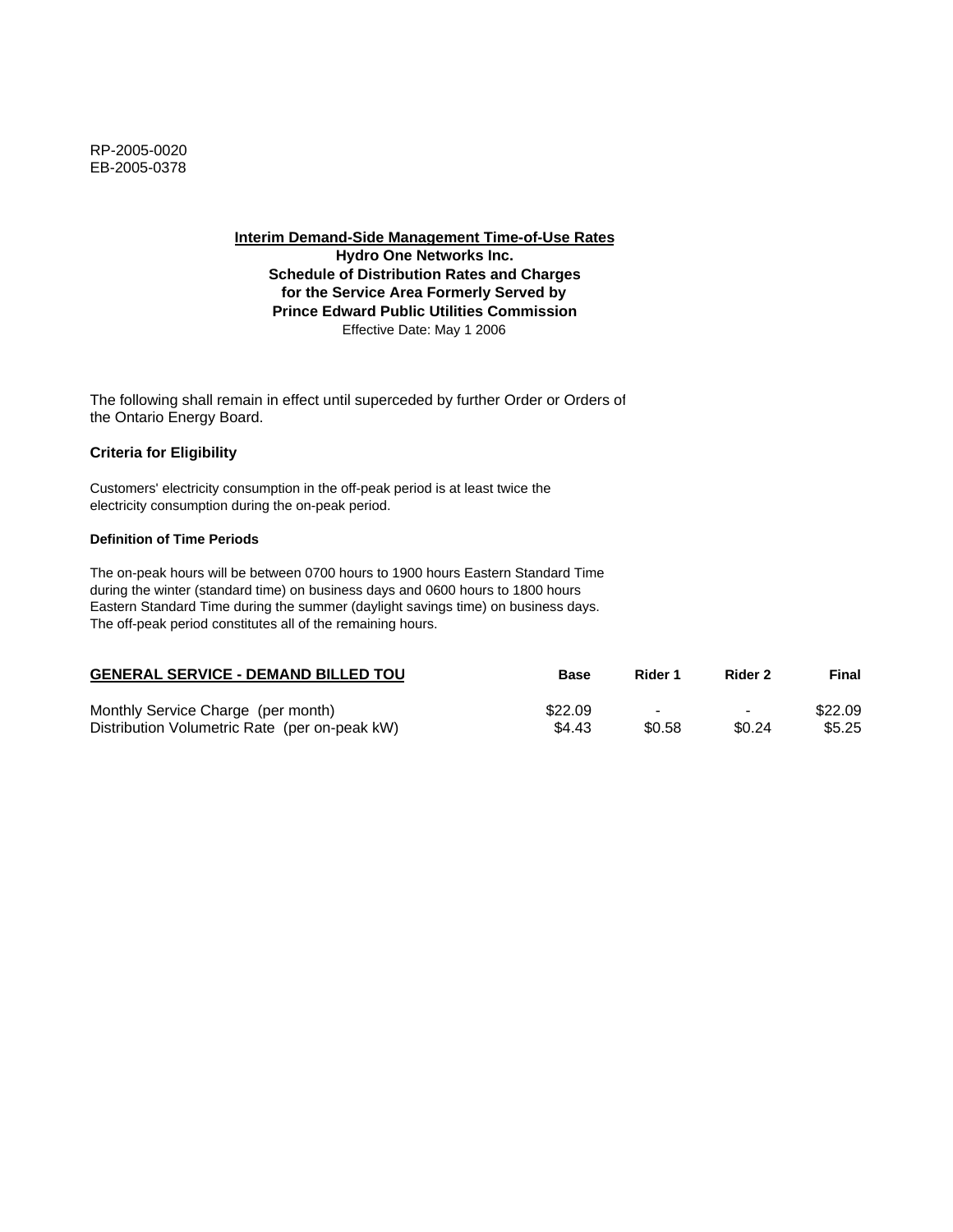RP-2005-0020
EB-2005-0378

**Interim Demand-Side Management Time-of-Use Rates**
**Hydro One Networks Inc.**
**Schedule of Distribution Rates and Charges**
**for the Service Area Formerly Served by**
**Prince Edward Public Utilities Commission**
Effective Date: May 1 2006

The following shall remain in effect until superceded by further Order or Orders of the Ontario Energy Board.

### Criteria for Eligibility

Customers' electricity consumption in the off-peak period is at least twice the electricity consumption during the on-peak period.

#### Definition of Time Periods

The on-peak hours will be between 0700 hours to 1900 hours Eastern Standard Time during the winter (standard time) on business days and 0600 hours to 1800 hours Eastern Standard Time during the summer (daylight savings time) on business days. The off-peak period constitutes all of the remaining hours.

| GENERAL SERVICE - DEMAND BILLED TOU | Base | Rider 1 | Rider 2 | Final |
|---|---|---|---|---|
| Monthly Service Charge (per month) | $22.09 | - | - | $22.09 |
| Distribution Volumetric Rate (per on-peak kW) | $4.43 | $0.58 | $0.24 | $5.25 |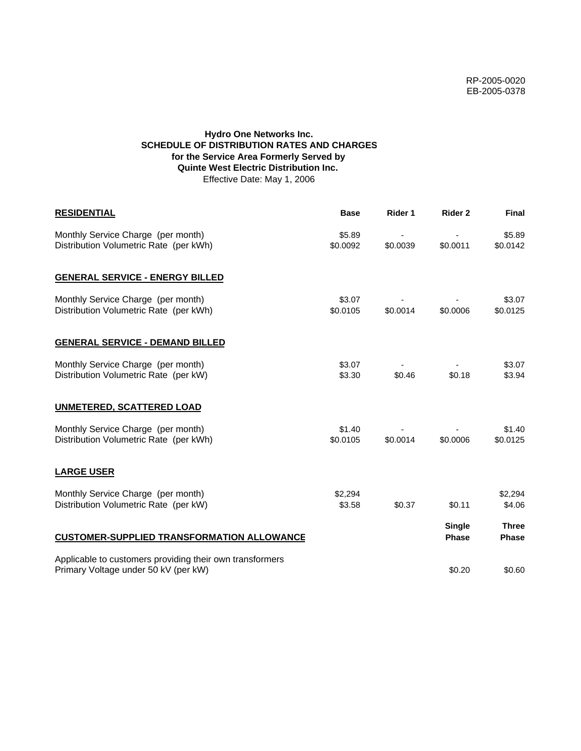RP-2005-0020
EB-2005-0378

**Hydro One Networks Inc.**
**SCHEDULE OF DISTRIBUTION RATES AND CHARGES**
**for the Service Area Formerly Served by**
**Quinte West Electric Distribution Inc.**
Effective Date: May 1, 2006

| **RESIDENTIAL** | **Base** | **Rider 1** | **Rider 2** | **Final** |
|---|---|---|---|---|
| Monthly Service Charge (per month) | $5.89 | - | - | $5.89 |
| Distribution Volumetric Rate (per kWh) | $0.0092 | $0.0039 | $0.0011 | $0.0142 |
| **GENERAL SERVICE - ENERGY BILLED** | | | | |
| Monthly Service Charge (per month) | $3.07 | - | - | $3.07 |
| Distribution Volumetric Rate (per kWh) | $0.0105 | $0.0014 | $0.0006 | $0.0125 |
| **GENERAL SERVICE - DEMAND BILLED** | | | | |
| Monthly Service Charge (per month) | $3.07 | - | - | $3.07 |
| Distribution Volumetric Rate (per kW) | $3.30 | $0.46 | $0.18 | $3.94 |
| **UNMETERED, SCATTERED LOAD** | | | | |
| Monthly Service Charge (per month) | $1.40 | - | - | $1.40 |
| Distribution Volumetric Rate (per kWh) | $0.0105 | $0.0014 | $0.0006 | $0.0125 |
| **LARGE USER** | | | | |
| Monthly Service Charge (per month) | $2,294 | | | $2,294 |
| Distribution Volumetric Rate (per kW) | $3.58 | $0.37 | $0.11 | $4.06 |

| **CUSTOMER-SUPPLIED TRANSFORMATION ALLOWANCE** | **Single Phase** | **Three Phase** |
|---|---|---|
| Applicable to customers providing their own transformers<br>Primary Voltage under 50 kV (per kW) | $0.20 | $0.60 |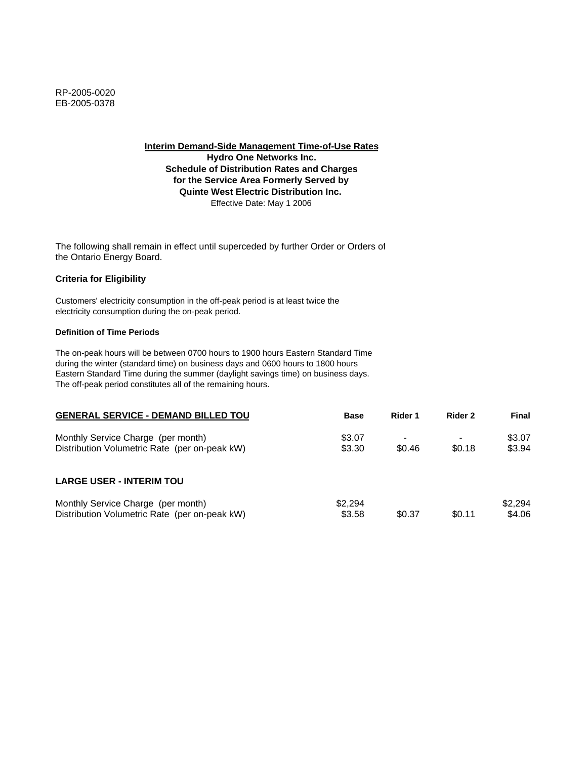RP-2005-0020
EB-2005-0378

**Interim Demand-Side Management Time-of-Use Rates**
**Hydro One Networks Inc.**
**Schedule of Distribution Rates and Charges**
**for the Service Area Formerly Served by**
**Quinte West Electric Distribution Inc.**
Effective Date: May 1 2006

The following shall remain in effect until superceded by further Order or Orders of the Ontario Energy Board.

### Criteria for Eligibility

Customers' electricity consumption in the off-peak period is at least twice the electricity consumption during the on-peak period.

#### Definition of Time Periods

The on-peak hours will be between 0700 hours to 1900 hours Eastern Standard Time during the winter (standard time) on business days and 0600 hours to 1800 hours Eastern Standard Time during the summer (daylight savings time) on business days. The off-peak period constitutes all of the remaining hours.

| GENERAL SERVICE - DEMAND BILLED TOU | Base | Rider 1 | Rider 2 | Final |
|---|---|---|---|---|
| Monthly Service Charge (per month) | $3.07 | - | - | $3.07 |
| Distribution Volumetric Rate (per on-peak kW) | $3.30 | $0.46 | $0.18 | $3.94 |

| LARGE USER - INTERIM TOU | Base | Rider 1 | Rider 2 | Final |
|---|---|---|---|---|
| Monthly Service Charge (per month) | $2,294 | | | $2,294 |
| Distribution Volumetric Rate (per on-peak kW) | $3.58 | $0.37 | $0.11 | $4.06 |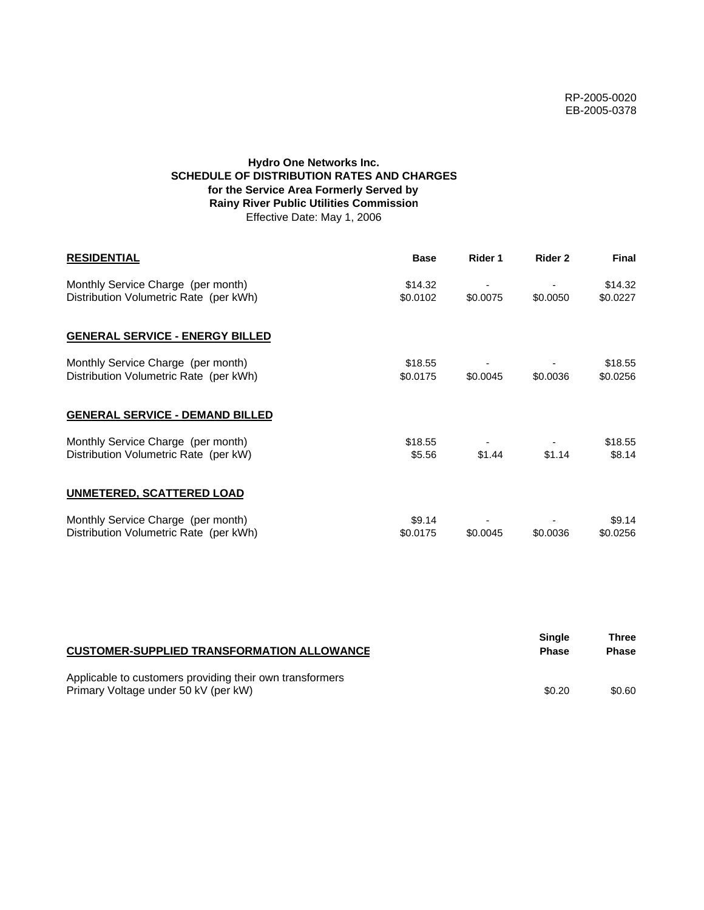RP-2005-0020
EB-2005-0378

**Hydro One Networks Inc.**
**SCHEDULE OF DISTRIBUTION RATES AND CHARGES**
**for the Service Area Formerly Served by**
**Rainy River Public Utilities Commission**
Effective Date: May 1, 2006

| **RESIDENTIAL** | **Base** | **Rider 1** | **Rider 2** | **Final** |
|---|---|---|---|---|
| Monthly Service Charge (per month) | $14.32 | - | - | $14.32 |
| Distribution Volumetric Rate (per kWh) | $0.0102 | $0.0075 | $0.0050 | $0.0227 |
| **GENERAL SERVICE - ENERGY BILLED** | | | | |
| Monthly Service Charge (per month) | $18.55 | - | - | $18.55 |
| Distribution Volumetric Rate (per kWh) | $0.0175 | $0.0045 | $0.0036 | $0.0256 |
| **GENERAL SERVICE - DEMAND BILLED** | | | | |
| Monthly Service Charge (per month) | $18.55 | - | - | $18.55 |
| Distribution Volumetric Rate (per kW) | $5.56 | $1.44 | $1.14 | $8.14 |
| **UNMETERED, SCATTERED LOAD** | | | | |
| Monthly Service Charge (per month) | $9.14 | - | - | $9.14 |
| Distribution Volumetric Rate (per kWh) | $0.0175 | $0.0045 | $0.0036 | $0.0256 |

| **CUSTOMER-SUPPLIED TRANSFORMATION ALLOWANCE** | **Single Phase** | **Three Phase** |
|---|---|---|
| Applicable to customers providing their own transformers | | |
| Primary Voltage under 50 kV (per kW) | $0.20 | $0.60 |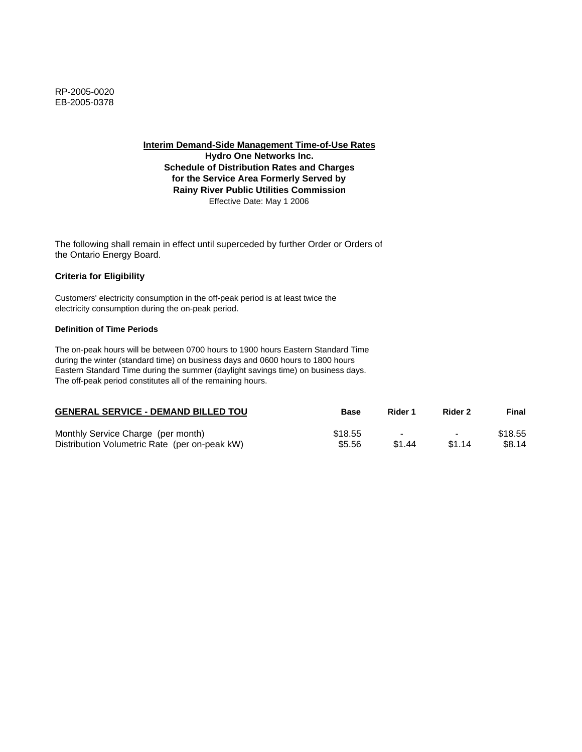RP-2005-0020
EB-2005-0378

**Interim Demand-Side Management Time-of-Use Rates**
**Hydro One Networks Inc.**
**Schedule of Distribution Rates and Charges**
**for the Service Area Formerly Served by**
**Rainy River Public Utilities Commission**
Effective Date: May 1 2006

The following shall remain in effect until superceded by further Order or Orders of the Ontario Energy Board.

### Criteria for Eligibility

Customers' electricity consumption in the off-peak period is at least twice the electricity consumption during the on-peak period.

#### Definition of Time Periods

The on-peak hours will be between 0700 hours to 1900 hours Eastern Standard Time during the winter (standard time) on business days and 0600 hours to 1800 hours Eastern Standard Time during the summer (daylight savings time) on business days. The off-peak period constitutes all of the remaining hours.

| GENERAL SERVICE - DEMAND BILLED TOU | Base | Rider 1 | Rider 2 | Final |
|---|---|---|---|---|
| Monthly Service Charge (per month) | $18.55 | - | - | $18.55 |
| Distribution Volumetric Rate (per on-peak kW) | $5.56 | $1.44 | $1.14 | $8.14 |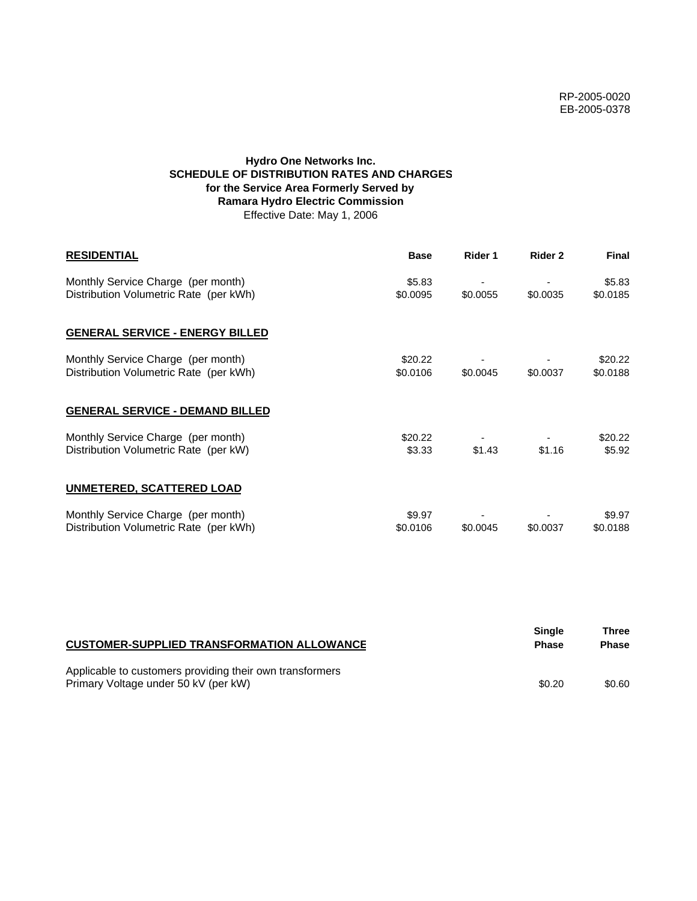RP-2005-0020
EB-2005-0378

**Hydro One Networks Inc.**
**SCHEDULE OF DISTRIBUTION RATES AND CHARGES**
**for the Service Area Formerly Served by**
**Ramara Hydro Electric Commission**
Effective Date: May 1, 2006

| **RESIDENTIAL** | **Base** | **Rider 1** | **Rider 2** | **Final** |
|---|---|---|---|---|
| Monthly Service Charge (per month) | $5.83 | - | - | $5.83 |
| Distribution Volumetric Rate (per kWh) | $0.0095 | $0.0055 | $0.0035 | $0.0185 |
| **GENERAL SERVICE - ENERGY BILLED** | | | | |
| Monthly Service Charge (per month) | $20.22 | - | - | $20.22 |
| Distribution Volumetric Rate (per kWh) | $0.0106 | $0.0045 | $0.0037 | $0.0188 |
| **GENERAL SERVICE - DEMAND BILLED** | | | | |
| Monthly Service Charge (per month) | $20.22 | - | - | $20.22 |
| Distribution Volumetric Rate (per kW) | $3.33 | $1.43 | $1.16 | $5.92 |
| **UNMETERED, SCATTERED LOAD** | | | | |
| Monthly Service Charge (per month) | $9.97 | - | - | $9.97 |
| Distribution Volumetric Rate (per kWh) | $0.0106 | $0.0045 | $0.0037 | $0.0188 |

| **CUSTOMER-SUPPLIED TRANSFORMATION ALLOWANCE** | **Single Phase** | **Three Phase** |
|---|---|---|
| Applicable to customers providing their own transformers | | |
| Primary Voltage under 50 kV (per kW) | $0.20 | $0.60 |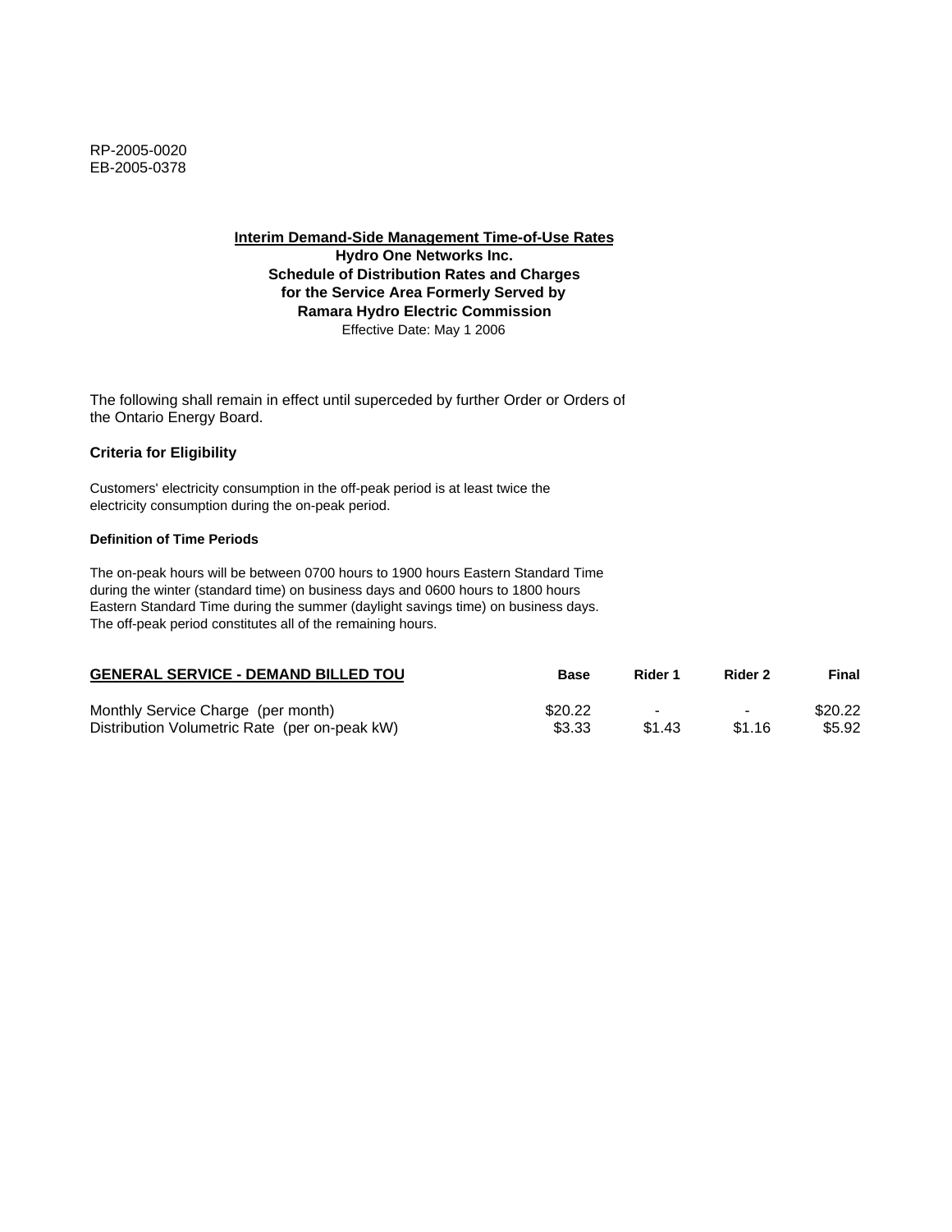RP-2005-0020
EB-2005-0378

**Interim Demand-Side Management Time-of-Use Rates**
**Hydro One Networks Inc.**
**Schedule of Distribution Rates and Charges**
**for the Service Area Formerly Served by**
**Ramara Hydro Electric Commission**
Effective Date: May 1 2006

The following shall remain in effect until superceded by further Order or Orders of the Ontario Energy Board.

**Criteria for Eligibility**

Customers' electricity consumption in the off-peak period is at least twice the electricity consumption during the on-peak period.

**Definition of Time Periods**

The on-peak hours will be between 0700 hours to 1900 hours Eastern Standard Time during the winter (standard time) on business days and 0600 hours to 1800 hours Eastern Standard Time during the summer (daylight savings time) on business days. The off-peak period constitutes all of the remaining hours.

| GENERAL SERVICE - DEMAND BILLED TOU | Base | Rider 1 | Rider 2 | Final |
|---|---|---|---|---|
| Monthly Service Charge (per month) | $20.22 | - | - | $20.22 |
| Distribution Volumetric Rate (per on-peak kW) | $3.33 | $1.43 | $1.16 | $5.92 |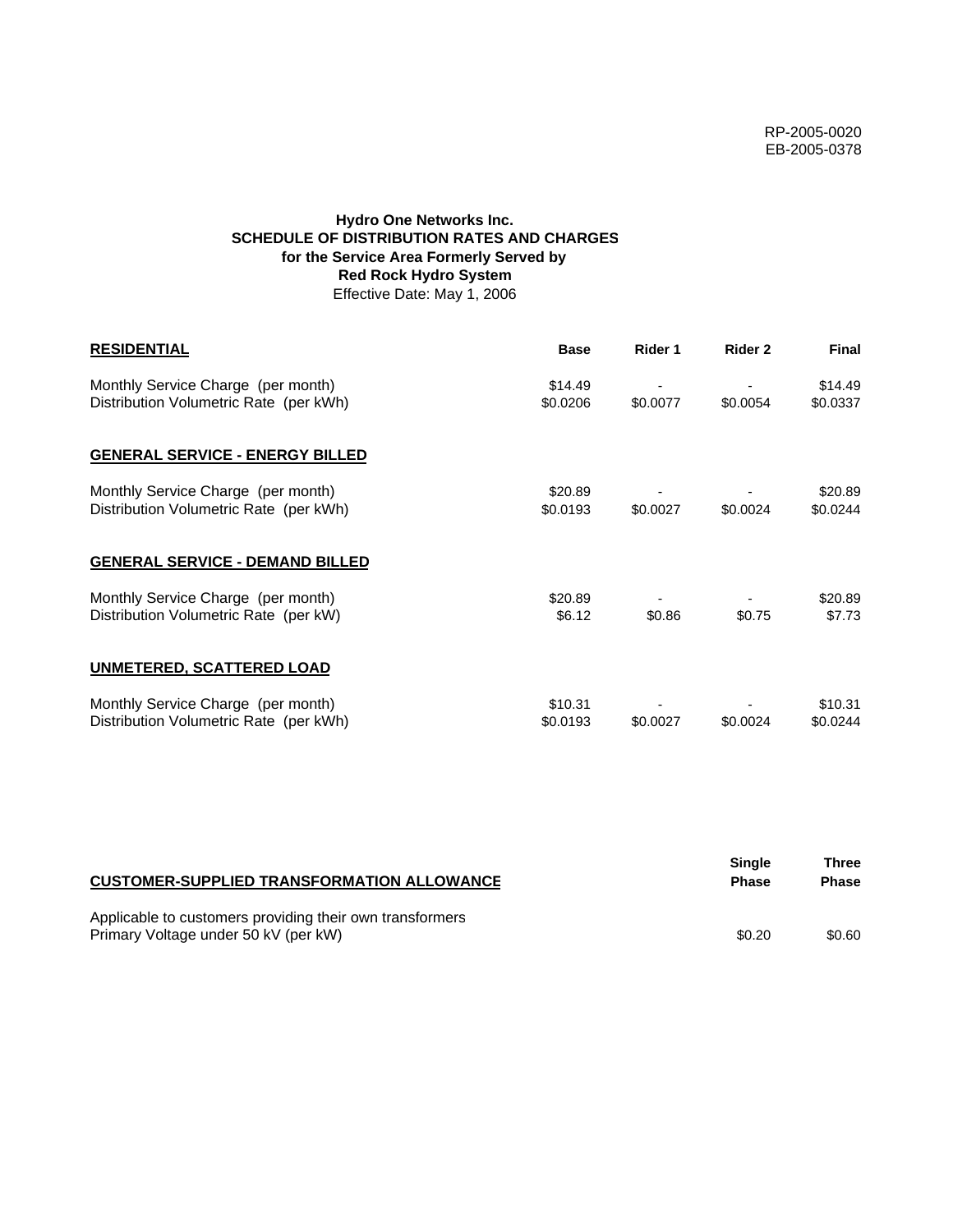RP-2005-0020
EB-2005-0378

**Hydro One Networks Inc.**
**SCHEDULE OF DISTRIBUTION RATES AND CHARGES**
**for the Service Area Formerly Served by**
**Red Rock Hydro System**
Effective Date: May 1, 2006

| **RESIDENTIAL** | **Base** | **Rider 1** | **Rider 2** | **Final** |
|---|---|---|---|---|
| Monthly Service Charge (per month) | $14.49 | - | - | $14.49 |
| Distribution Volumetric Rate (per kWh) | $0.0206 | $0.0077 | $0.0054 | $0.0337 |
| **GENERAL SERVICE - ENERGY BILLED** | | | | |
| Monthly Service Charge (per month) | $20.89 | - | - | $20.89 |
| Distribution Volumetric Rate (per kWh) | $0.0193 | $0.0027 | $0.0024 | $0.0244 |
| **GENERAL SERVICE - DEMAND BILLED** | | | | |
| Monthly Service Charge (per month) | $20.89 | - | - | $20.89 |
| Distribution Volumetric Rate (per kW) | $6.12 | $0.86 | $0.75 | $7.73 |
| **UNMETERED, SCATTERED LOAD** | | | | |
| Monthly Service Charge (per month) | $10.31 | - | - | $10.31 |
| Distribution Volumetric Rate (per kWh) | $0.0193 | $0.0027 | $0.0024 | $0.0244 |

| **CUSTOMER-SUPPLIED TRANSFORMATION ALLOWANCE** | **Single Phase** | **Three Phase** |
|---|---|---|
| Applicable to customers providing their own transformers | | |
| Primary Voltage under 50 kV (per kW) | $0.20 | $0.60 |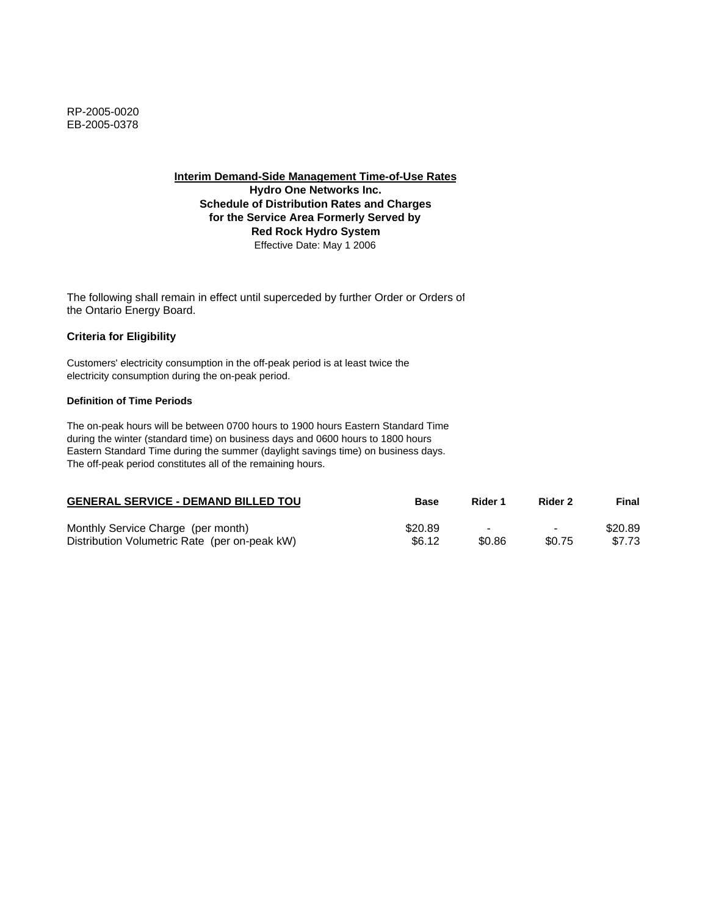RP-2005-0020
EB-2005-0378

**Interim Demand-Side Management Time-of-Use Rates**
**Hydro One Networks Inc.**
**Schedule of Distribution Rates and Charges**
**for the Service Area Formerly Served by**
**Red Rock Hydro System**
Effective Date: May 1 2006

The following shall remain in effect until superceded by further Order or Orders of the Ontario Energy Board.

### Criteria for Eligibility

Customers' electricity consumption in the off-peak period is at least twice the electricity consumption during the on-peak period.

#### Definition of Time Periods

The on-peak hours will be between 0700 hours to 1900 hours Eastern Standard Time during the winter (standard time) on business days and 0600 hours to 1800 hours Eastern Standard Time during the summer (daylight savings time) on business days. The off-peak period constitutes all of the remaining hours.

| GENERAL SERVICE - DEMAND BILLED TOU | Base | Rider 1 | Rider 2 | Final |
|---|---|---|---|---|
| Monthly Service Charge (per month) | $20.89 | - | - | $20.89 |
| Distribution Volumetric Rate (per on-peak kW) | $6.12 | $0.86 | $0.75 | $7.73 |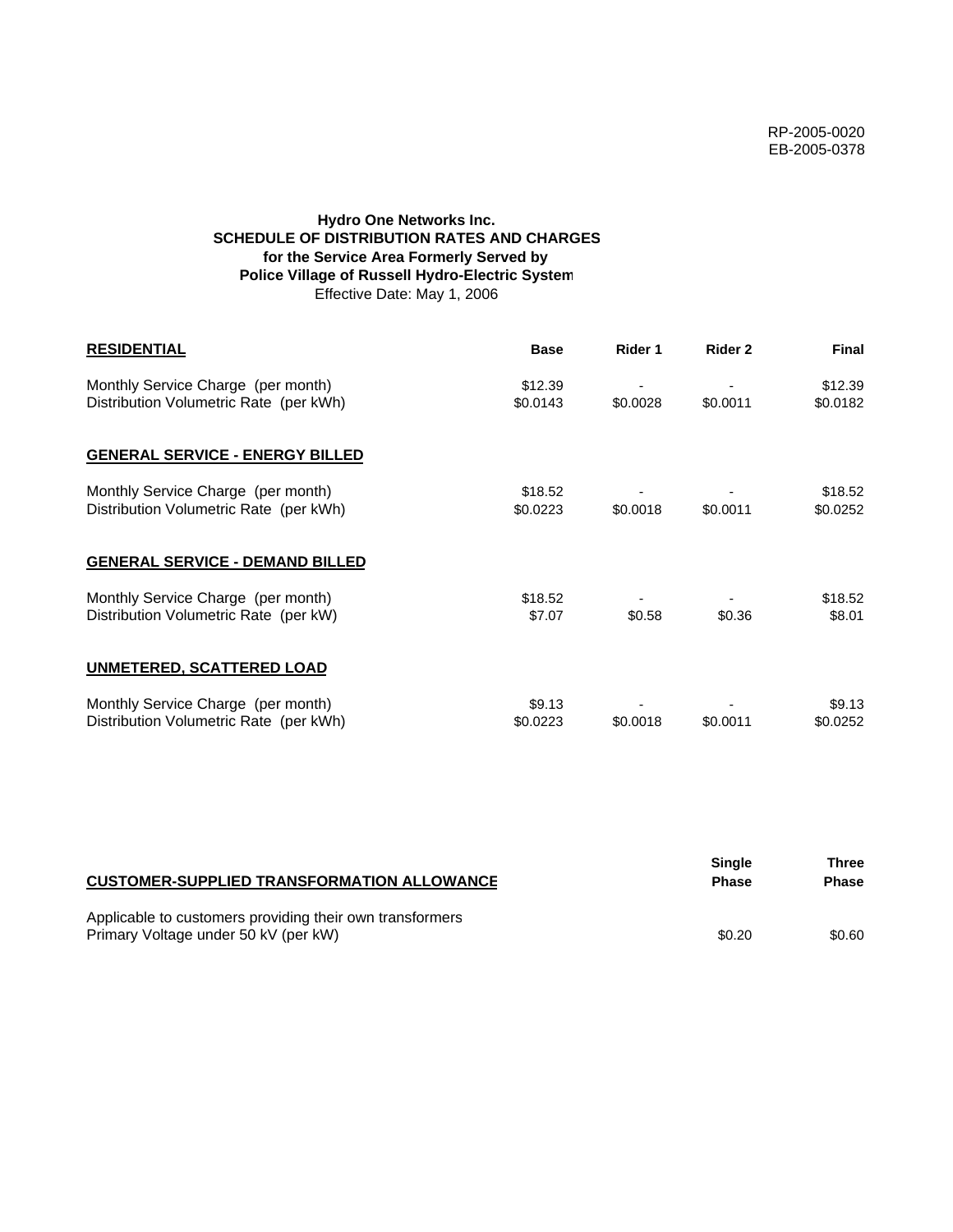RP-2005-0020
EB-2005-0378

**Hydro One Networks Inc.**
**SCHEDULE OF DISTRIBUTION RATES AND CHARGES**
**for the Service Area Formerly Served by**
**Police Village of Russell Hydro-Electric System**
Effective Date: May 1, 2006

| **RESIDENTIAL** | **Base** | **Rider 1** | **Rider 2** | **Final** |
|---|---|---|---|---|
| Monthly Service Charge (per month) | $12.39 | - | - | $12.39 |
| Distribution Volumetric Rate (per kWh) | $0.0143 | $0.0028 | $0.0011 | $0.0182 |
| **GENERAL SERVICE - ENERGY BILLED** | | | | |
| Monthly Service Charge (per month) | $18.52 | - | - | $18.52 |
| Distribution Volumetric Rate (per kWh) | $0.0223 | $0.0018 | $0.0011 | $0.0252 |
| **GENERAL SERVICE - DEMAND BILLED** | | | | |
| Monthly Service Charge (per month) | $18.52 | - | - | $18.52 |
| Distribution Volumetric Rate (per kW) | $7.07 | $0.58 | $0.36 | $8.01 |
| **UNMETERED, SCATTERED LOAD** | | | | |
| Monthly Service Charge (per month) | $9.13 | - | - | $9.13 |
| Distribution Volumetric Rate (per kWh) | $0.0223 | $0.0018 | $0.0011 | $0.0252 |

| **CUSTOMER-SUPPLIED TRANSFORMATION ALLOWANCE** | **Single Phase** | **Three Phase** |
|---|---|---|
| Applicable to customers providing their own transformers | | |
| Primary Voltage under 50 kV (per kW) | $0.20 | $0.60 |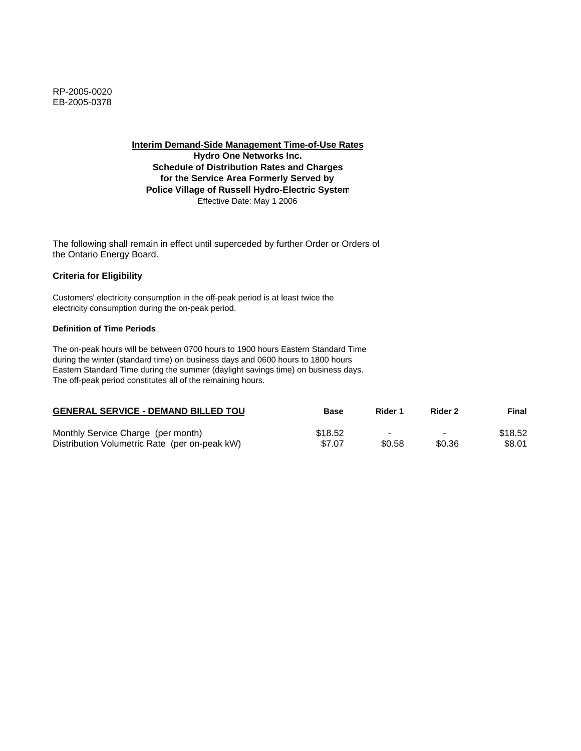RP-2005-0020
EB-2005-0378

**Interim Demand-Side Management Time-of-Use Rates**
**Hydro One Networks Inc.**
**Schedule of Distribution Rates and Charges**
**for the Service Area Formerly Served by**
**Police Village of Russell Hydro-Electric System**
Effective Date: May 1 2006

The following shall remain in effect until superceded by further Order or Orders of the Ontario Energy Board.

### Criteria for Eligibility

Customers' electricity consumption in the off-peak period is at least twice the electricity consumption during the on-peak period.

#### Definition of Time Periods

The on-peak hours will be between 0700 hours to 1900 hours Eastern Standard Time during the winter (standard time) on business days and 0600 hours to 1800 hours Eastern Standard Time during the summer (daylight savings time) on business days. The off-peak period constitutes all of the remaining hours.

| GENERAL SERVICE - DEMAND BILLED TOU | Base | Rider 1 | Rider 2 | Final |
|---|---|---|---|---|
| Monthly Service Charge (per month) | $18.52 | - | - | $18.52 |
| Distribution Volumetric Rate (per on-peak kW) | $7.07 | $0.58 | $0.36 | $8.01 |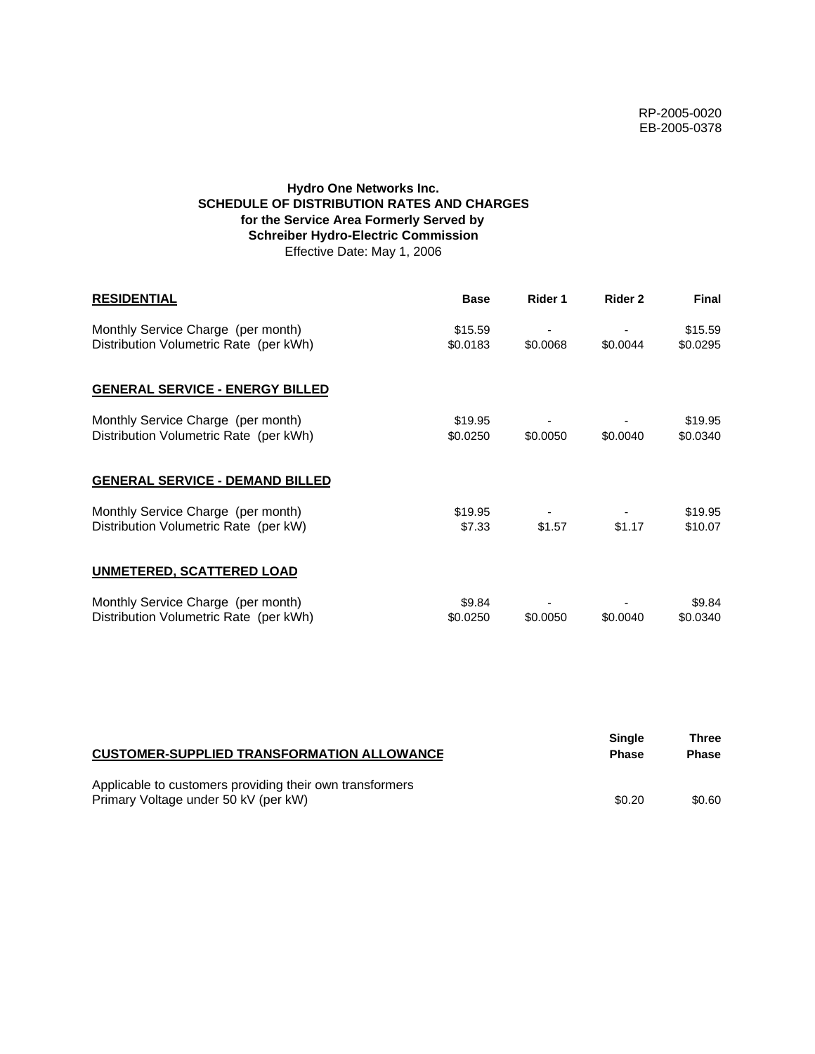RP-2005-0020
EB-2005-0378

**Hydro One Networks Inc.**
**SCHEDULE OF DISTRIBUTION RATES AND CHARGES**
**for the Service Area Formerly Served by**
**Schreiber Hydro-Electric Commission**
Effective Date: May 1, 2006

| **RESIDENTIAL** | **Base** | **Rider 1** | **Rider 2** | **Final** |
|---|---|---|---|---|
| Monthly Service Charge (per month) | $15.59 | - | - | $15.59 |
| Distribution Volumetric Rate (per kWh) | $0.0183 | $0.0068 | $0.0044 | $0.0295 |
| **GENERAL SERVICE - ENERGY BILLED** | | | | |
| Monthly Service Charge (per month) | $19.95 | - | - | $19.95 |
| Distribution Volumetric Rate (per kWh) | $0.0250 | $0.0050 | $0.0040 | $0.0340 |
| **GENERAL SERVICE - DEMAND BILLED** | | | | |
| Monthly Service Charge (per month) | $19.95 | - | - | $19.95 |
| Distribution Volumetric Rate (per kW) | $7.33 | $1.57 | $1.17 | $10.07 |
| **UNMETERED, SCATTERED LOAD** | | | | |
| Monthly Service Charge (per month) | $9.84 | - | - | $9.84 |
| Distribution Volumetric Rate (per kWh) | $0.0250 | $0.0050 | $0.0040 | $0.0340 |

| **CUSTOMER-SUPPLIED TRANSFORMATION ALLOWANCE** | **Single Phase** | **Three Phase** |
|---|---|---|
| Applicable to customers providing their own transformers<br>Primary Voltage under 50 kV (per kW) | $0.20 | $0.60 |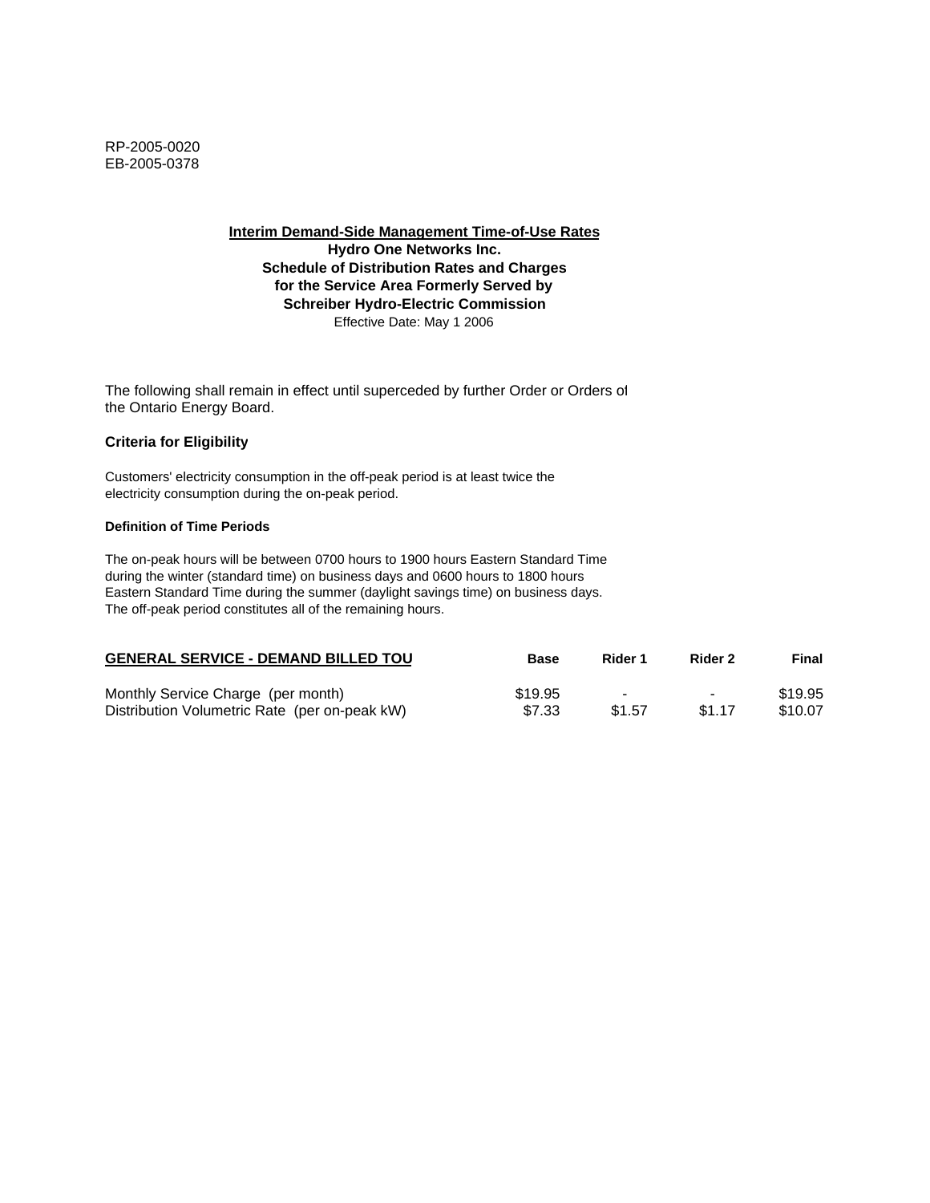RP-2005-0020
EB-2005-0378

**Interim Demand-Side Management Time-of-Use Rates**
**Hydro One Networks Inc.**
**Schedule of Distribution Rates and Charges**
**for the Service Area Formerly Served by**
**Schreiber Hydro-Electric Commission**
Effective Date: May 1 2006

The following shall remain in effect until superceded by further Order or Orders of the Ontario Energy Board.

### Criteria for Eligibility

Customers' electricity consumption in the off-peak period is at least twice the electricity consumption during the on-peak period.

#### Definition of Time Periods

The on-peak hours will be between 0700 hours to 1900 hours Eastern Standard Time during the winter (standard time) on business days and 0600 hours to 1800 hours Eastern Standard Time during the summer (daylight savings time) on business days. The off-peak period constitutes all of the remaining hours.

| GENERAL SERVICE - DEMAND BILLED TOU | Base | Rider 1 | Rider 2 | Final |
|---|---|---|---|---|
| Monthly Service Charge (per month) | $19.95 | - | - | $19.95 |
| Distribution Volumetric Rate (per on-peak kW) | $7.33 | $1.57 | $1.17 | $10.07 |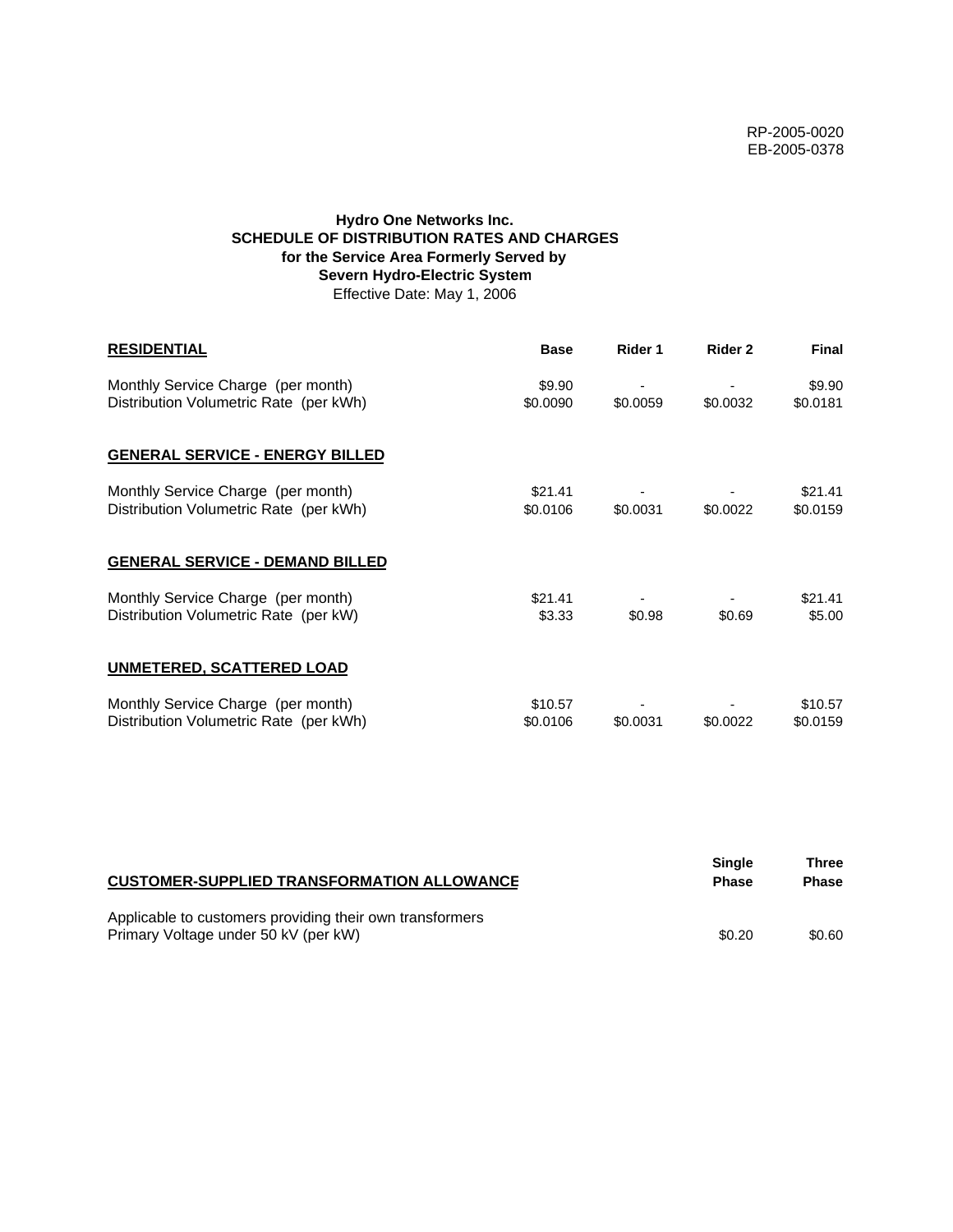RP-2005-0020
EB-2005-0378

**Hydro One Networks Inc.**
**SCHEDULE OF DISTRIBUTION RATES AND CHARGES**
**for the Service Area Formerly Served by**
**Severn Hydro-Electric System**
Effective Date: May 1, 2006

| **RESIDENTIAL** | **Base** | **Rider 1** | **Rider 2** | **Final** |
|---|---|---|---|---|
| Monthly Service Charge (per month) | $9.90 | - | - | $9.90 |
| Distribution Volumetric Rate (per kWh) | $0.0090 | $0.0059 | $0.0032 | $0.0181 |
| **GENERAL SERVICE - ENERGY BILLED** | | | | |
| Monthly Service Charge (per month) | $21.41 | - | - | $21.41 |
| Distribution Volumetric Rate (per kWh) | $0.0106 | $0.0031 | $0.0022 | $0.0159 |
| **GENERAL SERVICE - DEMAND BILLED** | | | | |
| Monthly Service Charge (per month) | $21.41 | - | - | $21.41 |
| Distribution Volumetric Rate (per kW) | $3.33 | $0.98 | $0.69 | $5.00 |
| **UNMETERED, SCATTERED LOAD** | | | | |
| Monthly Service Charge (per month) | $10.57 | - | - | $10.57 |
| Distribution Volumetric Rate (per kWh) | $0.0106 | $0.0031 | $0.0022 | $0.0159 |

| **CUSTOMER-SUPPLIED TRANSFORMATION ALLOWANCE** | **Single Phase** | **Three Phase** |
|---|---|---|
| Applicable to customers providing their own transformers<br>Primary Voltage under 50 kV (per kW) | $0.20 | $0.60 |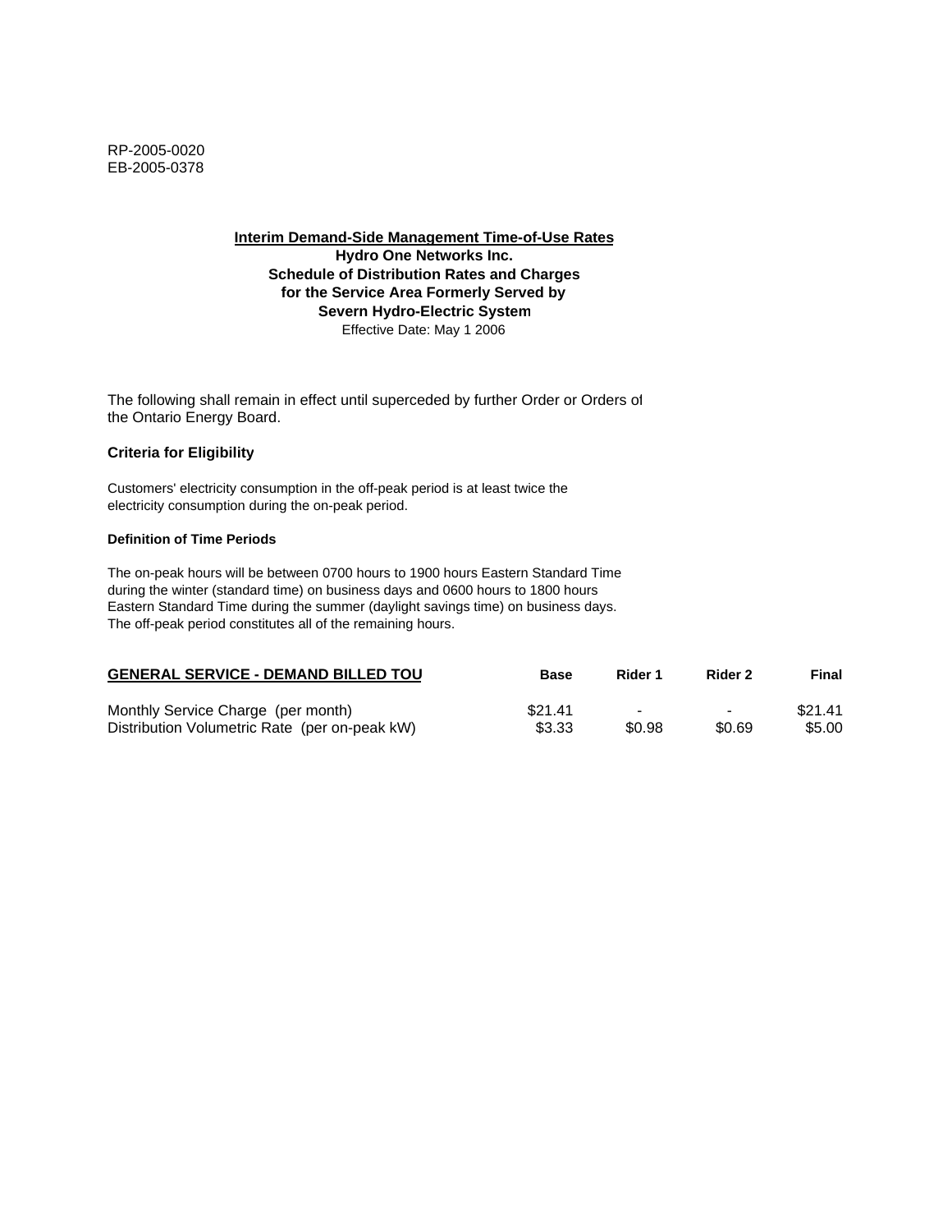RP-2005-0020
EB-2005-0378

**Interim Demand-Side Management Time-of-Use Rates**
**Hydro One Networks Inc.**
**Schedule of Distribution Rates and Charges**
**for the Service Area Formerly Served by**
**Severn Hydro-Electric System**
Effective Date: May 1 2006

The following shall remain in effect until superceded by further Order or Orders of the Ontario Energy Board.

### Criteria for Eligibility

Customers' electricity consumption in the off-peak period is at least twice the electricity consumption during the on-peak period.

#### Definition of Time Periods

The on-peak hours will be between 0700 hours to 1900 hours Eastern Standard Time during the winter (standard time) on business days and 0600 hours to 1800 hours Eastern Standard Time during the summer (daylight savings time) on business days. The off-peak period constitutes all of the remaining hours.

| GENERAL SERVICE - DEMAND BILLED TOU | Base | Rider 1 | Rider 2 | Final |
|---|---|---|---|---|
| Monthly Service Charge (per month) | $21.41 | - | - | $21.41 |
| Distribution Volumetric Rate (per on-peak kW) | $3.33 | $0.98 | $0.69 | $5.00 |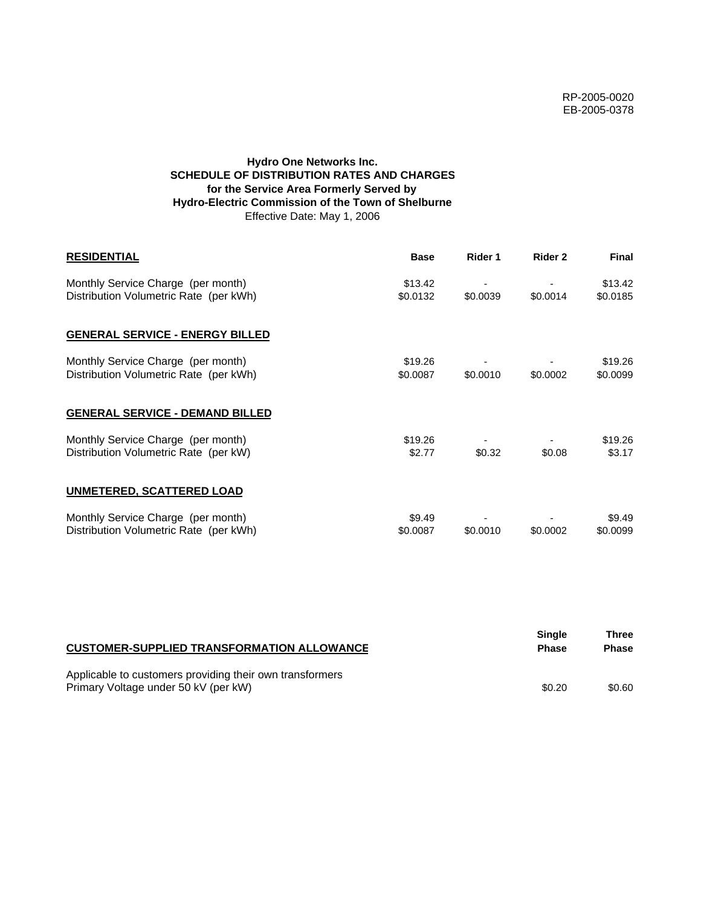RP-2005-0020
EB-2005-0378

**Hydro One Networks Inc.**
**SCHEDULE OF DISTRIBUTION RATES AND CHARGES**
**for the Service Area Formerly Served by**
**Hydro-Electric Commission of the Town of Shelburne**
Effective Date: May 1, 2006

| **RESIDENTIAL** | **Base** | **Rider 1** | **Rider 2** | **Final** |
|---|---|---|---|---|
| Monthly Service Charge (per month) | $13.42 | - | - | $13.42 |
| Distribution Volumetric Rate (per kWh) | $0.0132 | $0.0039 | $0.0014 | $0.0185 |
| **GENERAL SERVICE - ENERGY BILLED** | | | | |
| Monthly Service Charge (per month) | $19.26 | - | - | $19.26 |
| Distribution Volumetric Rate (per kWh) | $0.0087 | $0.0010 | $0.0002 | $0.0099 |
| **GENERAL SERVICE - DEMAND BILLED** | | | | |
| Monthly Service Charge (per month) | $19.26 | - | - | $19.26 |
| Distribution Volumetric Rate (per kW) | $2.77 | $0.32 | $0.08 | $3.17 |
| **UNMETERED, SCATTERED LOAD** | | | | |
| Monthly Service Charge (per month) | $9.49 | - | - | $9.49 |
| Distribution Volumetric Rate (per kWh) | $0.0087 | $0.0010 | $0.0002 | $0.0099 |

| **CUSTOMER-SUPPLIED TRANSFORMATION ALLOWANCE** | **Single Phase** | **Three Phase** |
|---|---|---|
| Applicable to customers providing their own transformers | | |
| Primary Voltage under 50 kV (per kW) | $0.20 | $0.60 |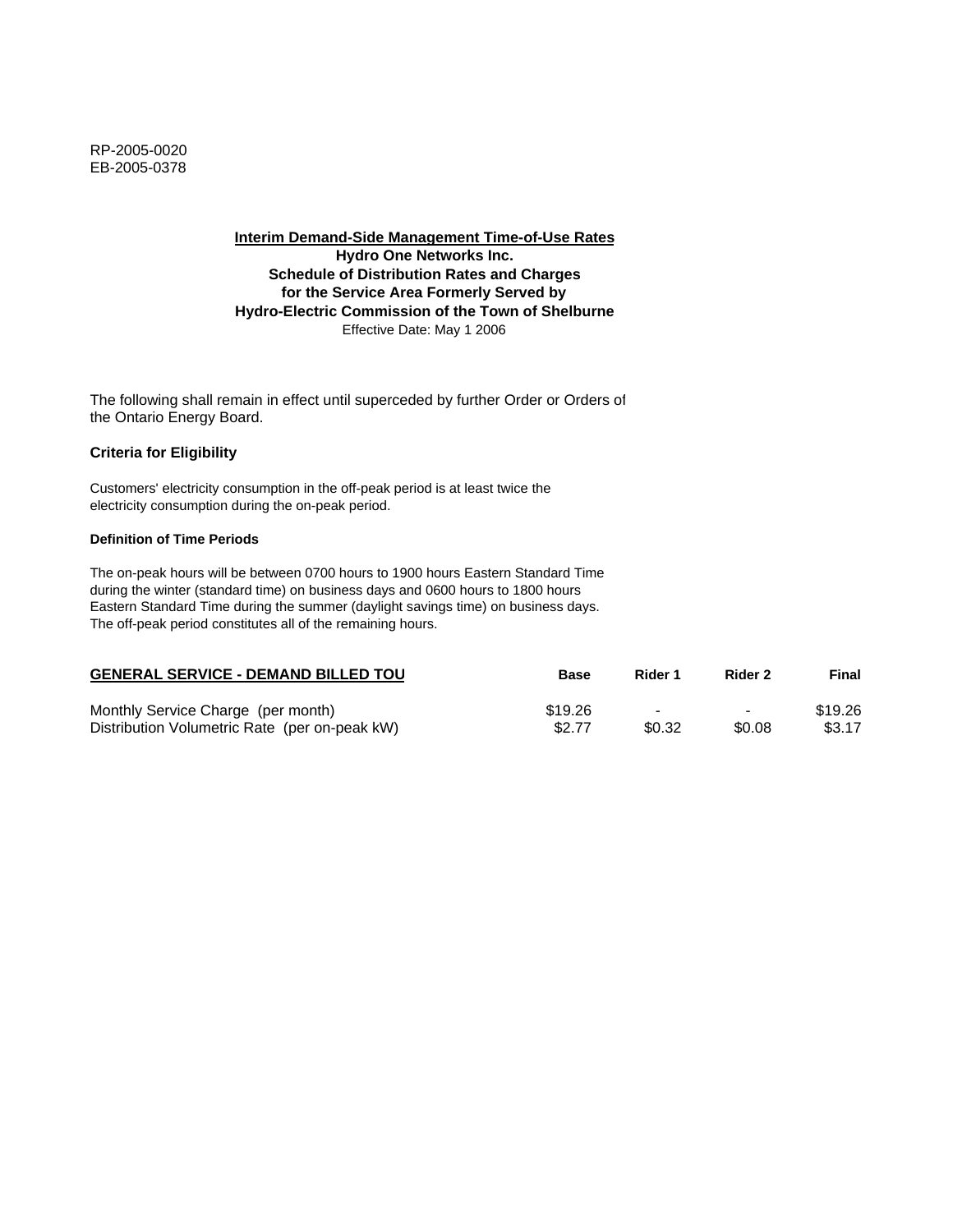RP-2005-0020
EB-2005-0378

**Interim Demand-Side Management Time-of-Use Rates**
**Hydro One Networks Inc.**
**Schedule of Distribution Rates and Charges**
**for the Service Area Formerly Served by**
**Hydro-Electric Commission of the Town of Shelburne**
Effective Date: May 1 2006

The following shall remain in effect until superceded by further Order or Orders of the Ontario Energy Board.

### Criteria for Eligibility

Customers' electricity consumption in the off-peak period is at least twice the electricity consumption during the on-peak period.

#### Definition of Time Periods

The on-peak hours will be between 0700 hours to 1900 hours Eastern Standard Time during the winter (standard time) on business days and 0600 hours to 1800 hours Eastern Standard Time during the summer (daylight savings time) on business days. The off-peak period constitutes all of the remaining hours.

| GENERAL SERVICE - DEMAND BILLED TOU | Base | Rider 1 | Rider 2 | Final |
|---|---|---|---|---|
| Monthly Service Charge (per month) | $19.26 | - | - | $19.26 |
| Distribution Volumetric Rate (per on-peak kW) | $2.77 | $0.32 | $0.08 | $3.17 |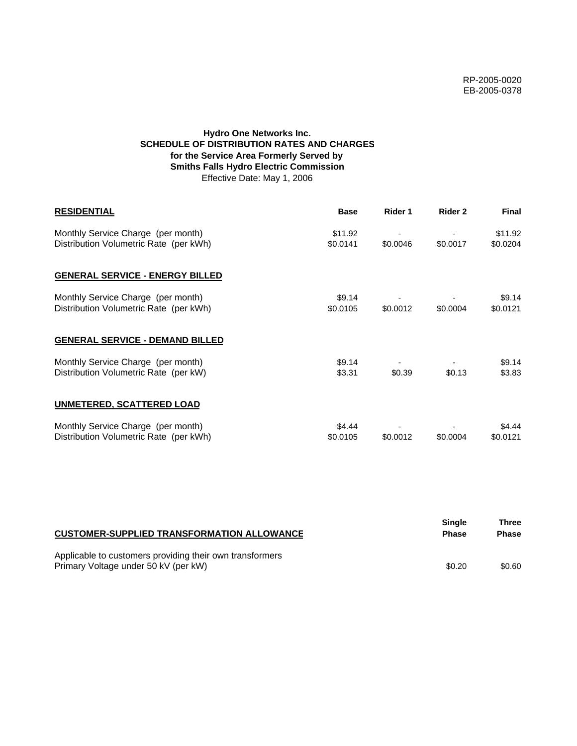RP-2005-0020
EB-2005-0378

**Hydro One Networks Inc.**
**SCHEDULE OF DISTRIBUTION RATES AND CHARGES**
**for the Service Area Formerly Served by**
**Smiths Falls Hydro Electric Commission**
Effective Date: May 1, 2006

| **RESIDENTIAL** | **Base** | **Rider 1** | **Rider 2** | **Final** |
|---|---|---|---|---|
| Monthly Service Charge (per month) | $11.92 | - | - | $11.92 |
| Distribution Volumetric Rate (per kWh) | $0.0141 | $0.0046 | $0.0017 | $0.0204 |
| **GENERAL SERVICE - ENERGY BILLED** | | | | |
| Monthly Service Charge (per month) | $9.14 | - | - | $9.14 |
| Distribution Volumetric Rate (per kWh) | $0.0105 | $0.0012 | $0.0004 | $0.0121 |
| **GENERAL SERVICE - DEMAND BILLED** | | | | |
| Monthly Service Charge (per month) | $9.14 | - | - | $9.14 |
| Distribution Volumetric Rate (per kW) | $3.31 | $0.39 | $0.13 | $3.83 |
| **UNMETERED, SCATTERED LOAD** | | | | |
| Monthly Service Charge (per month) | $4.44 | - | - | $4.44 |
| Distribution Volumetric Rate (per kWh) | $0.0105 | $0.0012 | $0.0004 | $0.0121 |

| **CUSTOMER-SUPPLIED TRANSFORMATION ALLOWANCE** | **Single Phase** | **Three Phase** |
|---|---|---|
| Applicable to customers providing their own transformers | | |
| Primary Voltage under 50 kV (per kW) | $0.20 | $0.60 |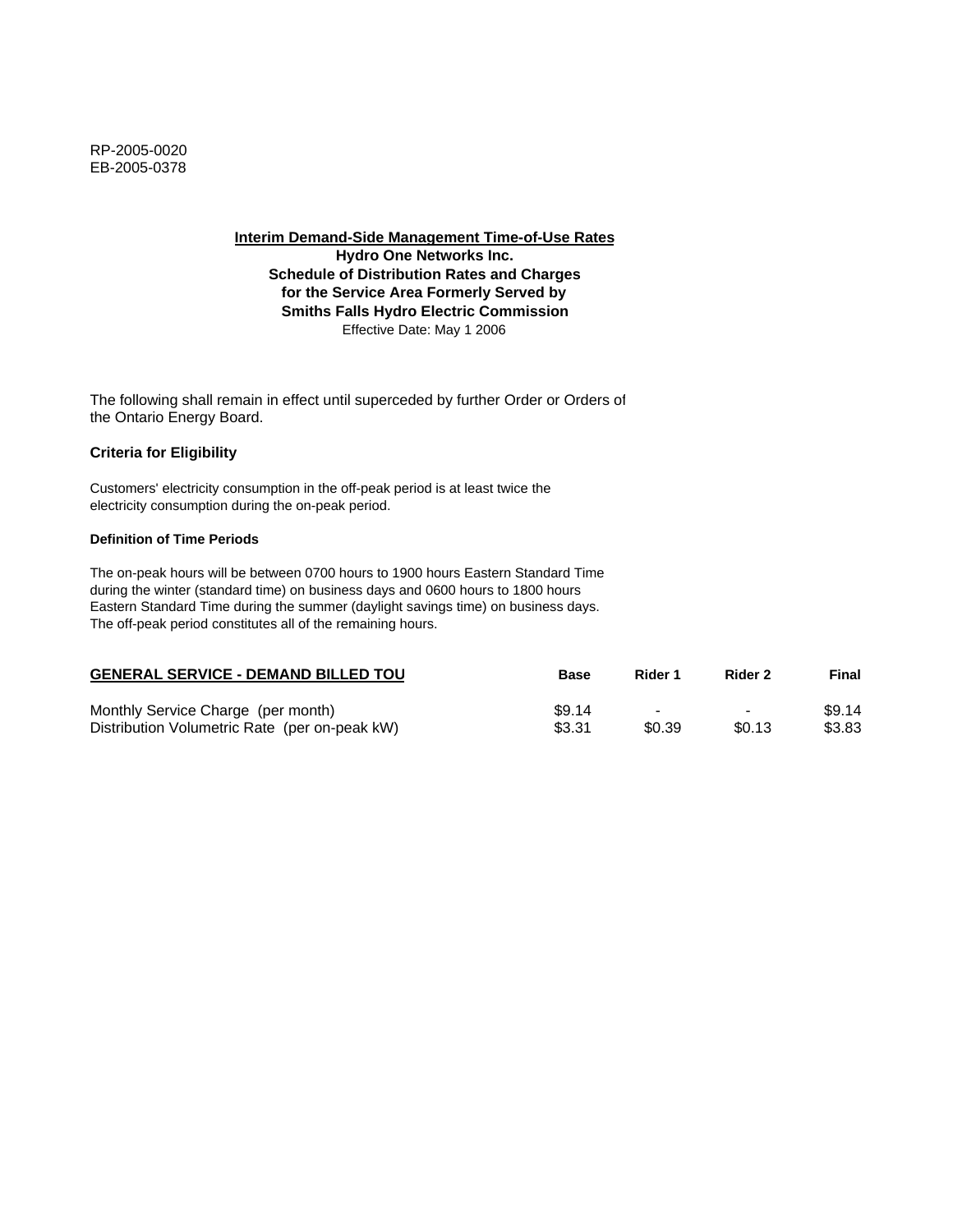RP-2005-0020
EB-2005-0378

**Interim Demand-Side Management Time-of-Use Rates**
**Hydro One Networks Inc.**
**Schedule of Distribution Rates and Charges**
**for the Service Area Formerly Served by**
**Smiths Falls Hydro Electric Commission**
Effective Date: May 1 2006

The following shall remain in effect until superceded by further Order or Orders of the Ontario Energy Board.

### Criteria for Eligibility

Customers' electricity consumption in the off-peak period is at least twice the electricity consumption during the on-peak period.

#### Definition of Time Periods

The on-peak hours will be between 0700 hours to 1900 hours Eastern Standard Time during the winter (standard time) on business days and 0600 hours to 1800 hours Eastern Standard Time during the summer (daylight savings time) on business days. The off-peak period constitutes all of the remaining hours.

| GENERAL SERVICE - DEMAND BILLED TOU | Base | Rider 1 | Rider 2 | Final |
|---|---|---|---|---|
| Monthly Service Charge (per month) | $9.14 | - | - | $9.14 |
| Distribution Volumetric Rate (per on-peak kW) | $3.31 | $0.39 | $0.13 | $3.83 |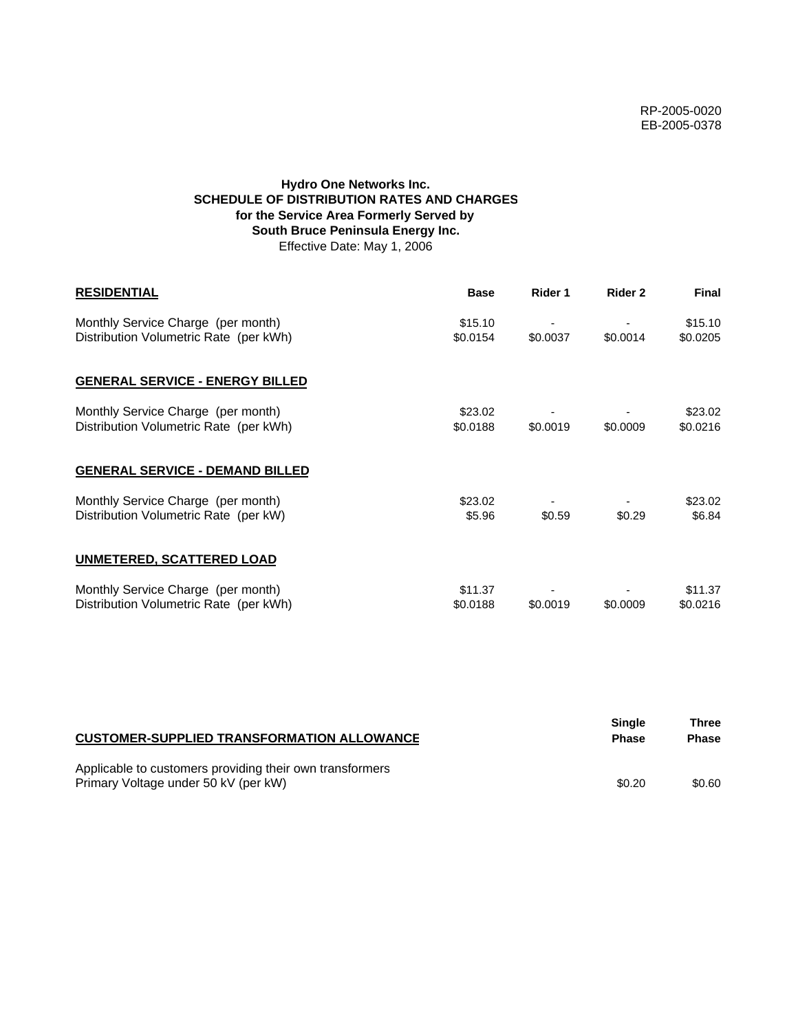RP-2005-0020
EB-2005-0378

**Hydro One Networks Inc.**
**SCHEDULE OF DISTRIBUTION RATES AND CHARGES**
**for the Service Area Formerly Served by**
**South Bruce Peninsula Energy Inc.**
Effective Date: May 1, 2006

| **RESIDENTIAL** | **Base** | **Rider 1** | **Rider 2** | **Final** |
|---|---|---|---|---|
| Monthly Service Charge (per month) | $15.10 | - | - | $15.10 |
| Distribution Volumetric Rate (per kWh) | $0.0154 | $0.0037 | $0.0014 | $0.0205 |
| **GENERAL SERVICE - ENERGY BILLED** | | | | |
| Monthly Service Charge (per month) | $23.02 | - | - | $23.02 |
| Distribution Volumetric Rate (per kWh) | $0.0188 | $0.0019 | $0.0009 | $0.0216 |
| **GENERAL SERVICE - DEMAND BILLED** | | | | |
| Monthly Service Charge (per month) | $23.02 | - | - | $23.02 |
| Distribution Volumetric Rate (per kW) | $5.96 | $0.59 | $0.29 | $6.84 |
| **UNMETERED, SCATTERED LOAD** | | | | |
| Monthly Service Charge (per month) | $11.37 | - | - | $11.37 |
| Distribution Volumetric Rate (per kWh) | $0.0188 | $0.0019 | $0.0009 | $0.0216 |

| **CUSTOMER-SUPPLIED TRANSFORMATION ALLOWANCE** | **Single Phase** | **Three Phase** |
|---|---|---|
| Applicable to customers providing their own transformers | | |
| Primary Voltage under 50 kV (per kW) | $0.20 | $0.60 |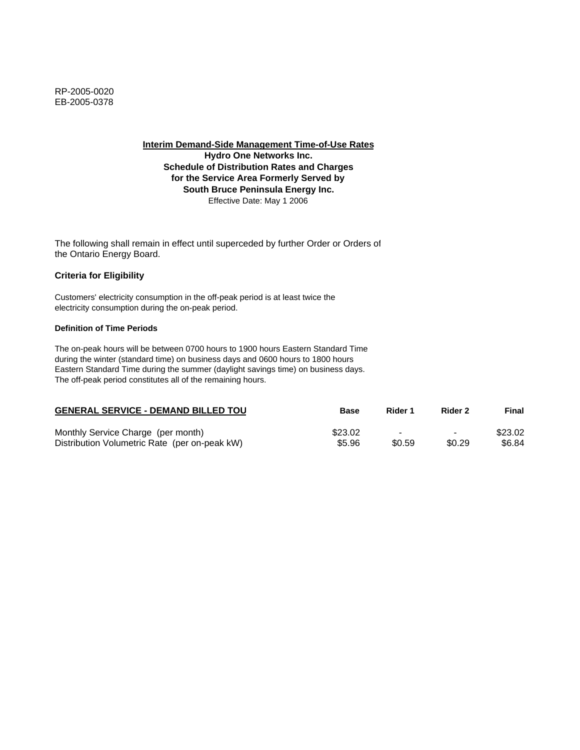RP-2005-0020
EB-2005-0378

**Interim Demand-Side Management Time-of-Use Rates**
**Hydro One Networks Inc.**
**Schedule of Distribution Rates and Charges**
**for the Service Area Formerly Served by**
**South Bruce Peninsula Energy Inc.**
Effective Date: May 1 2006

The following shall remain in effect until superceded by further Order or Orders of the Ontario Energy Board.

### Criteria for Eligibility

Customers' electricity consumption in the off-peak period is at least twice the electricity consumption during the on-peak period.

#### Definition of Time Periods

The on-peak hours will be between 0700 hours to 1900 hours Eastern Standard Time during the winter (standard time) on business days and 0600 hours to 1800 hours Eastern Standard Time during the summer (daylight savings time) on business days. The off-peak period constitutes all of the remaining hours.

| GENERAL SERVICE - DEMAND BILLED TOU | Base | Rider 1 | Rider 2 | Final |
|---|---|---|---|---|
| Monthly Service Charge (per month) | $23.02 | - | - | $23.02 |
| Distribution Volumetric Rate (per on-peak kW) | $5.96 | $0.59 | $0.29 | $6.84 |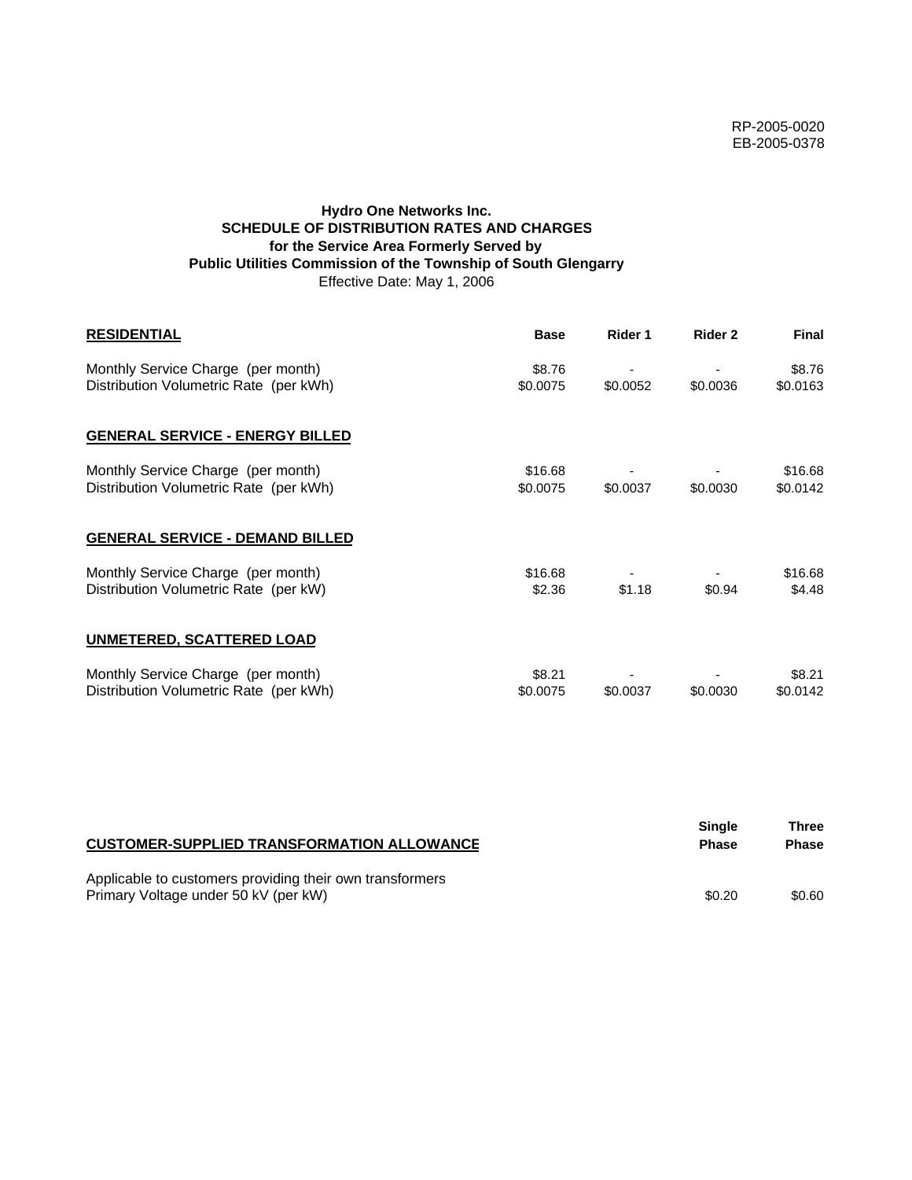RP-2005-0020
EB-2005-0378

**Hydro One Networks Inc.**
**SCHEDULE OF DISTRIBUTION RATES AND CHARGES**
**for the Service Area Formerly Served by**
**Public Utilities Commission of the Township of South Glengarry**
Effective Date: May 1, 2006

| **RESIDENTIAL** | **Base** | **Rider 1** | **Rider 2** | **Final** |
|---|---|---|---|---|
| Monthly Service Charge (per month) | $8.76 | - | - | $8.76 |
| Distribution Volumetric Rate (per kWh) | $0.0075 | $0.0052 | $0.0036 | $0.0163 |
| **GENERAL SERVICE - ENERGY BILLED** | | | | |
| Monthly Service Charge (per month) | $16.68 | - | - | $16.68 |
| Distribution Volumetric Rate (per kWh) | $0.0075 | $0.0037 | $0.0030 | $0.0142 |
| **GENERAL SERVICE - DEMAND BILLED** | | | | |
| Monthly Service Charge (per month) | $16.68 | - | - | $16.68 |
| Distribution Volumetric Rate (per kW) | $2.36 | $1.18 | $0.94 | $4.48 |
| **UNMETERED, SCATTERED LOAD** | | | | |
| Monthly Service Charge (per month) | $8.21 | - | - | $8.21 |
| Distribution Volumetric Rate (per kWh) | $0.0075 | $0.0037 | $0.0030 | $0.0142 |

| **CUSTOMER-SUPPLIED TRANSFORMATION ALLOWANCE** | **Single Phase** | **Three Phase** |
|---|---|---|
| Applicable to customers providing their own transformers | | |
| Primary Voltage under 50 kV (per kW) | $0.20 | $0.60 |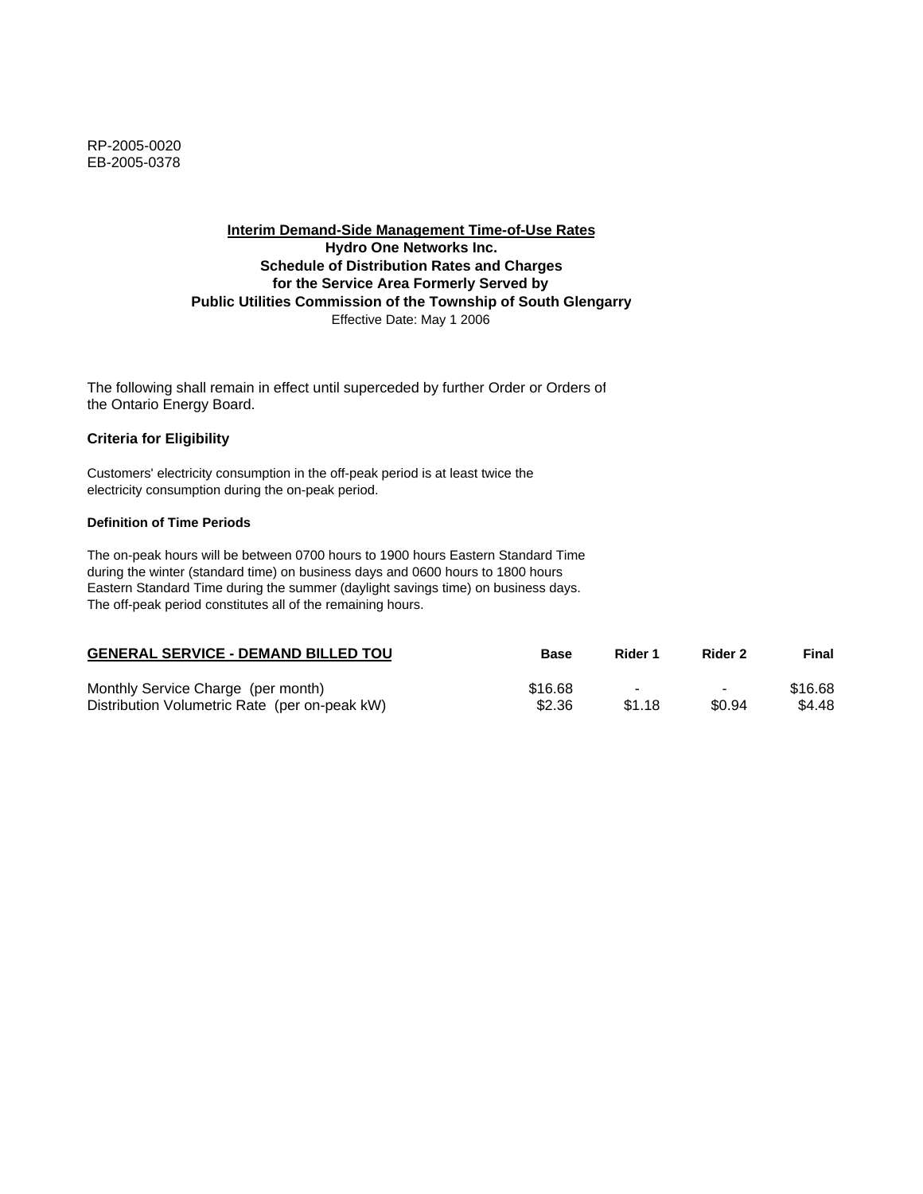RP-2005-0020
EB-2005-0378

**Interim Demand-Side Management Time-of-Use Rates**
**Hydro One Networks Inc.**
**Schedule of Distribution Rates and Charges**
**for the Service Area Formerly Served by**
**Public Utilities Commission of the Township of South Glengarry**
Effective Date: May 1 2006

The following shall remain in effect until superceded by further Order or Orders of the Ontario Energy Board.

### Criteria for Eligibility

Customers' electricity consumption in the off-peak period is at least twice the electricity consumption during the on-peak period.

#### Definition of Time Periods

The on-peak hours will be between 0700 hours to 1900 hours Eastern Standard Time during the winter (standard time) on business days and 0600 hours to 1800 hours Eastern Standard Time during the summer (daylight savings time) on business days. The off-peak period constitutes all of the remaining hours.

| GENERAL SERVICE - DEMAND BILLED TOU | Base | Rider 1 | Rider 2 | Final |
|---|---|---|---|---|
| Monthly Service Charge (per month) | $16.68 | - | - | $16.68 |
| Distribution Volumetric Rate (per on-peak kW) | $2.36 | $1.18 | $0.94 | $4.48 |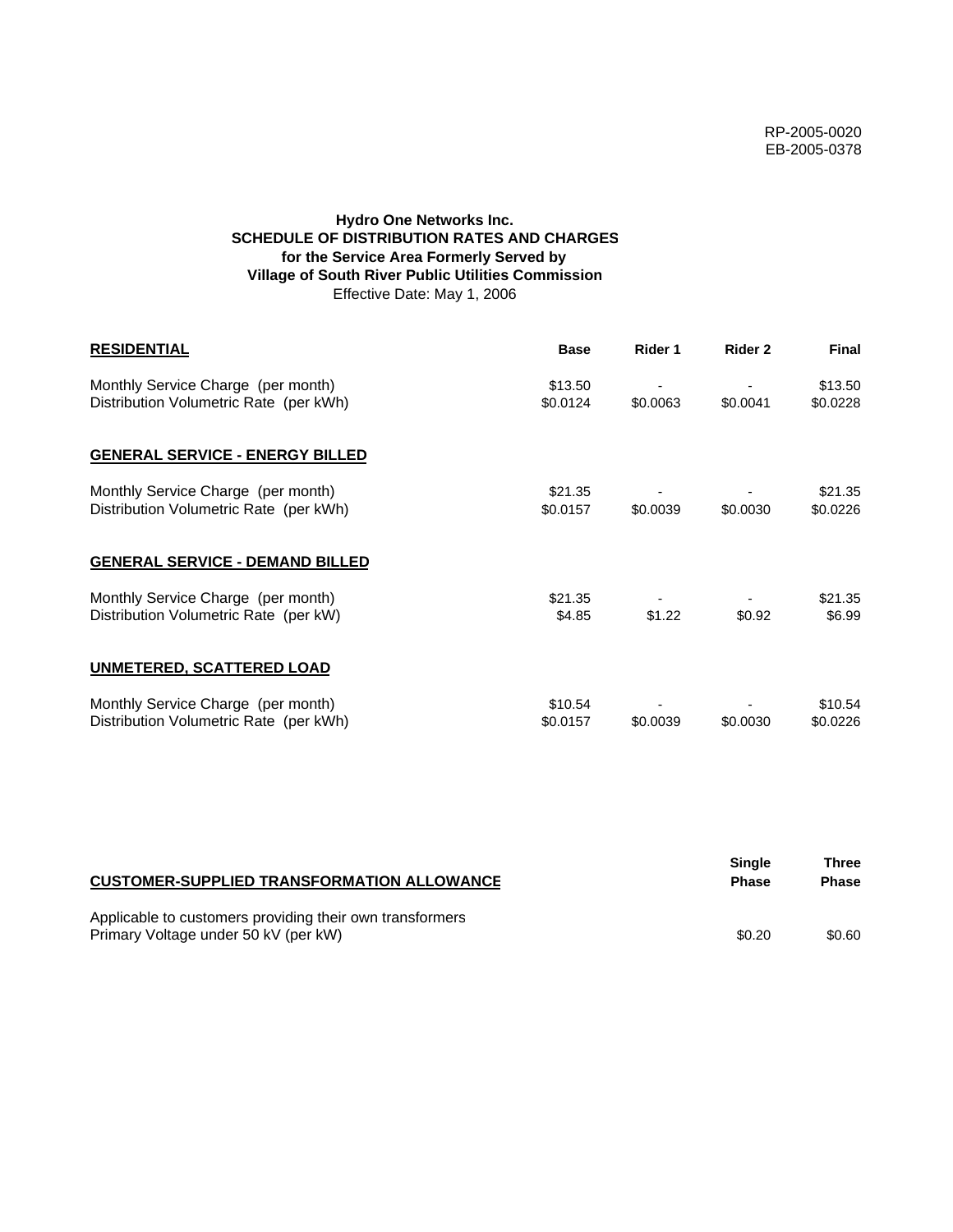RP-2005-0020
EB-2005-0378

**Hydro One Networks Inc.**
**SCHEDULE OF DISTRIBUTION RATES AND CHARGES**
**for the Service Area Formerly Served by**
**Village of South River Public Utilities Commission**
Effective Date: May 1, 2006

| **RESIDENTIAL** | **Base** | **Rider 1** | **Rider 2** | **Final** |
|---|---|---|---|---|
| Monthly Service Charge (per month) | $13.50 | - | - | $13.50 |
| Distribution Volumetric Rate (per kWh) | $0.0124 | $0.0063 | $0.0041 | $0.0228 |
| **GENERAL SERVICE - ENERGY BILLED** | | | | |
| Monthly Service Charge (per month) | $21.35 | - | - | $21.35 |
| Distribution Volumetric Rate (per kWh) | $0.0157 | $0.0039 | $0.0030 | $0.0226 |
| **GENERAL SERVICE - DEMAND BILLED** | | | | |
| Monthly Service Charge (per month) | $21.35 | - | - | $21.35 |
| Distribution Volumetric Rate (per kW) | $4.85 | $1.22 | $0.92 | $6.99 |
| **UNMETERED, SCATTERED LOAD** | | | | |
| Monthly Service Charge (per month) | $10.54 | - | - | $10.54 |
| Distribution Volumetric Rate (per kWh) | $0.0157 | $0.0039 | $0.0030 | $0.0226 |

| **CUSTOMER-SUPPLIED TRANSFORMATION ALLOWANCE** | **Single Phase** | **Three Phase** |
|---|---|---|
| Applicable to customers providing their own transformers | | |
| Primary Voltage under 50 kV (per kW) | $0.20 | $0.60 |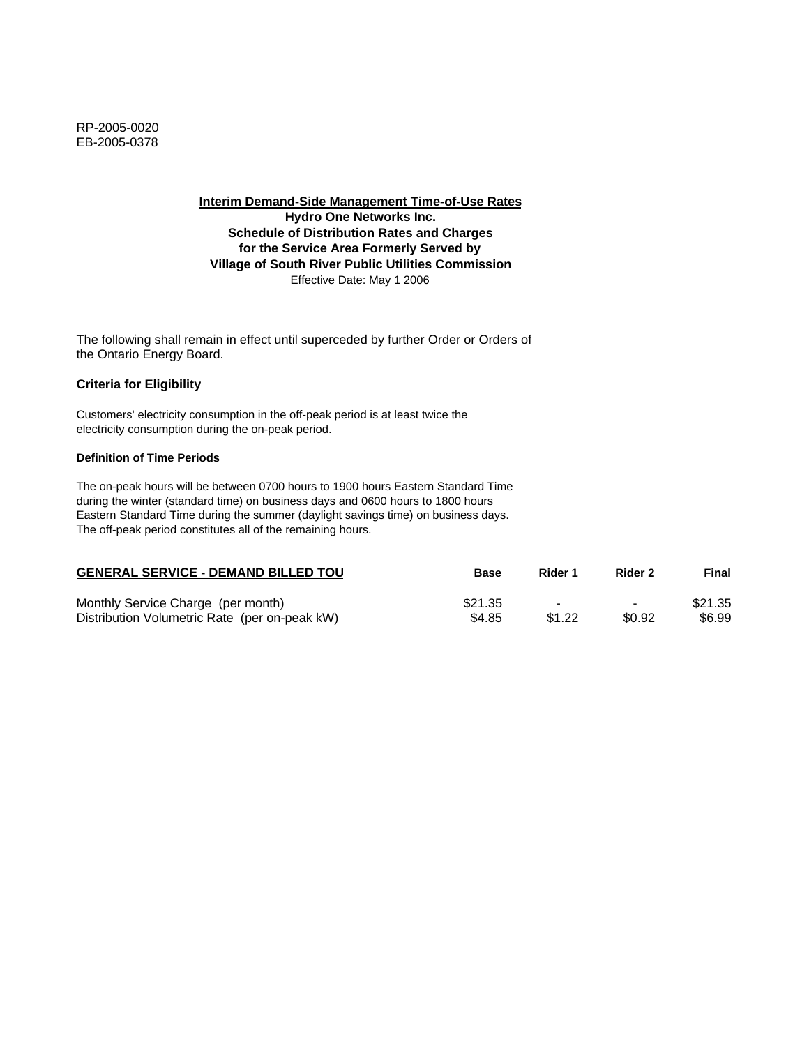RP-2005-0020
EB-2005-0378

**Interim Demand-Side Management Time-of-Use Rates**
**Hydro One Networks Inc.**
**Schedule of Distribution Rates and Charges**
**for the Service Area Formerly Served by**
**Village of South River Public Utilities Commission**
Effective Date: May 1 2006

The following shall remain in effect until superceded by further Order or Orders of the Ontario Energy Board.

### Criteria for Eligibility

Customers' electricity consumption in the off-peak period is at least twice the electricity consumption during the on-peak period.

#### Definition of Time Periods

The on-peak hours will be between 0700 hours to 1900 hours Eastern Standard Time during the winter (standard time) on business days and 0600 hours to 1800 hours Eastern Standard Time during the summer (daylight savings time) on business days. The off-peak period constitutes all of the remaining hours.

| GENERAL SERVICE - DEMAND BILLED TOU | Base | Rider 1 | Rider 2 | Final |
|---|---|---|---|---|
| Monthly Service Charge (per month) | $21.35 | - | - | $21.35 |
| Distribution Volumetric Rate (per on-peak kW) | $4.85 | $1.22 | $0.92 | $6.99 |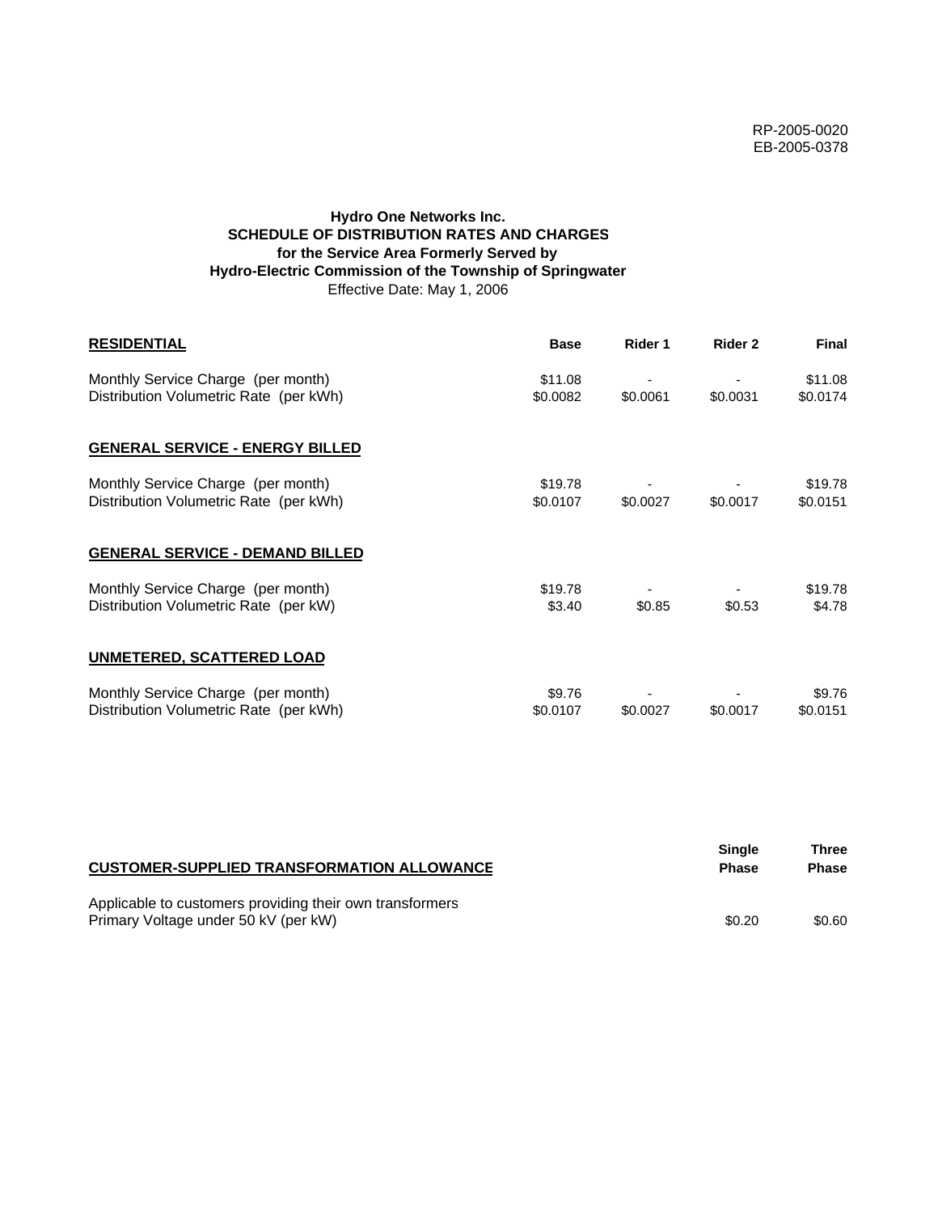RP-2005-0020
EB-2005-0378

**Hydro One Networks Inc.**
**SCHEDULE OF DISTRIBUTION RATES AND CHARGES**
**for the Service Area Formerly Served by**
**Hydro-Electric Commission of the Township of Springwater**
Effective Date: May 1, 2006

| **RESIDENTIAL** | **Base** | **Rider 1** | **Rider 2** | **Final** |
|---|---|---|---|---|
| Monthly Service Charge (per month) | $11.08 | - | - | $11.08 |
| Distribution Volumetric Rate (per kWh) | $0.0082 | $0.0061 | $0.0031 | $0.0174 |
| **GENERAL SERVICE - ENERGY BILLED** | | | | |
| Monthly Service Charge (per month) | $19.78 | - | - | $19.78 |
| Distribution Volumetric Rate (per kWh) | $0.0107 | $0.0027 | $0.0017 | $0.0151 |
| **GENERAL SERVICE - DEMAND BILLED** | | | | |
| Monthly Service Charge (per month) | $19.78 | - | - | $19.78 |
| Distribution Volumetric Rate (per kW) | $3.40 | $0.85 | $0.53 | $4.78 |
| **UNMETERED, SCATTERED LOAD** | | | | |
| Monthly Service Charge (per month) | $9.76 | - | - | $9.76 |
| Distribution Volumetric Rate (per kWh) | $0.0107 | $0.0027 | $0.0017 | $0.0151 |

| **CUSTOMER-SUPPLIED TRANSFORMATION ALLOWANCE** | **Single Phase** | **Three Phase** |
|---|---|---|
| Applicable to customers providing their own transformers | | |
| Primary Voltage under 50 kV (per kW) | $0.20 | $0.60 |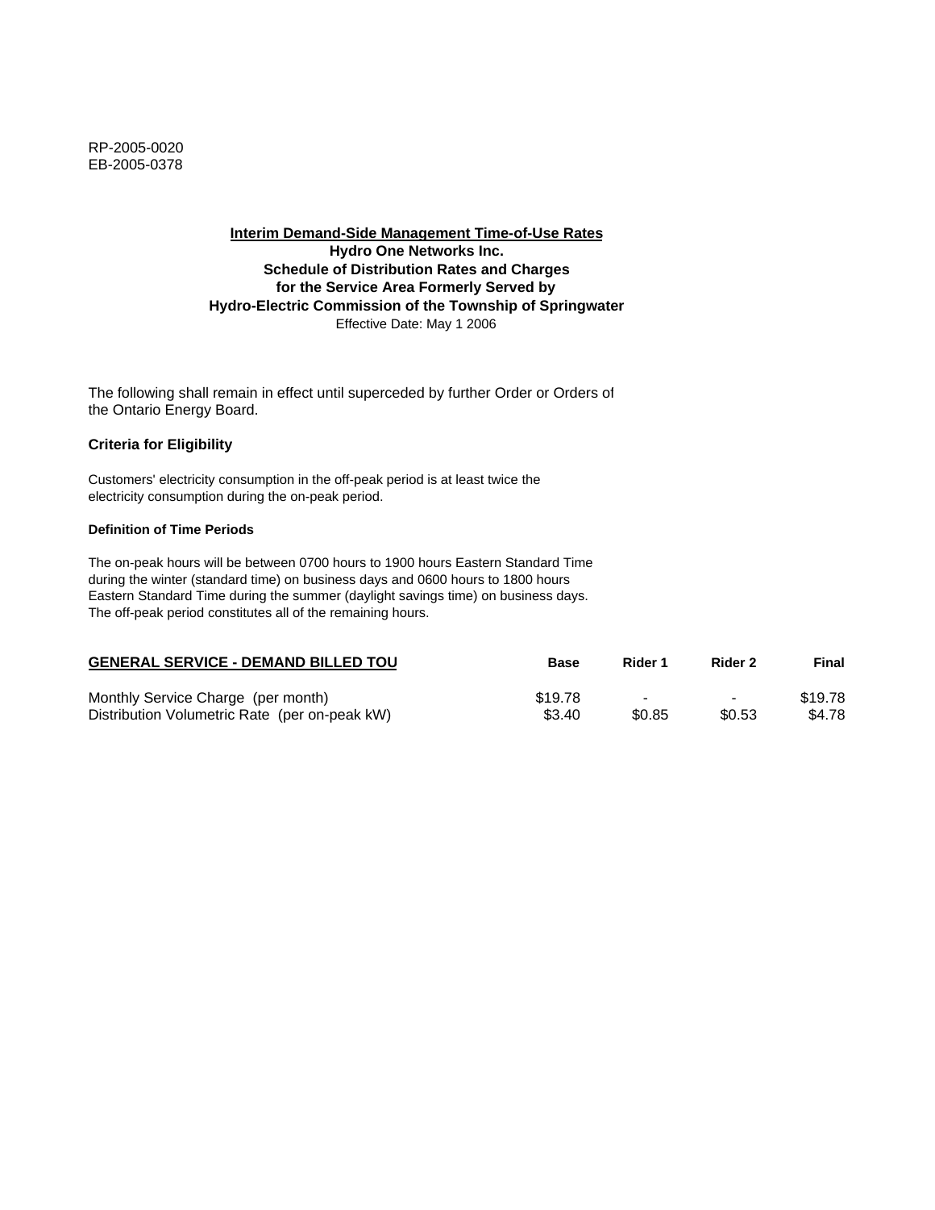RP-2005-0020
EB-2005-0378

**Interim Demand-Side Management Time-of-Use Rates**
**Hydro One Networks Inc.**
**Schedule of Distribution Rates and Charges**
**for the Service Area Formerly Served by**
**Hydro-Electric Commission of the Township of Springwater**
Effective Date: May 1 2006

The following shall remain in effect until superceded by further Order or Orders of the Ontario Energy Board.

### Criteria for Eligibility

Customers' electricity consumption in the off-peak period is at least twice the electricity consumption during the on-peak period.

#### Definition of Time Periods

The on-peak hours will be between 0700 hours to 1900 hours Eastern Standard Time during the winter (standard time) on business days and 0600 hours to 1800 hours Eastern Standard Time during the summer (daylight savings time) on business days. The off-peak period constitutes all of the remaining hours.

| GENERAL SERVICE - DEMAND BILLED TOU | Base | Rider 1 | Rider 2 | Final |
|---|---|---|---|---|
| Monthly Service Charge (per month) | $19.78 | - | - | $19.78 |
| Distribution Volumetric Rate (per on-peak kW) | $3.40 | $0.85 | $0.53 | $4.78 |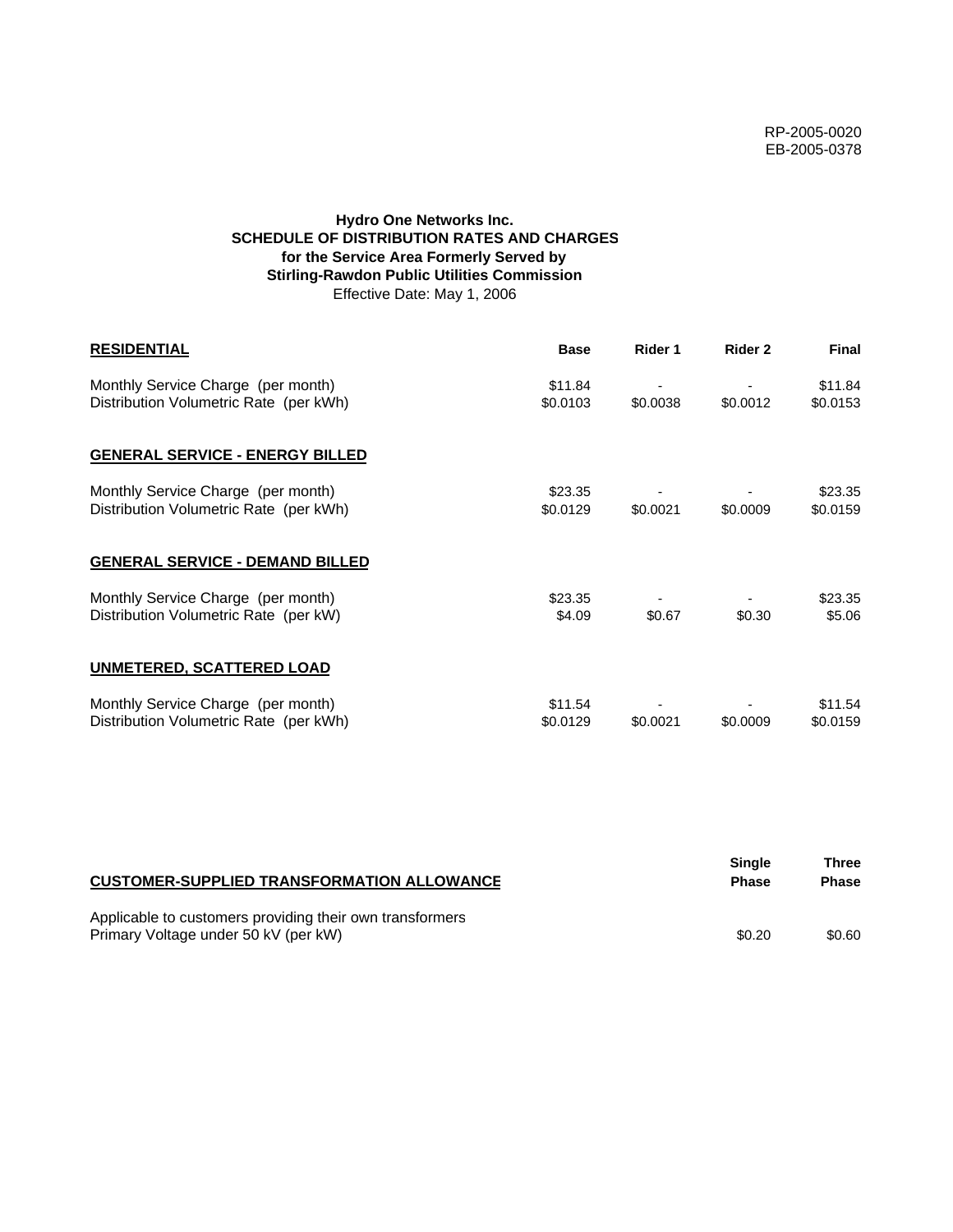RP-2005-0020
EB-2005-0378

**Hydro One Networks Inc.**
**SCHEDULE OF DISTRIBUTION RATES AND CHARGES**
**for the Service Area Formerly Served by**
**Stirling-Rawdon Public Utilities Commission**
Effective Date: May 1, 2006

| **RESIDENTIAL** | **Base** | **Rider 1** | **Rider 2** | **Final** |
|---|---|---|---|---|
| Monthly Service Charge (per month) | $11.84 | - | - | $11.84 |
| Distribution Volumetric Rate (per kWh) | $0.0103 | $0.0038 | $0.0012 | $0.0153 |
| **GENERAL SERVICE - ENERGY BILLED** | | | | |
| Monthly Service Charge (per month) | $23.35 | - | - | $23.35 |
| Distribution Volumetric Rate (per kWh) | $0.0129 | $0.0021 | $0.0009 | $0.0159 |
| **GENERAL SERVICE - DEMAND BILLED** | | | | |
| Monthly Service Charge (per month) | $23.35 | - | - | $23.35 |
| Distribution Volumetric Rate (per kW) | $4.09 | $0.67 | $0.30 | $5.06 |
| **UNMETERED, SCATTERED LOAD** | | | | |
| Monthly Service Charge (per month) | $11.54 | - | - | $11.54 |
| Distribution Volumetric Rate (per kWh) | $0.0129 | $0.0021 | $0.0009 | $0.0159 |

| **CUSTOMER-SUPPLIED TRANSFORMATION ALLOWANCE** | **Single Phase** | **Three Phase** |
|---|---|---|
| Applicable to customers providing their own transformers | | |
| Primary Voltage under 50 kV (per kW) | $0.20 | $0.60 |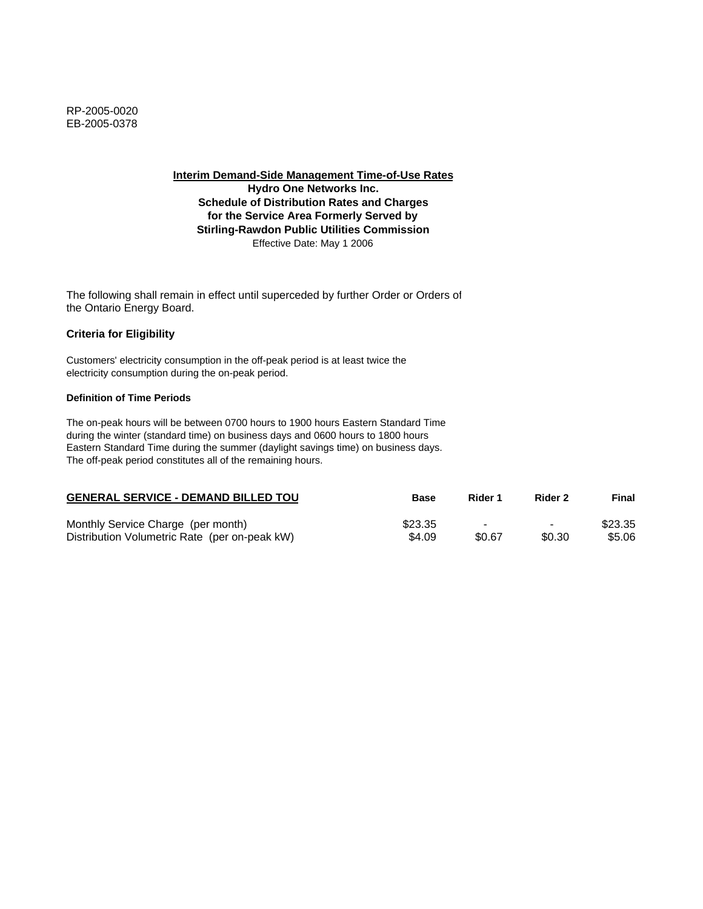RP-2005-0020
EB-2005-0378

**Interim Demand-Side Management Time-of-Use Rates**
**Hydro One Networks Inc.**
**Schedule of Distribution Rates and Charges**
**for the Service Area Formerly Served by**
**Stirling-Rawdon Public Utilities Commission**
Effective Date: May 1 2006

The following shall remain in effect until superceded by further Order or Orders of the Ontario Energy Board.

**Criteria for Eligibility**

Customers' electricity consumption in the off-peak period is at least twice the electricity consumption during the on-peak period.

**Definition of Time Periods**

The on-peak hours will be between 0700 hours to 1900 hours Eastern Standard Time during the winter (standard time) on business days and 0600 hours to 1800 hours Eastern Standard Time during the summer (daylight savings time) on business days. The off-peak period constitutes all of the remaining hours.

| GENERAL SERVICE - DEMAND BILLED TOU | Base | Rider 1 | Rider 2 | Final |
| --- | --- | --- | --- | --- |
| Monthly Service Charge (per month) | $23.35 | - | - | $23.35 |
| Distribution Volumetric Rate (per on-peak kW) | $4.09 | $0.67 | $0.30 | $5.06 |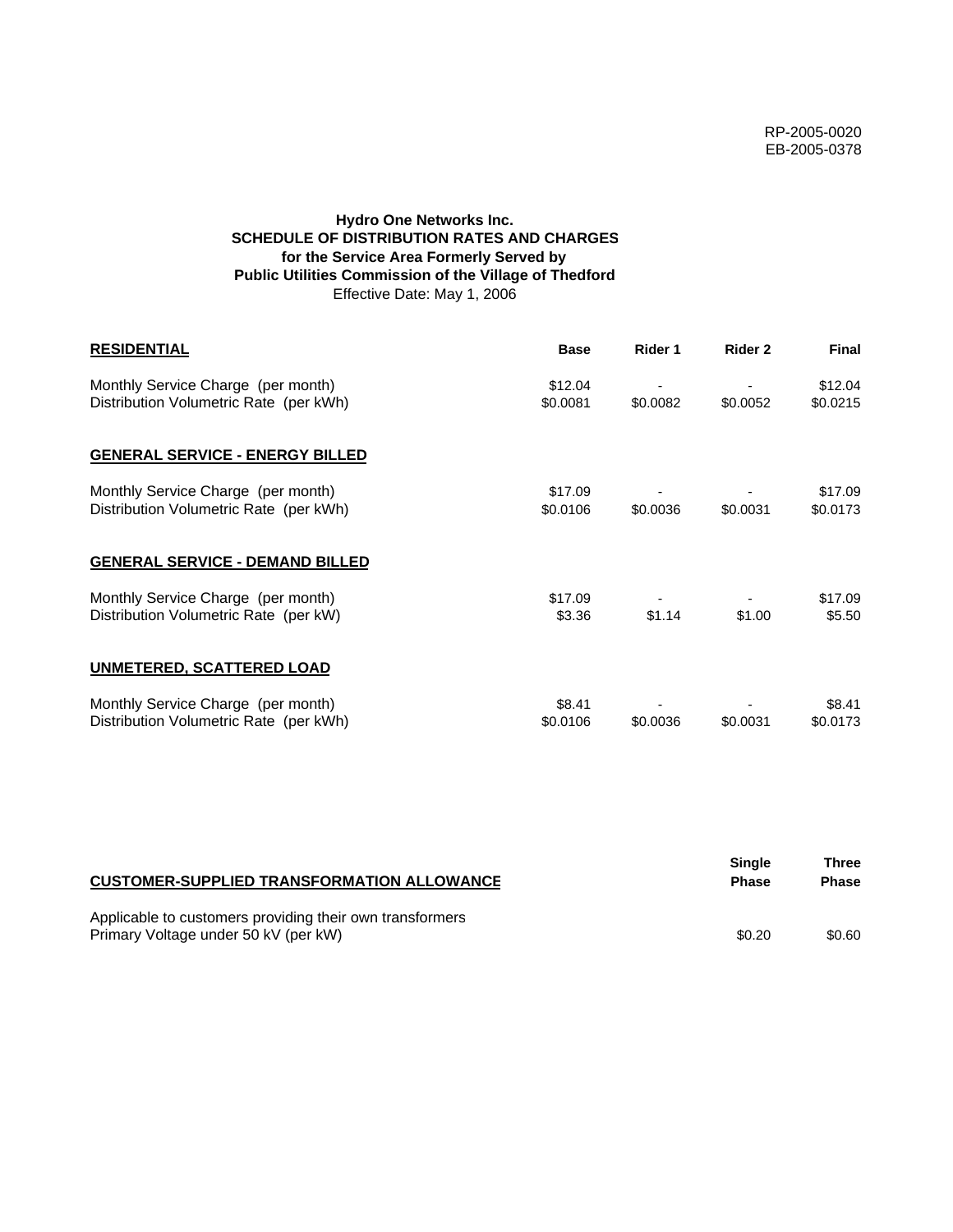RP-2005-0020
EB-2005-0378

**Hydro One Networks Inc.**
**SCHEDULE OF DISTRIBUTION RATES AND CHARGES**
**for the Service Area Formerly Served by**
**Public Utilities Commission of the Village of Thedford**
Effective Date: May 1, 2006

| **RESIDENTIAL** | **Base** | **Rider 1** | **Rider 2** | **Final** |
|---|---|---|---|---|
| Monthly Service Charge (per month) | $12.04 | - | - | $12.04 |
| Distribution Volumetric Rate (per kWh) | $0.0081 | $0.0082 | $0.0052 | $0.0215 |
| **GENERAL SERVICE - ENERGY BILLED** | | | | |
| Monthly Service Charge (per month) | $17.09 | - | - | $17.09 |
| Distribution Volumetric Rate (per kWh) | $0.0106 | $0.0036 | $0.0031 | $0.0173 |
| **GENERAL SERVICE - DEMAND BILLED** | | | | |
| Monthly Service Charge (per month) | $17.09 | - | - | $17.09 |
| Distribution Volumetric Rate (per kW) | $3.36 | $1.14 | $1.00 | $5.50 |
| **UNMETERED, SCATTERED LOAD** | | | | |
| Monthly Service Charge (per month) | $8.41 | - | - | $8.41 |
| Distribution Volumetric Rate (per kWh) | $0.0106 | $0.0036 | $0.0031 | $0.0173 |

| **CUSTOMER-SUPPLIED TRANSFORMATION ALLOWANCE** | **Single Phase** | **Three Phase** |
|---|---|---|
| Applicable to customers providing their own transformers | | |
| Primary Voltage under 50 kV (per kW) | $0.20 | $0.60 |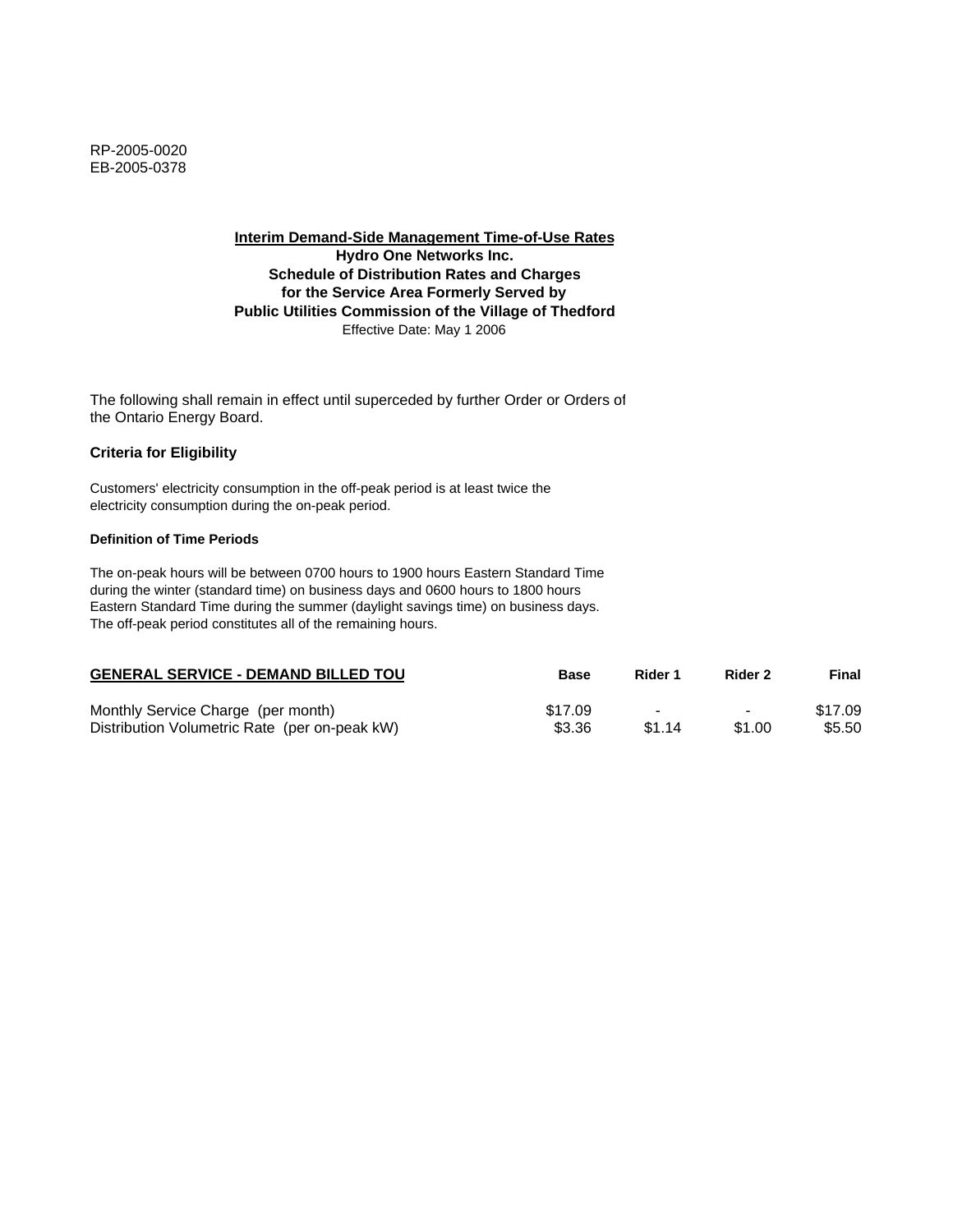RP-2005-0020
EB-2005-0378

**Interim Demand-Side Management Time-of-Use Rates**
**Hydro One Networks Inc.**
**Schedule of Distribution Rates and Charges**
**for the Service Area Formerly Served by**
**Public Utilities Commission of the Village of Thedford**
Effective Date: May 1 2006

The following shall remain in effect until superceded by further Order or Orders of the Ontario Energy Board.

**Criteria for Eligibility**

Customers' electricity consumption in the off-peak period is at least twice the electricity consumption during the on-peak period.

**Definition of Time Periods**

The on-peak hours will be between 0700 hours to 1900 hours Eastern Standard Time during the winter (standard time) on business days and 0600 hours to 1800 hours Eastern Standard Time during the summer (daylight savings time) on business days. The off-peak period constitutes all of the remaining hours.

| GENERAL SERVICE - DEMAND BILLED TOU | Base | Rider 1 | Rider 2 | Final |
|---|---|---|---|---|
| Monthly Service Charge (per month) | $17.09 | - | - | $17.09 |
| Distribution Volumetric Rate (per on-peak kW) | $3.36 | $1.14 | $1.00 | $5.50 |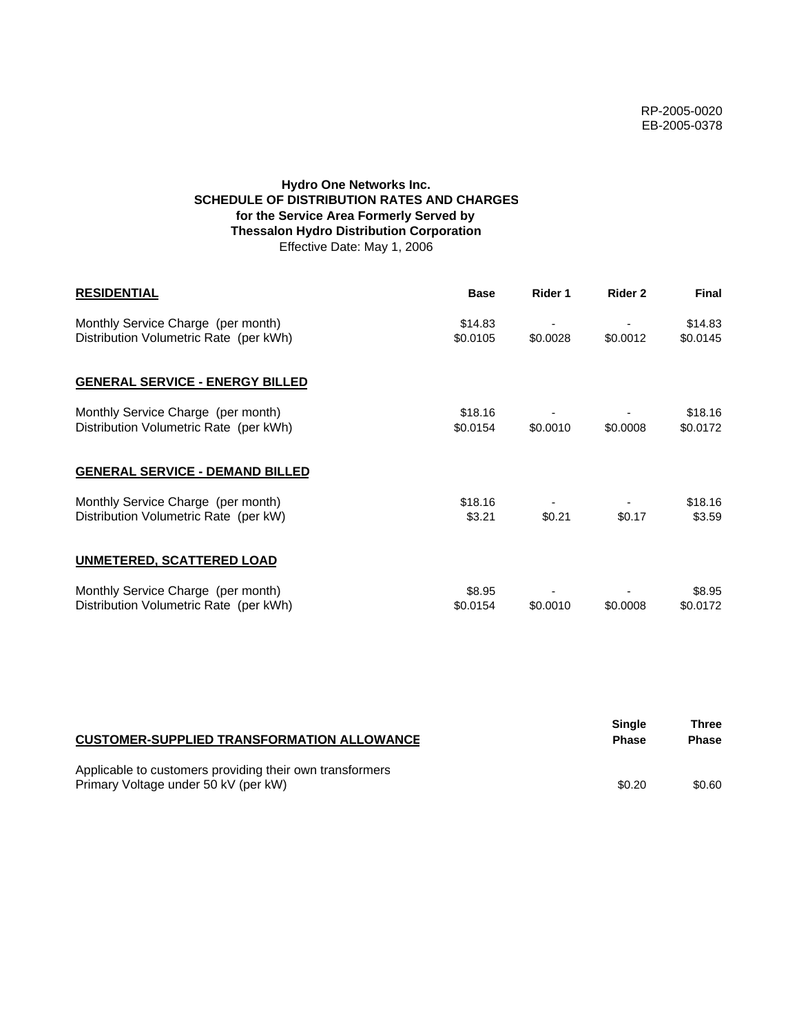RP-2005-0020
EB-2005-0378

**Hydro One Networks Inc.**
**SCHEDULE OF DISTRIBUTION RATES AND CHARGES**
**for the Service Area Formerly Served by**
**Thessalon Hydro Distribution Corporation**
Effective Date: May 1, 2006

| **RESIDENTIAL** | **Base** | **Rider 1** | **Rider 2** | **Final** |
|---|---|---|---|---|
| Monthly Service Charge (per month) | $14.83 | - | - | $14.83 |
| Distribution Volumetric Rate (per kWh) | $0.0105 | $0.0028 | $0.0012 | $0.0145 |
| **GENERAL SERVICE - ENERGY BILLED** | | | | |
| Monthly Service Charge (per month) | $18.16 | - | - | $18.16 |
| Distribution Volumetric Rate (per kWh) | $0.0154 | $0.0010 | $0.0008 | $0.0172 |
| **GENERAL SERVICE - DEMAND BILLED** | | | | |
| Monthly Service Charge (per month) | $18.16 | - | - | $18.16 |
| Distribution Volumetric Rate (per kW) | $3.21 | $0.21 | $0.17 | $3.59 |
| **UNMETERED, SCATTERED LOAD** | | | | |
| Monthly Service Charge (per month) | $8.95 | - | - | $8.95 |
| Distribution Volumetric Rate (per kWh) | $0.0154 | $0.0010 | $0.0008 | $0.0172 |

| **CUSTOMER-SUPPLIED TRANSFORMATION ALLOWANCE** | **Single Phase** | **Three Phase** |
|---|---|---|
| Applicable to customers providing their own transformers | | |
| Primary Voltage under 50 kV (per kW) | $0.20 | $0.60 |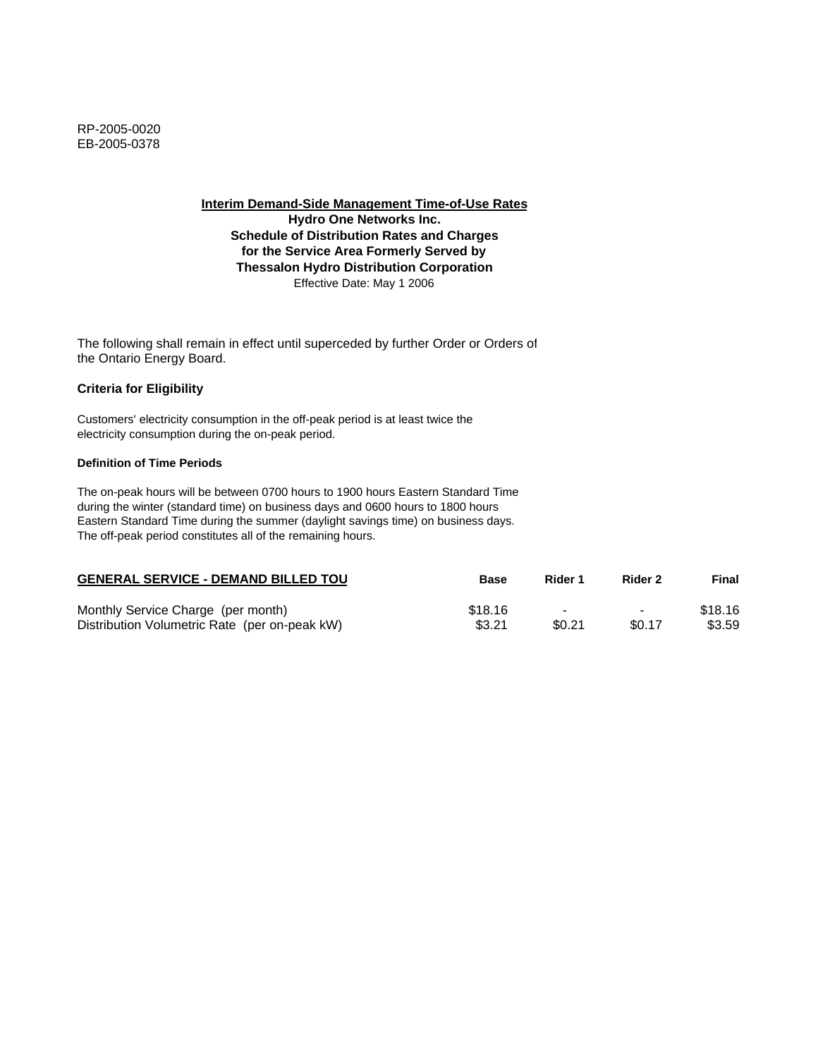RP-2005-0020
EB-2005-0378

**Interim Demand-Side Management Time-of-Use Rates**
**Hydro One Networks Inc.**
**Schedule of Distribution Rates and Charges**
**for the Service Area Formerly Served by**
**Thessalon Hydro Distribution Corporation**
Effective Date: May 1 2006

The following shall remain in effect until superceded by further Order or Orders of the Ontario Energy Board.

### Criteria for Eligibility

Customers' electricity consumption in the off-peak period is at least twice the electricity consumption during the on-peak period.

#### Definition of Time Periods

The on-peak hours will be between 0700 hours to 1900 hours Eastern Standard Time during the winter (standard time) on business days and 0600 hours to 1800 hours Eastern Standard Time during the summer (daylight savings time) on business days. The off-peak period constitutes all of the remaining hours.

| GENERAL SERVICE - DEMAND BILLED TOU | Base | Rider 1 | Rider 2 | Final |
|---|---|---|---|---|
| Monthly Service Charge (per month) | $18.16 | - | - | $18.16 |
| Distribution Volumetric Rate (per on-peak kW) | $3.21 | $0.21 | $0.17 | $3.59 |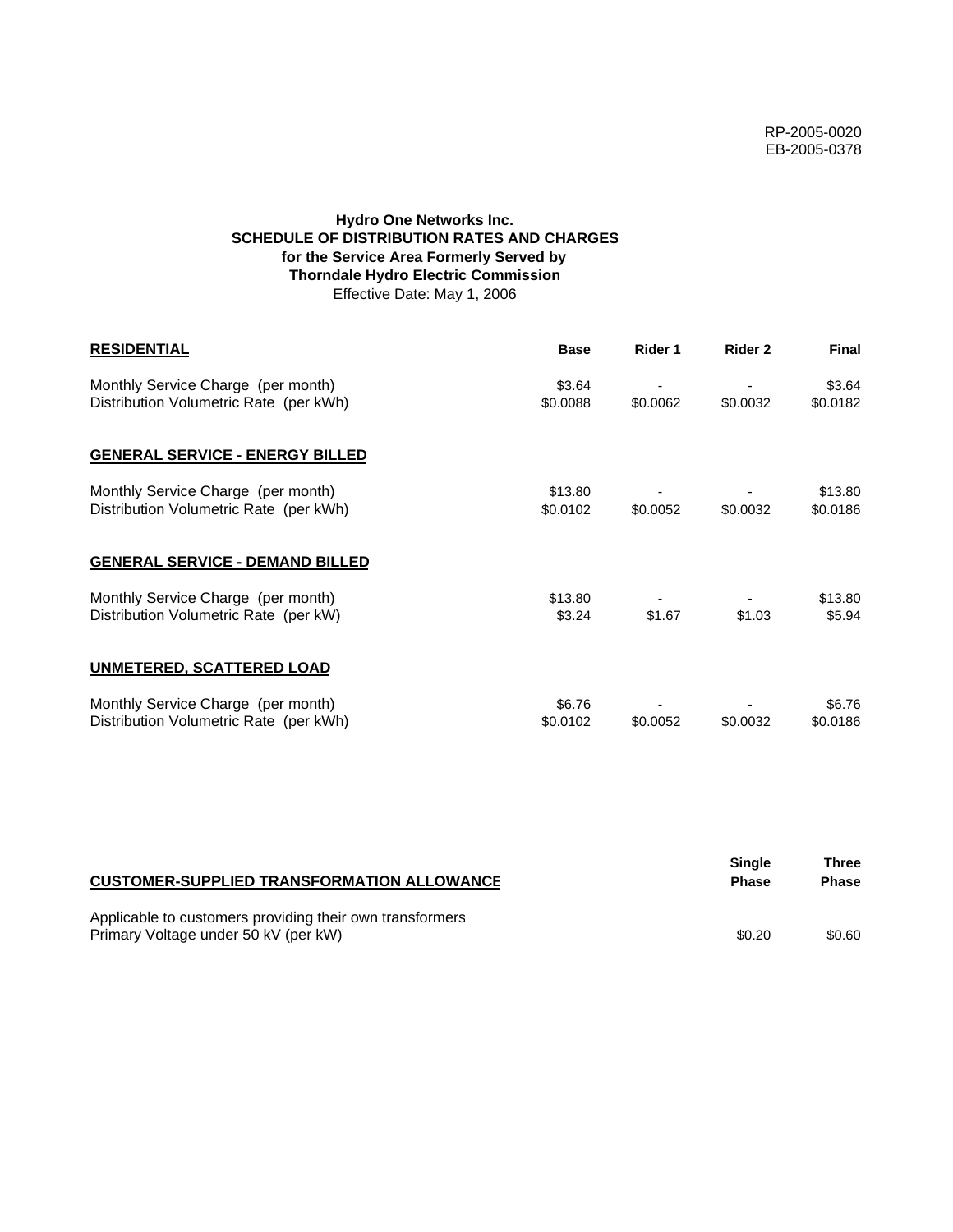RP-2005-0020
EB-2005-0378

**Hydro One Networks Inc.**
**SCHEDULE OF DISTRIBUTION RATES AND CHARGES**
**for the Service Area Formerly Served by**
**Thorndale Hydro Electric Commission**
Effective Date: May 1, 2006

| **RESIDENTIAL** | **Base** | **Rider 1** | **Rider 2** | **Final** |
|---|---|---|---|---|
| Monthly Service Charge (per month) | $3.64 | - | - | $3.64 |
| Distribution Volumetric Rate (per kWh) | $0.0088 | $0.0062 | $0.0032 | $0.0182 |
| **GENERAL SERVICE - ENERGY BILLED** | | | | |
| Monthly Service Charge (per month) | $13.80 | - | - | $13.80 |
| Distribution Volumetric Rate (per kWh) | $0.0102 | $0.0052 | $0.0032 | $0.0186 |
| **GENERAL SERVICE - DEMAND BILLED** | | | | |
| Monthly Service Charge (per month) | $13.80 | - | - | $13.80 |
| Distribution Volumetric Rate (per kW) | $3.24 | $1.67 | $1.03 | $5.94 |
| **UNMETERED, SCATTERED LOAD** | | | | |
| Monthly Service Charge (per month) | $6.76 | - | - | $6.76 |
| Distribution Volumetric Rate (per kWh) | $0.0102 | $0.0052 | $0.0032 | $0.0186 |

| **CUSTOMER-SUPPLIED TRANSFORMATION ALLOWANCE** | **Single Phase** | **Three Phase** |
|---|---|---|
| Applicable to customers providing their own transformers | | |
| Primary Voltage under 50 kV (per kW) | $0.20 | $0.60 |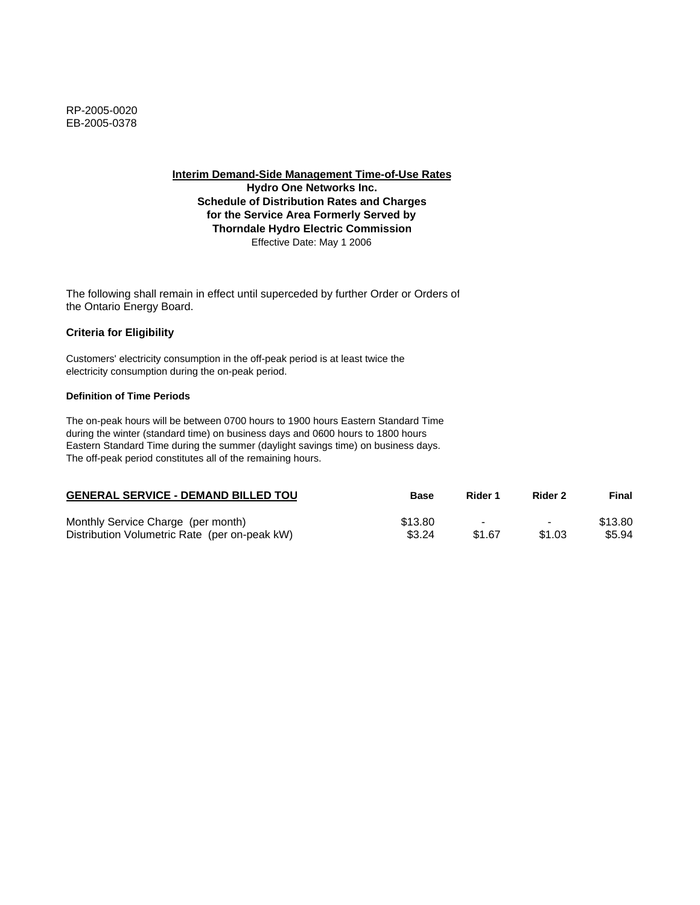RP-2005-0020
EB-2005-0378

**Interim Demand-Side Management Time-of-Use Rates**
**Hydro One Networks Inc.**
**Schedule of Distribution Rates and Charges**
**for the Service Area Formerly Served by**
**Thorndale Hydro Electric Commission**
Effective Date: May 1 2006

The following shall remain in effect until superceded by further Order or Orders of the Ontario Energy Board.

### Criteria for Eligibility

Customers' electricity consumption in the off-peak period is at least twice the electricity consumption during the on-peak period.

#### Definition of Time Periods

The on-peak hours will be between 0700 hours to 1900 hours Eastern Standard Time during the winter (standard time) on business days and 0600 hours to 1800 hours Eastern Standard Time during the summer (daylight savings time) on business days. The off-peak period constitutes all of the remaining hours.

| GENERAL SERVICE - DEMAND BILLED TOU | Base | Rider 1 | Rider 2 | Final |
|---|---|---|---|---|
| Monthly Service Charge (per month) | $13.80 | - | - | $13.80 |
| Distribution Volumetric Rate (per on-peak kW) | $3.24 | $1.67 | $1.03 | $5.94 |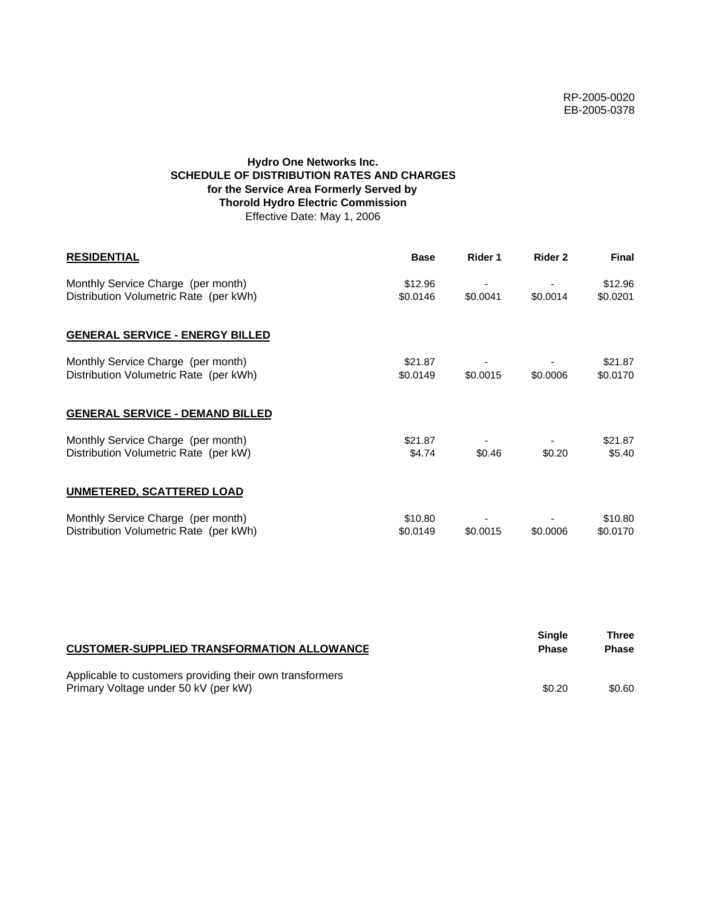RP-2005-0020
EB-2005-0378

**Hydro One Networks Inc.**
**SCHEDULE OF DISTRIBUTION RATES AND CHARGES**
**for the Service Area Formerly Served by**
**Thorold Hydro Electric Commission**
Effective Date: May 1, 2006

| **RESIDENTIAL** | **Base** | **Rider 1** | **Rider 2** | **Final** |
|---|---|---|---|---|
| Monthly Service Charge (per month) | $12.96 | - | - | $12.96 |
| Distribution Volumetric Rate (per kWh) | $0.0146 | $0.0041 | $0.0014 | $0.0201 |
| **GENERAL SERVICE - ENERGY BILLED** | | | | |
| Monthly Service Charge (per month) | $21.87 | - | - | $21.87 |
| Distribution Volumetric Rate (per kWh) | $0.0149 | $0.0015 | $0.0006 | $0.0170 |
| **GENERAL SERVICE - DEMAND BILLED** | | | | |
| Monthly Service Charge (per month) | $21.87 | - | - | $21.87 |
| Distribution Volumetric Rate (per kW) | $4.74 | $0.46 | $0.20 | $5.40 |
| **UNMETERED, SCATTERED LOAD** | | | | |
| Monthly Service Charge (per month) | $10.80 | - | - | $10.80 |
| Distribution Volumetric Rate (per kWh) | $0.0149 | $0.0015 | $0.0006 | $0.0170 |

| **CUSTOMER-SUPPLIED TRANSFORMATION ALLOWANCE** | **Single Phase** | **Three Phase** |
|---|---|---|
| Applicable to customers providing their own transformers | | |
| Primary Voltage under 50 kV (per kW) | $0.20 | $0.60 |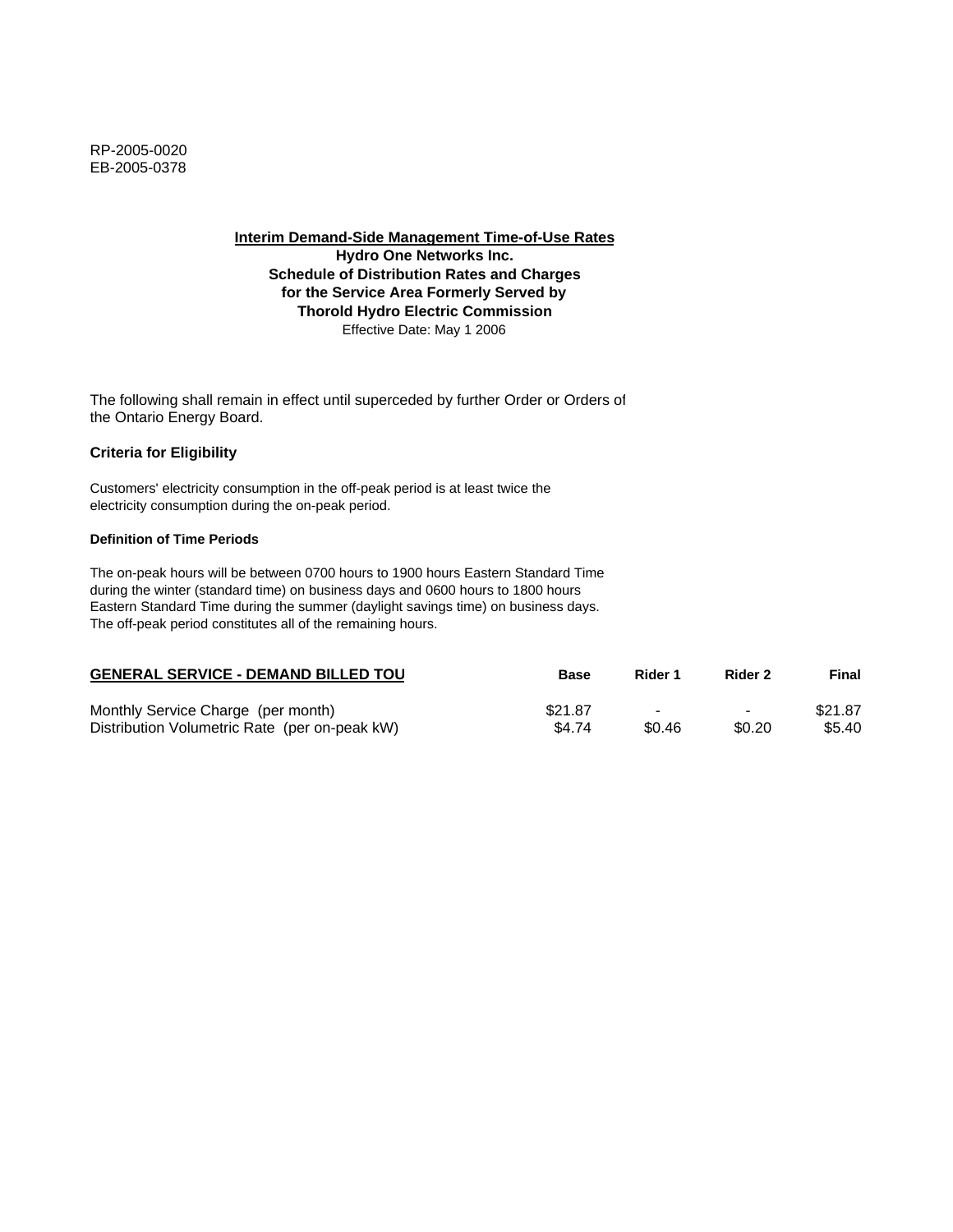RP-2005-0020
EB-2005-0378

**Interim Demand-Side Management Time-of-Use Rates**
**Hydro One Networks Inc.**
**Schedule of Distribution Rates and Charges**
**for the Service Area Formerly Served by**
**Thorold Hydro Electric Commission**
Effective Date: May 1 2006

The following shall remain in effect until superceded by further Order or Orders of the Ontario Energy Board.

**Criteria for Eligibility**

Customers' electricity consumption in the off-peak period is at least twice the electricity consumption during the on-peak period.

**Definition of Time Periods**

The on-peak hours will be between 0700 hours to 1900 hours Eastern Standard Time during the winter (standard time) on business days and 0600 hours to 1800 hours Eastern Standard Time during the summer (daylight savings time) on business days. The off-peak period constitutes all of the remaining hours.

| GENERAL SERVICE - DEMAND BILLED TOU | Base | Rider 1 | Rider 2 | Final |
|---|---|---|---|---|
| Monthly Service Charge (per month) | $21.87 | - | - | $21.87 |
| Distribution Volumetric Rate (per on-peak kW) | $4.74 | $0.46 | $0.20 | $5.40 |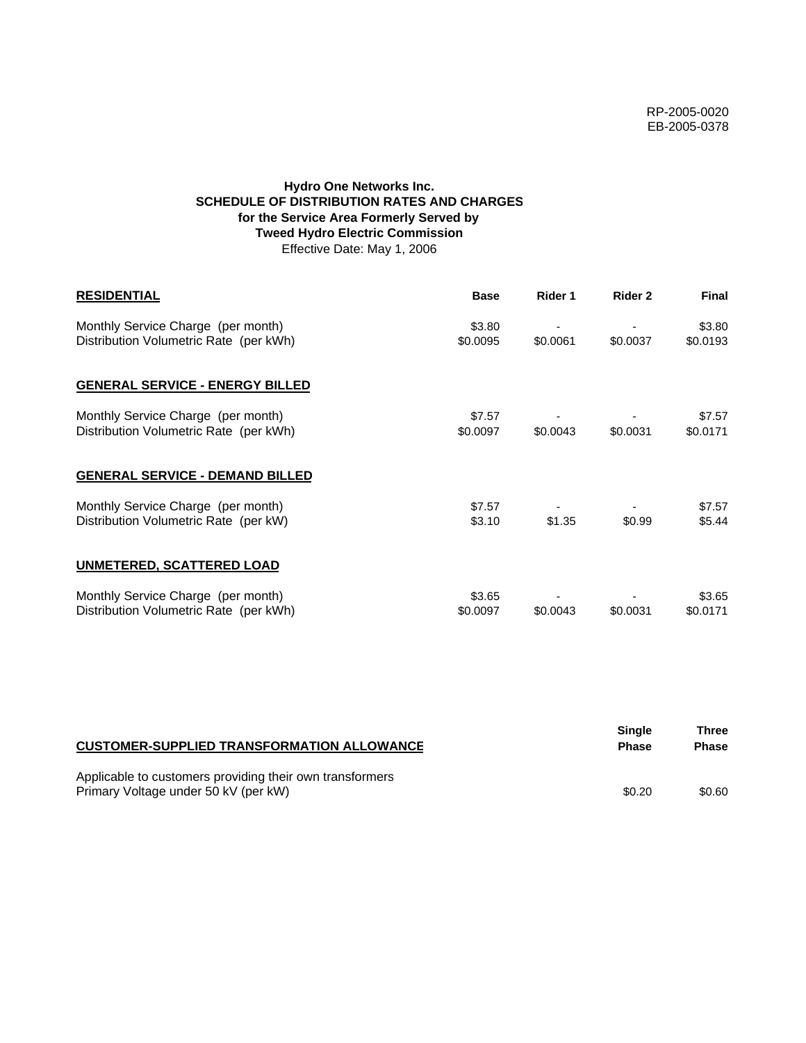RP-2005-0020
EB-2005-0378

**Hydro One Networks Inc.**
**SCHEDULE OF DISTRIBUTION RATES AND CHARGES**
**for the Service Area Formerly Served by**
**Tweed Hydro Electric Commission**
Effective Date: May 1, 2006

| **RESIDENTIAL** | **Base** | **Rider 1** | **Rider 2** | **Final** |
|---|---|---|---|---|
| Monthly Service Charge (per month) | $3.80 | - | - | $3.80 |
| Distribution Volumetric Rate (per kWh) | $0.0095 | $0.0061 | $0.0037 | $0.0193 |
| **GENERAL SERVICE - ENERGY BILLED** | | | | |
| Monthly Service Charge (per month) | $7.57 | - | - | $7.57 |
| Distribution Volumetric Rate (per kWh) | $0.0097 | $0.0043 | $0.0031 | $0.0171 |
| **GENERAL SERVICE - DEMAND BILLED** | | | | |
| Monthly Service Charge (per month) | $7.57 | - | - | $7.57 |
| Distribution Volumetric Rate (per kW) | $3.10 | $1.35 | $0.99 | $5.44 |
| **UNMETERED, SCATTERED LOAD** | | | | |
| Monthly Service Charge (per month) | $3.65 | - | - | $3.65 |
| Distribution Volumetric Rate (per kWh) | $0.0097 | $0.0043 | $0.0031 | $0.0171 |

| **CUSTOMER-SUPPLIED TRANSFORMATION ALLOWANCE** | **Single Phase** | **Three Phase** |
|---|---|---|
| Applicable to customers providing their own transformers | | |
| Primary Voltage under 50 kV (per kW) | $0.20 | $0.60 |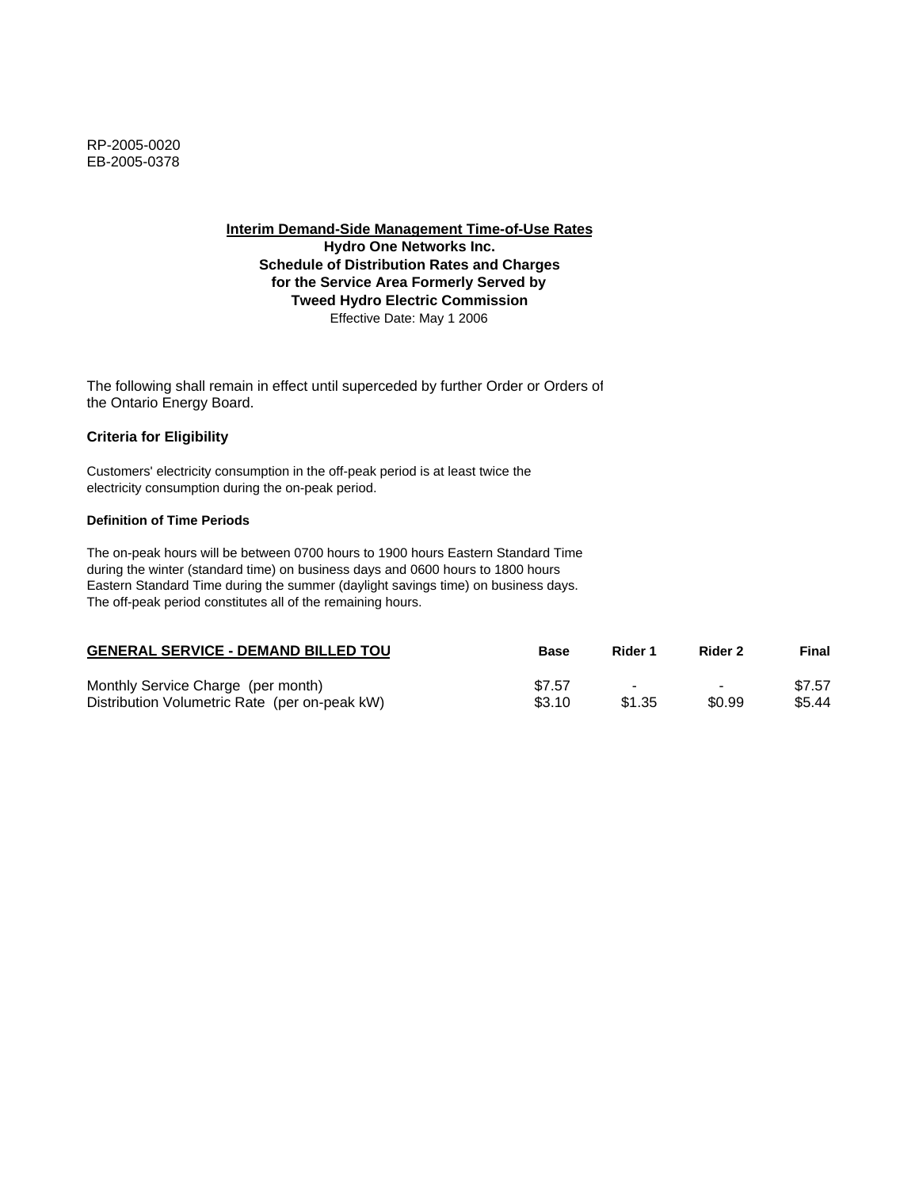RP-2005-0020
EB-2005-0378

**Interim Demand-Side Management Time-of-Use Rates**
**Hydro One Networks Inc.**
**Schedule of Distribution Rates and Charges**
**for the Service Area Formerly Served by**
**Tweed Hydro Electric Commission**
Effective Date: May 1 2006

The following shall remain in effect until superceded by further Order or Orders of the Ontario Energy Board.

### Criteria for Eligibility

Customers' electricity consumption in the off-peak period is at least twice the electricity consumption during the on-peak period.

#### Definition of Time Periods

The on-peak hours will be between 0700 hours to 1900 hours Eastern Standard Time during the winter (standard time) on business days and 0600 hours to 1800 hours Eastern Standard Time during the summer (daylight savings time) on business days. The off-peak period constitutes all of the remaining hours.

| GENERAL SERVICE - DEMAND BILLED TOU | Base | Rider 1 | Rider 2 | Final |
|---|---|---|---|---|
| Monthly Service Charge (per month) | $7.57 | - | - | $7.57 |
| Distribution Volumetric Rate (per on-peak kW) | $3.10 | $1.35 | $0.99 | $5.44 |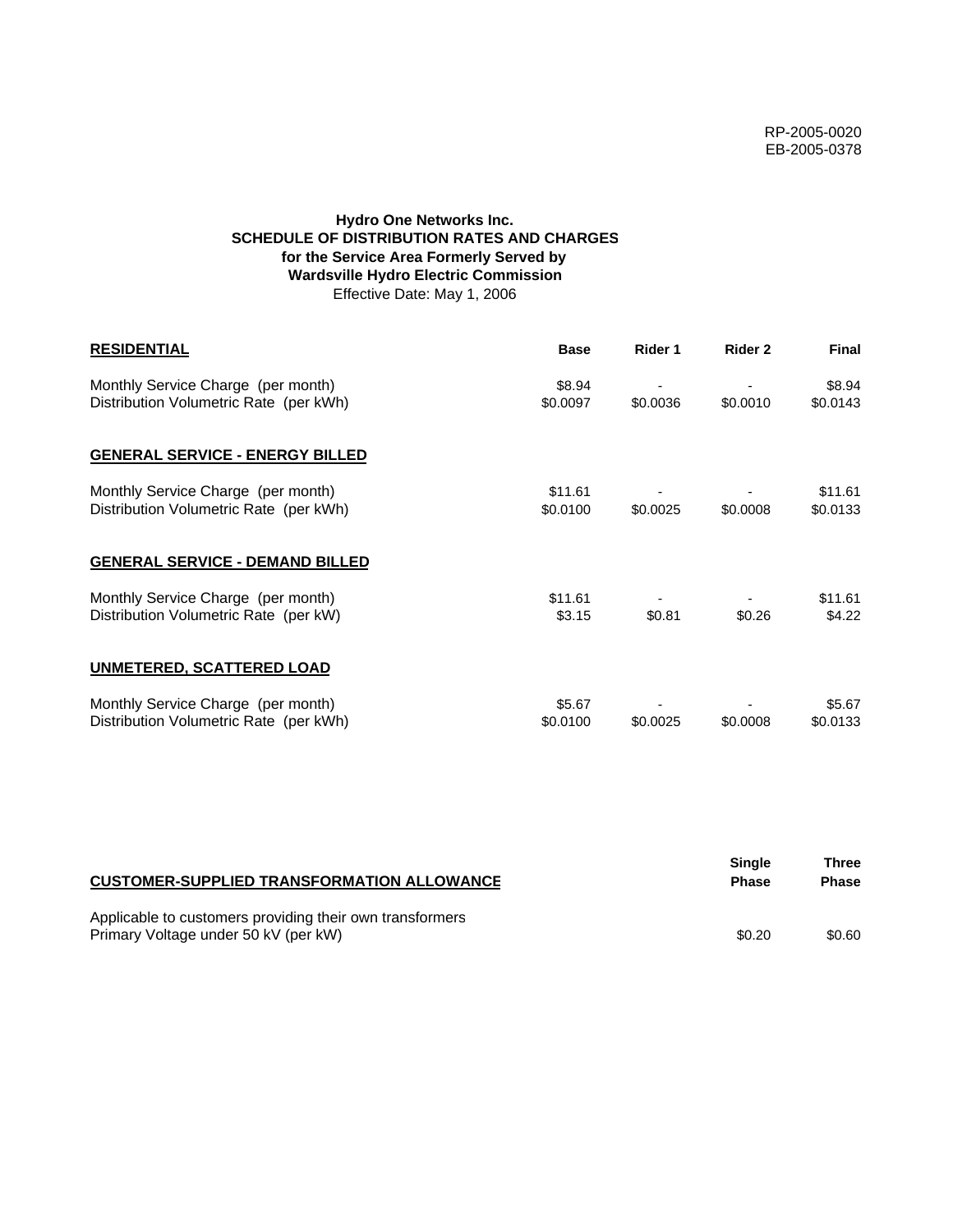RP-2005-0020
EB-2005-0378

**Hydro One Networks Inc.**
**SCHEDULE OF DISTRIBUTION RATES AND CHARGES**
**for the Service Area Formerly Served by**
**Wardsville Hydro Electric Commission**
Effective Date: May 1, 2006

| **RESIDENTIAL** | **Base** | **Rider 1** | **Rider 2** | **Final** |
|---|---|---|---|---|
| Monthly Service Charge (per month) | $8.94 | - | - | $8.94 |
| Distribution Volumetric Rate (per kWh) | $0.0097 | $0.0036 | $0.0010 | $0.0143 |
| **GENERAL SERVICE - ENERGY BILLED** | | | | |
| Monthly Service Charge (per month) | $11.61 | - | - | $11.61 |
| Distribution Volumetric Rate (per kWh) | $0.0100 | $0.0025 | $0.0008 | $0.0133 |
| **GENERAL SERVICE - DEMAND BILLED** | | | | |
| Monthly Service Charge (per month) | $11.61 | - | - | $11.61 |
| Distribution Volumetric Rate (per kW) | $3.15 | $0.81 | $0.26 | $4.22 |
| **UNMETERED, SCATTERED LOAD** | | | | |
| Monthly Service Charge (per month) | $5.67 | - | - | $5.67 |
| Distribution Volumetric Rate (per kWh) | $0.0100 | $0.0025 | $0.0008 | $0.0133 |

| **CUSTOMER-SUPPLIED TRANSFORMATION ALLOWANCE** | **Single Phase** | **Three Phase** |
|---|---|---|
| Applicable to customers providing their own transformers | | |
| Primary Voltage under 50 kV (per kW) | $0.20 | $0.60 |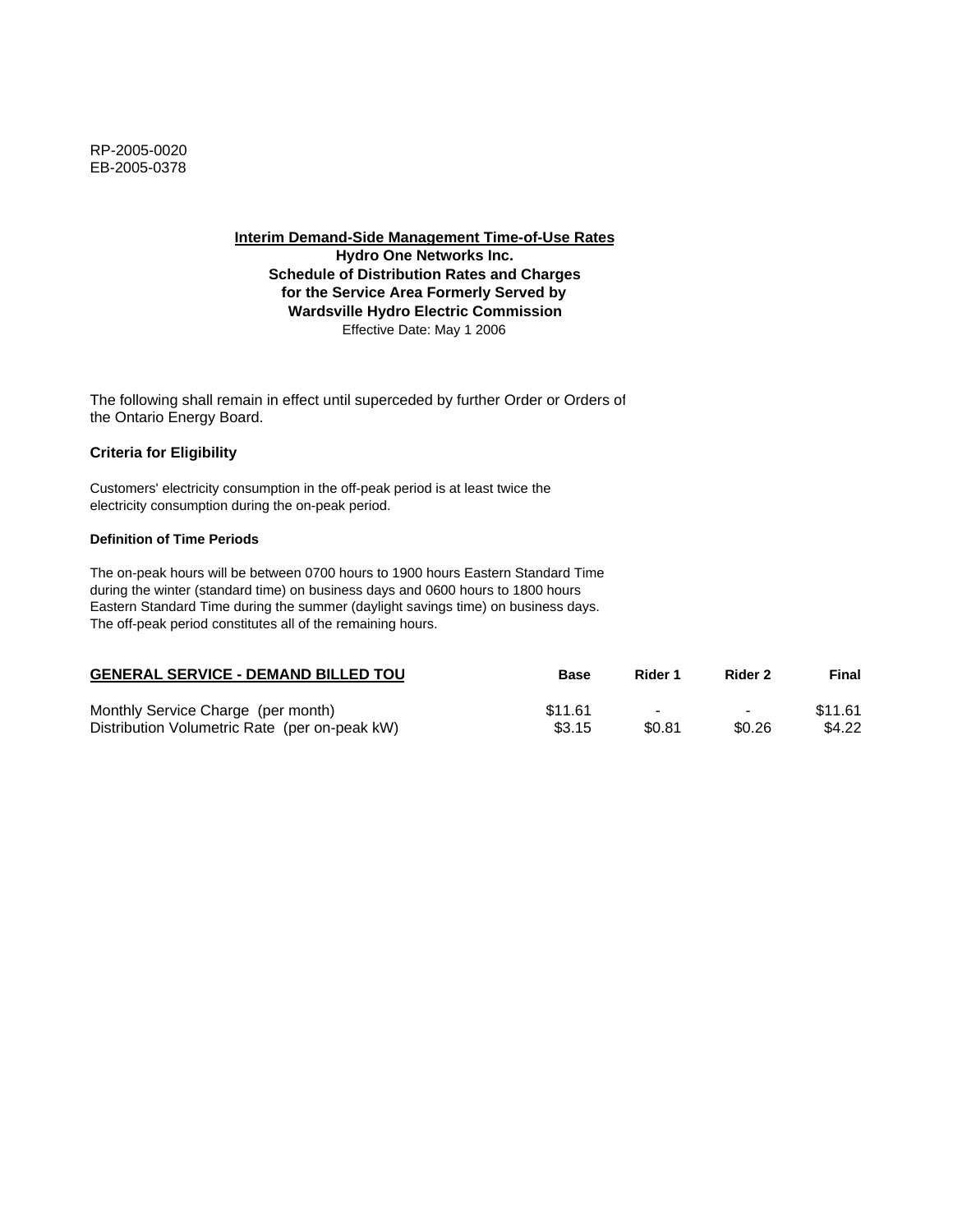RP-2005-0020
EB-2005-0378

**Interim Demand-Side Management Time-of-Use Rates**
**Hydro One Networks Inc.**
**Schedule of Distribution Rates and Charges**
**for the Service Area Formerly Served by**
**Wardsville Hydro Electric Commission**
Effective Date: May 1 2006

The following shall remain in effect until superceded by further Order or Orders of the Ontario Energy Board.

### Criteria for Eligibility

Customers' electricity consumption in the off-peak period is at least twice the electricity consumption during the on-peak period.

#### Definition of Time Periods

The on-peak hours will be between 0700 hours to 1900 hours Eastern Standard Time during the winter (standard time) on business days and 0600 hours to 1800 hours Eastern Standard Time during the summer (daylight savings time) on business days. The off-peak period constitutes all of the remaining hours.

| GENERAL SERVICE - DEMAND BILLED TOU | Base | Rider 1 | Rider 2 | Final |
|---|---|---|---|---|
| Monthly Service Charge (per month) | $11.61 | - | - | $11.61 |
| Distribution Volumetric Rate (per on-peak kW) | $3.15 | $0.81 | $0.26 | $4.22 |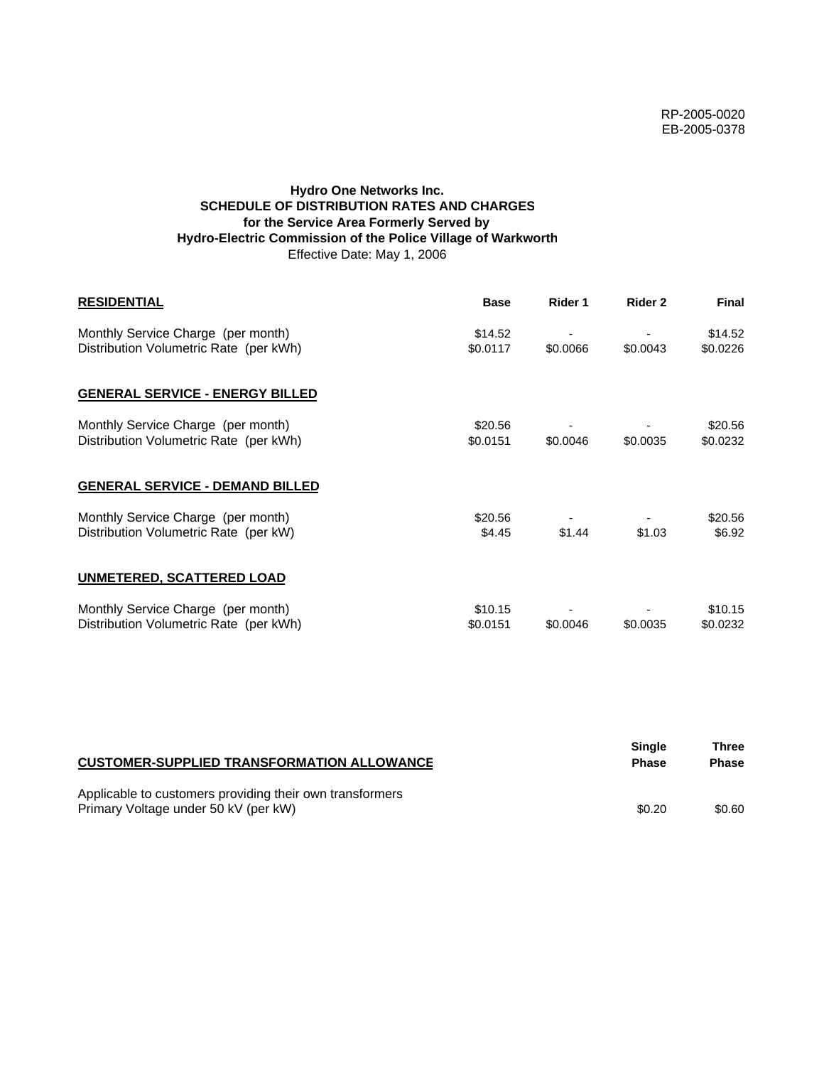RP-2005-0020
EB-2005-0378

**Hydro One Networks Inc.**
**SCHEDULE OF DISTRIBUTION RATES AND CHARGES**
**for the Service Area Formerly Served by**
**Hydro-Electric Commission of the Police Village of Warkworth**
Effective Date: May 1, 2006

| **RESIDENTIAL** | **Base** | **Rider 1** | **Rider 2** | **Final** |
|---|---|---|---|---|
| Monthly Service Charge (per month) | $14.52 | - | - | $14.52 |
| Distribution Volumetric Rate (per kWh) | $0.0117 | $0.0066 | $0.0043 | $0.0226 |
| **GENERAL SERVICE - ENERGY BILLED** | | | | |
| Monthly Service Charge (per month) | $20.56 | - | - | $20.56 |
| Distribution Volumetric Rate (per kWh) | $0.0151 | $0.0046 | $0.0035 | $0.0232 |
| **GENERAL SERVICE - DEMAND BILLED** | | | | |
| Monthly Service Charge (per month) | $20.56 | - | - | $20.56 |
| Distribution Volumetric Rate (per kW) | $4.45 | $1.44 | $1.03 | $6.92 |
| **UNMETERED, SCATTERED LOAD** | | | | |
| Monthly Service Charge (per month) | $10.15 | - | - | $10.15 |
| Distribution Volumetric Rate (per kWh) | $0.0151 | $0.0046 | $0.0035 | $0.0232 |

| **CUSTOMER-SUPPLIED TRANSFORMATION ALLOWANCE** | **Single Phase** | **Three Phase** |
|---|---|---|
| Applicable to customers providing their own transformers | | |
| Primary Voltage under 50 kV (per kW) | $0.20 | $0.60 |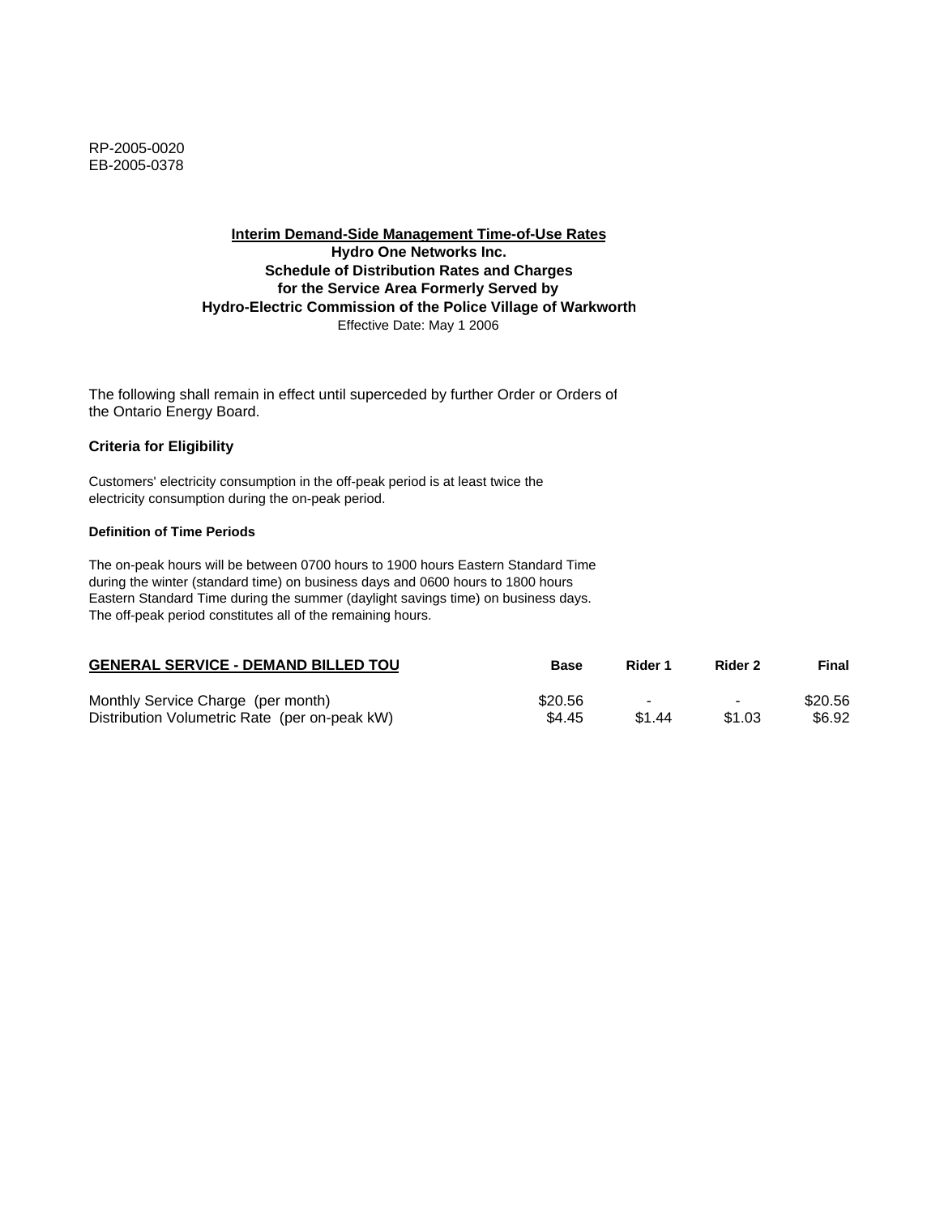RP-2005-0020
EB-2005-0378

**Interim Demand-Side Management Time-of-Use Rates**
**Hydro One Networks Inc.**
**Schedule of Distribution Rates and Charges**
**for the Service Area Formerly Served by**
**Hydro-Electric Commission of the Police Village of Warkworth**
Effective Date: May 1 2006

The following shall remain in effect until superceded by further Order or Orders of the Ontario Energy Board.

### Criteria for Eligibility

Customers' electricity consumption in the off-peak period is at least twice the electricity consumption during the on-peak period.

#### Definition of Time Periods

The on-peak hours will be between 0700 hours to 1900 hours Eastern Standard Time during the winter (standard time) on business days and 0600 hours to 1800 hours Eastern Standard Time during the summer (daylight savings time) on business days. The off-peak period constitutes all of the remaining hours.

| GENERAL SERVICE - DEMAND BILLED TOU | Base | Rider 1 | Rider 2 | Final |
|---|---|---|---|---|
| Monthly Service Charge (per month) | $20.56 | - | - | $20.56 |
| Distribution Volumetric Rate (per on-peak kW) | $4.45 | $1.44 | $1.03 | $6.92 |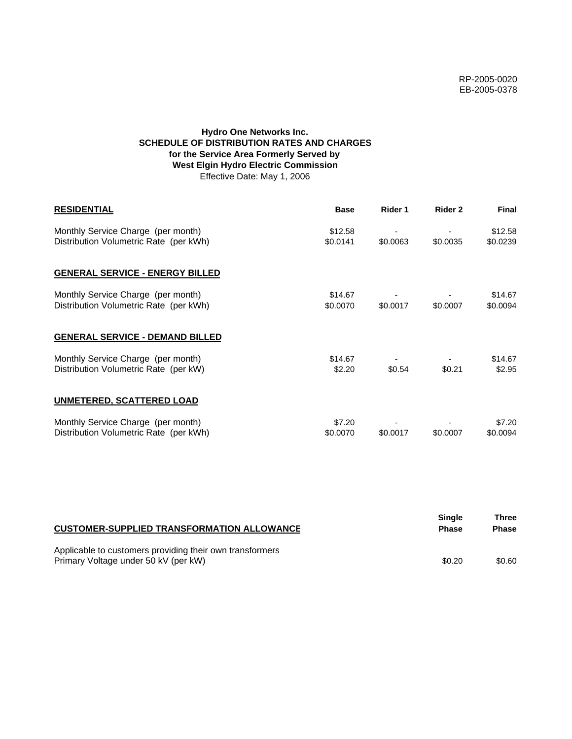RP-2005-0020
EB-2005-0378

**Hydro One Networks Inc.**
**SCHEDULE OF DISTRIBUTION RATES AND CHARGES**
**for the Service Area Formerly Served by**
**West Elgin Hydro Electric Commission**
Effective Date: May 1, 2006

| **RESIDENTIAL** | **Base** | **Rider 1** | **Rider 2** | **Final** |
|---|---|---|---|---|
| Monthly Service Charge (per month) | $12.58 | - | - | $12.58 |
| Distribution Volumetric Rate (per kWh) | $0.0141 | $0.0063 | $0.0035 | $0.0239 |
| **GENERAL SERVICE - ENERGY BILLED** | | | | |
| Monthly Service Charge (per month) | $14.67 | - | - | $14.67 |
| Distribution Volumetric Rate (per kWh) | $0.0070 | $0.0017 | $0.0007 | $0.0094 |
| **GENERAL SERVICE - DEMAND BILLED** | | | | |
| Monthly Service Charge (per month) | $14.67 | - | - | $14.67 |
| Distribution Volumetric Rate (per kW) | $2.20 | $0.54 | $0.21 | $2.95 |
| **UNMETERED, SCATTERED LOAD** | | | | |
| Monthly Service Charge (per month) | $7.20 | - | - | $7.20 |
| Distribution Volumetric Rate (per kWh) | $0.0070 | $0.0017 | $0.0007 | $0.0094 |

| **CUSTOMER-SUPPLIED TRANSFORMATION ALLOWANCE** | **Single Phase** | **Three Phase** |
|---|---|---|
| Applicable to customers providing their own transformers | | |
| Primary Voltage under 50 kV (per kW) | $0.20 | $0.60 |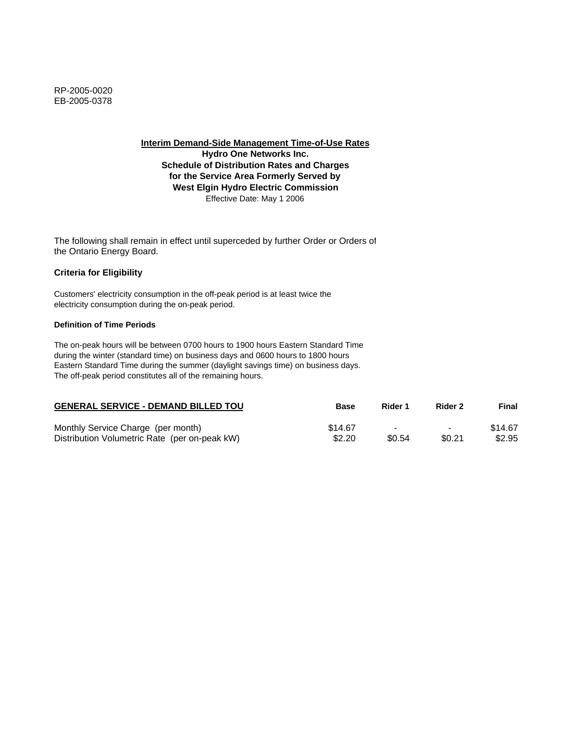RP-2005-0020
EB-2005-0378

**Interim Demand-Side Management Time-of-Use Rates**
**Hydro One Networks Inc.**
**Schedule of Distribution Rates and Charges**
**for the Service Area Formerly Served by**
**West Elgin Hydro Electric Commission**
Effective Date: May 1 2006

The following shall remain in effect until superceded by further Order or Orders of the Ontario Energy Board.

**Criteria for Eligibility**

Customers' electricity consumption in the off-peak period is at least twice the electricity consumption during the on-peak period.

**Definition of Time Periods**

The on-peak hours will be between 0700 hours to 1900 hours Eastern Standard Time during the winter (standard time) on business days and 0600 hours to 1800 hours Eastern Standard Time during the summer (daylight savings time) on business days. The off-peak period constitutes all of the remaining hours.

| GENERAL SERVICE - DEMAND BILLED TOU | Base | Rider 1 | Rider 2 | Final |
|---|---|---|---|---|
| Monthly Service Charge (per month) | $14.67 | - | - | $14.67 |
| Distribution Volumetric Rate (per on-peak kW) | $2.20 | $0.54 | $0.21 | $2.95 |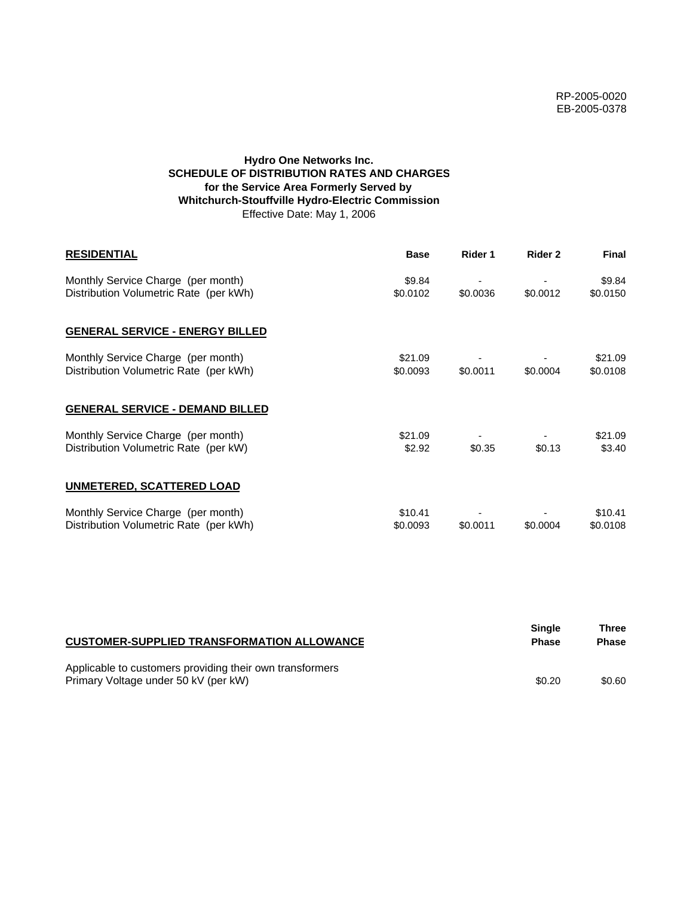RP-2005-0020
EB-2005-0378

**Hydro One Networks Inc.**
**SCHEDULE OF DISTRIBUTION RATES AND CHARGES**
**for the Service Area Formerly Served by**
**Whitchurch-Stouffville Hydro-Electric Commission**
Effective Date: May 1, 2006

| **RESIDENTIAL** | **Base** | **Rider 1** | **Rider 2** | **Final** |
|---|---|---|---|---|
| Monthly Service Charge (per month) | $9.84 | - | - | $9.84 |
| Distribution Volumetric Rate (per kWh) | $0.0102 | $0.0036 | $0.0012 | $0.0150 |
| **GENERAL SERVICE - ENERGY BILLED** | | | | |
| Monthly Service Charge (per month) | $21.09 | - | - | $21.09 |
| Distribution Volumetric Rate (per kWh) | $0.0093 | $0.0011 | $0.0004 | $0.0108 |
| **GENERAL SERVICE - DEMAND BILLED** | | | | |
| Monthly Service Charge (per month) | $21.09 | - | - | $21.09 |
| Distribution Volumetric Rate (per kW) | $2.92 | $0.35 | $0.13 | $3.40 |
| **UNMETERED, SCATTERED LOAD** | | | | |
| Monthly Service Charge (per month) | $10.41 | - | - | $10.41 |
| Distribution Volumetric Rate (per kWh) | $0.0093 | $0.0011 | $0.0004 | $0.0108 |

| **CUSTOMER-SUPPLIED TRANSFORMATION ALLOWANCE** | **Single Phase** | **Three Phase** |
|---|---|---|
| Applicable to customers providing their own transformers | | |
| Primary Voltage under 50 kV (per kW) | $0.20 | $0.60 |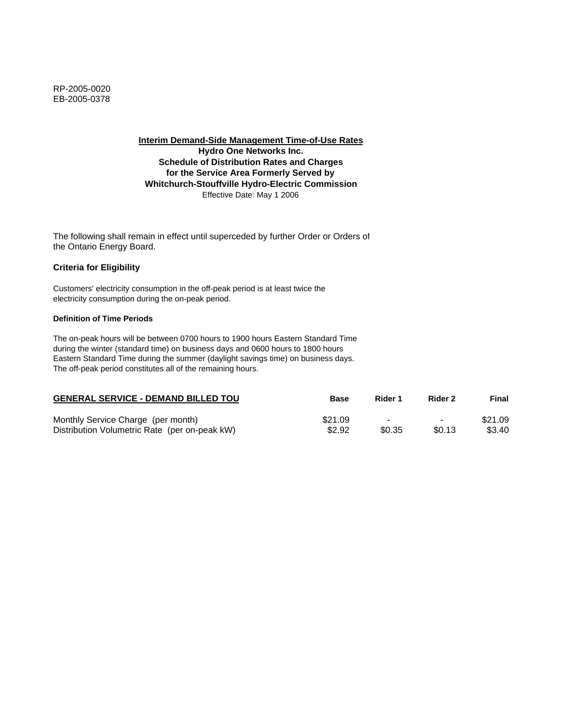RP-2005-0020
EB-2005-0378

**Interim Demand-Side Management Time-of-Use Rates**
**Hydro One Networks Inc.**
**Schedule of Distribution Rates and Charges**
**for the Service Area Formerly Served by**
**Whitchurch-Stouffville Hydro-Electric Commission**
Effective Date: May 1 2006

The following shall remain in effect until superceded by further Order or Orders of the Ontario Energy Board.

**Criteria for Eligibility**

Customers' electricity consumption in the off-peak period is at least twice the electricity consumption during the on-peak period.

**Definition of Time Periods**

The on-peak hours will be between 0700 hours to 1900 hours Eastern Standard Time during the winter (standard time) on business days and 0600 hours to 1800 hours Eastern Standard Time during the summer (daylight savings time) on business days. The off-peak period constitutes all of the remaining hours.

| GENERAL SERVICE - DEMAND BILLED TOU | Base | Rider 1 | Rider 2 | Final |
|---|---|---|---|---|
| Monthly Service Charge (per month) | $21.09 | - | - | $21.09 |
| Distribution Volumetric Rate (per on-peak kW) | $2.92 | $0.35 | $0.13 | $3.40 |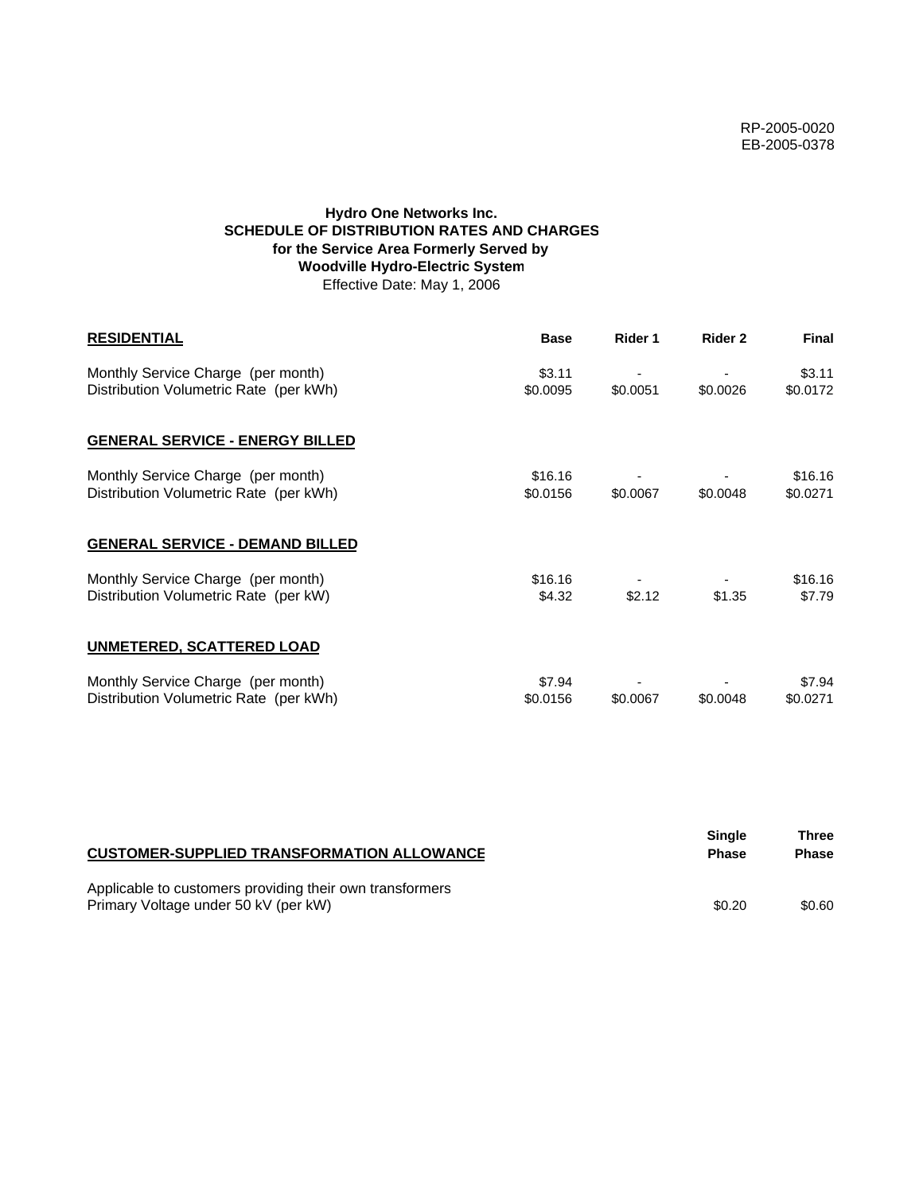RP-2005-0020
EB-2005-0378

**Hydro One Networks Inc.**
**SCHEDULE OF DISTRIBUTION RATES AND CHARGES**
**for the Service Area Formerly Served by**
**Woodville Hydro-Electric System**
Effective Date: May 1, 2006

| **RESIDENTIAL** | **Base** | **Rider 1** | **Rider 2** | **Final** |
|---|---|---|---|---|
| Monthly Service Charge (per month) | $3.11 | - | - | $3.11 |
| Distribution Volumetric Rate (per kWh) | $0.0095 | $0.0051 | $0.0026 | $0.0172 |
| **GENERAL SERVICE - ENERGY BILLED** | | | | |
| Monthly Service Charge (per month) | $16.16 | - | - | $16.16 |
| Distribution Volumetric Rate (per kWh) | $0.0156 | $0.0067 | $0.0048 | $0.0271 |
| **GENERAL SERVICE - DEMAND BILLED** | | | | |
| Monthly Service Charge (per month) | $16.16 | - | - | $16.16 |
| Distribution Volumetric Rate (per kW) | $4.32 | $2.12 | $1.35 | $7.79 |
| **UNMETERED, SCATTERED LOAD** | | | | |
| Monthly Service Charge (per month) | $7.94 | - | - | $7.94 |
| Distribution Volumetric Rate (per kWh) | $0.0156 | $0.0067 | $0.0048 | $0.0271 |

| **CUSTOMER-SUPPLIED TRANSFORMATION ALLOWANCE** | **Single Phase** | **Three Phase** |
|---|---|---|
| Applicable to customers providing their own transformers | | |
| Primary Voltage under 50 kV (per kW) | $0.20 | $0.60 |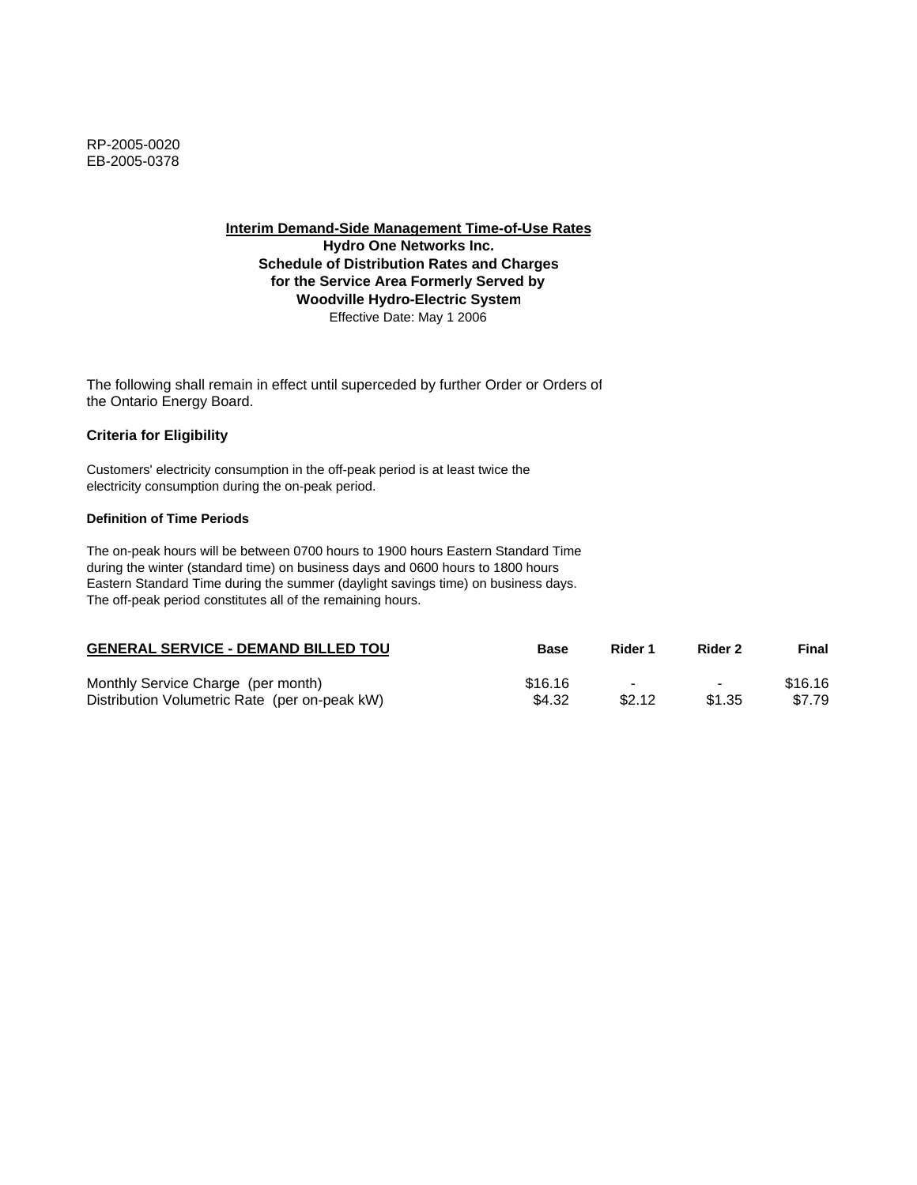RP-2005-0020
EB-2005-0378

**Interim Demand-Side Management Time-of-Use Rates**
**Hydro One Networks Inc.**
**Schedule of Distribution Rates and Charges**
**for the Service Area Formerly Served by**
**Woodville Hydro-Electric System**
Effective Date: May 1 2006

The following shall remain in effect until superceded by further Order or Orders of the Ontario Energy Board.

### Criteria for Eligibility

Customers' electricity consumption in the off-peak period is at least twice the electricity consumption during the on-peak period.

#### Definition of Time Periods

The on-peak hours will be between 0700 hours to 1900 hours Eastern Standard Time during the winter (standard time) on business days and 0600 hours to 1800 hours Eastern Standard Time during the summer (daylight savings time) on business days. The off-peak period constitutes all of the remaining hours.

| GENERAL SERVICE - DEMAND BILLED TOU | Base | Rider 1 | Rider 2 | Final |
|---|---|---|---|---|
| Monthly Service Charge (per month) | $16.16 | - | - | $16.16 |
| Distribution Volumetric Rate (per on-peak kW) | $4.32 | $2.12 | $1.35 | $7.79 |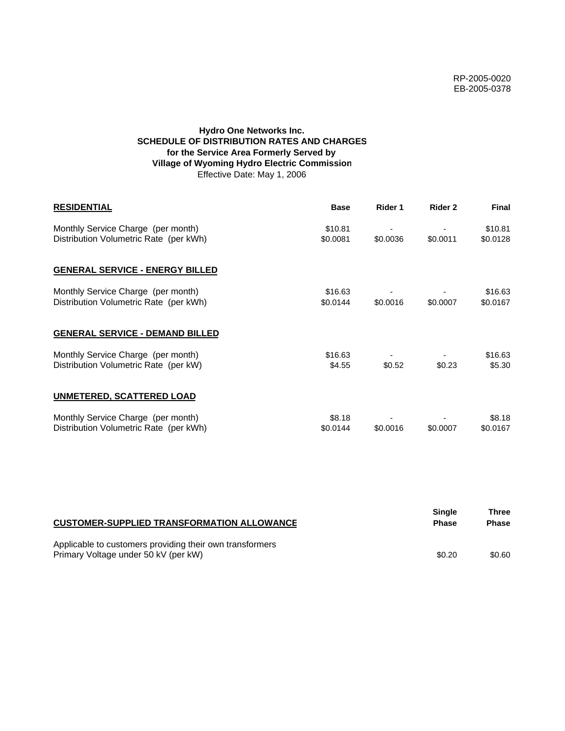RP-2005-0020
EB-2005-0378

**Hydro One Networks Inc.**
**SCHEDULE OF DISTRIBUTION RATES AND CHARGES**
**for the Service Area Formerly Served by**
**Village of Wyoming Hydro Electric Commission**
Effective Date: May 1, 2006

| **RESIDENTIAL** | **Base** | **Rider 1** | **Rider 2** | **Final** |
|---|---|---|---|---|
| Monthly Service Charge (per month) | $10.81 | - | - | $10.81 |
| Distribution Volumetric Rate (per kWh) | $0.0081 | $0.0036 | $0.0011 | $0.0128 |
| **GENERAL SERVICE - ENERGY BILLED** | | | | |
| Monthly Service Charge (per month) | $16.63 | - | - | $16.63 |
| Distribution Volumetric Rate (per kWh) | $0.0144 | $0.0016 | $0.0007 | $0.0167 |
| **GENERAL SERVICE - DEMAND BILLED** | | | | |
| Monthly Service Charge (per month) | $16.63 | - | - | $16.63 |
| Distribution Volumetric Rate (per kW) | $4.55 | $0.52 | $0.23 | $5.30 |
| **UNMETERED, SCATTERED LOAD** | | | | |
| Monthly Service Charge (per month) | $8.18 | - | - | $8.18 |
| Distribution Volumetric Rate (per kWh) | $0.0144 | $0.0016 | $0.0007 | $0.0167 |

| **CUSTOMER-SUPPLIED TRANSFORMATION ALLOWANCE** | **Single Phase** | **Three Phase** |
|---|---|---|
| Applicable to customers providing their own transformers | | |
| Primary Voltage under 50 kV (per kW) | $0.20 | $0.60 |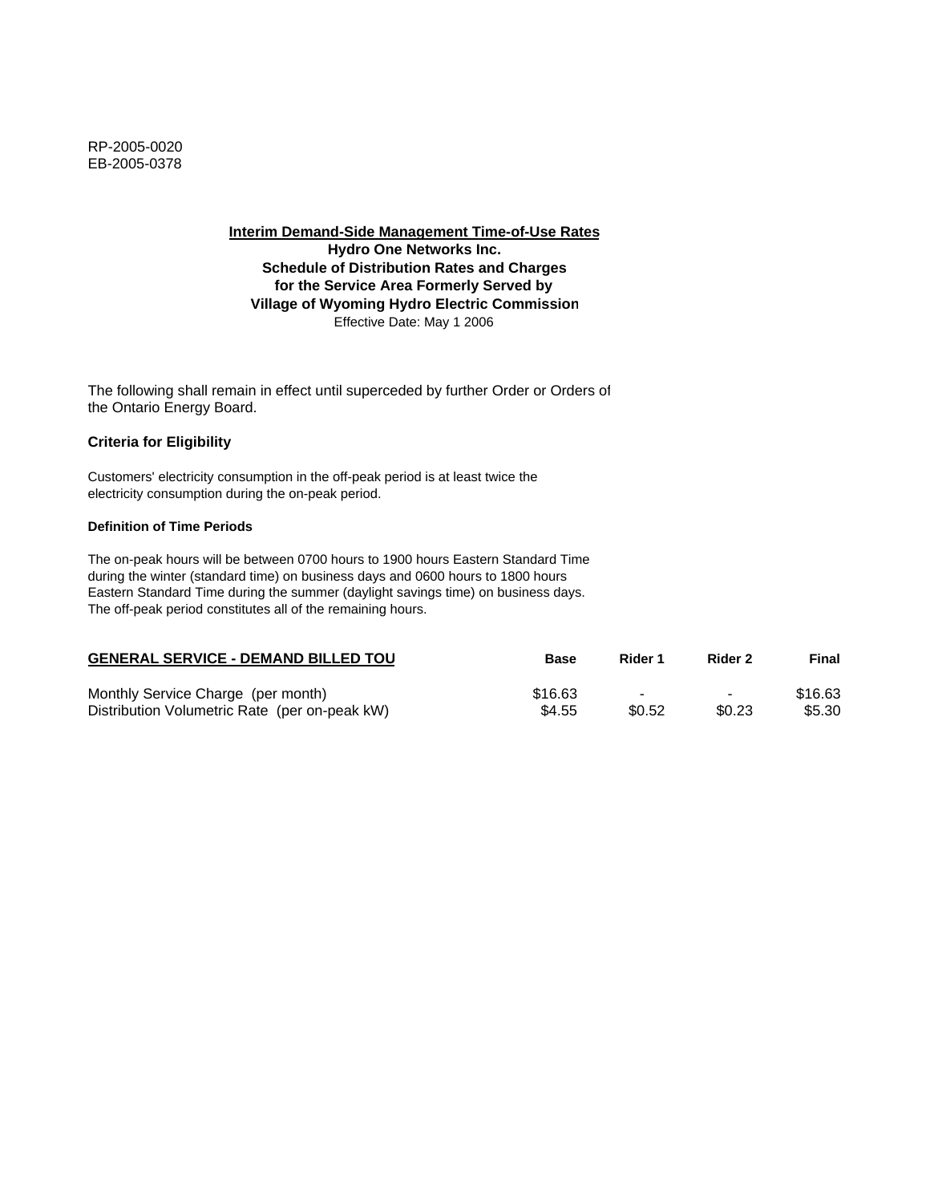RP-2005-0020
EB-2005-0378

**Interim Demand-Side Management Time-of-Use Rates**
**Hydro One Networks Inc.**
**Schedule of Distribution Rates and Charges**
**for the Service Area Formerly Served by**
**Village of Wyoming Hydro Electric Commission**
Effective Date: May 1 2006

The following shall remain in effect until superceded by further Order or Orders of the Ontario Energy Board.

### Criteria for Eligibility

Customers' electricity consumption in the off-peak period is at least twice the electricity consumption during the on-peak period.

#### Definition of Time Periods

The on-peak hours will be between 0700 hours to 1900 hours Eastern Standard Time during the winter (standard time) on business days and 0600 hours to 1800 hours Eastern Standard Time during the summer (daylight savings time) on business days. The off-peak period constitutes all of the remaining hours.

| **GENERAL SERVICE - DEMAND BILLED TOU** | **Base** | **Rider 1** | **Rider 2** | **Final** |
|---|---|---|---|---|
| Monthly Service Charge (per month) | $16.63 | - | - | $16.63 |
| Distribution Volumetric Rate (per on-peak kW) | $4.55 | $0.52 | $0.23 | $5.30 |